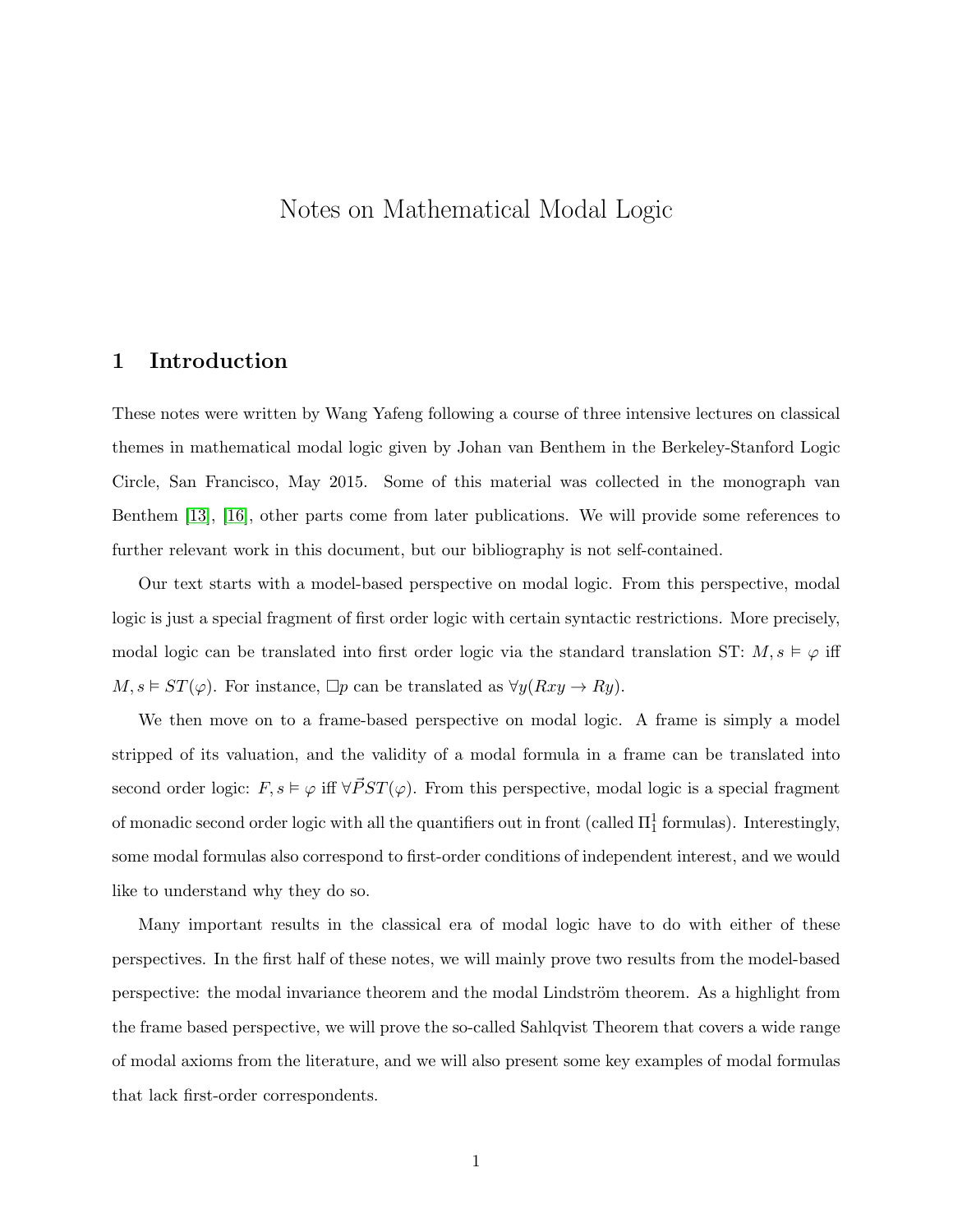# Notes on Mathematical Modal Logic

## 1 Introduction

These notes were written by Wang Yafeng following a course of three intensive lectures on classical themes in mathematical modal logic given by Johan van Benthem in the Berkeley-Stanford Logic Circle, San Francisco, May 2015. Some of this material was collected in the monograph van Benthem [13], [16], other parts come from later publications. We will provide some references to further relevant work in this document, but our bibliography is not self-contained.

Our text starts with a model-based perspective on modal logic. From this perspective, modal logic is just a special fragment of first order logic with certain syntactic restrictions. More precisely, modal logic can be translated into first order logic via the standard translation ST: $M, s \vDash \varphi$ iff $M, s \vDash ST(\varphi)$. For instance, $\Box p$ can be translated as $\forall y(Rxy \to Ry)$.

We then move on to a frame-based perspective on modal logic. A frame is simply a model stripped of its valuation, and the validity of a modal formula in a frame can be translated into second order logic: $F, s \vDash \varphi$ iff $\forall \vec{P} ST(\varphi)$. From this perspective, modal logic is a special fragment of monadic second order logic with all the quantifiers out in front (called $\Pi_1^1$ formulas). Interestingly, some modal formulas also correspond to first-order conditions of independent interest, and we would like to understand why they do so.

Many important results in the classical era of modal logic have to do with either of these perspectives. In the first half of these notes, we will mainly prove two results from the model-based perspective: the modal invariance theorem and the modal Lindström theorem. As a highlight from the frame based perspective, we will prove the so-called Sahlqvist Theorem that covers a wide range of modal axioms from the literature, and we will also present some key examples of modal formulas that lack first-order correspondents.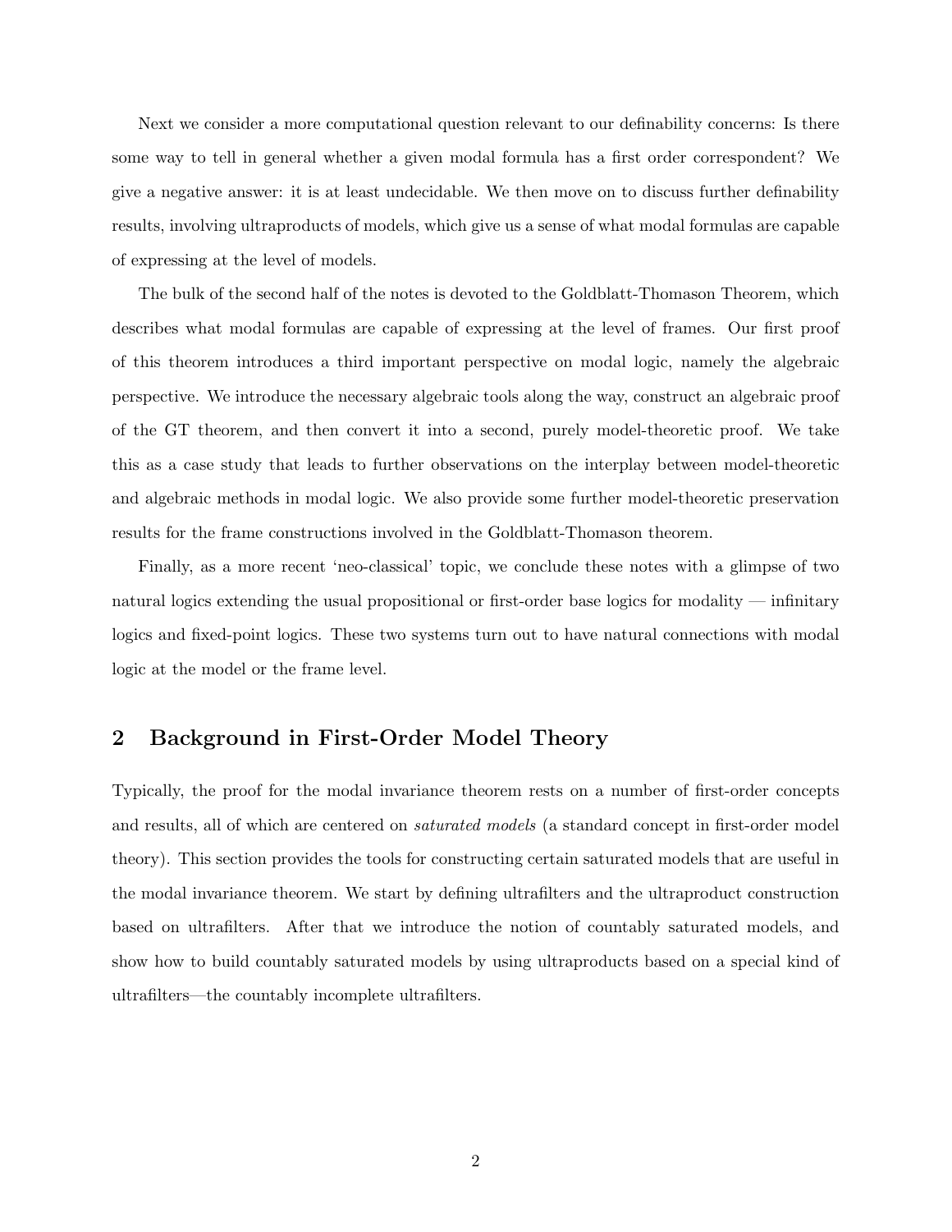Next we consider a more computational question relevant to our definability concerns: Is there some way to tell in general whether a given modal formula has a first order correspondent? We give a negative answer: it is at least undecidable. We then move on to discuss further definability results, involving ultraproducts of models, which give us a sense of what modal formulas are capable of expressing at the level of models.

The bulk of the second half of the notes is devoted to the Goldblatt-Thomason Theorem, which describes what modal formulas are capable of expressing at the level of frames. Our first proof of this theorem introduces a third important perspective on modal logic, namely the algebraic perspective. We introduce the necessary algebraic tools along the way, construct an algebraic proof of the GT theorem, and then convert it into a second, purely model-theoretic proof. We take this as a case study that leads to further observations on the interplay between model-theoretic and algebraic methods in modal logic. We also provide some further model-theoretic preservation results for the frame constructions involved in the Goldblatt-Thomason theorem.

Finally, as a more recent 'neo-classical' topic, we conclude these notes with a glimpse of two natural logics extending the usual propositional or first-order base logics for modality — infinitary logics and fixed-point logics. These two systems turn out to have natural connections with modal logic at the model or the frame level.

## 2 Background in First-Order Model Theory

Typically, the proof for the modal invariance theorem rests on a number of first-order concepts and results, all of which are centered on *saturated models* (a standard concept in first-order model theory). This section provides the tools for constructing certain saturated models that are useful in the modal invariance theorem. We start by defining ultrafilters and the ultraproduct construction based on ultrafilters. After that we introduce the notion of countably saturated models, and show how to build countably saturated models by using ultraproducts based on a special kind of ultrafilters—the countably incomplete ultrafilters.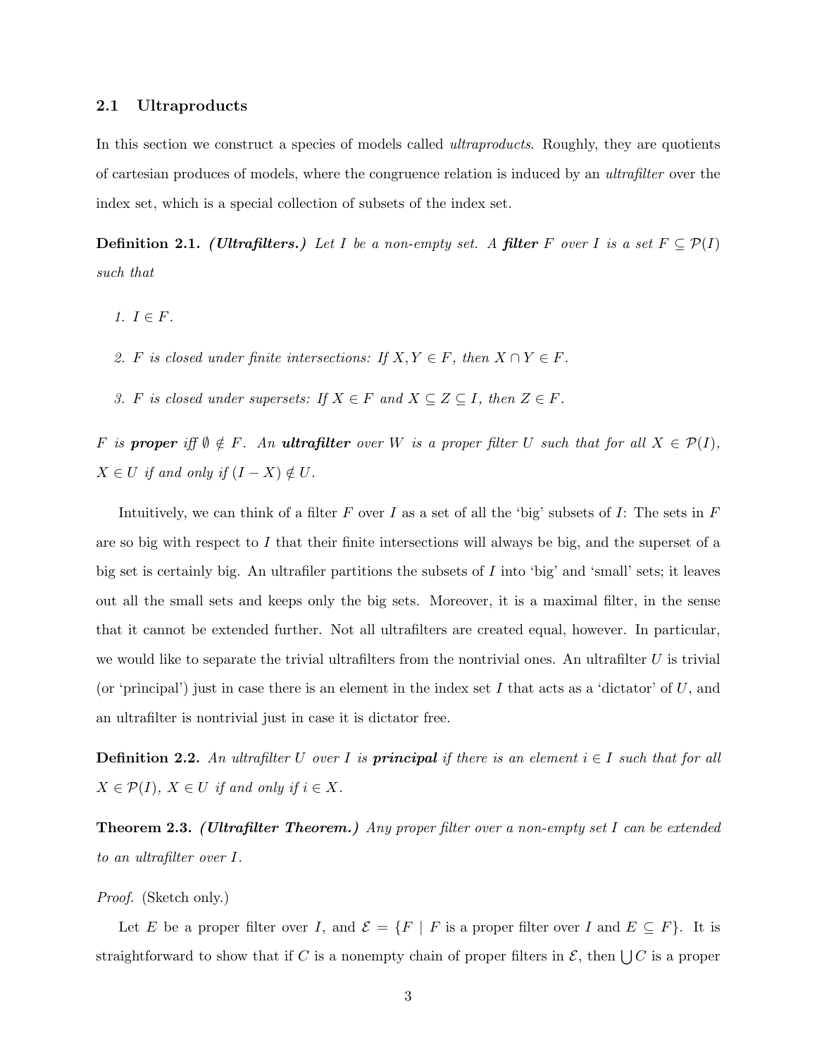### 2.1 Ultraproducts

In this section we construct a species of models called *ultraproducts*. Roughly, they are quotients of cartesian produces of models, where the congruence relation is induced by an *ultrafilter* over the index set, which is a special collection of subsets of the index set.

**Definition 2.1.** ***(Ultrafilters.)*** *Let $I$ be a non-empty set. A **filter** $F$ over $I$ is a set $F \subseteq \mathcal{P}(I)$ such that*

1. *$I \in F$.*
2. *$F$ is closed under finite intersections: If $X, Y \in F$, then $X \cap Y \in F$.*
3. *$F$ is closed under supersets: If $X \in F$ and $X \subseteq Z \subseteq I$, then $Z \in F$.*

*$F$ is **proper** iff $\emptyset \notin F$. An **ultrafilter** over $W$ is a proper filter $U$ such that for all $X \in \mathcal{P}(I)$, $X \in U$ if and only if $(I - X) \notin U$.*

Intuitively, we can think of a filter $F$ over $I$ as a set of all the 'big' subsets of $I$: The sets in $F$ are so big with respect to $I$ that their finite intersections will always be big, and the superset of a big set is certainly big. An ultrafiler partitions the subsets of $I$ into 'big' and 'small' sets; it leaves out all the small sets and keeps only the big sets. Moreover, it is a maximal filter, in the sense that it cannot be extended further. Not all ultrafilters are created equal, however. In particular, we would like to separate the trivial ultrafilters from the nontrivial ones. An ultrafilter $U$ is trivial (or 'principal') just in case there is an element in the index set $I$ that acts as a 'dictator' of $U$, and an ultrafilter is nontrivial just in case it is dictator free.

**Definition 2.2.** *An ultrafilter $U$ over $I$ is **principal** if there is an element $i \in I$ such that for all $X \in \mathcal{P}(I)$, $X \in U$ if and only if $i \in X$.*

**Theorem 2.3.** ***(Ultrafilter Theorem.)*** *Any proper filter over a non-empty set $I$ can be extended to an ultrafilter over $I$.*

*Proof.* (Sketch only.)

Let $E$ be a proper filter over $I$, and $\mathcal{E} = \{F \mid F \text{ is a proper filter over } I \text{ and } E \subseteq F\}$. It is straightforward to show that if $C$ is a nonempty chain of proper filters in $\mathcal{E}$, then $\bigcup C$ is a proper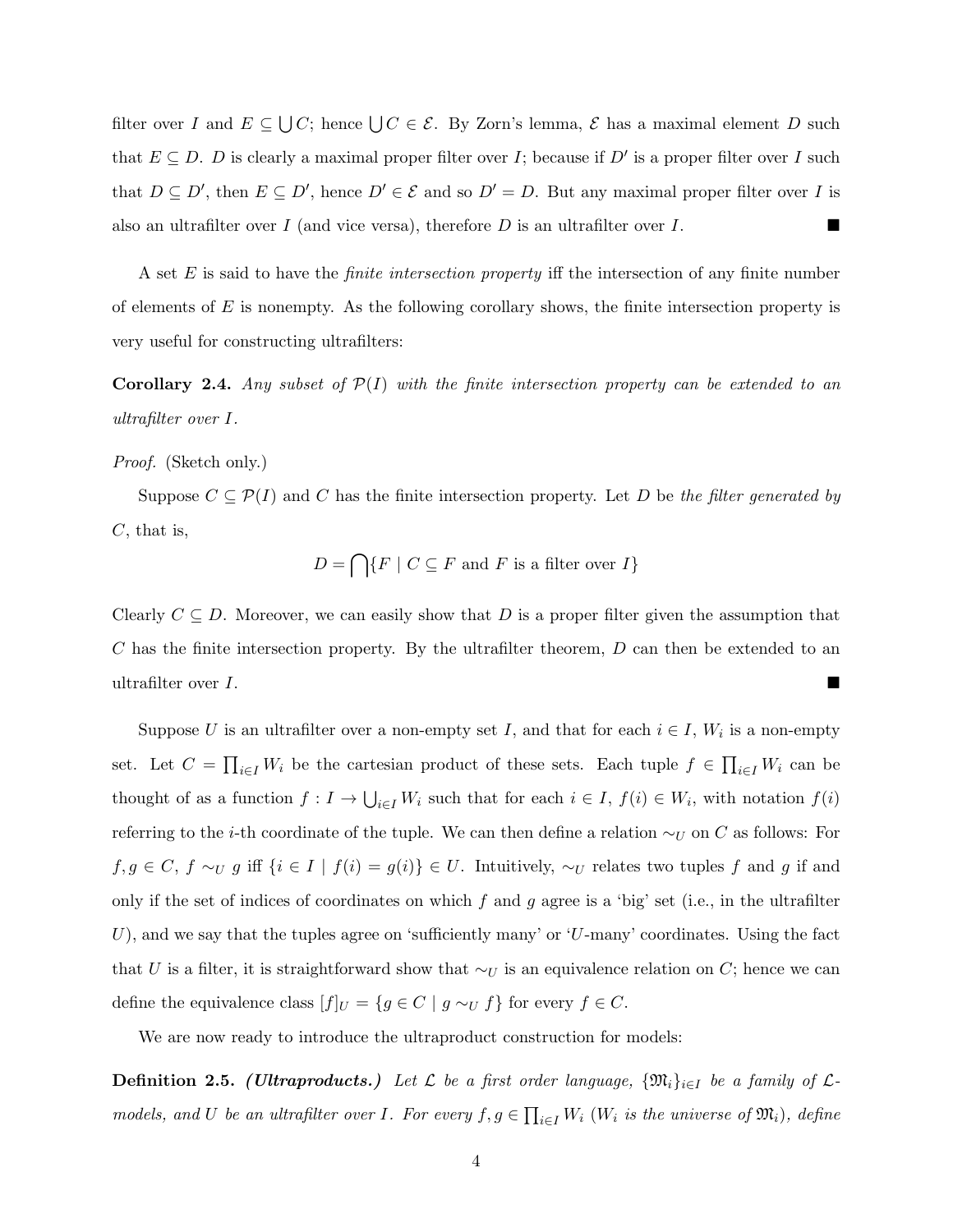filter over $I$ and $E \subseteq \bigcup C$; hence $\bigcup C \in \mathcal{E}$. By Zorn's lemma, $\mathcal{E}$ has a maximal element $D$ such that $E \subseteq D$. $D$ is clearly a maximal proper filter over $I$; because if $D'$ is a proper filter over $I$ such that $D \subseteq D'$, then $E \subseteq D'$, hence $D' \in \mathcal{E}$ and so $D' = D$. But any maximal proper filter over $I$ is also an ultrafilter over $I$ (and vice versa), therefore $D$ is an ultrafilter over $I$. ■

A set $E$ is said to have the *finite intersection property* iff the intersection of any finite number of elements of $E$ is nonempty. As the following corollary shows, the finite intersection property is very useful for constructing ultrafilters:

**Corollary 2.4.** *Any subset of $\mathcal{P}(I)$ with the finite intersection property can be extended to an ultrafilter over $I$.*

*Proof.* (Sketch only.)

Suppose $C \subseteq \mathcal{P}(I)$ and $C$ has the finite intersection property. Let $D$ be *the filter generated by* $C$, that is,

$$D = \bigcap\{F \mid C \subseteq F \text{ and } F \text{ is a filter over } I\}$$

Clearly $C \subseteq D$. Moreover, we can easily show that $D$ is a proper filter given the assumption that $C$ has the finite intersection property. By the ultrafilter theorem, $D$ can then be extended to an ultrafilter over $I$. ■

Suppose $U$ is an ultrafilter over a non-empty set $I$, and that for each $i \in I$, $W_i$ is a non-empty set. Let $C = \prod_{i \in I} W_i$ be the cartesian product of these sets. Each tuple $f \in \prod_{i \in I} W_i$ can be thought of as a function $f : I \to \bigcup_{i \in I} W_i$ such that for each $i \in I$, $f(i) \in W_i$, with notation $f(i)$ referring to the $i$-th coordinate of the tuple. We can then define a relation $\sim_U$ on $C$ as follows: For $f, g \in C$, $f \sim_U g$ iff $\{i \in I \mid f(i) = g(i)\} \in U$. Intuitively, $\sim_U$ relates two tuples $f$ and $g$ if and only if the set of indices of coordinates on which $f$ and $g$ agree is a 'big' set (i.e., in the ultrafilter $U$), and we say that the tuples agree on 'sufficiently many' or '$U$-many' coordinates. Using the fact that $U$ is a filter, it is straightforward show that $\sim_U$ is an equivalence relation on $C$; hence we can define the equivalence class $[f]_U = \{g \in C \mid g \sim_U f\}$ for every $f \in C$.

We are now ready to introduce the ultraproduct construction for models:

**Definition 2.5.** ***(Ultraproducts.)*** *Let $\mathcal{L}$ be a first order language, $\{\mathfrak{M}_i\}_{i \in I}$ be a family of $\mathcal{L}$-models, and $U$ be an ultrafilter over $I$. For every $f, g \in \prod_{i \in I} W_i$ ($W_i$ is the universe of $\mathfrak{M}_i$), define*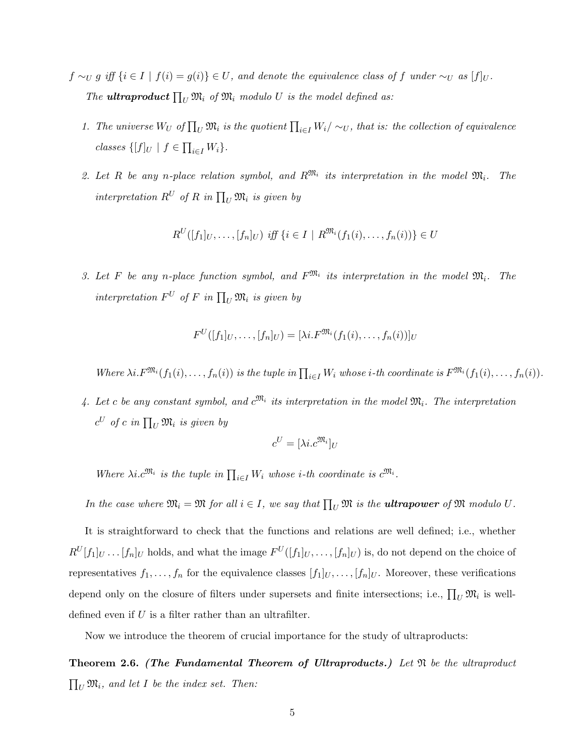*$f \sim_U g$ iff $\{i \in I \mid f(i) = g(i)\} \in U$, and denote the equivalence class of $f$ under $\sim_U$ as $[f]_U$.*

*The **ultraproduct** $\prod_U \mathfrak{M}_i$ of $\mathfrak{M}_i$ modulo $U$ is the model defined as:*

1. *The universe $W_U$ of $\prod_U \mathfrak{M}_i$ is the quotient $\prod_{i\in I} W_i / \sim_U$, that is: the collection of equivalence classes $\{[f]_U \mid f \in \prod_{i\in I} W_i\}$.*

2. *Let $R$ be any $n$-place relation symbol, and $R^{\mathfrak{M}_i}$ its interpretation in the model $\mathfrak{M}_i$. The interpretation $R^U$ of $R$ in $\prod_U \mathfrak{M}_i$ is given by*

$$R^U([f_1]_U, \ldots, [f_n]_U) \text{ iff } \{i \in I \mid R^{\mathfrak{M}_i}(f_1(i), \ldots, f_n(i))\} \in U$$

3. *Let $F$ be any $n$-place function symbol, and $F^{\mathfrak{M}_i}$ its interpretation in the model $\mathfrak{M}_i$. The interpretation $F^U$ of $F$ in $\prod_U \mathfrak{M}_i$ is given by*

$$F^U([f_1]_U, \ldots, [f_n]_U) = [\lambda i.F^{\mathfrak{M}_i}(f_1(i), \ldots, f_n(i))]_U$$

   *Where $\lambda i.F^{\mathfrak{M}_i}(f_1(i), \ldots, f_n(i))$ is the tuple in $\prod_{i\in I} W_i$ whose $i$-th coordinate is $F^{\mathfrak{M}_i}(f_1(i), \ldots, f_n(i))$.*

4. *Let $c$ be any constant symbol, and $c^{\mathfrak{M}_i}$ its interpretation in the model $\mathfrak{M}_i$. The interpretation $c^U$ of $c$ in $\prod_U \mathfrak{M}_i$ is given by*

$$c^U = [\lambda i.c^{\mathfrak{M}_i}]_U$$

   *Where $\lambda i.c^{\mathfrak{M}_i}$ is the tuple in $\prod_{i\in I} W_i$ whose $i$-th coordinate is $c^{\mathfrak{M}_i}$.*

*In the case where $\mathfrak{M}_i = \mathfrak{M}$ for all $i \in I$, we say that $\prod_U \mathfrak{M}$ is the **ultrapower** of $\mathfrak{M}$ modulo $U$.*

It is straightforward to check that the functions and relations are well defined; i.e., whether $R^U[f_1]_U \ldots [f_n]_U$ holds, and what the image $F^U([f_1]_U, \ldots, [f_n]_U)$ is, do not depend on the choice of representatives $f_1, \ldots, f_n$ for the equivalence classes $[f_1]_U, \ldots, [f_n]_U$. Moreover, these verifications depend only on the closure of filters under supersets and finite intersections; i.e., $\prod_U \mathfrak{M}_i$ is well-defined even if $U$ is a filter rather than an ultrafilter.

Now we introduce the theorem of crucial importance for the study of ultraproducts:

**Theorem 2.6.** ***(The Fundamental Theorem of Ultraproducts.)*** *Let $\mathfrak{N}$ be the ultraproduct $\prod_U \mathfrak{M}_i$, and let $I$ be the index set. Then:*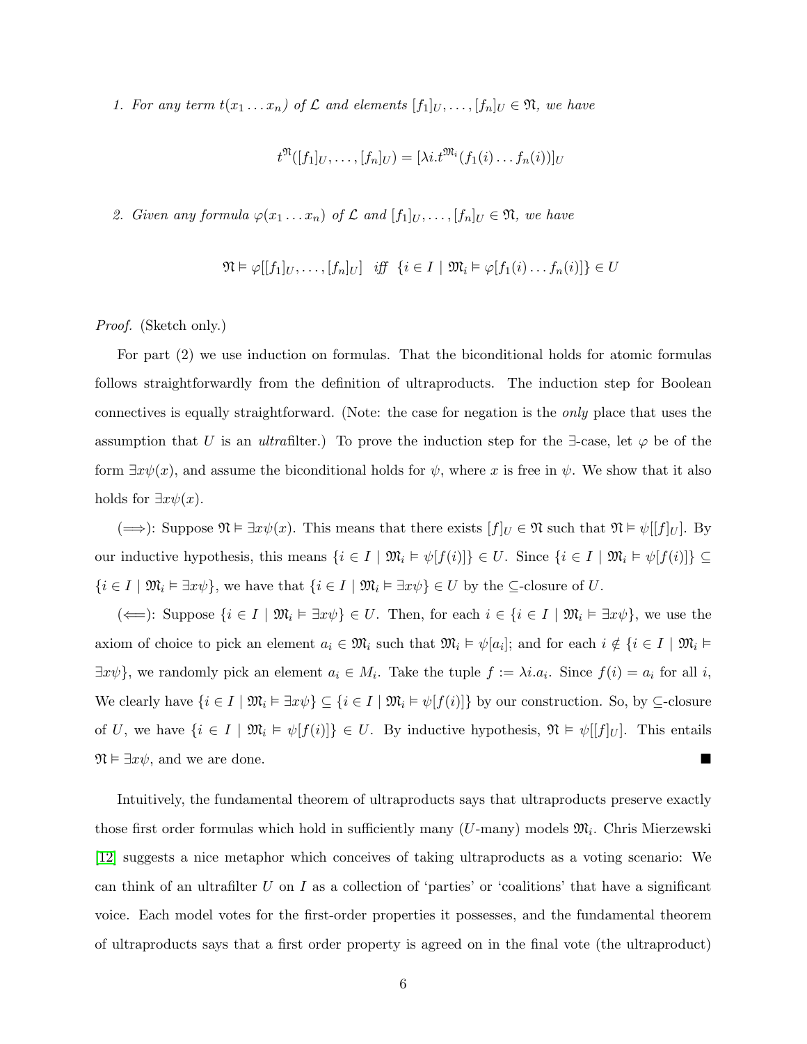1. *For any term $t(x_1 \ldots x_n)$ of $\mathcal{L}$ and elements $[f_1]_U, \ldots, [f_n]_U \in \mathfrak{N}$, we have*

$$t^{\mathfrak{N}}([f_1]_U, \ldots, [f_n]_U) = [\lambda i. t^{\mathfrak{M}_i}(f_1(i) \ldots f_n(i))]_U$$

2. *Given any formula $\varphi(x_1 \ldots x_n)$ of $\mathcal{L}$ and $[f_1]_U, \ldots, [f_n]_U \in \mathfrak{N}$, we have*

$$\mathfrak{N} \vDash \varphi[[f_1]_U, \ldots, [f_n]_U] \quad \textit{iff} \quad \{i \in I \mid \mathfrak{M}_i \vDash \varphi[f_1(i) \ldots f_n(i)]\} \in U$$

*Proof.* (Sketch only.)

For part (2) we use induction on formulas. That the biconditional holds for atomic formulas follows straightforwardly from the definition of ultraproducts. The induction step for Boolean connectives is equally straightforward. (Note: the case for negation is the *only* place that uses the assumption that $U$ is an *ultra*filter.) To prove the induction step for the $\exists$-case, let $\varphi$ be of the form $\exists x \psi(x)$, and assume the biconditional holds for $\psi$, where $x$ is free in $\psi$. We show that it also holds for $\exists x \psi(x)$.

($\Longrightarrow$): Suppose $\mathfrak{N} \vDash \exists x \psi(x)$. This means that there exists $[f]_U \in \mathfrak{N}$ such that $\mathfrak{N} \vDash \psi[[f]_U]$. By our inductive hypothesis, this means $\{i \in I \mid \mathfrak{M}_i \vDash \psi[f(i)]\} \in U$. Since $\{i \in I \mid \mathfrak{M}_i \vDash \psi[f(i)]\} \subseteq \{i \in I \mid \mathfrak{M}_i \vDash \exists x \psi\}$, we have that $\{i \in I \mid \mathfrak{M}_i \vDash \exists x \psi\} \in U$ by the $\subseteq$-closure of $U$.

($\Longleftarrow$): Suppose $\{i \in I \mid \mathfrak{M}_i \vDash \exists x \psi\} \in U$. Then, for each $i \in \{i \in I \mid \mathfrak{M}_i \vDash \exists x \psi\}$, we use the axiom of choice to pick an element $a_i \in \mathfrak{M}_i$ such that $\mathfrak{M}_i \vDash \psi[a_i]$; and for each $i \notin \{i \in I \mid \mathfrak{M}_i \vDash \exists x \psi\}$, we randomly pick an element $a_i \in M_i$. Take the tuple $f := \lambda i. a_i$. Since $f(i) = a_i$ for all $i$, We clearly have $\{i \in I \mid \mathfrak{M}_i \vDash \exists x \psi\} \subseteq \{i \in I \mid \mathfrak{M}_i \vDash \psi[f(i)]\}$ by our construction. So, by $\subseteq$-closure of $U$, we have $\{i \in I \mid \mathfrak{M}_i \vDash \psi[f(i)]\} \in U$. By inductive hypothesis, $\mathfrak{N} \vDash \psi[[f]_U]$. This entails $\mathfrak{N} \vDash \exists x \psi$, and we are done. ∎

Intuitively, the fundamental theorem of ultraproducts says that ultraproducts preserve exactly those first order formulas which hold in sufficiently many ($U$-many) models $\mathfrak{M}_i$. Chris Mierzewski [12] suggests a nice metaphor which conceives of taking ultraproducts as a voting scenario: We can think of an ultrafilter $U$ on $I$ as a collection of 'parties' or 'coalitions' that have a significant voice. Each model votes for the first-order properties it possesses, and the fundamental theorem of ultraproducts says that a first order property is agreed on in the final vote (the ultraproduct)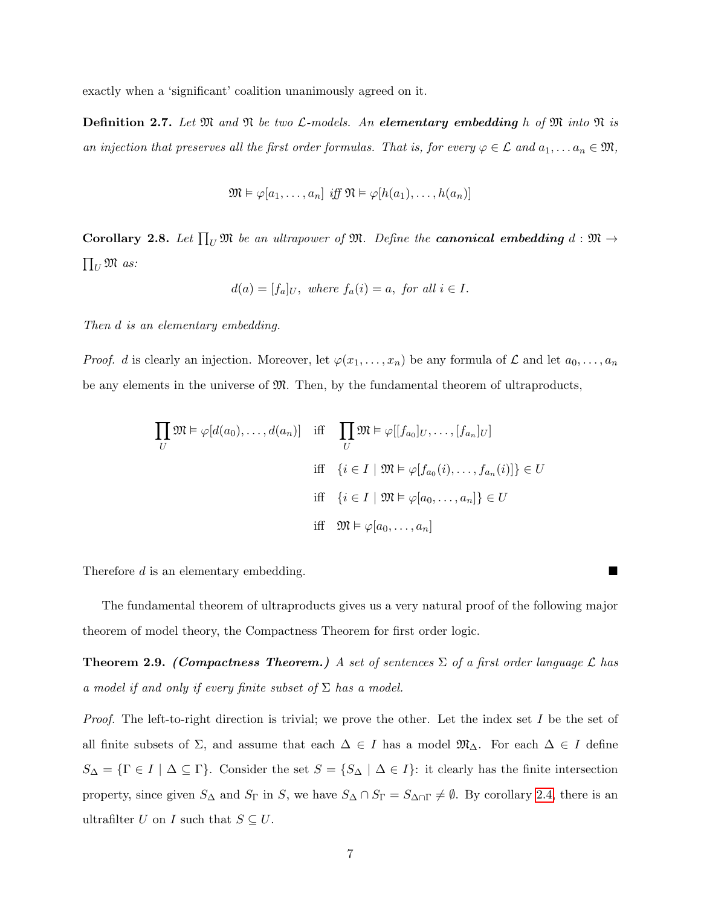exactly when a 'significant' coalition unanimously agreed on it.

**Definition 2.7.** *Let $\mathfrak{M}$ and $\mathfrak{N}$ be two $\mathcal{L}$-models. An* ***elementary embedding*** *$h$ of $\mathfrak{M}$ into $\mathfrak{N}$ is an injection that preserves all the first order formulas. That is, for every $\varphi \in \mathcal{L}$ and $a_1, \ldots a_n \in \mathfrak{M}$,*

$$\mathfrak{M} \vDash \varphi[a_1, \ldots, a_n] \text{ iff } \mathfrak{N} \vDash \varphi[h(a_1), \ldots, h(a_n)]$$

**Corollary 2.8.** *Let $\prod_U \mathfrak{M}$ be an ultrapower of $\mathfrak{M}$. Define the* ***canonical embedding*** *$d : \mathfrak{M} \to \prod_U \mathfrak{M}$ as:*

$$d(a) = [f_a]_U, \text{ where } f_a(i) = a, \text{ for all } i \in I.$$

*Then $d$ is an elementary embedding.*

*Proof.* $d$ is clearly an injection. Moreover, let $\varphi(x_1, \ldots, x_n)$ be any formula of $\mathcal{L}$ and let $a_0, \ldots, a_n$ be any elements in the universe of $\mathfrak{M}$. Then, by the fundamental theorem of ultraproducts,

$$\begin{aligned}
\prod_U \mathfrak{M} \vDash \varphi[d(a_0), \ldots, d(a_n)] \quad &\text{iff} \quad \prod_U \mathfrak{M} \vDash \varphi[[f_{a_0}]_U, \ldots, [f_{a_n}]_U] \\
&\text{iff} \quad \{i \in I \mid \mathfrak{M} \vDash \varphi[f_{a_0}(i), \ldots, f_{a_n}(i)]\} \in U \\
&\text{iff} \quad \{i \in I \mid \mathfrak{M} \vDash \varphi[a_0, \ldots, a_n]\} \in U \\
&\text{iff} \quad \mathfrak{M} \vDash \varphi[a_0, \ldots, a_n]
\end{aligned}$$

Therefore $d$ is an elementary embedding. ■

The fundamental theorem of ultraproducts gives us a very natural proof of the following major theorem of model theory, the Compactness Theorem for first order logic.

**Theorem 2.9.** ***(Compactness Theorem.)*** *A set of sentences $\Sigma$ of a first order language $\mathcal{L}$ has a model if and only if every finite subset of $\Sigma$ has a model.*

*Proof.* The left-to-right direction is trivial; we prove the other. Let the index set $I$ be the set of all finite subsets of $\Sigma$, and assume that each $\Delta \in I$ has a model $\mathfrak{M}_\Delta$. For each $\Delta \in I$ define $S_\Delta = \{\Gamma \in I \mid \Delta \subseteq \Gamma\}$. Consider the set $S = \{S_\Delta \mid \Delta \in I\}$: it clearly has the finite intersection property, since given $S_\Delta$ and $S_\Gamma$ in $S$, we have $S_\Delta \cap S_\Gamma = S_{\Delta \cap \Gamma} \neq \emptyset$. By corollary 2.4, there is an ultrafilter $U$ on $I$ such that $S \subseteq U$.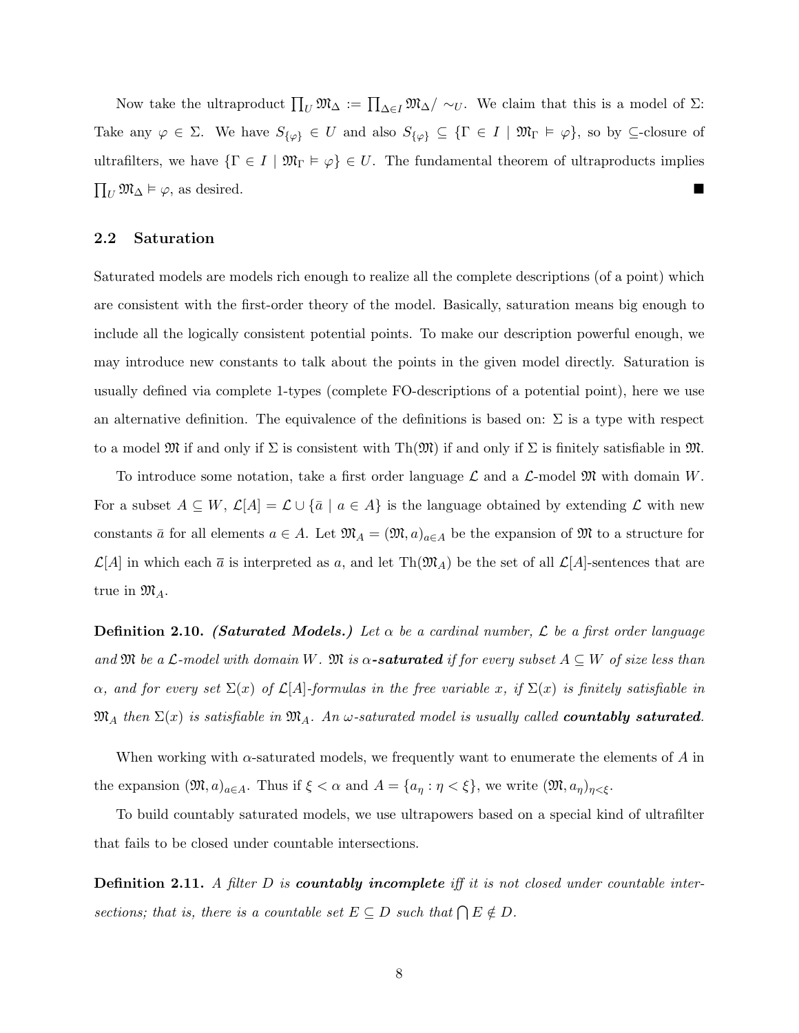Now take the ultraproduct $\prod_U \mathfrak{M}_\Delta := \prod_{\Delta \in I} \mathfrak{M}_\Delta / \sim_U$. We claim that this is a model of $\Sigma$: Take any $\varphi \in \Sigma$. We have $S_{\{\varphi\}} \in U$ and also $S_{\{\varphi\}} \subseteq \{\Gamma \in I \mid \mathfrak{M}_\Gamma \vDash \varphi\}$, so by $\subseteq$-closure of ultrafilters, we have $\{\Gamma \in I \mid \mathfrak{M}_\Gamma \vDash \varphi\} \in U$. The fundamental theorem of ultraproducts implies $\prod_U \mathfrak{M}_\Delta \vDash \varphi$, as desired. ■

## 2.2 Saturation

Saturated models are models rich enough to realize all the complete descriptions (of a point) which are consistent with the first-order theory of the model. Basically, saturation means big enough to include all the logically consistent potential points. To make our description powerful enough, we may introduce new constants to talk about the points in the given model directly. Saturation is usually defined via complete 1-types (complete FO-descriptions of a potential point), here we use an alternative definition. The equivalence of the definitions is based on: $\Sigma$ is a type with respect to a model $\mathfrak{M}$ if and only if $\Sigma$ is consistent with $\mathrm{Th}(\mathfrak{M})$ if and only if $\Sigma$ is finitely satisfiable in $\mathfrak{M}$.

To introduce some notation, take a first order language $\mathcal{L}$ and a $\mathcal{L}$-model $\mathfrak{M}$ with domain $W$. For a subset $A \subseteq W$, $\mathcal{L}[A] = \mathcal{L} \cup \{\bar{a} \mid a \in A\}$ is the language obtained by extending $\mathcal{L}$ with new constants $\bar{a}$ for all elements $a \in A$. Let $\mathfrak{M}_A = (\mathfrak{M}, a)_{a \in A}$ be the expansion of $\mathfrak{M}$ to a structure for $\mathcal{L}[A]$ in which each $\bar{a}$ is interpreted as $a$, and let $\mathrm{Th}(\mathfrak{M}_A)$ be the set of all $\mathcal{L}[A]$-sentences that are true in $\mathfrak{M}_A$.

**Definition 2.10.** ***(Saturated Models.)*** *Let $\alpha$ be a cardinal number, $\mathcal{L}$ be a first order language and $\mathfrak{M}$ be a $\mathcal{L}$-model with domain $W$. $\mathfrak{M}$ is $\alpha$-**saturated** if for every subset $A \subseteq W$ of size less than $\alpha$, and for every set $\Sigma(x)$ of $\mathcal{L}[A]$-formulas in the free variable $x$, if $\Sigma(x)$ is finitely satisfiable in $\mathfrak{M}_A$ then $\Sigma(x)$ is satisfiable in $\mathfrak{M}_A$. An $\omega$-saturated model is usually called **countably saturated**.*

When working with $\alpha$-saturated models, we frequently want to enumerate the elements of $A$ in the expansion $(\mathfrak{M}, a)_{a \in A}$. Thus if $\xi < \alpha$ and $A = \{a_\eta : \eta < \xi\}$, we write $(\mathfrak{M}, a_\eta)_{\eta < \xi}$.

To build countably saturated models, we use ultrapowers based on a special kind of ultrafilter that fails to be closed under countable intersections.

**Definition 2.11.** *A filter $D$ is **countably incomplete** iff it is not closed under countable intersections; that is, there is a countable set $E \subseteq D$ such that $\bigcap E \notin D$.*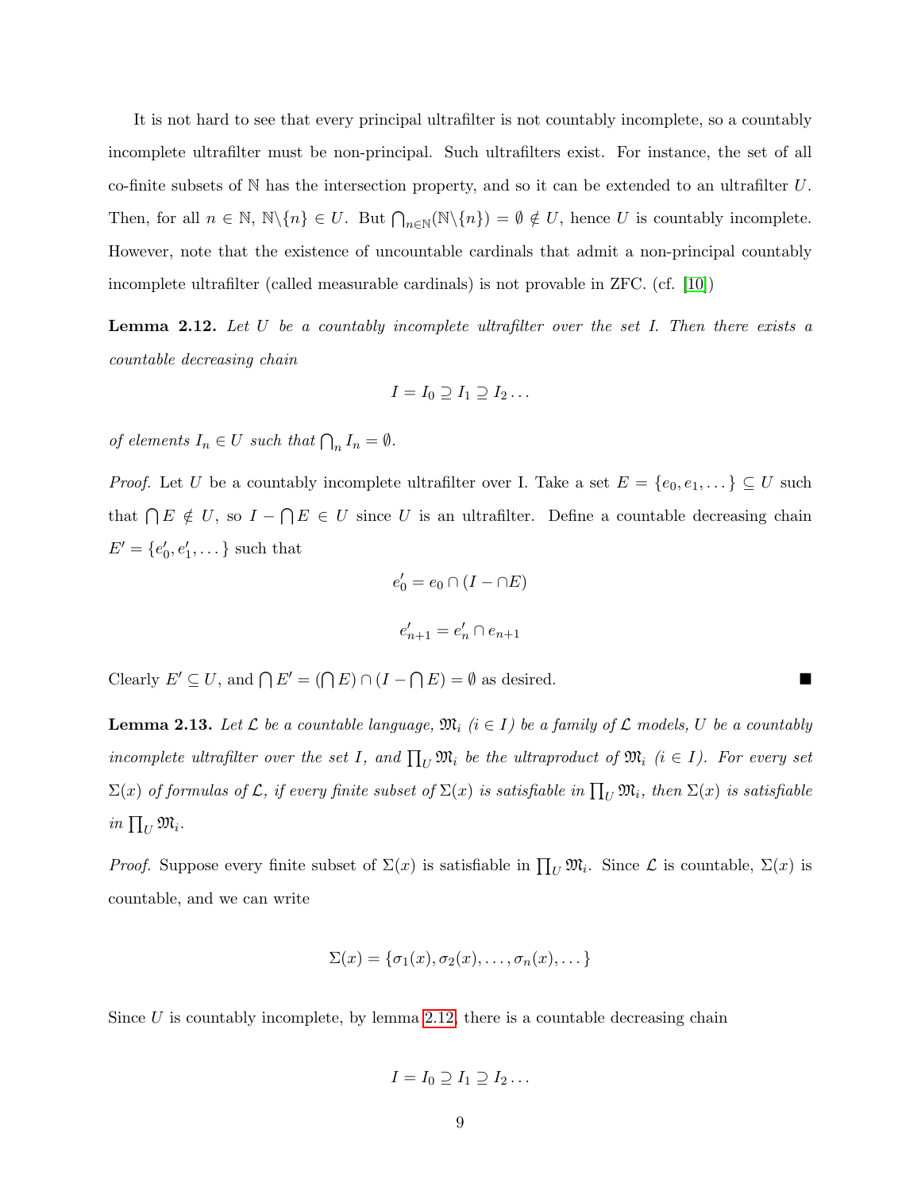It is not hard to see that every principal ultrafilter is not countably incomplete, so a countably incomplete ultrafilter must be non-principal. Such ultrafilters exist. For instance, the set of all co-finite subsets of $\mathbb{N}$ has the intersection property, and so it can be extended to an ultrafilter $U$. Then, for all $n \in \mathbb{N}$, $\mathbb{N}\backslash\{n\} \in U$. But $\bigcap_{n\in\mathbb{N}}(\mathbb{N}\backslash\{n\}) = \emptyset \notin U$, hence $U$ is countably incomplete. However, note that the existence of uncountable cardinals that admit a non-principal countably incomplete ultrafilter (called measurable cardinals) is not provable in ZFC. (cf. [10])

**Lemma 2.12.** *Let $U$ be a countably incomplete ultrafilter over the set I. Then there exists a countable decreasing chain*

$$I = I_0 \supseteq I_1 \supseteq I_2 \ldots$$

*of elements $I_n \in U$ such that $\bigcap_n I_n = \emptyset$.*

*Proof.* Let $U$ be a countably incomplete ultrafilter over I. Take a set $E = \{e_0, e_1, \ldots\} \subseteq U$ such that $\bigcap E \notin U$, so $I - \bigcap E \in U$ since $U$ is an ultrafilter. Define a countable decreasing chain $E' = \{e'_0, e'_1, \ldots\}$ such that

$$e'_0 = e_0 \cap (I - \cap E)$$

$$e'_{n+1} = e'_n \cap e_{n+1}$$

Clearly $E' \subseteq U$, and $\bigcap E' = (\bigcap E) \cap (I - \bigcap E) = \emptyset$ as desired. ∎

**Lemma 2.13.** *Let $\mathcal{L}$ be a countable language, $\mathfrak{M}_i$ ($i \in I$) be a family of $\mathcal{L}$ models, $U$ be a countably incomplete ultrafilter over the set $I$, and $\prod_U \mathfrak{M}_i$ be the ultraproduct of $\mathfrak{M}_i$ ($i \in I$). For every set $\Sigma(x)$ of formulas of $\mathcal{L}$, if every finite subset of $\Sigma(x)$ is satisfiable in $\prod_U \mathfrak{M}_i$, then $\Sigma(x)$ is satisfiable in $\prod_U \mathfrak{M}_i$.*

*Proof.* Suppose every finite subset of $\Sigma(x)$ is satisfiable in $\prod_U \mathfrak{M}_i$. Since $\mathcal{L}$ is countable, $\Sigma(x)$ is countable, and we can write

$$\Sigma(x) = \{\sigma_1(x), \sigma_2(x), \ldots, \sigma_n(x), \ldots\}$$

Since $U$ is countably incomplete, by lemma 2.12, there is a countable decreasing chain

$$I = I_0 \supseteq I_1 \supseteq I_2 \ldots$$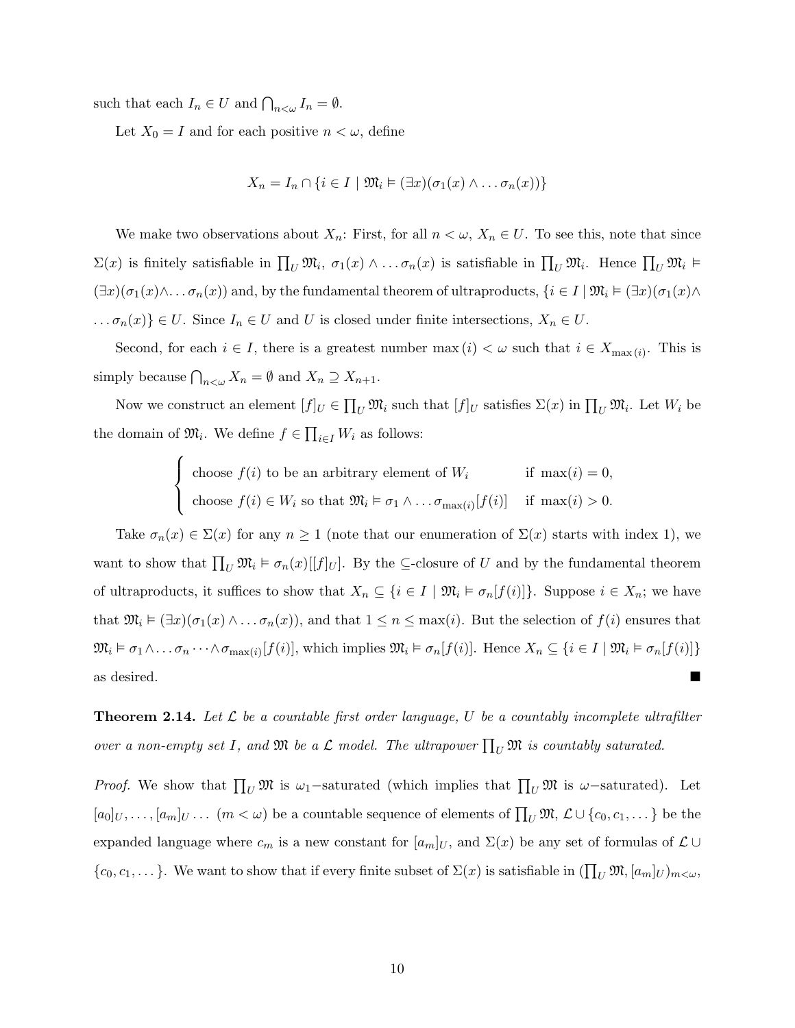such that each $I_n \in U$ and $\bigcap_{n<\omega} I_n = \emptyset$.

Let $X_0 = I$ and for each positive $n < \omega$, define

$$X_n = I_n \cap \{i \in I \mid \mathfrak{M}_i \vDash (\exists x)(\sigma_1(x) \wedge \dots \sigma_n(x))\}$$

We make two observations about $X_n$: First, for all $n < \omega$, $X_n \in U$. To see this, note that since $\Sigma(x)$ is finitely satisfiable in $\prod_U \mathfrak{M}_i$, $\sigma_1(x) \wedge \dots \sigma_n(x)$ is satisfiable in $\prod_U \mathfrak{M}_i$. Hence $\prod_U \mathfrak{M}_i \vDash (\exists x)(\sigma_1(x) \wedge \dots \sigma_n(x))$ and, by the fundamental theorem of ultraproducts, $\{i \in I \mid \mathfrak{M}_i \vDash (\exists x)(\sigma_1(x) \wedge \dots \sigma_n(x)\} \in U$. Since $I_n \in U$ and $U$ is closed under finite intersections, $X_n \in U$.

Second, for each $i \in I$, there is a greatest number $\max(i) < \omega$ such that $i \in X_{\max(i)}$. This is simply because $\bigcap_{n<\omega} X_n = \emptyset$ and $X_n \supseteq X_{n+1}$.

Now we construct an element $[f]_U \in \prod_U \mathfrak{M}_i$ such that $[f]_U$ satisfies $\Sigma(x)$ in $\prod_U \mathfrak{M}_i$. Let $W_i$ be the domain of $\mathfrak{M}_i$. We define $f \in \prod_{i \in I} W_i$ as follows:

$$\begin{cases} \text{choose } f(i) \text{ to be an arbitrary element of } W_i & \text{if } \max(i) = 0, \\ \text{choose } f(i) \in W_i \text{ so that } \mathfrak{M}_i \vDash \sigma_1 \wedge \dots \sigma_{\max(i)}[f(i)] & \text{if } \max(i) > 0. \end{cases}$$

Take $\sigma_n(x) \in \Sigma(x)$ for any $n \geq 1$ (note that our enumeration of $\Sigma(x)$ starts with index 1), we want to show that $\prod_U \mathfrak{M}_i \vDash \sigma_n(x)[[f]_U]$. By the $\subseteq$-closure of $U$ and by the fundamental theorem of ultraproducts, it suffices to show that $X_n \subseteq \{i \in I \mid \mathfrak{M}_i \vDash \sigma_n[f(i)]\}$. Suppose $i \in X_n$; we have that $\mathfrak{M}_i \vDash (\exists x)(\sigma_1(x) \wedge \dots \sigma_n(x))$, and that $1 \leq n \leq \max(i)$. But the selection of $f(i)$ ensures that $\mathfrak{M}_i \vDash \sigma_1 \wedge \dots \sigma_n \dots \wedge \sigma_{\max(i)}[f(i)]$, which implies $\mathfrak{M}_i \vDash \sigma_n[f(i)]$. Hence $X_n \subseteq \{i \in I \mid \mathfrak{M}_i \vDash \sigma_n[f(i)]\}$ as desired. ■

**Theorem 2.14.** *Let $\mathcal{L}$ be a countable first order language, $U$ be a countably incomplete ultrafilter over a non-empty set $I$, and $\mathfrak{M}$ be a $\mathcal{L}$ model. The ultrapower $\prod_U \mathfrak{M}$ is countably saturated.*

*Proof.* We show that $\prod_U \mathfrak{M}$ is $\omega_1$–saturated (which implies that $\prod_U \mathfrak{M}$ is $\omega$–saturated). Let $[a_0]_U, \dots, [a_m]_U \dots$ $(m < \omega)$ be a countable sequence of elements of $\prod_U \mathfrak{M}$, $\mathcal{L} \cup \{c_0, c_1, \dots\}$ be the expanded language where $c_m$ is a new constant for $[a_m]_U$, and $\Sigma(x)$ be any set of formulas of $\mathcal{L} \cup \{c_0, c_1, \dots\}$. We want to show that if every finite subset of $\Sigma(x)$ is satisfiable in $(\prod_U \mathfrak{M}, [a_m]_U)_{m<\omega}$,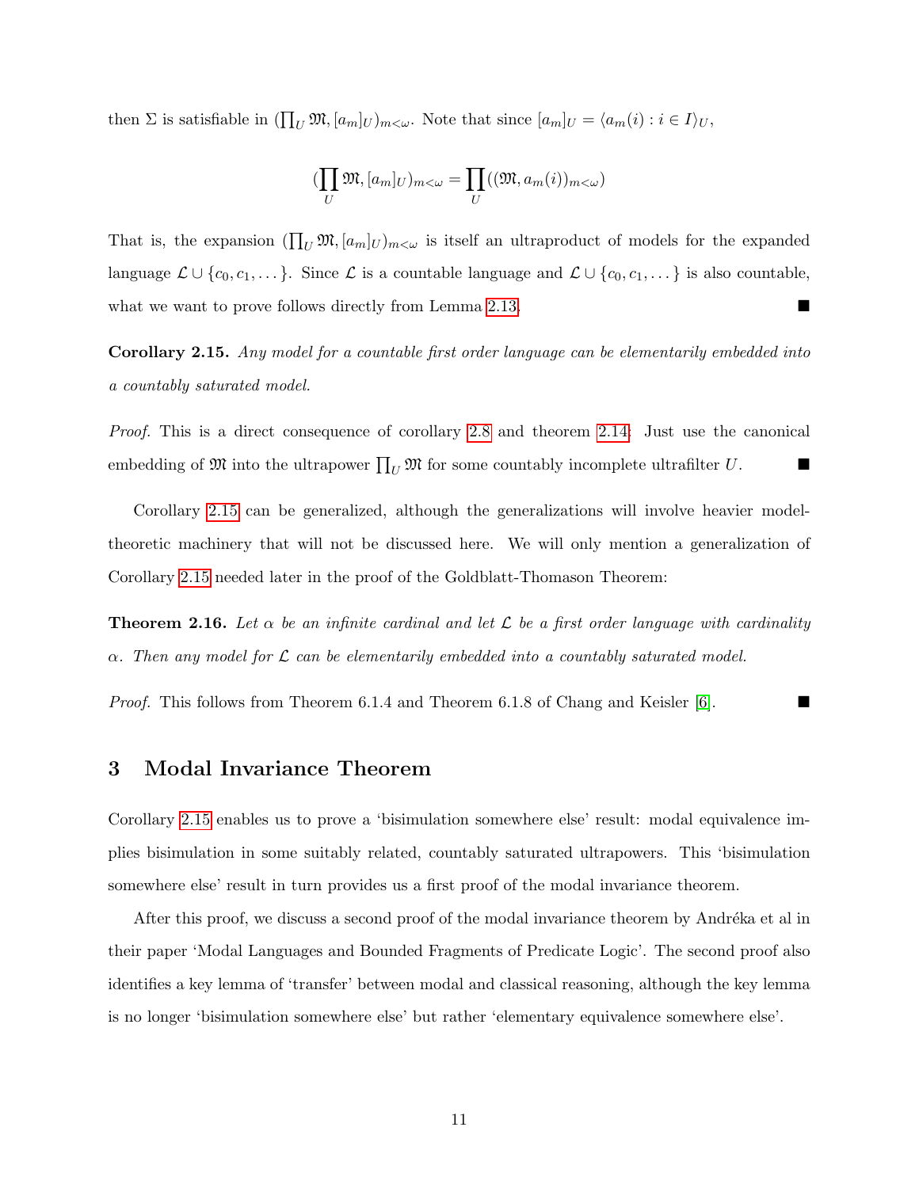then $\Sigma$ is satisfiable in $(\prod_U \mathfrak{M}, [a_m]_U)_{m<\omega}$. Note that since $[a_m]_U = \langle a_m(i) : i \in I \rangle_U$,

$$(\prod_U \mathfrak{M}, [a_m]_U)_{m<\omega} = \prod_U ((\mathfrak{M}, a_m(i))_{m<\omega})$$

That is, the expansion $(\prod_U \mathfrak{M}, [a_m]_U)_{m<\omega}$ is itself an ultraproduct of models for the expanded language $\mathcal{L} \cup \{c_0, c_1, \dots\}$. Since $\mathcal{L}$ is a countable language and $\mathcal{L} \cup \{c_0, c_1, \dots\}$ is also countable, what we want to prove follows directly from Lemma 2.13. ∎

**Corollary 2.15.** *Any model for a countable first order language can be elementarily embedded into a countably saturated model.*

*Proof.* This is a direct consequence of corollary 2.8 and theorem 2.14. Just use the canonical embedding of $\mathfrak{M}$ into the ultrapower $\prod_U \mathfrak{M}$ for some countably incomplete ultrafilter $U$. ∎

Corollary 2.15 can be generalized, although the generalizations will involve heavier model-theoretic machinery that will not be discussed here. We will only mention a generalization of Corollary 2.15 needed later in the proof of the Goldblatt-Thomason Theorem:

**Theorem 2.16.** *Let $\alpha$ be an infinite cardinal and let $\mathcal{L}$ be a first order language with cardinality $\alpha$. Then any model for $\mathcal{L}$ can be elementarily embedded into a countably saturated model.*

*Proof.* This follows from Theorem 6.1.4 and Theorem 6.1.8 of Chang and Keisler [6]. ∎

## 3 Modal Invariance Theorem

Corollary 2.15 enables us to prove a 'bisimulation somewhere else' result: modal equivalence implies bisimulation in some suitably related, countably saturated ultrapowers. This 'bisimulation somewhere else' result in turn provides us a first proof of the modal invariance theorem.

After this proof, we discuss a second proof of the modal invariance theorem by Andréka et al in their paper 'Modal Languages and Bounded Fragments of Predicate Logic'. The second proof also identifies a key lemma of 'transfer' between modal and classical reasoning, although the key lemma is no longer 'bisimulation somewhere else' but rather 'elementary equivalence somewhere else'.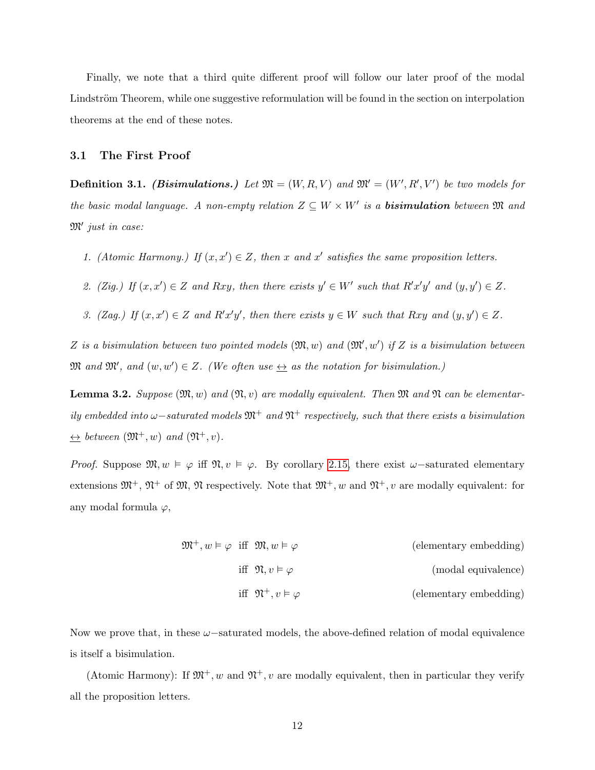Finally, we note that a third quite different proof will follow our later proof of the modal Lindström Theorem, while one suggestive reformulation will be found in the section on interpolation theorems at the end of these notes.

## 3.1 The First Proof

**Definition 3.1.** ***(Bisimulations.)*** *Let $\mathfrak{M} = (W, R, V)$ and $\mathfrak{M}' = (W', R', V')$ be two models for the basic modal language. A non-empty relation $Z \subseteq W \times W'$ is a* ***bisimulation*** *between $\mathfrak{M}$ and $\mathfrak{M}'$ just in case:*

1. *(Atomic Harmony.) If $(x, x') \in Z$, then $x$ and $x'$ satisfies the same proposition letters.*
2. *(Zig.) If $(x, x') \in Z$ and $Rxy$, then there exists $y' \in W'$ such that $R'x'y'$ and $(y, y') \in Z$.*
3. *(Zag.) If $(x, x') \in Z$ and $R'x'y'$, then there exists $y \in W$ such that $Rxy$ and $(y, y') \in Z$.*

*$Z$ is a bisimulation between two pointed models $(\mathfrak{M}, w)$ and $(\mathfrak{M}', w')$ if $Z$ is a bisimulation between $\mathfrak{M}$ and $\mathfrak{M}'$, and $(w, w') \in Z$. (We often use $\underline{\leftrightarrow}$ as the notation for bisimulation.)*

**Lemma 3.2.** *Suppose $(\mathfrak{M}, w)$ and $(\mathfrak{N}, v)$ are modally equivalent. Then $\mathfrak{M}$ and $\mathfrak{N}$ can be elementarily embedded into $\omega-$saturated models $\mathfrak{M}^+$ and $\mathfrak{N}^+$ respectively, such that there exists a bisimulation $\underline{\leftrightarrow}$ between $(\mathfrak{M}^+, w)$ and $(\mathfrak{N}^+, v)$.*

*Proof.* Suppose $\mathfrak{M}, w \vDash \varphi$ iff $\mathfrak{N}, v \vDash \varphi$. By corollary 2.15, there exist $\omega-$saturated elementary extensions $\mathfrak{M}^+$, $\mathfrak{N}^+$ of $\mathfrak{M}$, $\mathfrak{N}$ respectively. Note that $\mathfrak{M}^+, w$ and $\mathfrak{N}^+, v$ are modally equivalent: for any modal formula $\varphi$,

$$
\begin{aligned}
\mathfrak{M}^+, w \vDash \varphi \quad & \text{iff} \quad \mathfrak{M}, w \vDash \varphi && \text{(elementary embedding)} \\
& \text{iff} \quad \mathfrak{N}, v \vDash \varphi && \text{(modal equivalence)} \\
& \text{iff} \quad \mathfrak{N}^+, v \vDash \varphi && \text{(elementary embedding)}
\end{aligned}
$$

Now we prove that, in these $\omega-$saturated models, the above-defined relation of modal equivalence is itself a bisimulation.

(Atomic Harmony): If $\mathfrak{M}^+, w$ and $\mathfrak{N}^+, v$ are modally equivalent, then in particular they verify all the proposition letters.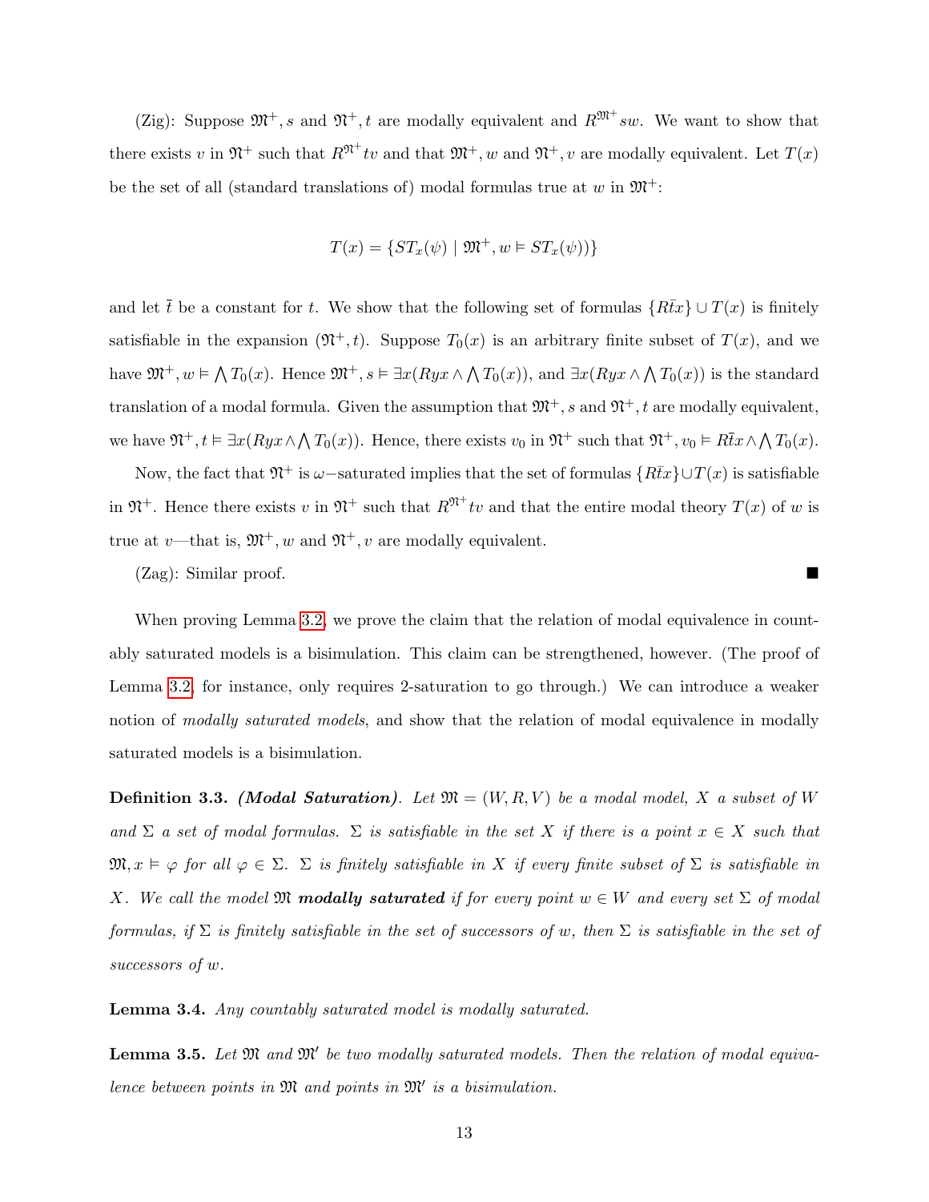(Zig): Suppose $\mathfrak{M}^+, s$ and $\mathfrak{N}^+, t$ are modally equivalent and $R^{\mathfrak{M}^+}sw$. We want to show that there exists $v$ in $\mathfrak{N}^+$ such that $R^{\mathfrak{N}^+}tv$ and that $\mathfrak{M}^+, w$ and $\mathfrak{N}^+, v$ are modally equivalent. Let $T(x)$ be the set of all (standard translations of) modal formulas true at $w$ in $\mathfrak{M}^+$:

$$T(x) = \{ST_x(\psi) \mid \mathfrak{M}^+, w \vDash ST_x(\psi))\}$$

and let $\bar{t}$ be a constant for $t$. We show that the following set of formulas $\{R\bar{t}x\} \cup T(x)$ is finitely satisfiable in the expansion $(\mathfrak{N}^+, t)$. Suppose $T_0(x)$ is an arbitrary finite subset of $T(x)$, and we have $\mathfrak{M}^+, w \vDash \bigwedge T_0(x)$. Hence $\mathfrak{M}^+, s \vDash \exists x(Ryx \wedge \bigwedge T_0(x))$, and $\exists x(Ryx \wedge \bigwedge T_0(x))$ is the standard translation of a modal formula. Given the assumption that $\mathfrak{M}^+, s$ and $\mathfrak{N}^+, t$ are modally equivalent, we have $\mathfrak{N}^+, t \vDash \exists x(Ryx \wedge \bigwedge T_0(x))$. Hence, there exists $v_0$ in $\mathfrak{N}^+$ such that $\mathfrak{N}^+, v_0 \vDash R\bar{t}x \wedge \bigwedge T_0(x)$.

Now, the fact that $\mathfrak{N}^+$ is $\omega-$saturated implies that the set of formulas $\{R\bar{t}x\} \cup T(x)$ is satisfiable in $\mathfrak{N}^+$. Hence there exists $v$ in $\mathfrak{N}^+$ such that $R^{\mathfrak{N}^+}tv$ and that the entire modal theory $T(x)$ of $w$ is true at $v$—that is, $\mathfrak{M}^+, w$ and $\mathfrak{N}^+, v$ are modally equivalent.

(Zag): Similar proof. ■

When proving Lemma 3.2, we prove the claim that the relation of modal equivalence in countably saturated models is a bisimulation. This claim can be strengthened, however. (The proof of Lemma 3.2, for instance, only requires 2-saturation to go through.) We can introduce a weaker notion of *modally saturated models*, and show that the relation of modal equivalence in modally saturated models is a bisimulation.

**Definition 3.3.** ***(Modal Saturation)***. *Let $\mathfrak{M} = (W, R, V)$ be a modal model, $X$ a subset of $W$ and $\Sigma$ a set of modal formulas. $\Sigma$ is satisfiable in the set $X$ if there is a point $x \in X$ such that $\mathfrak{M}, x \vDash \varphi$ for all $\varphi \in \Sigma$. $\Sigma$ is finitely satisfiable in $X$ if every finite subset of $\Sigma$ is satisfiable in $X$. We call the model $\mathfrak{M}$* ***modally saturated*** *if for every point $w \in W$ and every set $\Sigma$ of modal formulas, if $\Sigma$ is finitely satisfiable in the set of successors of $w$, then $\Sigma$ is satisfiable in the set of successors of $w$.*

**Lemma 3.4.** *Any countably saturated model is modally saturated.*

**Lemma 3.5.** *Let $\mathfrak{M}$ and $\mathfrak{M}'$ be two modally saturated models. Then the relation of modal equivalence between points in $\mathfrak{M}$ and points in $\mathfrak{M}'$ is a bisimulation.*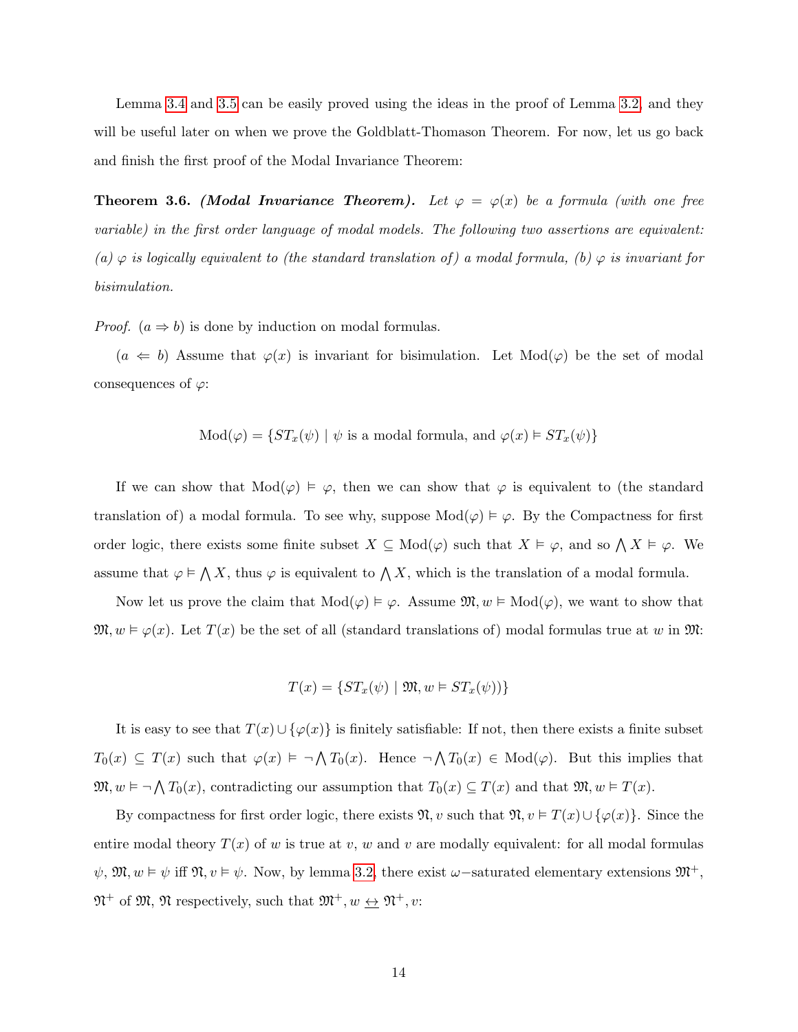Lemma 3.4 and 3.5 can be easily proved using the ideas in the proof of Lemma 3.2, and they will be useful later on when we prove the Goldblatt-Thomason Theorem. For now, let us go back and finish the first proof of the Modal Invariance Theorem:

**Theorem 3.6.** ***(Modal Invariance Theorem).*** *Let $\varphi = \varphi(x)$ be a formula (with one free variable) in the first order language of modal models. The following two assertions are equivalent: (a) $\varphi$ is logically equivalent to (the standard translation of) a modal formula, (b) $\varphi$ is invariant for bisimulation.*

*Proof.* $(a \Rightarrow b)$ is done by induction on modal formulas.

$(a \Leftarrow b)$ Assume that $\varphi(x)$ is invariant for bisimulation. Let $\text{Mod}(\varphi)$ be the set of modal consequences of $\varphi$:

$$\text{Mod}(\varphi) = \{ST_x(\psi) \mid \psi \text{ is a modal formula, and } \varphi(x) \vDash ST_x(\psi)\}$$

If we can show that $\text{Mod}(\varphi) \vDash \varphi$, then we can show that $\varphi$ is equivalent to (the standard translation of) a modal formula. To see why, suppose $\text{Mod}(\varphi) \vDash \varphi$. By the Compactness for first order logic, there exists some finite subset $X \subseteq \text{Mod}(\varphi)$ such that $X \vDash \varphi$, and so $\bigwedge X \vDash \varphi$. We assume that $\varphi \vDash \bigwedge X$, thus $\varphi$ is equivalent to $\bigwedge X$, which is the translation of a modal formula.

Now let us prove the claim that $\text{Mod}(\varphi) \vDash \varphi$. Assume $\mathfrak{M}, w \vDash \text{Mod}(\varphi)$, we want to show that $\mathfrak{M}, w \vDash \varphi(x)$. Let $T(x)$ be the set of all (standard translations of) modal formulas true at $w$ in $\mathfrak{M}$:

$$T(x) = \{ST_x(\psi) \mid \mathfrak{M}, w \vDash ST_x(\psi))\}$$

It is easy to see that $T(x) \cup \{\varphi(x)\}$ is finitely satisfiable: If not, then there exists a finite subset $T_0(x) \subseteq T(x)$ such that $\varphi(x) \vDash \neg \bigwedge T_0(x)$. Hence $\neg \bigwedge T_0(x) \in \text{Mod}(\varphi)$. But this implies that $\mathfrak{M}, w \vDash \neg \bigwedge T_0(x)$, contradicting our assumption that $T_0(x) \subseteq T(x)$ and that $\mathfrak{M}, w \vDash T(x)$.

By compactness for first order logic, there exists $\mathfrak{N}, v$ such that $\mathfrak{N}, v \vDash T(x) \cup \{\varphi(x)\}$. Since the entire modal theory $T(x)$ of $w$ is true at $v$, $w$ and $v$ are modally equivalent: for all modal formulas $\psi$, $\mathfrak{M}, w \vDash \psi$ iff $\mathfrak{N}, v \vDash \psi$. Now, by lemma 3.2, there exist $\omega-$saturated elementary extensions $\mathfrak{M}^+$, $\mathfrak{N}^+$ of $\mathfrak{M}$, $\mathfrak{N}$ respectively, such that $\mathfrak{M}^+, w \leftrightarrow \mathfrak{N}^+, v$: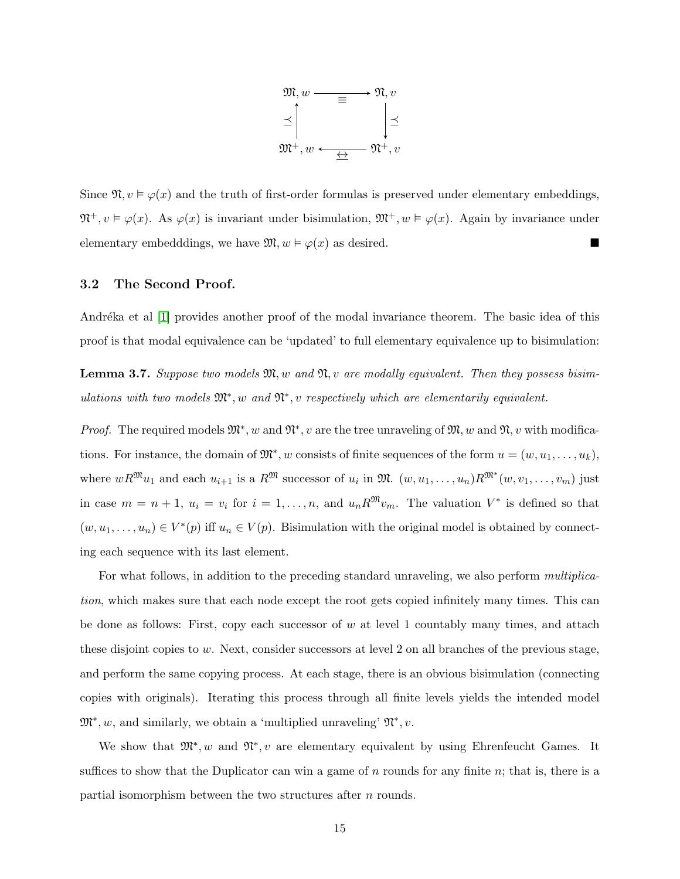$$
\begin{array}{ccc}
\mathfrak{M}, w & \xrightarrow{\quad \equiv \quad} & \mathfrak{N}, v \\
\uparrow \preceq & & \downarrow \preceq \\
\mathfrak{M}^+, w & \xleftarrow{\quad \underline{\leftrightarrow} \quad} & \mathfrak{N}^+, v
\end{array}
$$

Since $\mathfrak{N}, v \vDash \varphi(x)$ and the truth of first-order formulas is preserved under elementary embeddings, $\mathfrak{N}^+, v \vDash \varphi(x)$. As $\varphi(x)$ is invariant under bisimulation, $\mathfrak{M}^+, w \vDash \varphi(x)$. Again by invariance under elementary embedddings, we have $\mathfrak{M}, w \vDash \varphi(x)$ as desired. ■

### 3.2 The Second Proof.

Andréka et al [1] provides another proof of the modal invariance theorem. The basic idea of this proof is that modal equivalence can be 'updated' to full elementary equivalence up to bisimulation:

**Lemma 3.7.** *Suppose two models $\mathfrak{M}, w$ and $\mathfrak{N}, v$ are modally equivalent. Then they possess bisimulations with two models $\mathfrak{M}^*, w$ and $\mathfrak{N}^*, v$ respectively which are elementarily equivalent.*

*Proof.* The required models $\mathfrak{M}^*, w$ and $\mathfrak{N}^*, v$ are the tree unraveling of $\mathfrak{M}, w$ and $\mathfrak{N}, v$ with modifications. For instance, the domain of $\mathfrak{M}^*, w$ consists of finite sequences of the form $u = (w, u_1, \ldots, u_k)$, where $wR^{\mathfrak{M}}u_1$ and each $u_{i+1}$ is a $R^{\mathfrak{M}}$ successor of $u_i$ in $\mathfrak{M}$. $(w, u_1, \ldots, u_n)R^{\mathfrak{M}^*}(w, v_1, \ldots, v_m)$ just in case $m = n + 1$, $u_i = v_i$ for $i = 1, \ldots, n$, and $u_n R^{\mathfrak{M}} v_m$. The valuation $V^*$ is defined so that $(w, u_1, \ldots, u_n) \in V^*(p)$ iff $u_n \in V(p)$. Bisimulation with the original model is obtained by connecting each sequence with its last element.

For what follows, in addition to the preceding standard unraveling, we also perform *multiplication*, which makes sure that each node except the root gets copied infinitely many times. This can be done as follows: First, copy each successor of $w$ at level 1 countably many times, and attach these disjoint copies to $w$. Next, consider successors at level 2 on all branches of the previous stage, and perform the same copying process. At each stage, there is an obvious bisimulation (connecting copies with originals). Iterating this process through all finite levels yields the intended model $\mathfrak{M}^*, w$, and similarly, we obtain a 'multiplied unraveling' $\mathfrak{N}^*, v$.

We show that $\mathfrak{M}^*, w$ and $\mathfrak{N}^*, v$ are elementary equivalent by using Ehrenfeucht Games. It suffices to show that the Duplicator can win a game of $n$ rounds for any finite $n$; that is, there is a partial isomorphism between the two structures after $n$ rounds.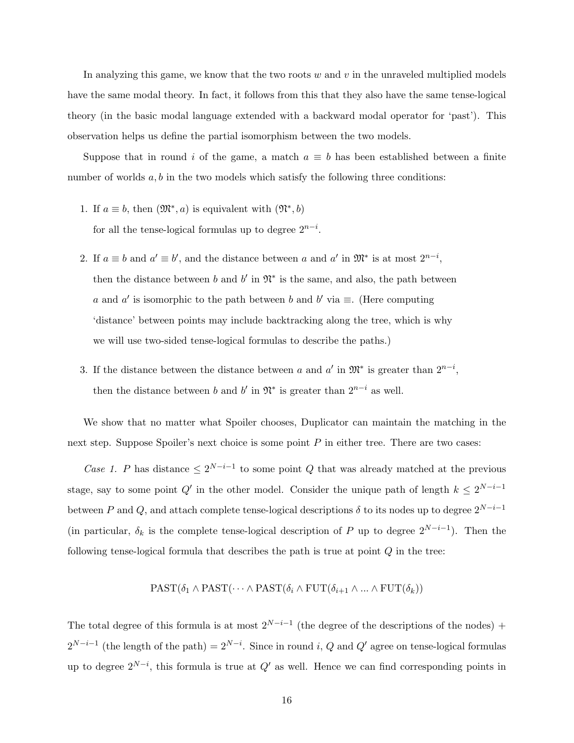In analyzing this game, we know that the two roots $w$ and $v$ in the unraveled multiplied models have the same modal theory. In fact, it follows from this that they also have the same tense-logical theory (in the basic modal language extended with a backward modal operator for 'past'). This observation helps us define the partial isomorphism between the two models.

Suppose that in round $i$ of the game, a match $a \equiv b$ has been established between a finite number of worlds $a, b$ in the two models which satisfy the following three conditions:

1. If $a \equiv b$, then $(\mathfrak{M}^*, a)$ is equivalent with $(\mathfrak{N}^*, b)$
   for all the tense-logical formulas up to degree $2^{n-i}$.

2. If $a \equiv b$ and $a' \equiv b'$, and the distance between $a$ and $a'$ in $\mathfrak{M}^*$ is at most $2^{n-i}$,
   then the distance between $b$ and $b'$ in $\mathfrak{N}^*$ is the same, and also, the path between $a$ and $a'$ is isomorphic to the path between $b$ and $b'$ via $\equiv$. (Here computing 'distance' between points may include backtracking along the tree, which is why we will use two-sided tense-logical formulas to describe the paths.)

3. If the distance between the distance between $a$ and $a'$ in $\mathfrak{M}^*$ is greater than $2^{n-i}$,
   then the distance between $b$ and $b'$ in $\mathfrak{N}^*$ is greater than $2^{n-i}$ as well.

We show that no matter what Spoiler chooses, Duplicator can maintain the matching in the next step. Suppose Spoiler's next choice is some point $P$ in either tree. There are two cases:

*Case 1.* $P$ has distance $\leq 2^{N-i-1}$ to some point $Q$ that was already matched at the previous stage, say to some point $Q'$ in the other model. Consider the unique path of length $k \leq 2^{N-i-1}$ between $P$ and $Q$, and attach complete tense-logical descriptions $\delta$ to its nodes up to degree $2^{N-i-1}$ (in particular, $\delta_k$ is the complete tense-logical description of $P$ up to degree $2^{N-i-1}$). Then the following tense-logical formula that describes the path is true at point $Q$ in the tree:

$$\mathrm{PAST}(\delta_1 \wedge \mathrm{PAST}(\cdots \wedge \mathrm{PAST}(\delta_i \wedge \mathrm{FUT}(\delta_{i+1} \wedge \ldots \wedge \mathrm{FUT}(\delta_k))$$

The total degree of this formula is at most $2^{N-i-1}$ (the degree of the descriptions of the nodes) + $2^{N-i-1}$ (the length of the path) $= 2^{N-i}$. Since in round $i$, $Q$ and $Q'$ agree on tense-logical formulas up to degree $2^{N-i}$, this formula is true at $Q'$ as well. Hence we can find corresponding points in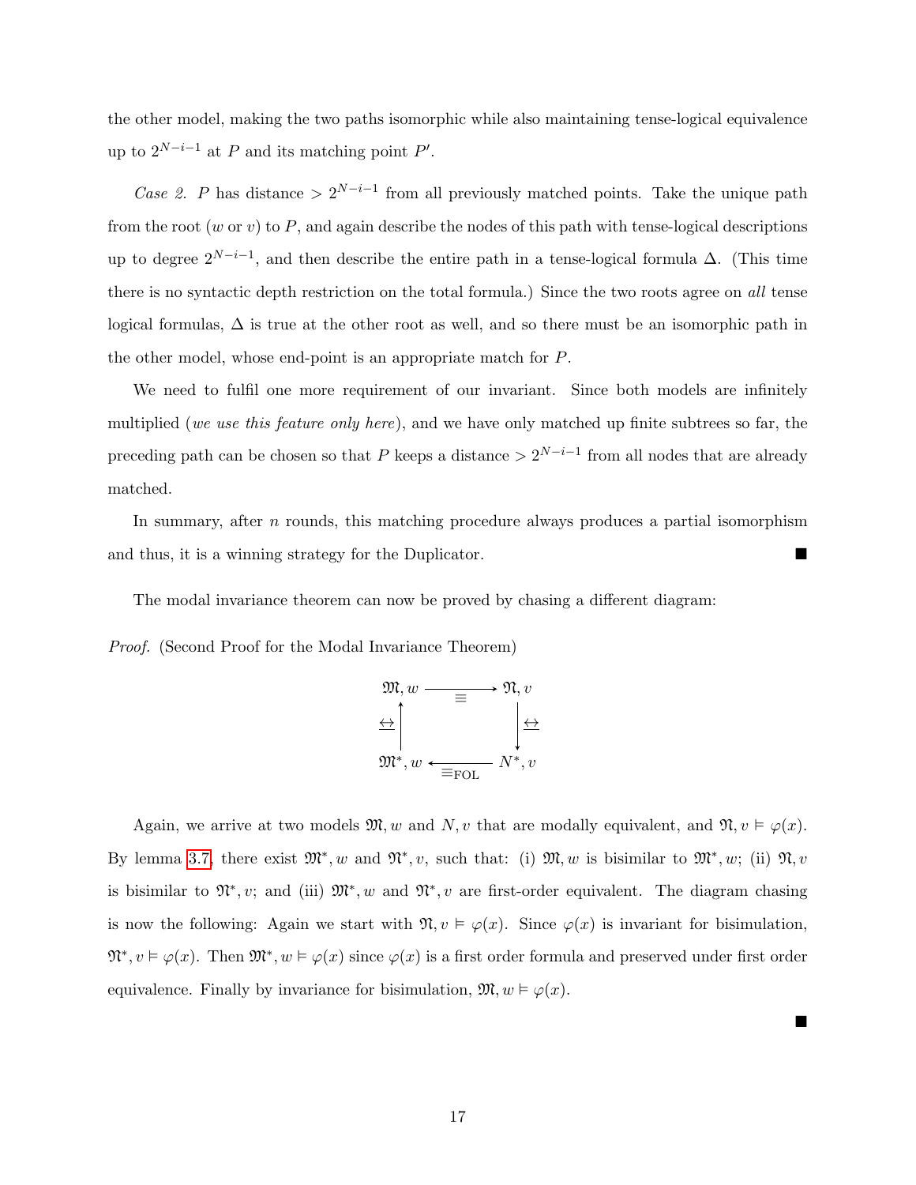the other model, making the two paths isomorphic while also maintaining tense-logical equivalence up to $2^{N-i-1}$ at $P$ and its matching point $P'$.

*Case 2.* $P$ has distance $> 2^{N-i-1}$ from all previously matched points. Take the unique path from the root ($w$ or $v$) to $P$, and again describe the nodes of this path with tense-logical descriptions up to degree $2^{N-i-1}$, and then describe the entire path in a tense-logical formula $\Delta$. (This time there is no syntactic depth restriction on the total formula.) Since the two roots agree on *all* tense logical formulas, $\Delta$ is true at the other root as well, and so there must be an isomorphic path in the other model, whose end-point is an appropriate match for $P$.

We need to fulfil one more requirement of our invariant. Since both models are infinitely multiplied (*we use this feature only here*), and we have only matched up finite subtrees so far, the preceding path can be chosen so that $P$ keeps a distance $> 2^{N-i-1}$ from all nodes that are already matched.

In summary, after $n$ rounds, this matching procedure always produces a partial isomorphism and thus, it is a winning strategy for the Duplicator. ■

The modal invariance theorem can now be proved by chasing a different diagram:

*Proof.* (Second Proof for the Modal Invariance Theorem)

$$\begin{array}{ccc}
\mathfrak{M}, w & \xrightarrow{\quad \equiv \quad} & \mathfrak{N}, v \\
\uparrow {\scriptstyle \leftrightarrows} & & \downarrow {\scriptstyle \leftrightarrows} \\
\mathfrak{M}^*, w & \xleftarrow{\quad \equiv_{\text{FOL}} \quad} & N^*, v
\end{array}$$

Again, we arrive at two models $\mathfrak{M}, w$ and $N, v$ that are modally equivalent, and $\mathfrak{N}, v \vDash \varphi(x)$. By lemma 3.7, there exist $\mathfrak{M}^*, w$ and $\mathfrak{N}^*, v$, such that: (i) $\mathfrak{M}, w$ is bisimilar to $\mathfrak{M}^*, w$; (ii) $\mathfrak{N}, v$ is bisimilar to $\mathfrak{N}^*, v$; and (iii) $\mathfrak{M}^*, w$ and $\mathfrak{N}^*, v$ are first-order equivalent. The diagram chasing is now the following: Again we start with $\mathfrak{N}, v \vDash \varphi(x)$. Since $\varphi(x)$ is invariant for bisimulation, $\mathfrak{N}^*, v \vDash \varphi(x)$. Then $\mathfrak{M}^*, w \vDash \varphi(x)$ since $\varphi(x)$ is a first order formula and preserved under first order equivalence. Finally by invariance for bisimulation, $\mathfrak{M}, w \vDash \varphi(x)$.

■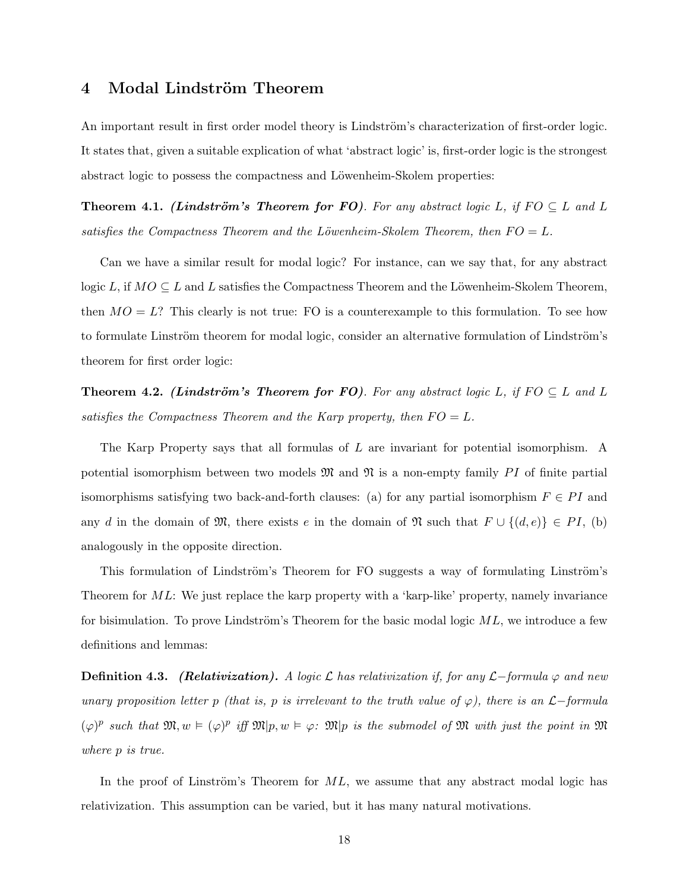## 4 Modal Lindström Theorem

An important result in first order model theory is Lindström's characterization of first-order logic. It states that, given a suitable explication of what 'abstract logic' is, first-order logic is the strongest abstract logic to possess the compactness and Löwenheim-Skolem properties:

**Theorem 4.1.** ***(Lindström's Theorem for FO)****. For any abstract logic $L$, if $FO \subseteq L$ and $L$ satisfies the Compactness Theorem and the Löwenheim-Skolem Theorem, then $FO = L$.*

Can we have a similar result for modal logic? For instance, can we say that, for any abstract logic $L$, if $MO \subseteq L$ and $L$ satisfies the Compactness Theorem and the Löwenheim-Skolem Theorem, then $MO = L$? This clearly is not true: FO is a counterexample to this formulation. To see how to formulate Linström theorem for modal logic, consider an alternative formulation of Lindström's theorem for first order logic:

**Theorem 4.2.** ***(Lindström's Theorem for FO)****. For any abstract logic $L$, if $FO \subseteq L$ and $L$ satisfies the Compactness Theorem and the Karp property, then $FO = L$.*

The Karp Property says that all formulas of $L$ are invariant for potential isomorphism. A potential isomorphism between two models $\mathfrak{M}$ and $\mathfrak{N}$ is a non-empty family $PI$ of finite partial isomorphisms satisfying two back-and-forth clauses: (a) for any partial isomorphism $F \in PI$ and any $d$ in the domain of $\mathfrak{M}$, there exists $e$ in the domain of $\mathfrak{N}$ such that $F \cup \{(d, e)\} \in PI$, (b) analogously in the opposite direction.

This formulation of Lindström's Theorem for FO suggests a way of formulating Linström's Theorem for $ML$: We just replace the karp property with a 'karp-like' property, namely invariance for bisimulation. To prove Lindström's Theorem for the basic modal logic $ML$, we introduce a few definitions and lemmas:

**Definition 4.3.** ***(Relativization)****. A logic $\mathcal{L}$ has relativization if, for any $\mathcal{L}-$formula $\varphi$ and new unary proposition letter $p$ (that is, $p$ is irrelevant to the truth value of $\varphi$), there is an $\mathcal{L}-$formula $(\varphi)^p$ such that $\mathfrak{M}, w \vDash (\varphi)^p$ iff $\mathfrak{M}|p, w \vDash \varphi$: $\mathfrak{M}|p$ is the submodel of $\mathfrak{M}$ with just the point in $\mathfrak{M}$ where $p$ is true.*

In the proof of Linström's Theorem for $ML$, we assume that any abstract modal logic has relativization. This assumption can be varied, but it has many natural motivations.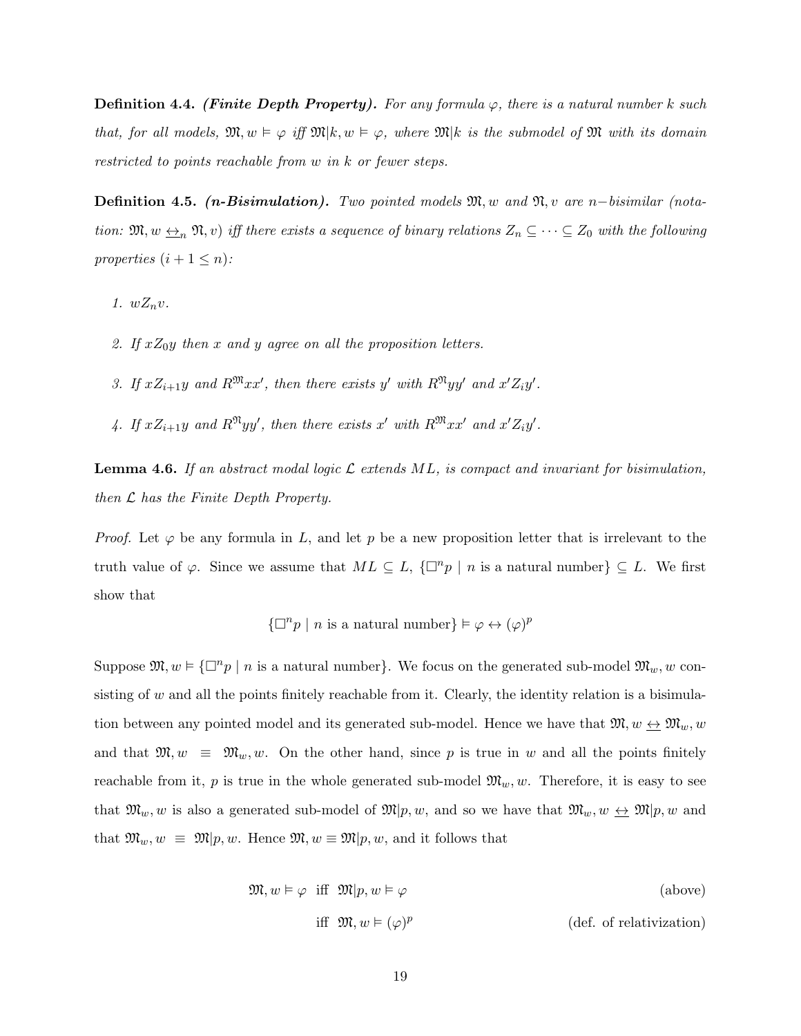**Definition 4.4.** ***(Finite Depth Property).*** *For any formula $\varphi$, there is a natural number $k$ such that, for all models, $\mathfrak{M}, w \vDash \varphi$ iff $\mathfrak{M}|k, w \vDash \varphi$, where $\mathfrak{M}|k$ is the submodel of $\mathfrak{M}$ with its domain restricted to points reachable from $w$ in $k$ or fewer steps.*

**Definition 4.5.** ***(n-Bisimulation).*** *Two pointed models $\mathfrak{M}, w$ and $\mathfrak{N}, v$ are $n-$bisimilar (notation: $\mathfrak{M}, w \underline{\leftrightarrow}_n \mathfrak{N}, v$) iff there exists a sequence of binary relations $Z_n \subseteq \cdots \subseteq Z_0$ with the following properties ($i + 1 \leq n$):*

1. *$wZ_nv$.*
2. *If $xZ_0y$ then $x$ and $y$ agree on all the proposition letters.*
3. *If $xZ_{i+1}y$ and $R^{\mathfrak{M}}xx'$, then there exists $y'$ with $R^{\mathfrak{N}}yy'$ and $x'Z_iy'$.*
4. *If $xZ_{i+1}y$ and $R^{\mathfrak{N}}yy'$, then there exists $x'$ with $R^{\mathfrak{M}}xx'$ and $x'Z_iy'$.*

**Lemma 4.6.** *If an abstract modal logic $\mathcal{L}$ extends $ML$, is compact and invariant for bisimulation, then $\mathcal{L}$ has the Finite Depth Property.*

*Proof.* Let $\varphi$ be any formula in $L$, and let $p$ be a new proposition letter that is irrelevant to the truth value of $\varphi$. Since we assume that $ML \subseteq L$, $\{\Box^n p \mid n \text{ is a natural number}\} \subseteq L$. We first show that

$$\{\Box^n p \mid n \text{ is a natural number}\} \vDash \varphi \leftrightarrow (\varphi)^p$$

Suppose $\mathfrak{M}, w \vDash \{\Box^n p \mid n \text{ is a natural number}\}$. We focus on the generated sub-model $\mathfrak{M}_w, w$ consisting of $w$ and all the points finitely reachable from it. Clearly, the identity relation is a bisimulation between any pointed model and its generated sub-model. Hence we have that $\mathfrak{M}, w \underline{\leftrightarrow} \mathfrak{M}_w, w$ and that $\mathfrak{M}, w \equiv \mathfrak{M}_w, w$. On the other hand, since $p$ is true in $w$ and all the points finitely reachable from it, $p$ is true in the whole generated sub-model $\mathfrak{M}_w, w$. Therefore, it is easy to see that $\mathfrak{M}_w, w$ is also a generated sub-model of $\mathfrak{M}|p, w$, and so we have that $\mathfrak{M}_w, w \underline{\leftrightarrow} \mathfrak{M}|p, w$ and that $\mathfrak{M}_w, w \equiv \mathfrak{M}|p, w$. Hence $\mathfrak{M}, w \equiv \mathfrak{M}|p, w$, and it follows that

$$\begin{aligned} \mathfrak{M}, w \vDash \varphi \;\text{ iff }\; & \mathfrak{M}|p, w \vDash \varphi && \text{(above)} \\ \text{iff }\; & \mathfrak{M}, w \vDash (\varphi)^p && \text{(def. of relativization)} \end{aligned}$$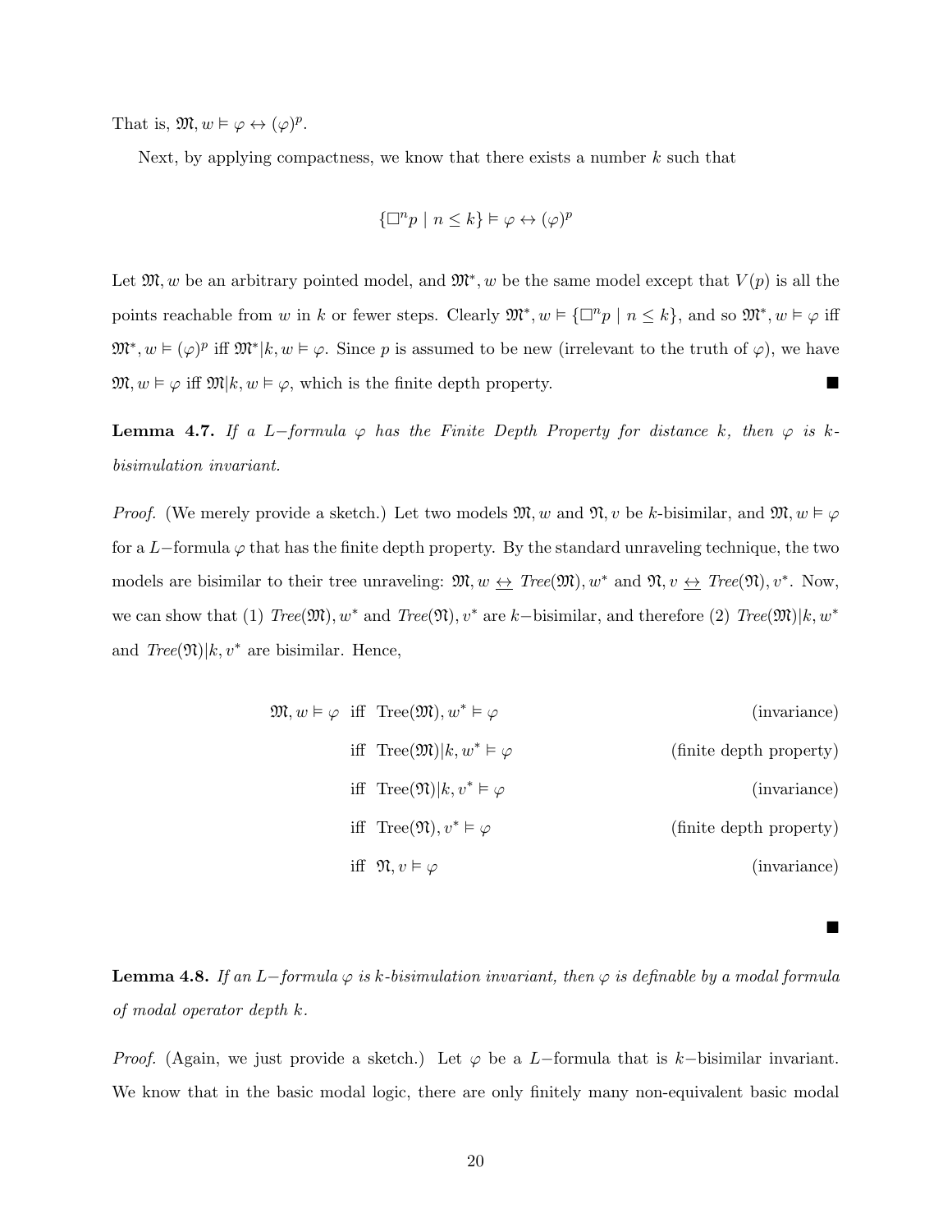That is, $\mathfrak{M}, w \vDash \varphi \leftrightarrow (\varphi)^p$.

Next, by applying compactness, we know that there exists a number $k$ such that

$$\{\Box^n p \mid n \leq k\} \vDash \varphi \leftrightarrow (\varphi)^p$$

Let $\mathfrak{M}, w$ be an arbitrary pointed model, and $\mathfrak{M}^*, w$ be the same model except that $V(p)$ is all the points reachable from $w$ in $k$ or fewer steps. Clearly $\mathfrak{M}^*, w \vDash \{\Box^n p \mid n \leq k\}$, and so $\mathfrak{M}^*, w \vDash \varphi$ iff $\mathfrak{M}^*, w \vDash (\varphi)^p$ iff $\mathfrak{M}^*|k, w \vDash \varphi$. Since $p$ is assumed to be new (irrelevant to the truth of $\varphi$), we have $\mathfrak{M}, w \vDash \varphi$ iff $\mathfrak{M}|k, w \vDash \varphi$, which is the finite depth property. ■

**Lemma 4.7.** *If a $L-$formula $\varphi$ has the Finite Depth Property for distance $k$, then $\varphi$ is $k$-bisimulation invariant.*

*Proof.* (We merely provide a sketch.) Let two models $\mathfrak{M}, w$ and $\mathfrak{N}, v$ be $k$-bisimilar, and $\mathfrak{M}, w \vDash \varphi$ for a $L-$formula $\varphi$ that has the finite depth property. By the standard unraveling technique, the two models are bisimilar to their tree unraveling: $\mathfrak{M}, w \leftrightarrows Tree(\mathfrak{M}), w^*$ and $\mathfrak{N}, v \leftrightarrows Tree(\mathfrak{N}), v^*$. Now, we can show that (1) $Tree(\mathfrak{M}), w^*$ and $Tree(\mathfrak{N}), v^*$ are $k-$bisimilar, and therefore (2) $Tree(\mathfrak{M})|k, w^*$ and $Tree(\mathfrak{N})|k, v^*$ are bisimilar. Hence,

$$\begin{aligned}
\mathfrak{M}, w \vDash \varphi \ &\text{ iff } \ \text{Tree}(\mathfrak{M}), w^* \vDash \varphi && \text{(invariance)}\\
&\text{ iff } \ \text{Tree}(\mathfrak{M})|k, w^* \vDash \varphi && \text{(finite depth property)}\\
&\text{ iff } \ \text{Tree}(\mathfrak{N})|k, v^* \vDash \varphi && \text{(invariance)}\\
&\text{ iff } \ \text{Tree}(\mathfrak{N}), v^* \vDash \varphi && \text{(finite depth property)}\\
&\text{ iff } \ \mathfrak{N}, v \vDash \varphi && \text{(invariance)}
\end{aligned}$$

■

**Lemma 4.8.** *If an $L-$formula $\varphi$ is $k$-bisimulation invariant, then $\varphi$ is definable by a modal formula of modal operator depth $k$.*

*Proof.* (Again, we just provide a sketch.) Let $\varphi$ be a $L-$formula that is $k-$bisimilar invariant. We know that in the basic modal logic, there are only finitely many non-equivalent basic modal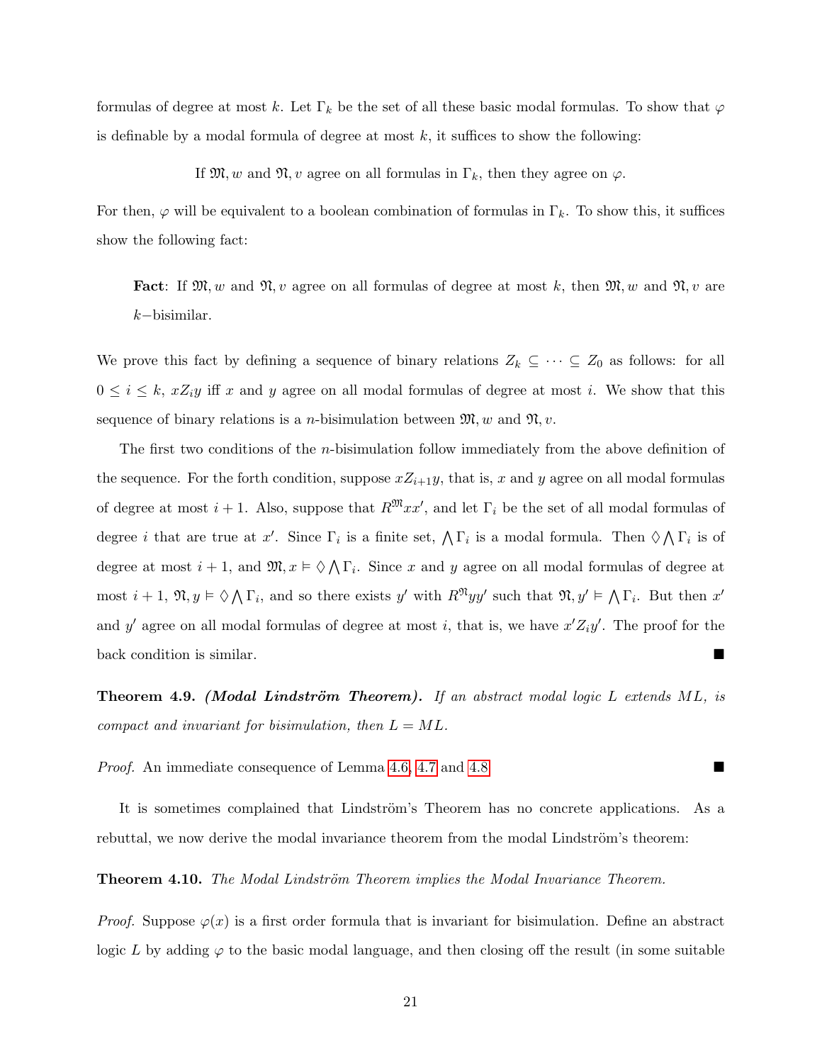formulas of degree at most $k$. Let $\Gamma_k$ be the set of all these basic modal formulas. To show that $\varphi$ is definable by a modal formula of degree at most $k$, it suffices to show the following:

If $\mathfrak{M}, w$ and $\mathfrak{N}, v$ agree on all formulas in $\Gamma_k$, then they agree on $\varphi$.

For then, $\varphi$ will be equivalent to a boolean combination of formulas in $\Gamma_k$. To show this, it suffices show the following fact:

> **Fact**: If $\mathfrak{M}, w$ and $\mathfrak{N}, v$ agree on all formulas of degree at most $k$, then $\mathfrak{M}, w$ and $\mathfrak{N}, v$ are $k-$bisimilar.

We prove this fact by defining a sequence of binary relations $Z_k \subseteq \cdots \subseteq Z_0$ as follows: for all $0 \leq i \leq k$, $xZ_iy$ iff $x$ and $y$ agree on all modal formulas of degree at most $i$. We show that this sequence of binary relations is a $n$-bisimulation between $\mathfrak{M}, w$ and $\mathfrak{N}, v$.

The first two conditions of the $n$-bisimulation follow immediately from the above definition of the sequence. For the forth condition, suppose $xZ_{i+1}y$, that is, $x$ and $y$ agree on all modal formulas of degree at most $i+1$. Also, suppose that $R^{\mathfrak{M}}xx'$, and let $\Gamma_i$ be the set of all modal formulas of degree $i$ that are true at $x'$. Since $\Gamma_i$ is a finite set, $\bigwedge \Gamma_i$ is a modal formula. Then $\Diamond \bigwedge \Gamma_i$ is of degree at most $i+1$, and $\mathfrak{M}, x \vDash \Diamond \bigwedge \Gamma_i$. Since $x$ and $y$ agree on all modal formulas of degree at most $i+1$, $\mathfrak{N}, y \vDash \Diamond \bigwedge \Gamma_i$, and so there exists $y'$ with $R^{\mathfrak{N}}yy'$ such that $\mathfrak{N}, y' \vDash \bigwedge \Gamma_i$. But then $x'$ and $y'$ agree on all modal formulas of degree at most $i$, that is, we have $x'Z_iy'$. The proof for the back condition is similar. ■

**Theorem 4.9.** ***(Modal Lindström Theorem).*** *If an abstract modal logic $L$ extends $ML$, is compact and invariant for bisimulation, then $L = ML$.*

*Proof.* An immediate consequence of Lemma 4.6, 4.7 and 4.8. ■

It is sometimes complained that Lindström's Theorem has no concrete applications. As a rebuttal, we now derive the modal invariance theorem from the modal Lindström's theorem:

**Theorem 4.10.** *The Modal Lindström Theorem implies the Modal Invariance Theorem.*

*Proof.* Suppose $\varphi(x)$ is a first order formula that is invariant for bisimulation. Define an abstract logic $L$ by adding $\varphi$ to the basic modal language, and then closing off the result (in some suitable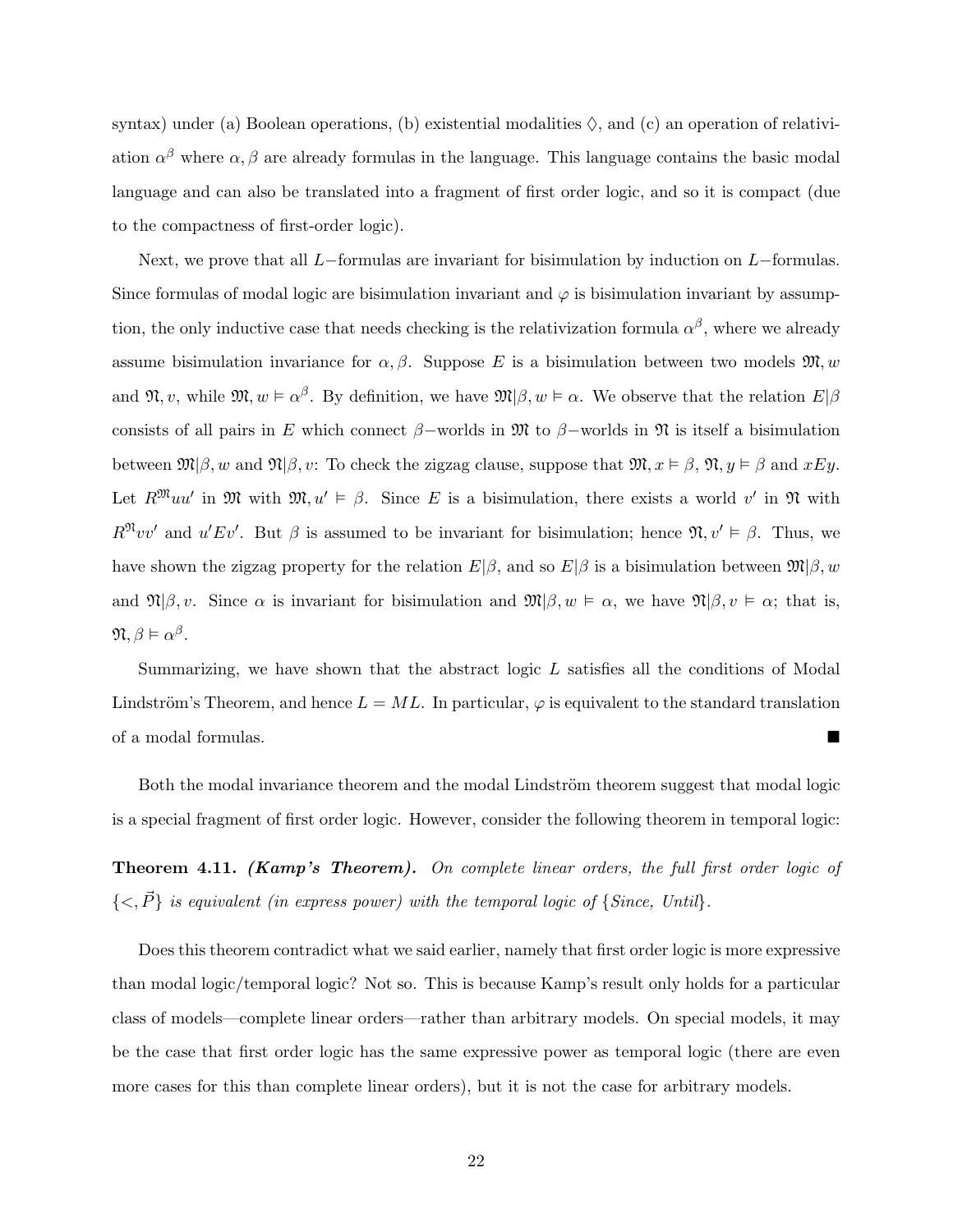syntax) under (a) Boolean operations, (b) existential modalities $\Diamond$, and (c) an operation of relativization $\alpha^\beta$ where $\alpha, \beta$ are already formulas in the language. This language contains the basic modal language and can also be translated into a fragment of first order logic, and so it is compact (due to the compactness of first-order logic).

Next, we prove that all $L-$formulas are invariant for bisimulation by induction on $L-$formulas. Since formulas of modal logic are bisimulation invariant and $\varphi$ is bisimulation invariant by assumption, the only inductive case that needs checking is the relativization formula $\alpha^\beta$, where we already assume bisimulation invariance for $\alpha, \beta$. Suppose $E$ is a bisimulation between two models $\mathfrak{M}, w$ and $\mathfrak{N}, v$, while $\mathfrak{M}, w \vDash \alpha^\beta$. By definition, we have $\mathfrak{M}|\beta, w \vDash \alpha$. We observe that the relation $E|\beta$ consists of all pairs in $E$ which connect $\beta-$worlds in $\mathfrak{M}$ to $\beta-$worlds in $\mathfrak{N}$ is itself a bisimulation between $\mathfrak{M}|\beta, w$ and $\mathfrak{N}|\beta, v$: To check the zigzag clause, suppose that $\mathfrak{M}, x \vDash \beta$, $\mathfrak{N}, y \vDash \beta$ and $xEy$. Let $R^{\mathfrak{M}}uu'$ in $\mathfrak{M}$ with $\mathfrak{M}, u' \vDash \beta$. Since $E$ is a bisimulation, there exists a world $v'$ in $\mathfrak{N}$ with $R^{\mathfrak{N}}vv'$ and $u'Ev'$. But $\beta$ is assumed to be invariant for bisimulation; hence $\mathfrak{N}, v' \vDash \beta$. Thus, we have shown the zigzag property for the relation $E|\beta$, and so $E|\beta$ is a bisimulation between $\mathfrak{M}|\beta, w$ and $\mathfrak{N}|\beta, v$. Since $\alpha$ is invariant for bisimulation and $\mathfrak{M}|\beta, w \vDash \alpha$, we have $\mathfrak{N}|\beta, v \vDash \alpha$; that is, $\mathfrak{N}, \beta \vDash \alpha^\beta$.

Summarizing, we have shown that the abstract logic $L$ satisfies all the conditions of Modal Lindström's Theorem, and hence $L = ML$. In particular, $\varphi$ is equivalent to the standard translation of a modal formulas. ■

Both the modal invariance theorem and the modal Lindström theorem suggest that modal logic is a special fragment of first order logic. However, consider the following theorem in temporal logic:

**Theorem 4.11.** ***(Kamp's Theorem).*** *On complete linear orders, the full first order logic of $\{<, \vec{P}\}$ is equivalent (in express power) with the temporal logic of $\{$Since, Until$\}$.*

Does this theorem contradict what we said earlier, namely that first order logic is more expressive than modal logic/temporal logic? Not so. This is because Kamp's result only holds for a particular class of models—complete linear orders—rather than arbitrary models. On special models, it may be the case that first order logic has the same expressive power as temporal logic (there are even more cases for this than complete linear orders), but it is not the case for arbitrary models.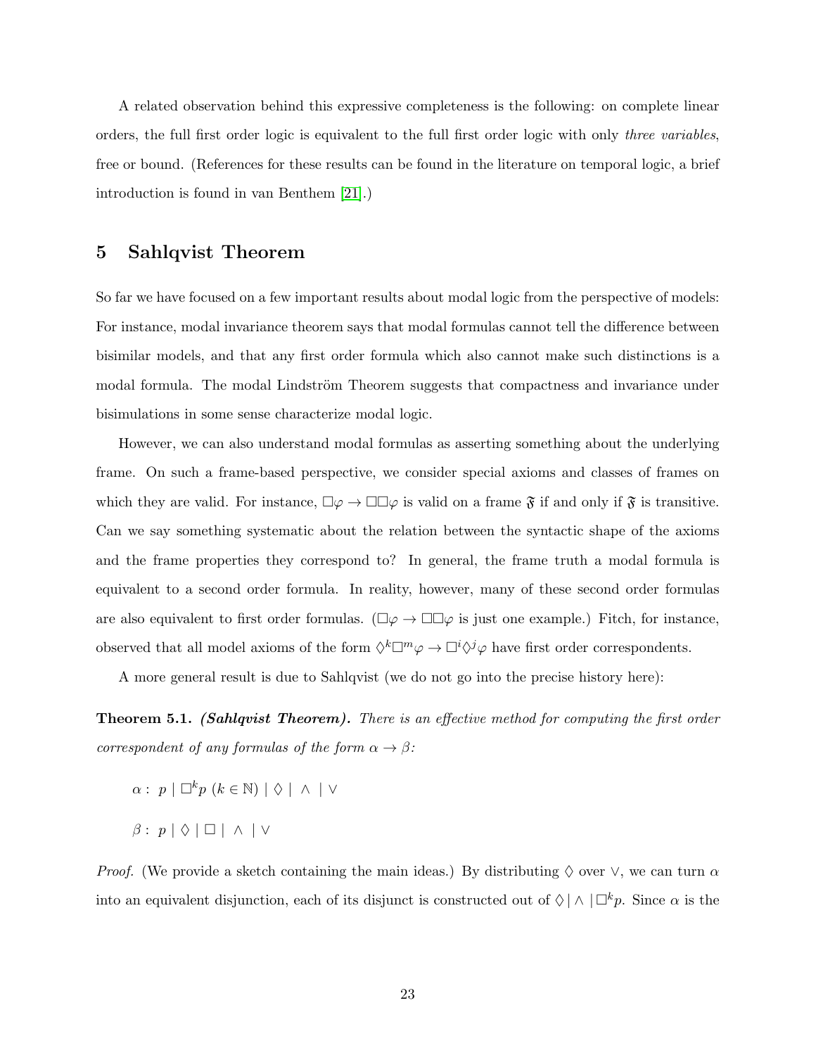A related observation behind this expressive completeness is the following: on complete linear orders, the full first order logic is equivalent to the full first order logic with only *three variables*, free or bound. (References for these results can be found in the literature on temporal logic, a brief introduction is found in van Benthem [21].)

## 5 Sahlqvist Theorem

So far we have focused on a few important results about modal logic from the perspective of models: For instance, modal invariance theorem says that modal formulas cannot tell the difference between bisimilar models, and that any first order formula which also cannot make such distinctions is a modal formula. The modal Lindström Theorem suggests that compactness and invariance under bisimulations in some sense characterize modal logic.

However, we can also understand modal formulas as asserting something about the underlying frame. On such a frame-based perspective, we consider special axioms and classes of frames on which they are valid. For instance, $\Box\varphi \to \Box\Box\varphi$ is valid on a frame $\mathfrak{F}$ if and only if $\mathfrak{F}$ is transitive. Can we say something systematic about the relation between the syntactic shape of the axioms and the frame properties they correspond to? In general, the frame truth a modal formula is equivalent to a second order formula. In reality, however, many of these second order formulas are also equivalent to first order formulas. ($\Box\varphi \to \Box\Box\varphi$ is just one example.) Fitch, for instance, observed that all model axioms of the form $\Diamond^k\Box^m\varphi \to \Box^i\Diamond^j\varphi$ have first order correspondents.

A more general result is due to Sahlqvist (we do not go into the precise history here):

**Theorem 5.1.** ***(Sahlqvist Theorem).*** *There is an effective method for computing the first order correspondent of any formulas of the form $\alpha \to \beta$:*

$\alpha :\ p \mid \Box^k p\ (k \in \mathbb{N}) \mid \Diamond \mid\ \wedge\ \mid \vee$

$\beta :\ p \mid \Diamond \mid \Box \mid\ \wedge\ \mid \vee$

*Proof.* (We provide a sketch containing the main ideas.) By distributing $\Diamond$ over $\vee$, we can turn $\alpha$ into an equivalent disjunction, each of its disjunct is constructed out of $\Diamond \mid \wedge \mid \Box^k p$. Since $\alpha$ is the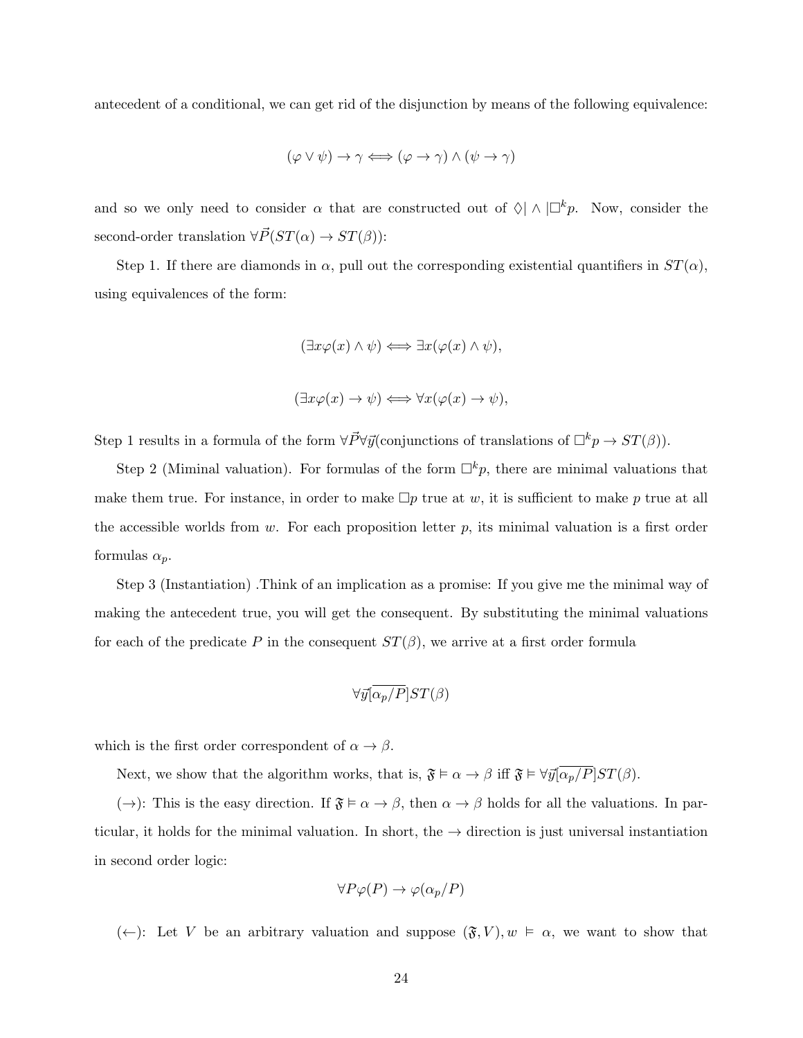antecedent of a conditional, we can get rid of the disjunction by means of the following equivalence:

$$(\varphi \vee \psi) \to \gamma \Longleftrightarrow (\varphi \to \gamma) \wedge (\psi \to \gamma)$$

and so we only need to consider $\alpha$ that are constructed out of $\Diamond| \wedge |\Box^k p$. Now, consider the second-order translation $\forall \vec{P}(ST(\alpha) \to ST(\beta))$:

Step 1. If there are diamonds in $\alpha$, pull out the corresponding existential quantifiers in $ST(\alpha)$, using equivalences of the form:

$$(\exists x \varphi(x) \wedge \psi) \Longleftrightarrow \exists x(\varphi(x) \wedge \psi),$$

$$(\exists x \varphi(x) \to \psi) \Longleftrightarrow \forall x(\varphi(x) \to \psi),$$

Step 1 results in a formula of the form $\forall \vec{P} \forall \vec{y}$(conjunctions of translations of $\Box^k p \to ST(\beta)$).

Step 2 (Miminal valuation). For formulas of the form $\Box^k p$, there are minimal valuations that make them true. For instance, in order to make $\Box p$ true at $w$, it is sufficient to make $p$ true at all the accessible worlds from $w$. For each proposition letter $p$, its minimal valuation is a first order formulas $\alpha_p$.

Step 3 (Instantiation) .Think of an implication as a promise: If you give me the minimal way of making the antecedent true, you will get the consequent. By substituting the minimal valuations for each of the predicate $P$ in the consequent $ST(\beta)$, we arrive at a first order formula

$$\forall \vec{y}[\overline{\alpha_p/P}]ST(\beta)$$

which is the first order correspondent of $\alpha \to \beta$.

Next, we show that the algorithm works, that is, $\mathfrak{F} \vDash \alpha \to \beta$ iff $\mathfrak{F} \vDash \forall \vec{y}[\overline{\alpha_p/P}]ST(\beta)$.

($\to$): This is the easy direction. If $\mathfrak{F} \vDash \alpha \to \beta$, then $\alpha \to \beta$ holds for all the valuations. In particular, it holds for the minimal valuation. In short, the $\to$ direction is just universal instantiation in second order logic:

$$\forall P \varphi(P) \to \varphi(\alpha_p/P)$$

($\leftarrow$): Let $V$ be an arbitrary valuation and suppose $(\mathfrak{F}, V), w \vDash \alpha$, we want to show that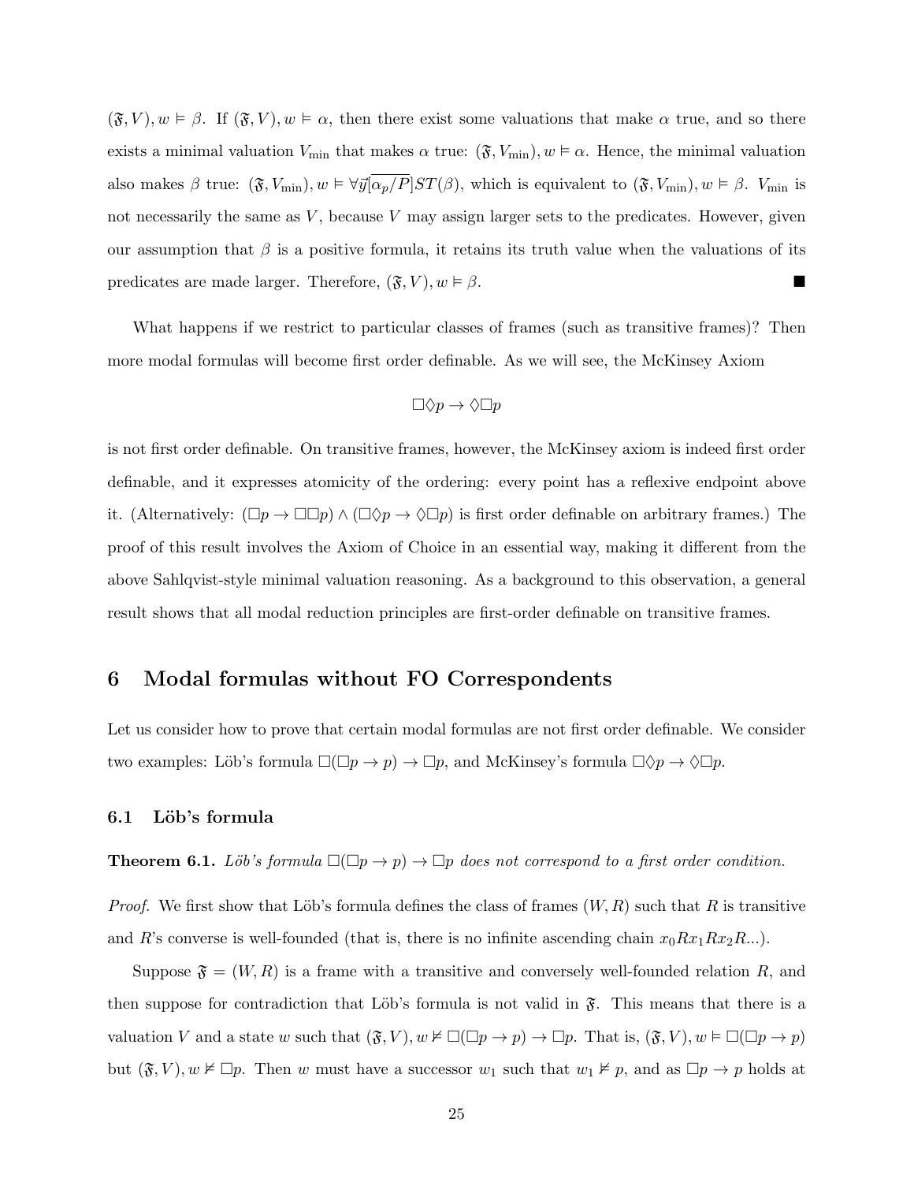$(\mathfrak{F}, V), w \vDash \beta$. If $(\mathfrak{F}, V), w \vDash \alpha$, then there exist some valuations that make $\alpha$ true, and so there exists a minimal valuation $V_{\min}$ that makes $\alpha$ true: $(\mathfrak{F}, V_{\min}), w \vDash \alpha$. Hence, the minimal valuation also makes $\beta$ true: $(\mathfrak{F}, V_{\min}), w \vDash \forall\vec{y}[\overline{\alpha_p/P}]ST(\beta)$, which is equivalent to $(\mathfrak{F}, V_{\min}), w \vDash \beta$. $V_{\min}$ is not necessarily the same as $V$, because $V$ may assign larger sets to the predicates. However, given our assumption that $\beta$ is a positive formula, it retains its truth value when the valuations of its predicates are made larger. Therefore, $(\mathfrak{F}, V), w \vDash \beta$. ■

What happens if we restrict to particular classes of frames (such as transitive frames)? Then more modal formulas will become first order definable. As we will see, the McKinsey Axiom

$$\Box\Diamond p \to \Diamond\Box p$$

is not first order definable. On transitive frames, however, the McKinsey axiom is indeed first order definable, and it expresses atomicity of the ordering: every point has a reflexive endpoint above it. (Alternatively: $(\Box p \to \Box\Box p) \wedge (\Box\Diamond p \to \Diamond\Box p)$ is first order definable on arbitrary frames.) The proof of this result involves the Axiom of Choice in an essential way, making it different from the above Sahlqvist-style minimal valuation reasoning. As a background to this observation, a general result shows that all modal reduction principles are first-order definable on transitive frames.

## 6 Modal formulas without FO Correspondents

Let us consider how to prove that certain modal formulas are not first order definable. We consider two examples: Löb's formula $\Box(\Box p \to p) \to \Box p$, and McKinsey's formula $\Box\Diamond p \to \Diamond\Box p$.

### 6.1 Löb's formula

**Theorem 6.1.** *Löb's formula $\Box(\Box p \to p) \to \Box p$ does not correspond to a first order condition.*

*Proof.* We first show that Löb's formula defines the class of frames $(W, R)$ such that $R$ is transitive and $R$'s converse is well-founded (that is, there is no infinite ascending chain $x_0 R x_1 R x_2 R ...$).

Suppose $\mathfrak{F} = (W, R)$ is a frame with a transitive and conversely well-founded relation $R$, and then suppose for contradiction that Löb's formula is not valid in $\mathfrak{F}$. This means that there is a valuation $V$ and a state $w$ such that $(\mathfrak{F}, V), w \nvDash \Box(\Box p \to p) \to \Box p$. That is, $(\mathfrak{F}, V), w \vDash \Box(\Box p \to p)$ but $(\mathfrak{F}, V), w \nvDash \Box p$. Then $w$ must have a successor $w_1$ such that $w_1 \nvDash p$, and as $\Box p \to p$ holds at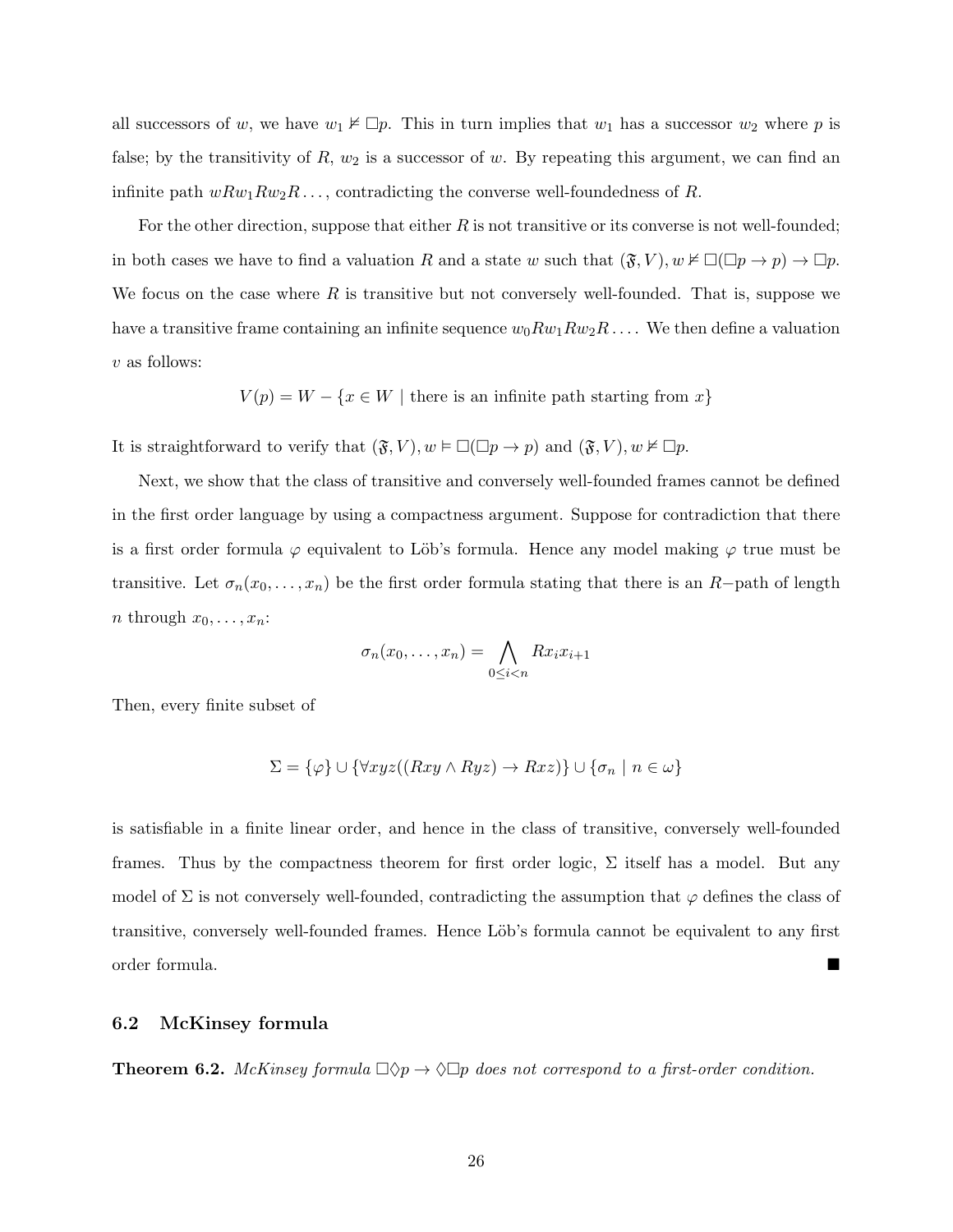all successors of $w$, we have $w_1 \nvDash \Box p$. This in turn implies that $w_1$ has a successor $w_2$ where $p$ is false; by the transitivity of $R$, $w_2$ is a successor of $w$. By repeating this argument, we can find an infinite path $wRw_1Rw_2R\ldots$, contradicting the converse well-foundedness of $R$.

For the other direction, suppose that either $R$ is not transitive or its converse is not well-founded; in both cases we have to find a valuation $R$ and a state $w$ such that $(\mathfrak{F}, V), w \nvDash \Box(\Box p \to p) \to \Box p$. We focus on the case where $R$ is transitive but not conversely well-founded. That is, suppose we have a transitive frame containing an infinite sequence $w_0Rw_1Rw_2R\ldots$. We then define a valuation $v$ as follows:

$$V(p) = W - \{x \in W \mid \text{there is an infinite path starting from } x\}$$

It is straightforward to verify that $(\mathfrak{F}, V), w \vDash \Box(\Box p \to p)$ and $(\mathfrak{F}, V), w \nvDash \Box p$.

Next, we show that the class of transitive and conversely well-founded frames cannot be defined in the first order language by using a compactness argument. Suppose for contradiction that there is a first order formula $\varphi$ equivalent to Löb's formula. Hence any model making $\varphi$ true must be transitive. Let $\sigma_n(x_0, \ldots, x_n)$ be the first order formula stating that there is an $R-$path of length $n$ through $x_0, \ldots, x_n$:

$$\sigma_n(x_0, \ldots, x_n) = \bigwedge_{0 \leq i < n} Rx_ix_{i+1}$$

Then, every finite subset of

$$\Sigma = \{\varphi\} \cup \{\forall xyz((Rxy \wedge Ryz) \to Rxz)\} \cup \{\sigma_n \mid n \in \omega\}$$

is satisfiable in a finite linear order, and hence in the class of transitive, conversely well-founded frames. Thus by the compactness theorem for first order logic, $\Sigma$ itself has a model. But any model of $\Sigma$ is not conversely well-founded, contradicting the assumption that $\varphi$ defines the class of transitive, conversely well-founded frames. Hence Löb's formula cannot be equivalent to any first order formula. ■

### 6.2 McKinsey formula

**Theorem 6.2.** *McKinsey formula $\Box\Diamond p \to \Diamond\Box p$ does not correspond to a first-order condition.*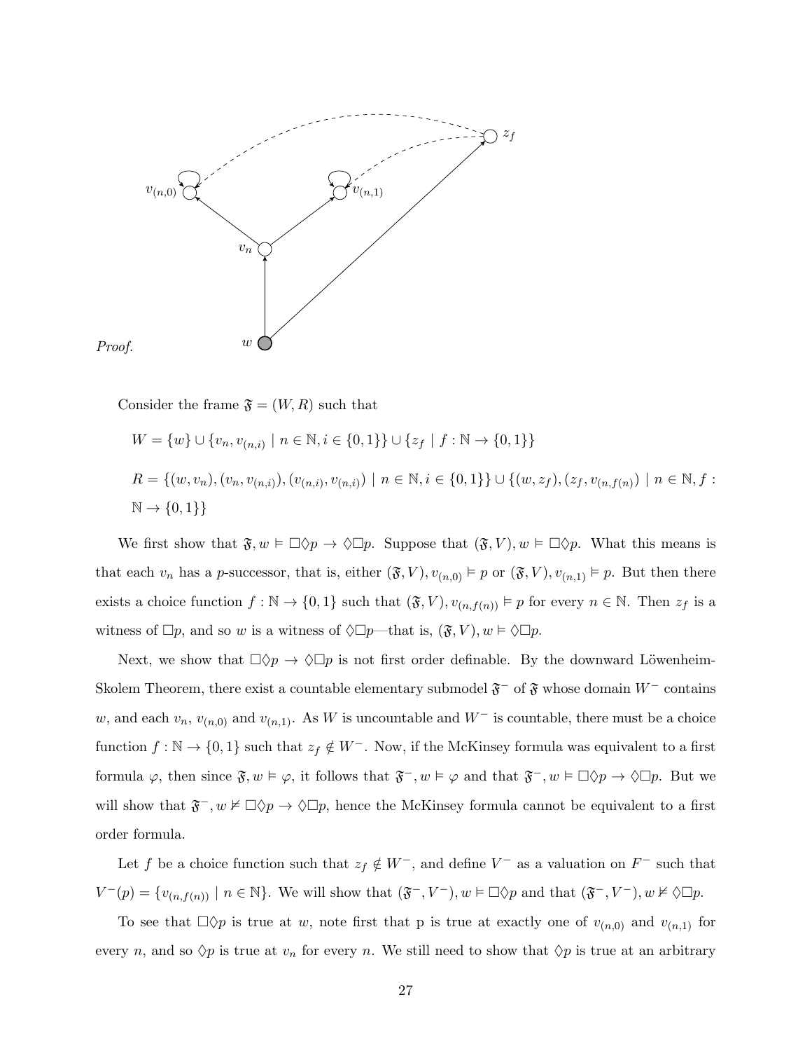*Proof.*

Consider the frame $\mathfrak{F} = (W, R)$ such that

$W = \{w\} \cup \{v_n, v_{(n,i)} \mid n \in \mathbb{N}, i \in \{0,1\}\} \cup \{z_f \mid f : \mathbb{N} \to \{0,1\}\}$

$R = \{(w, v_n), (v_n, v_{(n,i)}), (v_{(n,i)}, v_{(n,i)}) \mid n \in \mathbb{N}, i \in \{0,1\}\} \cup \{(w, z_f), (z_f, v_{(n,f(n))}) \mid n \in \mathbb{N}, f : \mathbb{N} \to \{0,1\}\}$

We first show that $\mathfrak{F}, w \vDash \Box\Diamond p \to \Diamond\Box p$. Suppose that $(\mathfrak{F}, V), w \vDash \Box\Diamond p$. What this means is that each $v_n$ has a $p$-successor, that is, either $(\mathfrak{F}, V), v_{(n,0)} \vDash p$ or $(\mathfrak{F}, V), v_{(n,1)} \vDash p$. But then there exists a choice function $f : \mathbb{N} \to \{0,1\}$ such that $(\mathfrak{F}, V), v_{(n,f(n))} \vDash p$ for every $n \in \mathbb{N}$. Then $z_f$ is a witness of $\Box p$, and so $w$ is a witness of $\Diamond\Box p$—that is, $(\mathfrak{F}, V), w \vDash \Diamond\Box p$.

Next, we show that $\Box\Diamond p \to \Diamond\Box p$ is not first order definable. By the downward Löwenheim-Skolem Theorem, there exist a countable elementary submodel $\mathfrak{F}^-$ of $\mathfrak{F}$ whose domain $W^-$ contains $w$, and each $v_n$, $v_{(n,0)}$ and $v_{(n,1)}$. As $W$ is uncountable and $W^-$ is countable, there must be a choice function $f : \mathbb{N} \to \{0,1\}$ such that $z_f \notin W^-$. Now, if the McKinsey formula was equivalent to a first formula $\varphi$, then since $\mathfrak{F}, w \vDash \varphi$, it follows that $\mathfrak{F}^-, w \vDash \varphi$ and that $\mathfrak{F}^-, w \vDash \Box\Diamond p \to \Diamond\Box p$. But we will show that $\mathfrak{F}^-, w \nvDash \Box\Diamond p \to \Diamond\Box p$, hence the McKinsey formula cannot be equivalent to a first order formula.

Let $f$ be a choice function such that $z_f \notin W^-$, and define $V^-$ as a valuation on $F^-$ such that $V^-(p) = \{v_{(n,f(n))} \mid n \in \mathbb{N}\}$. We will show that $(\mathfrak{F}^-, V^-), w \vDash \Box\Diamond p$ and that $(\mathfrak{F}^-, V^-), w \nvDash \Diamond\Box p$.

To see that $\Box\Diamond p$ is true at $w$, note first that p is true at exactly one of $v_{(n,0)}$ and $v_{(n,1)}$ for every $n$, and so $\Diamond p$ is true at $v_n$ for every $n$. We still need to show that $\Diamond p$ is true at an arbitrary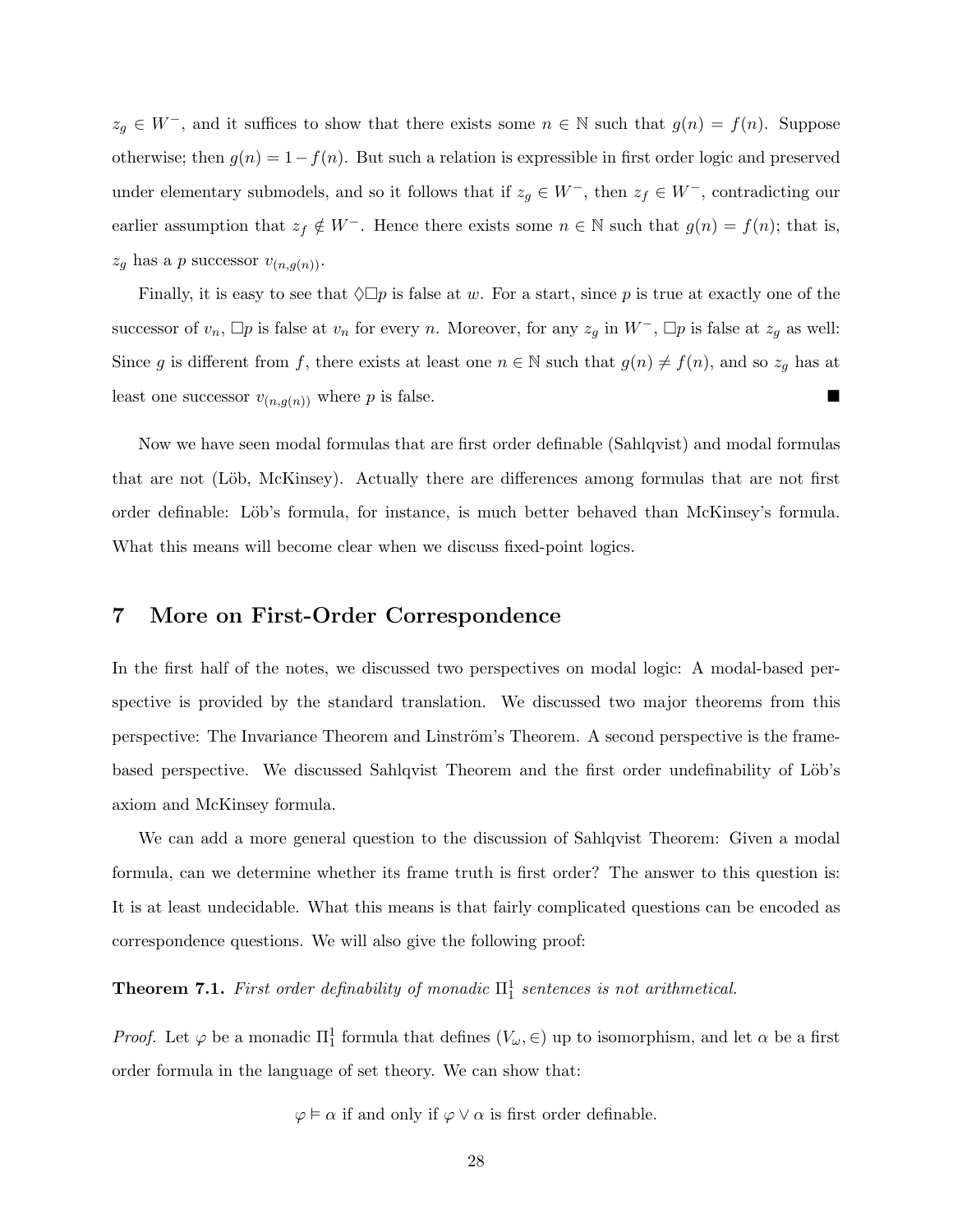$z_g \in W^-$, and it suffices to show that there exists some $n \in \mathbb{N}$ such that $g(n) = f(n)$. Suppose otherwise; then $g(n) = 1 - f(n)$. But such a relation is expressible in first order logic and preserved under elementary submodels, and so it follows that if $z_g \in W^-$, then $z_f \in W^-$, contradicting our earlier assumption that $z_f \notin W^-$. Hence there exists some $n \in \mathbb{N}$ such that $g(n) = f(n)$; that is, $z_g$ has a $p$ successor $v_{(n,g(n))}$.

Finally, it is easy to see that $\Diamond\Box p$ is false at $w$. For a start, since $p$ is true at exactly one of the successor of $v_n$, $\Box p$ is false at $v_n$ for every $n$. Moreover, for any $z_g$ in $W^-$, $\Box p$ is false at $z_g$ as well: Since $g$ is different from $f$, there exists at least one $n \in \mathbb{N}$ such that $g(n) \neq f(n)$, and so $z_g$ has at least one successor $v_{(n,g(n))}$ where $p$ is false. ■

Now we have seen modal formulas that are first order definable (Sahlqvist) and modal formulas that are not (Löb, McKinsey). Actually there are differences among formulas that are not first order definable: Löb's formula, for instance, is much better behaved than McKinsey's formula. What this means will become clear when we discuss fixed-point logics.

## 7 More on First-Order Correspondence

In the first half of the notes, we discussed two perspectives on modal logic: A modal-based perspective is provided by the standard translation. We discussed two major theorems from this perspective: The Invariance Theorem and Linström's Theorem. A second perspective is the frame-based perspective. We discussed Sahlqvist Theorem and the first order undefinability of Löb's axiom and McKinsey formula.

We can add a more general question to the discussion of Sahlqvist Theorem: Given a modal formula, can we determine whether its frame truth is first order? The answer to this question is: It is at least undecidable. What this means is that fairly complicated questions can be encoded as correspondence questions. We will also give the following proof:

**Theorem 7.1.** *First order definability of monadic $\Pi^1_1$ sentences is not arithmetical.*

*Proof.* Let $\varphi$ be a monadic $\Pi^1_1$ formula that defines $(V_\omega, \in)$ up to isomorphism, and let $\alpha$ be a first order formula in the language of set theory. We can show that:

$$\varphi \vDash \alpha \text{ if and only if } \varphi \vee \alpha \text{ is first order definable.}$$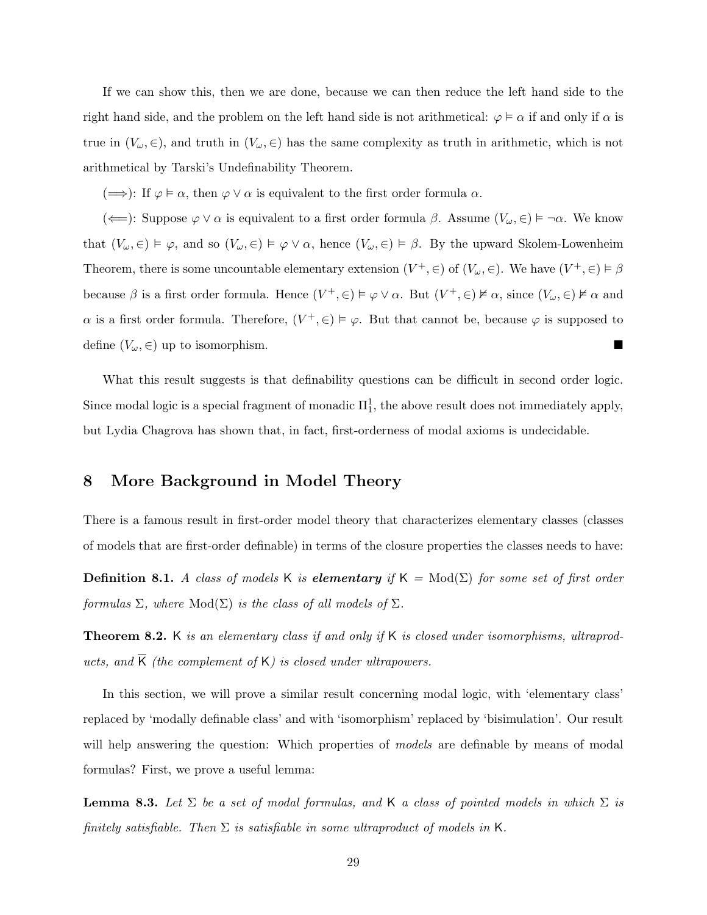If we can show this, then we are done, because we can then reduce the left hand side to the right hand side, and the problem on the left hand side is not arithmetical: $\varphi \models \alpha$ if and only if $\alpha$ is true in $(V_\omega, \in)$, and truth in $(V_\omega, \in)$ has the same complexity as truth in arithmetic, which is not arithmetical by Tarski's Undefinability Theorem.

($\Longrightarrow$): If $\varphi \models \alpha$, then $\varphi \vee \alpha$ is equivalent to the first order formula $\alpha$.

($\Longleftarrow$): Suppose $\varphi \vee \alpha$ is equivalent to a first order formula $\beta$. Assume $(V_\omega, \in) \models \neg\alpha$. We know that $(V_\omega, \in) \models \varphi$, and so $(V_\omega, \in) \models \varphi \vee \alpha$, hence $(V_\omega, \in) \models \beta$. By the upward Skolem-Lowenheim Theorem, there is some uncountable elementary extension $(V^+, \in)$ of $(V_\omega, \in)$. We have $(V^+, \in) \models \beta$ because $\beta$ is a first order formula. Hence $(V^+, \in) \models \varphi \vee \alpha$. But $(V^+, \in) \not\models \alpha$, since $(V_\omega, \in) \not\models \alpha$ and $\alpha$ is a first order formula. Therefore, $(V^+, \in) \models \varphi$. But that cannot be, because $\varphi$ is supposed to define $(V_\omega, \in)$ up to isomorphism. ∎

What this result suggests is that definability questions can be difficult in second order logic. Since modal logic is a special fragment of monadic $\Pi^1_1$, the above result does not immediately apply, but Lydia Chagrova has shown that, in fact, first-orderness of modal axioms is undecidable.

## 8 More Background in Model Theory

There is a famous result in first-order model theory that characterizes elementary classes (classes of models that are first-order definable) in terms of the closure properties the classes needs to have:

**Definition 8.1.** *A class of models* $\mathsf{K}$ *is* ***elementary*** *if* $\mathsf{K} = \mathrm{Mod}(\Sigma)$ *for some set of first order formulas* $\Sigma$*, where* $\mathrm{Mod}(\Sigma)$ *is the class of all models of* $\Sigma$*.*

**Theorem 8.2.** $\mathsf{K}$ *is an elementary class if and only if* $\mathsf{K}$ *is closed under isomorphisms, ultraproducts, and* $\overline{\mathsf{K}}$ *(the complement of* $\mathsf{K}$*) is closed under ultrapowers.*

In this section, we will prove a similar result concerning modal logic, with 'elementary class' replaced by 'modally definable class' and with 'isomorphism' replaced by 'bisimulation'. Our result will help answering the question: Which properties of *models* are definable by means of modal formulas? First, we prove a useful lemma:

**Lemma 8.3.** *Let* $\Sigma$ *be a set of modal formulas, and* $\mathsf{K}$ *a class of pointed models in which* $\Sigma$ *is finitely satisfiable. Then* $\Sigma$ *is satisfiable in some ultraproduct of models in* $\mathsf{K}$*.*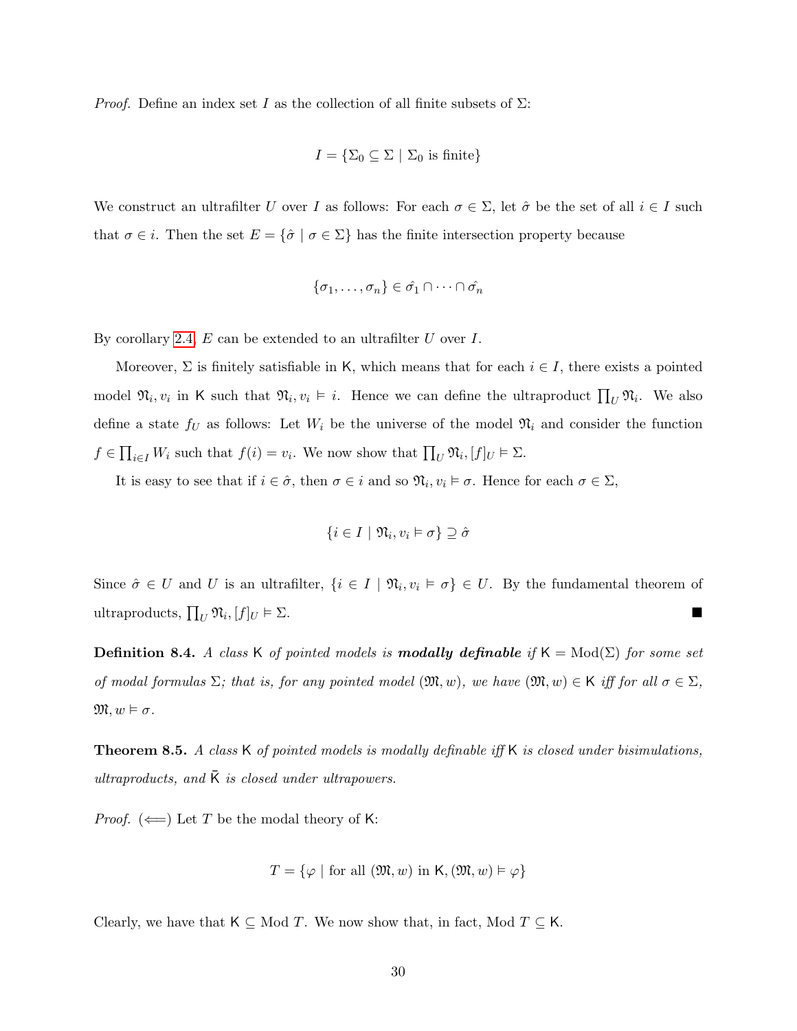*Proof.* Define an index set $I$ as the collection of all finite subsets of $\Sigma$:

$$I = \{\Sigma_0 \subseteq \Sigma \mid \Sigma_0 \text{ is finite}\}$$

We construct an ultrafilter $U$ over $I$ as follows: For each $\sigma \in \Sigma$, let $\hat{\sigma}$ be the set of all $i \in I$ such that $\sigma \in i$. Then the set $E = \{\hat{\sigma} \mid \sigma \in \Sigma\}$ has the finite intersection property because

$$\{\sigma_1, \ldots, \sigma_n\} \in \hat{\sigma_1} \cap \cdots \cap \hat{\sigma_n}$$

By corollary 2.4, $E$ can be extended to an ultrafilter $U$ over $I$.

Moreover, $\Sigma$ is finitely satisfiable in $\mathsf{K}$, which means that for each $i \in I$, there exists a pointed model $\mathfrak{N}_i, v_i$ in $\mathsf{K}$ such that $\mathfrak{N}_i, v_i \vDash i$. Hence we can define the ultraproduct $\prod_U \mathfrak{N}_i$. We also define a state $f_U$ as follows: Let $W_i$ be the universe of the model $\mathfrak{N}_i$ and consider the function $f \in \prod_{i \in I} W_i$ such that $f(i) = v_i$. We now show that $\prod_U \mathfrak{N}_i, [f]_U \vDash \Sigma$.

It is easy to see that if $i \in \hat{\sigma}$, then $\sigma \in i$ and so $\mathfrak{N}_i, v_i \vDash \sigma$. Hence for each $\sigma \in \Sigma$,

$$\{i \in I \mid \mathfrak{N}_i, v_i \vDash \sigma\} \supseteq \hat{\sigma}$$

Since $\hat{\sigma} \in U$ and $U$ is an ultrafilter, $\{i \in I \mid \mathfrak{N}_i, v_i \vDash \sigma\} \in U$. By the fundamental theorem of ultraproducts, $\prod_U \mathfrak{N}_i, [f]_U \vDash \Sigma$. ∎

**Definition 8.4.** *A class* $\mathsf{K}$ *of pointed models is* ***modally definable*** *if* $\mathsf{K} = \mathrm{Mod}(\Sigma)$ *for some set of modal formulas* $\Sigma$*; that is, for any pointed model* $(\mathfrak{M}, w)$*, we have* $(\mathfrak{M}, w) \in \mathsf{K}$ *iff for all* $\sigma \in \Sigma$*,* $\mathfrak{M}, w \vDash \sigma$*.*

**Theorem 8.5.** *A class* $\mathsf{K}$ *of pointed models is modally definable iff* $\mathsf{K}$ *is closed under bisimulations, ultraproducts, and* $\bar{\mathsf{K}}$ *is closed under ultrapowers.*

*Proof.* ($\Longleftarrow$) Let $T$ be the modal theory of $\mathsf{K}$:

$$T = \{\varphi \mid \text{for all } (\mathfrak{M}, w) \text{ in } \mathsf{K}, (\mathfrak{M}, w) \vDash \varphi\}$$

Clearly, we have that $\mathsf{K} \subseteq \mathrm{Mod}\ T$. We now show that, in fact, $\mathrm{Mod}\ T \subseteq \mathsf{K}$.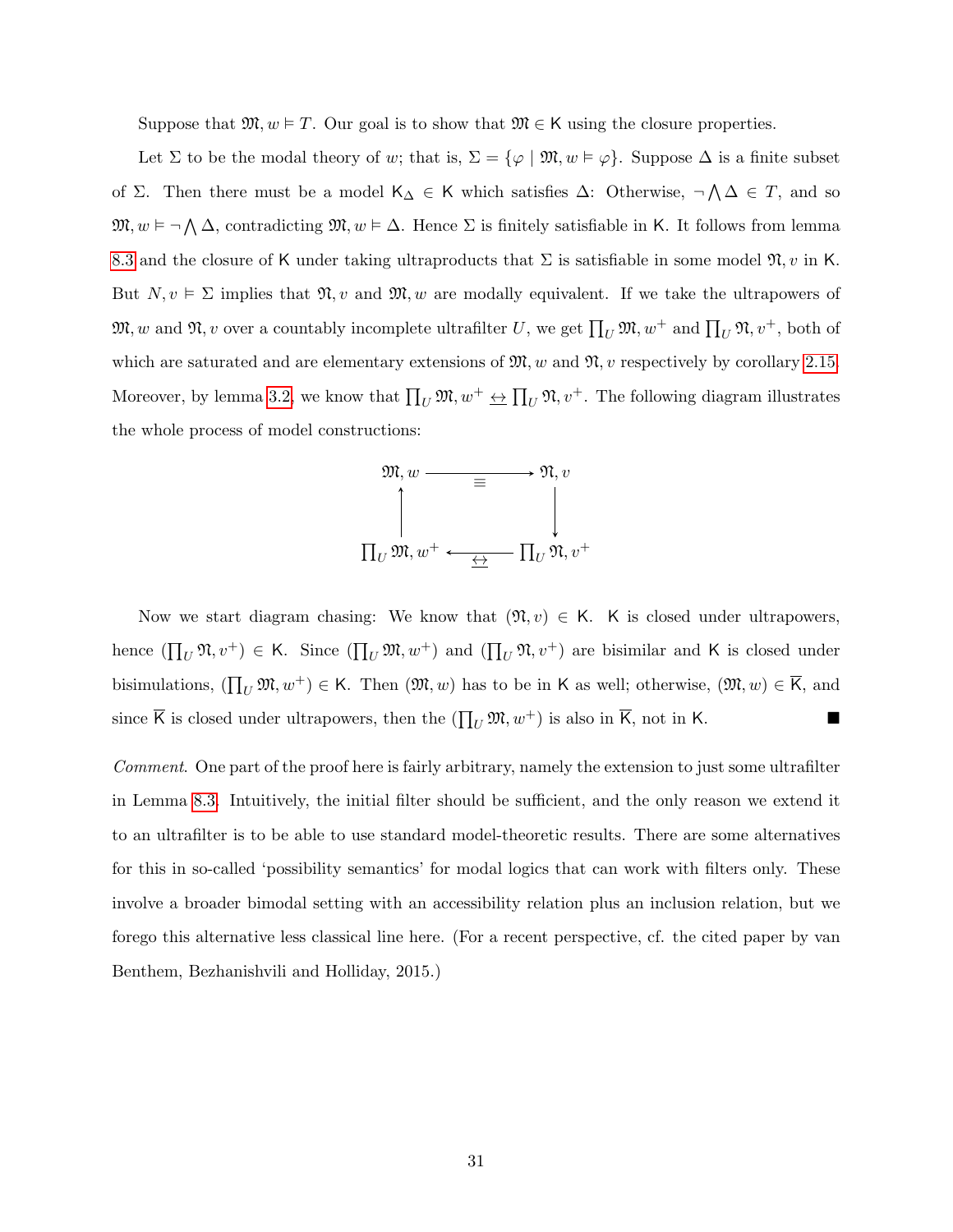Suppose that $\mathfrak{M}, w \vDash T$. Our goal is to show that $\mathfrak{M} \in \mathsf{K}$ using the closure properties.

Let $\Sigma$ to be the modal theory of $w$; that is, $\Sigma = \{\varphi \mid \mathfrak{M}, w \vDash \varphi\}$. Suppose $\Delta$ is a finite subset of $\Sigma$. Then there must be a model $\mathsf{K}_\Delta \in \mathsf{K}$ which satisfies $\Delta$: Otherwise, $\neg \bigwedge \Delta \in T$, and so $\mathfrak{M}, w \vDash \neg \bigwedge \Delta$, contradicting $\mathfrak{M}, w \vDash \Delta$. Hence $\Sigma$ is finitely satisfiable in $\mathsf{K}$. It follows from lemma 8.3 and the closure of $\mathsf{K}$ under taking ultraproducts that $\Sigma$ is satisfiable in some model $\mathfrak{N}, v$ in $\mathsf{K}$. But $N, v \vDash \Sigma$ implies that $\mathfrak{N}, v$ and $\mathfrak{M}, w$ are modally equivalent. If we take the ultrapowers of $\mathfrak{M}, w$ and $\mathfrak{N}, v$ over a countably incomplete ultrafilter $U$, we get $\prod_U \mathfrak{M}, w^+$ and $\prod_U \mathfrak{N}, v^+$, both of which are saturated and are elementary extensions of $\mathfrak{M}, w$ and $\mathfrak{N}, v$ respectively by corollary 2.15. Moreover, by lemma 3.2, we know that $\prod_U \mathfrak{M}, w^+ \leftrightarroweq \prod_U \mathfrak{N}, v^+$. The following diagram illustrates the whole process of model constructions:

$$
\begin{array}{ccc}
\mathfrak{M}, w & \xrightarrow{\quad \equiv \quad} & \mathfrak{N}, v \\
\uparrow & & \downarrow \\
\prod_U \mathfrak{M}, w^+ & \xleftarrow{\quad \leftrightarroweq \quad} & \prod_U \mathfrak{N}, v^+
\end{array}
$$

Now we start diagram chasing: We know that $(\mathfrak{N}, v) \in \mathsf{K}$. $\mathsf{K}$ is closed under ultrapowers, hence $(\prod_U \mathfrak{N}, v^+) \in \mathsf{K}$. Since $(\prod_U \mathfrak{M}, w^+)$ and $(\prod_U \mathfrak{N}, v^+)$ are bisimilar and $\mathsf{K}$ is closed under bisimulations, $(\prod_U \mathfrak{M}, w^+) \in \mathsf{K}$. Then $(\mathfrak{M}, w)$ has to be in $\mathsf{K}$ as well; otherwise, $(\mathfrak{M}, w) \in \overline{\mathsf{K}}$, and since $\overline{\mathsf{K}}$ is closed under ultrapowers, then the $(\prod_U \mathfrak{M}, w^+)$ is also in $\overline{\mathsf{K}}$, not in $\mathsf{K}$. ■

*Comment*. One part of the proof here is fairly arbitrary, namely the extension to just some ultrafilter in Lemma 8.3. Intuitively, the initial filter should be sufficient, and the only reason we extend it to an ultrafilter is to be able to use standard model-theoretic results. There are some alternatives for this in so-called 'possibility semantics' for modal logics that can work with filters only. These involve a broader bimodal setting with an accessibility relation plus an inclusion relation, but we forego this alternative less classical line here. (For a recent perspective, cf. the cited paper by van Benthem, Bezhanishvili and Holliday, 2015.)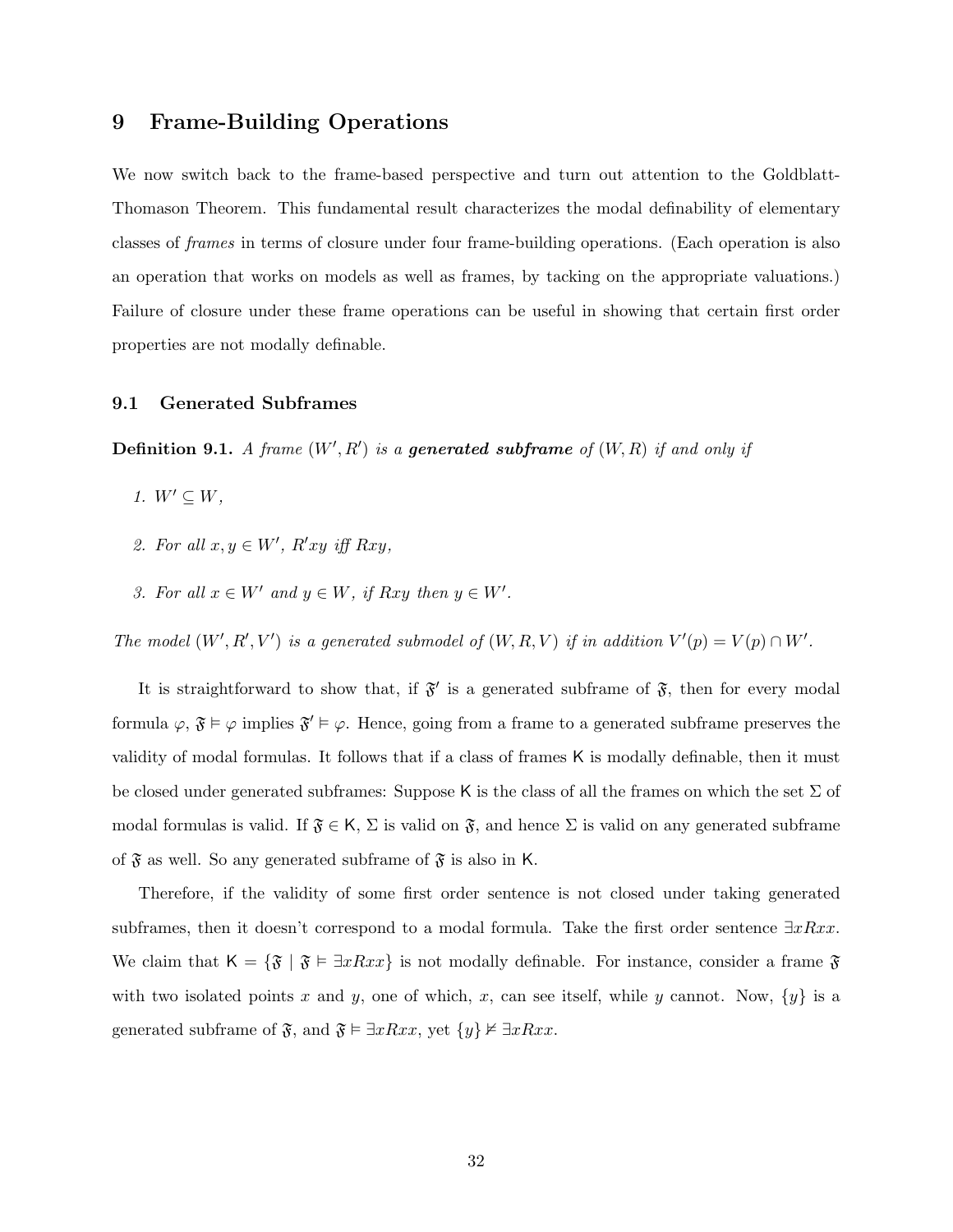# 9 Frame-Building Operations

We now switch back to the frame-based perspective and turn out attention to the Goldblatt-Thomason Theorem. This fundamental result characterizes the modal definability of elementary classes of *frames* in terms of closure under four frame-building operations. (Each operation is also an operation that works on models as well as frames, by tacking on the appropriate valuations.) Failure of closure under these frame operations can be useful in showing that certain first order properties are not modally definable.

## 9.1 Generated Subframes

**Definition 9.1.** *A frame $(W', R')$ is a* ***generated subframe*** *of $(W, R)$ if and only if*

1. *$W' \subseteq W$,*
2. *For all $x, y \in W'$, $R'xy$ iff $Rxy$,*
3. *For all $x \in W'$ and $y \in W$, if $Rxy$ then $y \in W'$.*

*The model $(W', R', V')$ is a generated submodel of $(W, R, V)$ if in addition $V'(p) = V(p) \cap W'$.*

It is straightforward to show that, if $\mathfrak{F}'$ is a generated subframe of $\mathfrak{F}$, then for every modal formula $\varphi$, $\mathfrak{F} \vDash \varphi$ implies $\mathfrak{F}' \vDash \varphi$. Hence, going from a frame to a generated subframe preserves the validity of modal formulas. It follows that if a class of frames $\mathsf{K}$ is modally definable, then it must be closed under generated subframes: Suppose $\mathsf{K}$ is the class of all the frames on which the set $\Sigma$ of modal formulas is valid. If $\mathfrak{F} \in \mathsf{K}$, $\Sigma$ is valid on $\mathfrak{F}$, and hence $\Sigma$ is valid on any generated subframe of $\mathfrak{F}$ as well. So any generated subframe of $\mathfrak{F}$ is also in $\mathsf{K}$.

Therefore, if the validity of some first order sentence is not closed under taking generated subframes, then it doesn't correspond to a modal formula. Take the first order sentence $\exists x Rxx$. We claim that $\mathsf{K} = \{\mathfrak{F} \mid \mathfrak{F} \vDash \exists x Rxx\}$ is not modally definable. For instance, consider a frame $\mathfrak{F}$ with two isolated points $x$ and $y$, one of which, $x$, can see itself, while $y$ cannot. Now, $\{y\}$ is a generated subframe of $\mathfrak{F}$, and $\mathfrak{F} \vDash \exists x Rxx$, yet $\{y\} \nvDash \exists x Rxx$.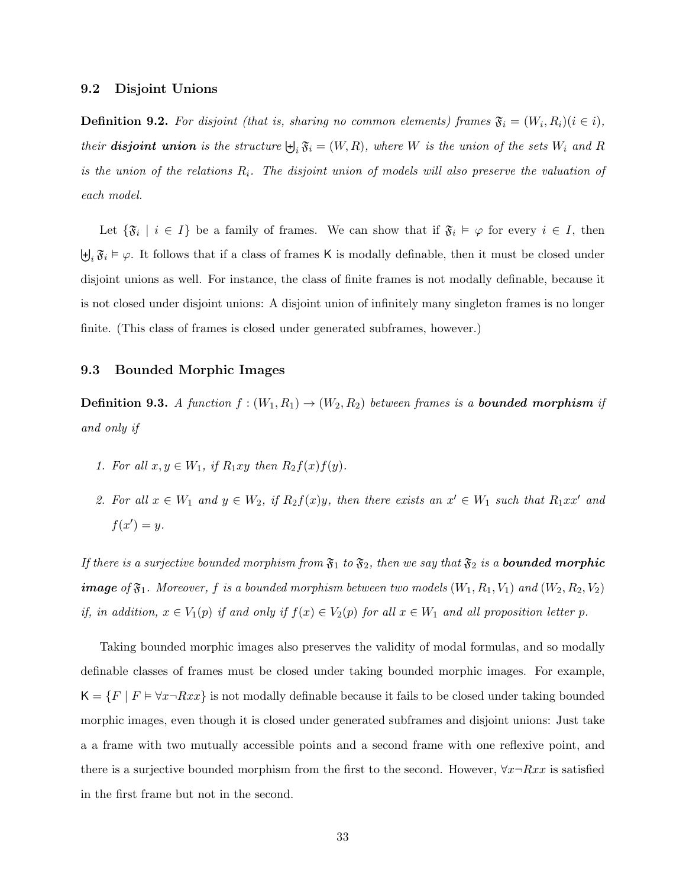### 9.2 Disjoint Unions

**Definition 9.2.** *For disjoint (that is, sharing no common elements) frames $\mathfrak{F}_i = (W_i, R_i)(i \in i)$, their* ***disjoint union*** *is the structure $\biguplus_i \mathfrak{F}_i = (W, R)$, where $W$ is the union of the sets $W_i$ and $R$ is the union of the relations $R_i$. The disjoint union of models will also preserve the valuation of each model.*

Let $\{\mathfrak{F}_i \mid i \in I\}$ be a family of frames. We can show that if $\mathfrak{F}_i \vDash \varphi$ for every $i \in I$, then $\biguplus_i \mathfrak{F}_i \vDash \varphi$. It follows that if a class of frames $\mathsf{K}$ is modally definable, then it must be closed under disjoint unions as well. For instance, the class of finite frames is not modally definable, because it is not closed under disjoint unions: A disjoint union of infinitely many singleton frames is no longer finite. (This class of frames is closed under generated subframes, however.)

### 9.3 Bounded Morphic Images

**Definition 9.3.** *A function $f : (W_1, R_1) \to (W_2, R_2)$ between frames is a* ***bounded morphism*** *if and only if*

1. *For all $x, y \in W_1$, if $R_1xy$ then $R_2f(x)f(y)$.*

2. *For all $x \in W_1$ and $y \in W_2$, if $R_2f(x)y$, then there exists an $x' \in W_1$ such that $R_1xx'$ and $f(x') = y$.*

*If there is a surjective bounded morphism from $\mathfrak{F}_1$ to $\mathfrak{F}_2$, then we say that $\mathfrak{F}_2$ is a* ***bounded morphic image*** *of $\mathfrak{F}_1$. Moreover, $f$ is a bounded morphism between two models $(W_1, R_1, V_1)$ and $(W_2, R_2, V_2)$ if, in addition, $x \in V_1(p)$ if and only if $f(x) \in V_2(p)$ for all $x \in W_1$ and all proposition letter $p$.*

Taking bounded morphic images also preserves the validity of modal formulas, and so modally definable classes of frames must be closed under taking bounded morphic images. For example, $\mathsf{K} = \{F \mid F \vDash \forall x \neg Rxx\}$ is not modally definable because it fails to be closed under taking bounded morphic images, even though it is closed under generated subframes and disjoint unions: Just take a a frame with two mutually accessible points and a second frame with one reflexive point, and there is a surjective bounded morphism from the first to the second. However, $\forall x \neg Rxx$ is satisfied in the first frame but not in the second.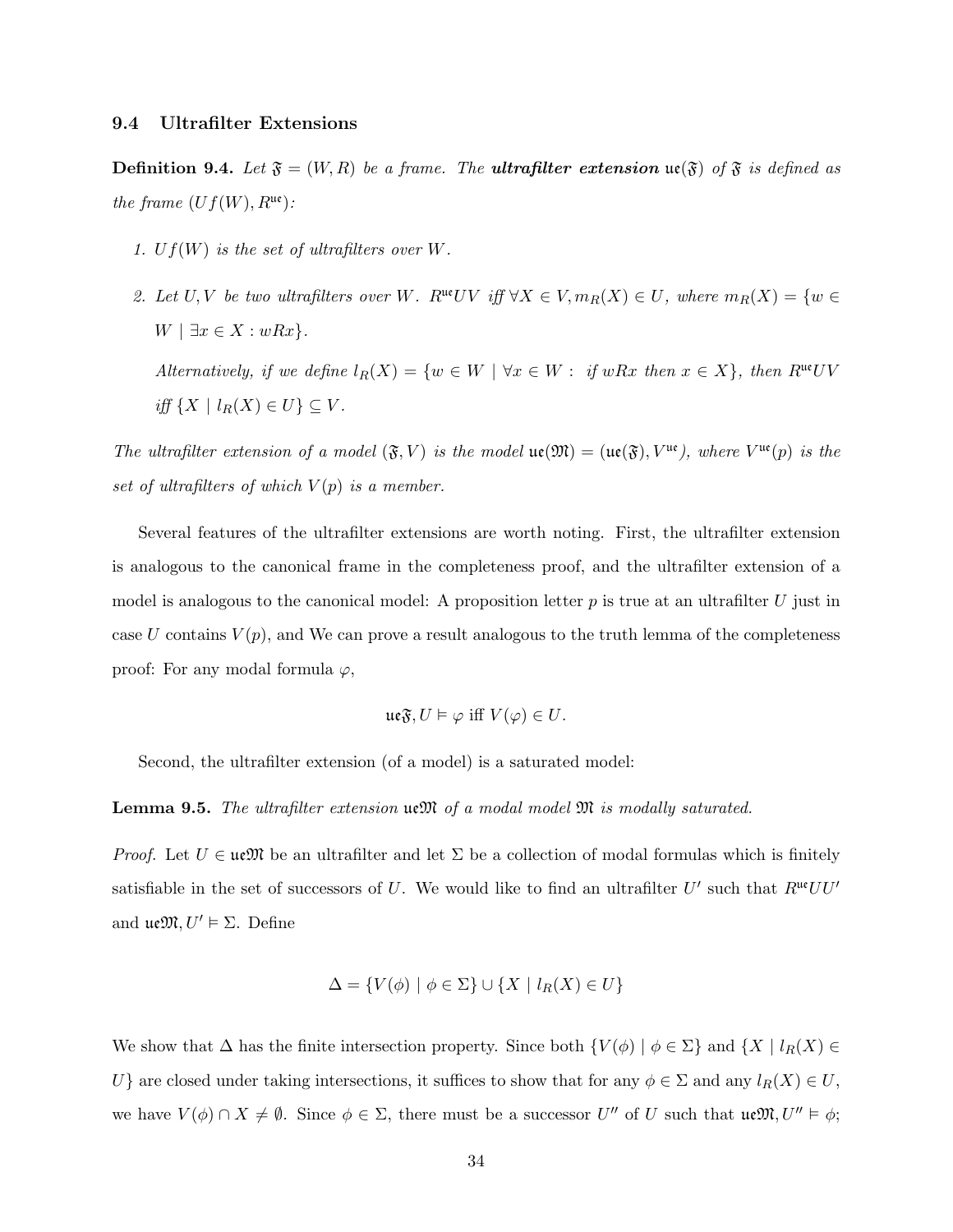### 9.4 Ultrafilter Extensions

**Definition 9.4.** *Let $\mathfrak{F} = (W, R)$ be a frame. The* ***ultrafilter extension*** $\mathfrak{ue}(\mathfrak{F})$ *of $\mathfrak{F}$ is defined as the frame $(Uf(W), R^{\mathfrak{ue}})$:*

1. *$Uf(W)$ is the set of ultrafilters over $W$.*
2. *Let $U, V$ be two ultrafilters over $W$. $R^{\mathfrak{ue}}UV$ iff $\forall X \in V, m_R(X) \in U$, where $m_R(X) = \{w \in W \mid \exists x \in X : wRx\}$.*

   *Alternatively, if we define $l_R(X) = \{w \in W \mid \forall x \in W : \text{ if } wRx \text{ then } x \in X\}$, then $R^{\mathfrak{ue}}UV$ iff $\{X \mid l_R(X) \in U\} \subseteq V$.*

*The ultrafilter extension of a model $(\mathfrak{F}, V)$ is the model $\mathfrak{ue}(\mathfrak{M}) = (\mathfrak{ue}(\mathfrak{F}), V^{\mathfrak{ue}})$, where $V^{\mathfrak{ue}}(p)$ is the set of ultrafilters of which $V(p)$ is a member.*

Several features of the ultrafilter extensions are worth noting. First, the ultrafilter extension is analogous to the canonical frame in the completeness proof, and the ultrafilter extension of a model is analogous to the canonical model: A proposition letter $p$ is true at an ultrafilter $U$ just in case $U$ contains $V(p)$, and We can prove a result analogous to the truth lemma of the completeness proof: For any modal formula $\varphi$,

$$\mathfrak{ue}\mathfrak{F}, U \vDash \varphi \text{ iff } V(\varphi) \in U.$$

Second, the ultrafilter extension (of a model) is a saturated model:

**Lemma 9.5.** *The ultrafilter extension $\mathfrak{ue}\mathfrak{M}$ of a modal model $\mathfrak{M}$ is modally saturated.*

*Proof.* Let $U \in \mathfrak{ue}\mathfrak{M}$ be an ultrafilter and let $\Sigma$ be a collection of modal formulas which is finitely satisfiable in the set of successors of $U$. We would like to find an ultrafilter $U'$ such that $R^{\mathfrak{ue}}UU'$ and $\mathfrak{ue}\mathfrak{M}, U' \vDash \Sigma$. Define

$$\Delta = \{V(\phi) \mid \phi \in \Sigma\} \cup \{X \mid l_R(X) \in U\}$$

We show that $\Delta$ has the finite intersection property. Since both $\{V(\phi) \mid \phi \in \Sigma\}$ and $\{X \mid l_R(X) \in U\}$ are closed under taking intersections, it suffices to show that for any $\phi \in \Sigma$ and any $l_R(X) \in U$, we have $V(\phi) \cap X \neq \emptyset$. Since $\phi \in \Sigma$, there must be a successor $U''$ of $U$ such that $\mathfrak{ue}\mathfrak{M}, U'' \vDash \phi$;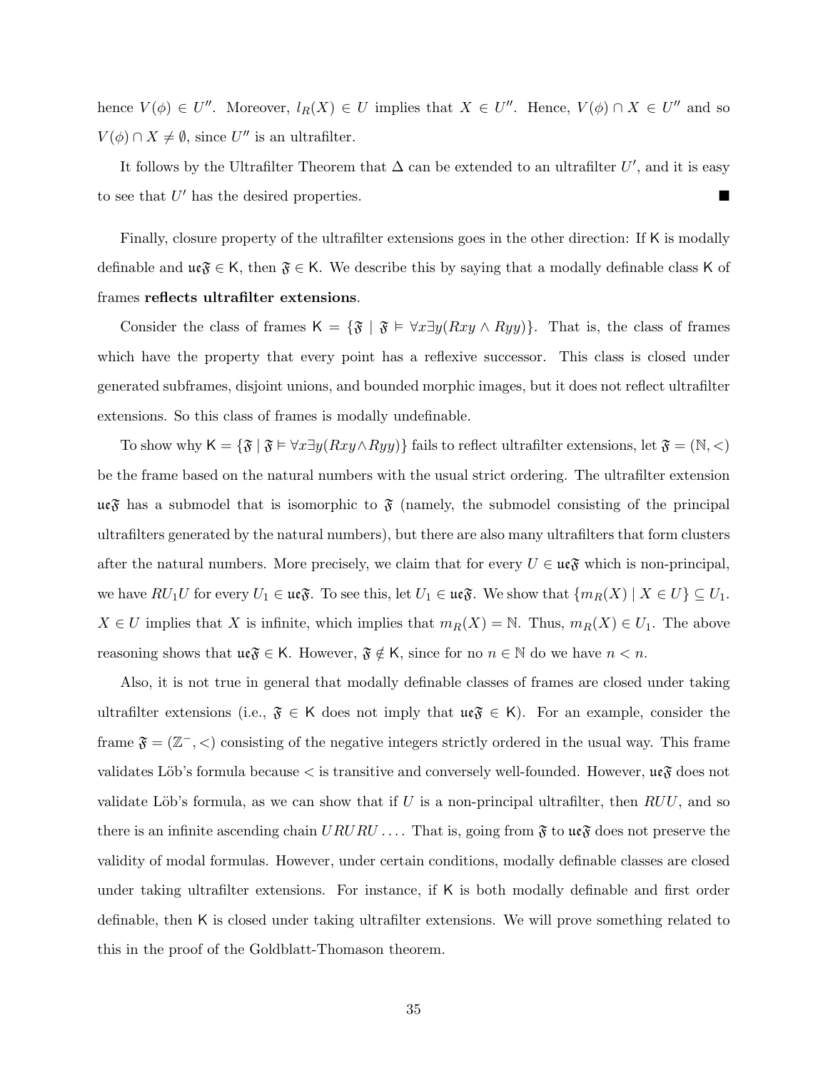hence $V(\phi) \in U''$. Moreover, $l_R(X) \in U$ implies that $X \in U''$. Hence, $V(\phi) \cap X \in U''$ and so $V(\phi) \cap X \neq \emptyset$, since $U''$ is an ultrafilter.

It follows by the Ultrafilter Theorem that $\Delta$ can be extended to an ultrafilter $U'$, and it is easy to see that $U'$ has the desired properties. ■

Finally, closure property of the ultrafilter extensions goes in the other direction: If $\mathsf{K}$ is modally definable and $\mathfrak{ue}\mathfrak{F} \in \mathsf{K}$, then $\mathfrak{F} \in \mathsf{K}$. We describe this by saying that a modally definable class $\mathsf{K}$ of frames **reflects ultrafilter extensions**.

Consider the class of frames $\mathsf{K} = \{\mathfrak{F} \mid \mathfrak{F} \vDash \forall x \exists y(Rxy \land Ryy)\}$. That is, the class of frames which have the property that every point has a reflexive successor. This class is closed under generated subframes, disjoint unions, and bounded morphic images, but it does not reflect ultrafilter extensions. So this class of frames is modally undefinable.

To show why $\mathsf{K} = \{\mathfrak{F} \mid \mathfrak{F} \vDash \forall x \exists y(Rxy \land Ryy)\}$ fails to reflect ultrafilter extensions, let $\mathfrak{F} = (\mathbb{N}, <)$ be the frame based on the natural numbers with the usual strict ordering. The ultrafilter extension $\mathfrak{ue}\mathfrak{F}$ has a submodel that is isomorphic to $\mathfrak{F}$ (namely, the submodel consisting of the principal ultrafilters generated by the natural numbers), but there are also many ultrafilters that form clusters after the natural numbers. More precisely, we claim that for every $U \in \mathfrak{ue}\mathfrak{F}$ which is non-principal, we have $RU_1U$ for every $U_1 \in \mathfrak{ue}\mathfrak{F}$. To see this, let $U_1 \in \mathfrak{ue}\mathfrak{F}$. We show that $\{m_R(X) \mid X \in U\} \subseteq U_1$. $X \in U$ implies that $X$ is infinite, which implies that $m_R(X) = \mathbb{N}$. Thus, $m_R(X) \in U_1$. The above reasoning shows that $\mathfrak{ue}\mathfrak{F} \in \mathsf{K}$. However, $\mathfrak{F} \notin \mathsf{K}$, since for no $n \in \mathbb{N}$ do we have $n < n$.

Also, it is not true in general that modally definable classes of frames are closed under taking ultrafilter extensions (i.e., $\mathfrak{F} \in \mathsf{K}$ does not imply that $\mathfrak{ue}\mathfrak{F} \in \mathsf{K}$). For an example, consider the frame $\mathfrak{F} = (\mathbb{Z}^-, <)$ consisting of the negative integers strictly ordered in the usual way. This frame validates Löb's formula because $<$ is transitive and conversely well-founded. However, $\mathfrak{ue}\mathfrak{F}$ does not validate Löb's formula, as we can show that if $U$ is a non-principal ultrafilter, then $RUU$, and so there is an infinite ascending chain $URURU \ldots$. That is, going from $\mathfrak{F}$ to $\mathfrak{ue}\mathfrak{F}$ does not preserve the validity of modal formulas. However, under certain conditions, modally definable classes are closed under taking ultrafilter extensions. For instance, if $\mathsf{K}$ is both modally definable and first order definable, then $\mathsf{K}$ is closed under taking ultrafilter extensions. We will prove something related to this in the proof of the Goldblatt-Thomason theorem.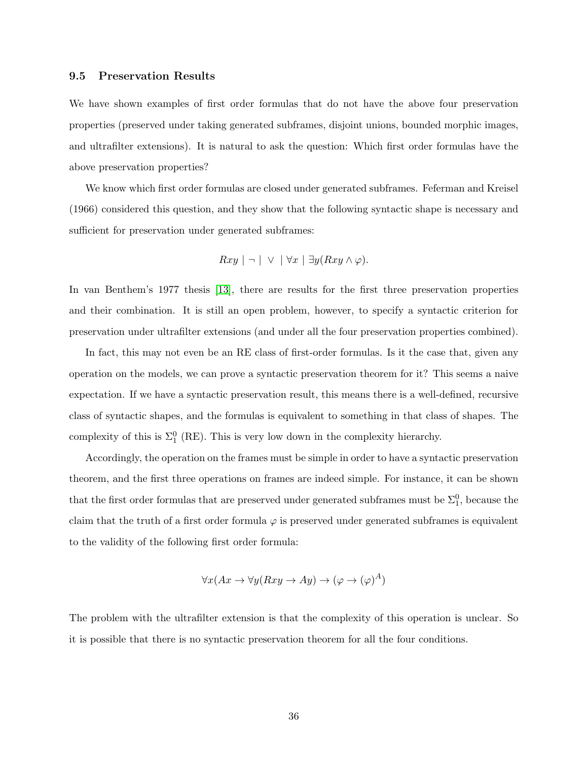### 9.5 Preservation Results

We have shown examples of first order formulas that do not have the above four preservation properties (preserved under taking generated subframes, disjoint unions, bounded morphic images, and ultrafilter extensions). It is natural to ask the question: Which first order formulas have the above preservation properties?

We know which first order formulas are closed under generated subframes. Feferman and Kreisel (1966) considered this question, and they show that the following syntactic shape is necessary and sufficient for preservation under generated subframes:

$$Rxy \mid \neg \mid \ \vee \ \mid \forall x \mid \exists y(Rxy \wedge \varphi).$$

In van Benthem's 1977 thesis [13], there are results for the first three preservation properties and their combination. It is still an open problem, however, to specify a syntactic criterion for preservation under ultrafilter extensions (and under all the four preservation properties combined).

In fact, this may not even be an RE class of first-order formulas. Is it the case that, given any operation on the models, we can prove a syntactic preservation theorem for it? This seems a naive expectation. If we have a syntactic preservation result, this means there is a well-defined, recursive class of syntactic shapes, and the formulas is equivalent to something in that class of shapes. The complexity of this is $\Sigma^0_1$ (RE). This is very low down in the complexity hierarchy.

Accordingly, the operation on the frames must be simple in order to have a syntactic preservation theorem, and the first three operations on frames are indeed simple. For instance, it can be shown that the first order formulas that are preserved under generated subframes must be $\Sigma^0_1$, because the claim that the truth of a first order formula $\varphi$ is preserved under generated subframes is equivalent to the validity of the following first order formula:

$$\forall x(Ax \rightarrow \forall y(Rxy \rightarrow Ay) \rightarrow (\varphi \rightarrow (\varphi)^A)$$

The problem with the ultrafilter extension is that the complexity of this operation is unclear. So it is possible that there is no syntactic preservation theorem for all the four conditions.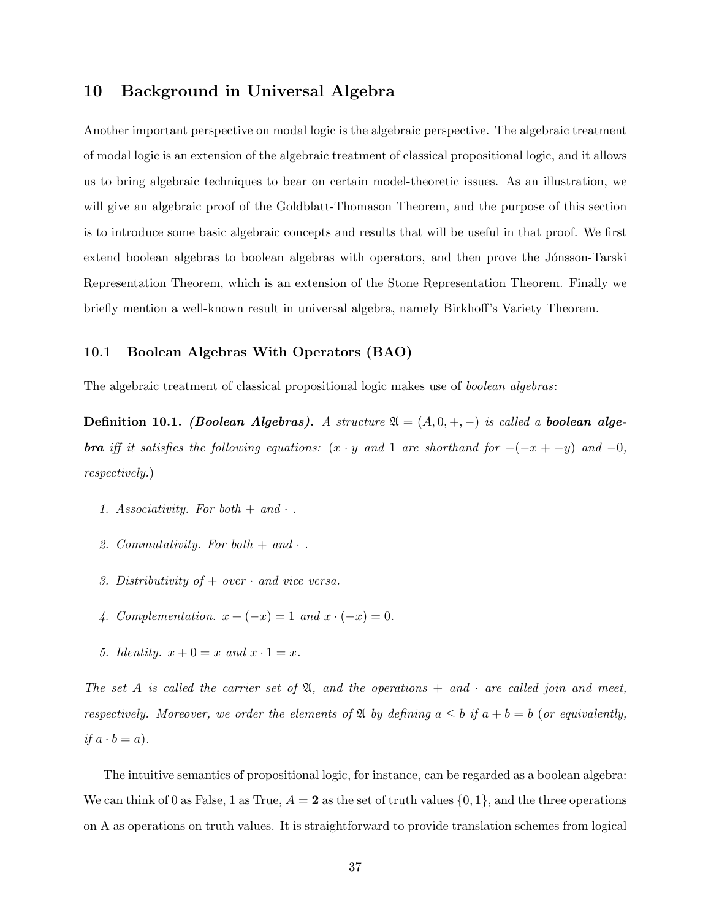# 10 Background in Universal Algebra

Another important perspective on modal logic is the algebraic perspective. The algebraic treatment of modal logic is an extension of the algebraic treatment of classical propositional logic, and it allows us to bring algebraic techniques to bear on certain model-theoretic issues. As an illustration, we will give an algebraic proof of the Goldblatt-Thomason Theorem, and the purpose of this section is to introduce some basic algebraic concepts and results that will be useful in that proof. We first extend boolean algebras to boolean algebras with operators, and then prove the Jónsson-Tarski Representation Theorem, which is an extension of the Stone Representation Theorem. Finally we briefly mention a well-known result in universal algebra, namely Birkhoff's Variety Theorem.

## 10.1 Boolean Algebras With Operators (BAO)

The algebraic treatment of classical propositional logic makes use of *boolean algebras*:

**Definition 10.1.** ***(Boolean Algebras).*** *A structure $\mathfrak{A} = (A, 0, +, -)$ is called a* ***boolean algebra*** *iff it satisfies the following equations: ($x \cdot y$ and 1 are shorthand for $-(-x + -y)$ and $-0$, respectively.)*

1. *Associativity. For both + and $\cdot$ .*
2. *Commutativity. For both + and $\cdot$ .*
3. *Distributivity of + over $\cdot$ and vice versa.*
4. *Complementation. $x + (-x) = 1$ and $x \cdot (-x) = 0$.*
5. *Identity. $x + 0 = x$ and $x \cdot 1 = x$.*

*The set $A$ is called the carrier set of $\mathfrak{A}$, and the operations + and $\cdot$ are called join and meet, respectively. Moreover, we order the elements of $\mathfrak{A}$ by defining $a \leq b$ if $a + b = b$ (or equivalently, if $a \cdot b = a$).*

The intuitive semantics of propositional logic, for instance, can be regarded as a boolean algebra: We can think of 0 as False, 1 as True, $A = \mathbf{2}$ as the set of truth values $\{0, 1\}$, and the three operations on A as operations on truth values. It is straightforward to provide translation schemes from logical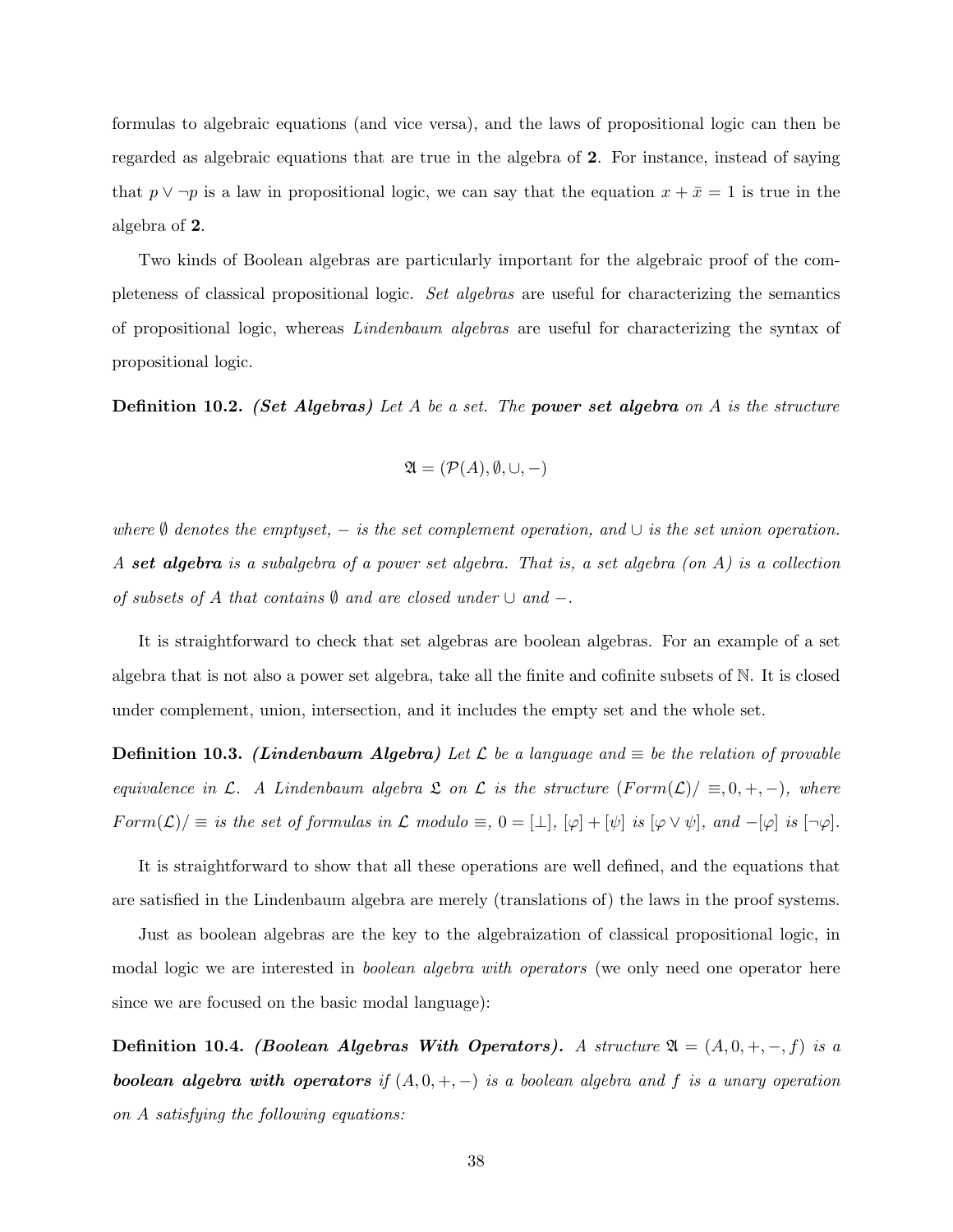formulas to algebraic equations (and vice versa), and the laws of propositional logic can then be regarded as algebraic equations that are true in the algebra of **2**. For instance, instead of saying that $p \vee \neg p$ is a law in propositional logic, we can say that the equation $x + \bar{x} = 1$ is true in the algebra of **2**.

Two kinds of Boolean algebras are particularly important for the algebraic proof of the completeness of classical propositional logic. *Set algebras* are useful for characterizing the semantics of propositional logic, whereas *Lindenbaum algebras* are useful for characterizing the syntax of propositional logic.

**Definition 10.2.** ***(Set Algebras)*** *Let $A$ be a set. The* ***power set algebra*** *on $A$ is the structure*

$$\mathfrak{A} = (\mathcal{P}(A), \emptyset, \cup, -)$$

*where $\emptyset$ denotes the emptyset, $-$ is the set complement operation, and $\cup$ is the set union operation. A* ***set algebra*** *is a subalgebra of a power set algebra. That is, a set algebra (on $A$) is a collection of subsets of $A$ that contains $\emptyset$ and are closed under $\cup$ and $-$.*

It is straightforward to check that set algebras are boolean algebras. For an example of a set algebra that is not also a power set algebra, take all the finite and cofinite subsets of $\mathbb{N}$. It is closed under complement, union, intersection, and it includes the empty set and the whole set.

**Definition 10.3.** ***(Lindenbaum Algebra)*** *Let $\mathcal{L}$ be a language and $\equiv$ be the relation of provable equivalence in $\mathcal{L}$. A Lindenbaum algebra $\mathfrak{L}$ on $\mathcal{L}$ is the structure $(Form(\mathcal{L})/\equiv, 0, +, -)$, where $Form(\mathcal{L})/\equiv$ is the set of formulas in $\mathcal{L}$ modulo $\equiv$, $0 = [\bot]$, $[\varphi] + [\psi]$ is $[\varphi \vee \psi]$, and $-[\varphi]$ is $[\neg\varphi]$.*

It is straightforward to show that all these operations are well defined, and the equations that are satisfied in the Lindenbaum algebra are merely (translations of) the laws in the proof systems.

Just as boolean algebras are the key to the algebraization of classical propositional logic, in modal logic we are interested in *boolean algebra with operators* (we only need one operator here since we are focused on the basic modal language):

**Definition 10.4.** ***(Boolean Algebras With Operators).*** *A structure $\mathfrak{A} = (A, 0, +, -, f)$ is a* ***boolean algebra with operators*** *if $(A, 0, +, -)$ is a boolean algebra and $f$ is a unary operation on $A$ satisfying the following equations:*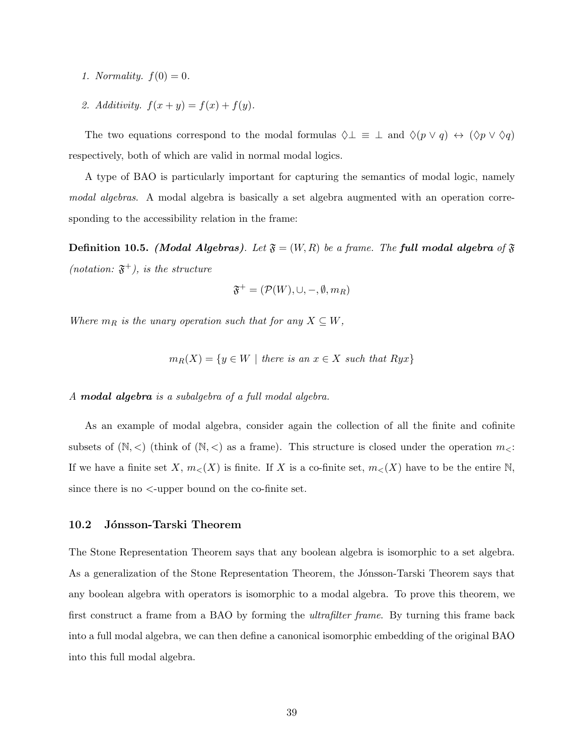1. *Normality.* $f(0) = 0$.

2. *Additivity.* $f(x + y) = f(x) + f(y)$.

The two equations correspond to the modal formulas $\Diamond\bot \equiv \bot$ and $\Diamond(p \vee q) \leftrightarrow (\Diamond p \vee \Diamond q)$ respectively, both of which are valid in normal modal logics.

A type of BAO is particularly important for capturing the semantics of modal logic, namely *modal algebras*. A modal algebra is basically a set algebra augmented with an operation corresponding to the accessibility relation in the frame:

**Definition 10.5.** ***(Modal Algebras)****. Let $\mathfrak{F} = (W, R)$ be a frame. The* ***full modal algebra*** *of $\mathfrak{F}$ (notation: $\mathfrak{F}^+$), is the structure*

$$\mathfrak{F}^+ = (\mathcal{P}(W), \cup, -, \emptyset, m_R)$$

*Where $m_R$ is the unary operation such that for any $X \subseteq W$,*

$$m_R(X) = \{y \in W \mid \text{there is an } x \in X \text{ such that } Ryx\}$$

*A* ***modal algebra*** *is a subalgebra of a full modal algebra.*

As an example of modal algebra, consider again the collection of all the finite and cofinite subsets of $(\mathbb{N}, <)$ (think of $(\mathbb{N}, <)$ as a frame). This structure is closed under the operation $m_<$: If we have a finite set $X$, $m_<(X)$ is finite. If $X$ is a co-finite set, $m_<(X)$ have to be the entire $\mathbb{N}$, since there is no $<$-upper bound on the co-finite set.

### 10.2 Jónsson-Tarski Theorem

The Stone Representation Theorem says that any boolean algebra is isomorphic to a set algebra. As a generalization of the Stone Representation Theorem, the Jónsson-Tarski Theorem says that any boolean algebra with operators is isomorphic to a modal algebra. To prove this theorem, we first construct a frame from a BAO by forming the *ultrafilter frame*. By turning this frame back into a full modal algebra, we can then define a canonical isomorphic embedding of the original BAO into this full modal algebra.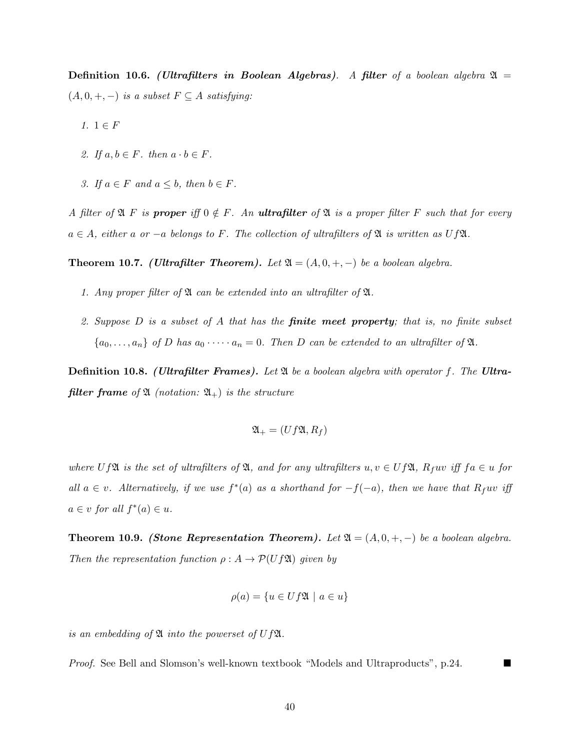**Definition 10.6.** ***(Ultrafilters in Boolean Algebras).*** *A* ***filter*** *of a boolean algebra $\mathfrak{A} = (A, 0, +, -)$ is a subset $F \subseteq A$ satisfying:*

1. $1 \in F$
2. *If $a, b \in F$. then $a \cdot b \in F$.*
3. *If $a \in F$ and $a \leq b$, then $b \in F$.*

*A filter of $\mathfrak{A}$ $F$ is* ***proper*** *iff $0 \notin F$. An* ***ultrafilter*** *of $\mathfrak{A}$ is a proper filter $F$ such that for every $a \in A$, either $a$ or $-a$ belongs to $F$. The collection of ultrafilters of $\mathfrak{A}$ is written as $Uf\mathfrak{A}$.*

**Theorem 10.7.** ***(Ultrafilter Theorem).*** *Let $\mathfrak{A} = (A, 0, +, -)$ be a boolean algebra.*

1. *Any proper filter of $\mathfrak{A}$ can be extended into an ultrafilter of $\mathfrak{A}$.*
2. *Suppose $D$ is a subset of $A$ that has the* ***finite meet property****; that is, no finite subset $\{a_0, \ldots, a_n\}$ of $D$ has $a_0 \cdot \cdots \cdot a_n = 0$. Then $D$ can be extended to an ultrafilter of $\mathfrak{A}$.*

**Definition 10.8.** ***(Ultrafilter Frames).*** *Let $\mathfrak{A}$ be a boolean algebra with operator $f$. The* ***Ultrafilter frame*** *of $\mathfrak{A}$ (notation: $\mathfrak{A}_+$) is the structure*

$$\mathfrak{A}_+ = (Uf\mathfrak{A}, R_f)$$

*where $Uf\mathfrak{A}$ is the set of ultrafilters of $\mathfrak{A}$, and for any ultrafilters $u, v \in Uf\mathfrak{A}$, $R_f uv$ iff $fa \in u$ for all $a \in v$. Alternatively, if we use $f^*(a)$ as a shorthand for $-f(-a)$, then we have that $R_f uv$ iff $a \in v$ for all $f^*(a) \in u$.*

**Theorem 10.9.** ***(Stone Representation Theorem).*** *Let $\mathfrak{A} = (A, 0, +, -)$ be a boolean algebra. Then the representation function $\rho : A \to \mathcal{P}(Uf\mathfrak{A})$ given by*

$$\rho(a) = \{u \in Uf\mathfrak{A} \mid a \in u\}$$

*is an embedding of $\mathfrak{A}$ into the powerset of $Uf\mathfrak{A}$.*

*Proof.* See Bell and Slomson's well-known textbook "Models and Ultraproducts", p.24. ■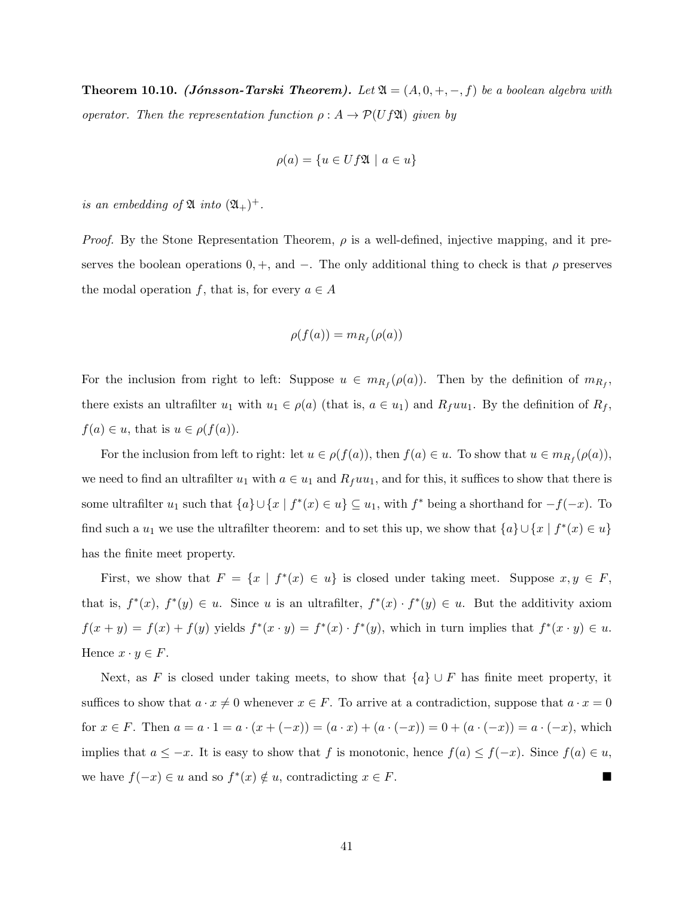**Theorem 10.10.** ***(Jónsson-Tarski Theorem).*** *Let $\mathfrak{A} = (A, 0, +, -, f)$ be a boolean algebra with operator. Then the representation function $\rho : A \to \mathcal{P}(Uf\mathfrak{A})$ given by*

$$\rho(a) = \{u \in Uf\mathfrak{A} \mid a \in u\}$$

*is an embedding of $\mathfrak{A}$ into $(\mathfrak{A}_+)^+$.*

*Proof.* By the Stone Representation Theorem, $\rho$ is a well-defined, injective mapping, and it preserves the boolean operations $0, +$, and $-$. The only additional thing to check is that $\rho$ preserves the modal operation $f$, that is, for every $a \in A$

$$\rho(f(a)) = m_{R_f}(\rho(a))$$

For the inclusion from right to left: Suppose $u \in m_{R_f}(\rho(a))$. Then by the definition of $m_{R_f}$, there exists an ultrafilter $u_1$ with $u_1 \in \rho(a)$ (that is, $a \in u_1$) and $R_f u u_1$. By the definition of $R_f$, $f(a) \in u$, that is $u \in \rho(f(a))$.

For the inclusion from left to right: let $u \in \rho(f(a))$, then $f(a) \in u$. To show that $u \in m_{R_f}(\rho(a))$, we need to find an ultrafilter $u_1$ with $a \in u_1$ and $R_f u u_1$, and for this, it suffices to show that there is some ultrafilter $u_1$ such that $\{a\} \cup \{x \mid f^*(x) \in u\} \subseteq u_1$, with $f^*$ being a shorthand for $-f(-x)$. To find such a $u_1$ we use the ultrafilter theorem: and to set this up, we show that $\{a\} \cup \{x \mid f^*(x) \in u\}$ has the finite meet property.

First, we show that $F = \{x \mid f^*(x) \in u\}$ is closed under taking meet. Suppose $x, y \in F$, that is, $f^*(x)$, $f^*(y) \in u$. Since $u$ is an ultrafilter, $f^*(x) \cdot f^*(y) \in u$. But the additivity axiom $f(x + y) = f(x) + f(y)$ yields $f^*(x \cdot y) = f^*(x) \cdot f^*(y)$, which in turn implies that $f^*(x \cdot y) \in u$. Hence $x \cdot y \in F$.

Next, as $F$ is closed under taking meets, to show that $\{a\} \cup F$ has finite meet property, it suffices to show that $a \cdot x \neq 0$ whenever $x \in F$. To arrive at a contradiction, suppose that $a \cdot x = 0$ for $x \in F$. Then $a = a \cdot 1 = a \cdot (x + (-x)) = (a \cdot x) + (a \cdot (-x)) = 0 + (a \cdot (-x)) = a \cdot (-x)$, which implies that $a \leq -x$. It is easy to show that $f$ is monotonic, hence $f(a) \leq f(-x)$. Since $f(a) \in u$, we have $f(-x) \in u$ and so $f^*(x) \notin u$, contradicting $x \in F$. ■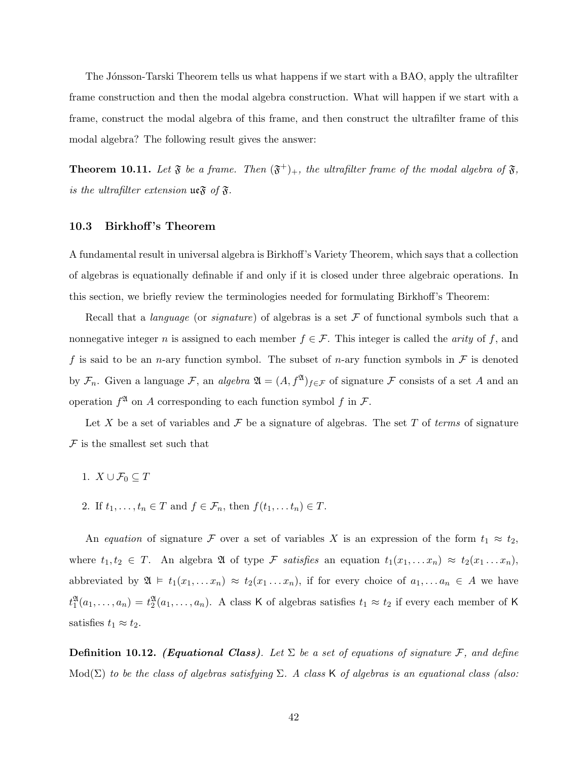The Jónsson-Tarski Theorem tells us what happens if we start with a BAO, apply the ultrafilter frame construction and then the modal algebra construction. What will happen if we start with a frame, construct the modal algebra of this frame, and then construct the ultrafilter frame of this modal algebra? The following result gives the answer:

**Theorem 10.11.** *Let $\mathfrak{F}$ be a frame. Then $(\mathfrak{F}^+)_+$, the ultrafilter frame of the modal algebra of $\mathfrak{F}$, is the ultrafilter extension $\mathfrak{ue}\mathfrak{F}$ of $\mathfrak{F}$.*

### 10.3 Birkhoff's Theorem

A fundamental result in universal algebra is Birkhoff's Variety Theorem, which says that a collection of algebras is equationally definable if and only if it is closed under three algebraic operations. In this section, we briefly review the terminologies needed for formulating Birkhoff's Theorem:

Recall that a *language* (or *signature*) of algebras is a set $\mathcal{F}$ of functional symbols such that a nonnegative integer $n$ is assigned to each member $f \in \mathcal{F}$. This integer is called the *arity* of $f$, and $f$ is said to be an $n$-ary function symbol. The subset of $n$-ary function symbols in $\mathcal{F}$ is denoted by $\mathcal{F}_n$. Given a language $\mathcal{F}$, an *algebra* $\mathfrak{A} = (A, f^{\mathfrak{A}})_{f \in \mathcal{F}}$ of signature $\mathcal{F}$ consists of a set $A$ and an operation $f^{\mathfrak{A}}$ on $A$ corresponding to each function symbol $f$ in $\mathcal{F}$.

Let $X$ be a set of variables and $\mathcal{F}$ be a signature of algebras. The set $T$ of *terms* of signature $\mathcal{F}$ is the smallest set such that

1. $X \cup \mathcal{F}_0 \subseteq T$
2. If $t_1, \ldots, t_n \in T$ and $f \in \mathcal{F}_n$, then $f(t_1, \ldots t_n) \in T$.

An *equation* of signature $\mathcal{F}$ over a set of variables $X$ is an expression of the form $t_1 \approx t_2$, where $t_1, t_2 \in T$. An algebra $\mathfrak{A}$ of type $\mathcal{F}$ *satisfies* an equation $t_1(x_1, \ldots x_n) \approx t_2(x_1 \ldots x_n)$, abbreviated by $\mathfrak{A} \models t_1(x_1, \ldots x_n) \approx t_2(x_1 \ldots x_n)$, if for every choice of $a_1, \ldots a_n \in A$ we have $t_1^{\mathfrak{A}}(a_1, \ldots, a_n) = t_2^{\mathfrak{A}}(a_1, \ldots, a_n)$. A class $\mathsf{K}$ of algebras satisfies $t_1 \approx t_2$ if every each member of $\mathsf{K}$ satisfies $t_1 \approx t_2$.

**Definition 10.12.** ***(Equational Class)***. *Let $\Sigma$ be a set of equations of signature $\mathcal{F}$, and define $\mathrm{Mod}(\Sigma)$ to be the class of algebras satisfying $\Sigma$. A class $\mathsf{K}$ of algebras is an equational class (also:*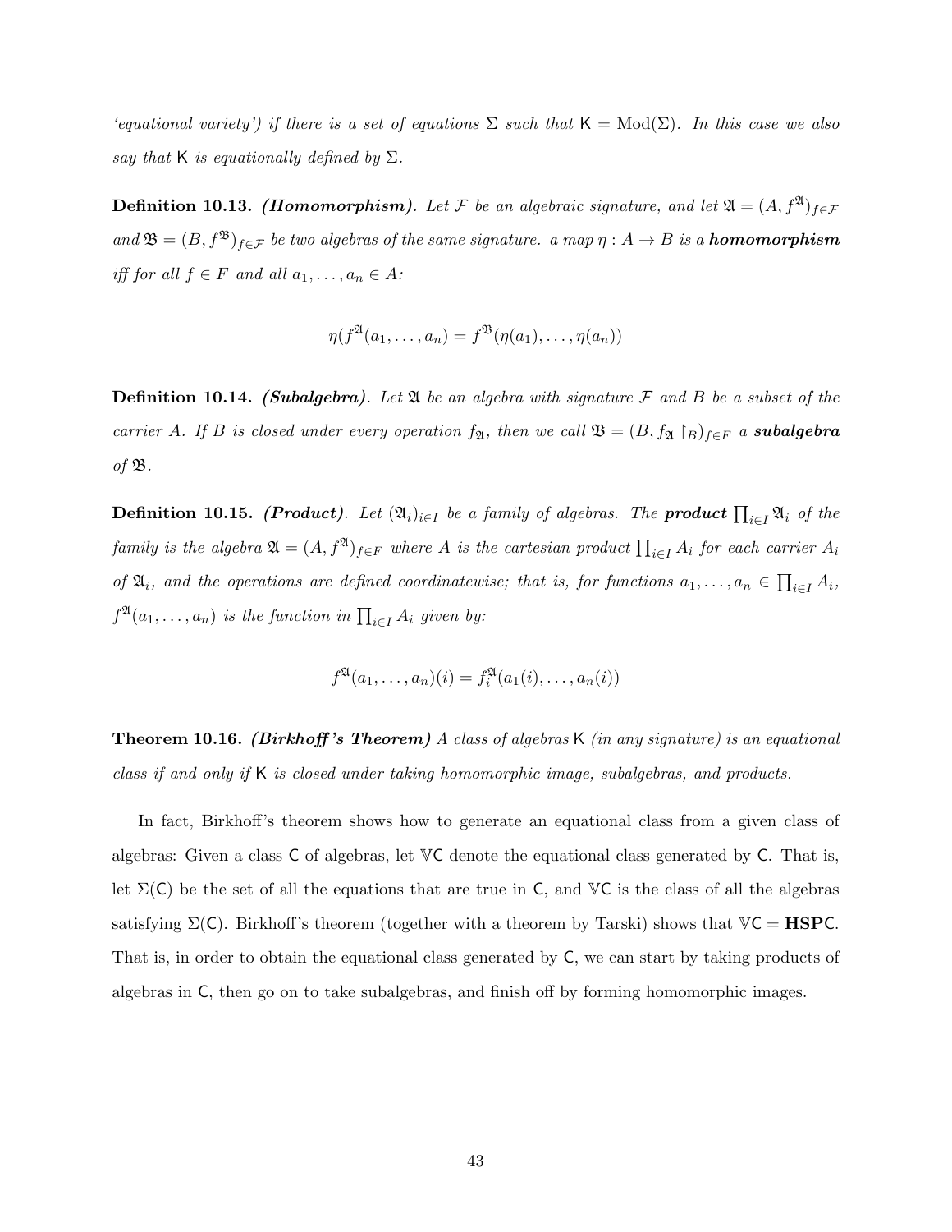*'equational variety') if there is a set of equations $\Sigma$ such that $\mathsf{K} = \mathrm{Mod}(\Sigma)$. In this case we also say that $\mathsf{K}$ is equationally defined by $\Sigma$.*

**Definition 10.13.** ***(Homomorphism)****. Let $\mathcal{F}$ be an algebraic signature, and let $\mathfrak{A} = (A, f^{\mathfrak{A}})_{f \in \mathcal{F}}$ and $\mathfrak{B} = (B, f^{\mathfrak{B}})_{f \in \mathcal{F}}$ be two algebras of the same signature. a map $\eta : A \to B$ is a* ***homomorphism*** *iff for all $f \in F$ and all $a_1, \ldots, a_n \in A$:*

$$\eta(f^{\mathfrak{A}}(a_1, \ldots, a_n) = f^{\mathfrak{B}}(\eta(a_1), \ldots, \eta(a_n))$$

**Definition 10.14.** ***(Subalgebra)****. Let $\mathfrak{A}$ be an algebra with signature $\mathcal{F}$ and $B$ be a subset of the carrier $A$. If $B$ is closed under every operation $f_{\mathfrak{A}}$, then we call $\mathfrak{B} = (B, f_{\mathfrak{A}} \restriction_B)_{f \in F}$ a* ***subalgebra*** *of $\mathfrak{B}$.*

**Definition 10.15.** ***(Product)****. Let $(\mathfrak{A}_i)_{i \in I}$ be a family of algebras. The* ***product*** *$\prod_{i \in I} \mathfrak{A}_i$ of the family is the algebra $\mathfrak{A} = (A, f^{\mathfrak{A}})_{f \in F}$ where $A$ is the cartesian product $\prod_{i \in I} A_i$ for each carrier $A_i$ of $\mathfrak{A}_i$, and the operations are defined coordinatewise; that is, for functions $a_1, \ldots, a_n \in \prod_{i \in I} A_i$, $f^{\mathfrak{A}}(a_1, \ldots, a_n)$ is the function in $\prod_{i \in I} A_i$ given by:*

$$f^{\mathfrak{A}}(a_1, \ldots, a_n)(i) = f_i^{\mathfrak{A}}(a_1(i), \ldots, a_n(i))$$

**Theorem 10.16.** ***(Birkhoff's Theorem)*** *A class of algebras $\mathsf{K}$ (in any signature) is an equational class if and only if $\mathsf{K}$ is closed under taking homomorphic image, subalgebras, and products.*

In fact, Birkhoff's theorem shows how to generate an equational class from a given class of algebras: Given a class $\mathsf{C}$ of algebras, let $\mathbb{V}\mathsf{C}$ denote the equational class generated by $\mathsf{C}$. That is, let $\Sigma(\mathsf{C})$ be the set of all the equations that are true in $\mathsf{C}$, and $\mathbb{V}\mathsf{C}$ is the class of all the algebras satisfying $\Sigma(\mathsf{C})$. Birkhoff's theorem (together with a theorem by Tarski) shows that $\mathbb{V}\mathsf{C} = \mathbf{HSP}\mathsf{C}$. That is, in order to obtain the equational class generated by $\mathsf{C}$, we can start by taking products of algebras in $\mathsf{C}$, then go on to take subalgebras, and finish off by forming homomorphic images.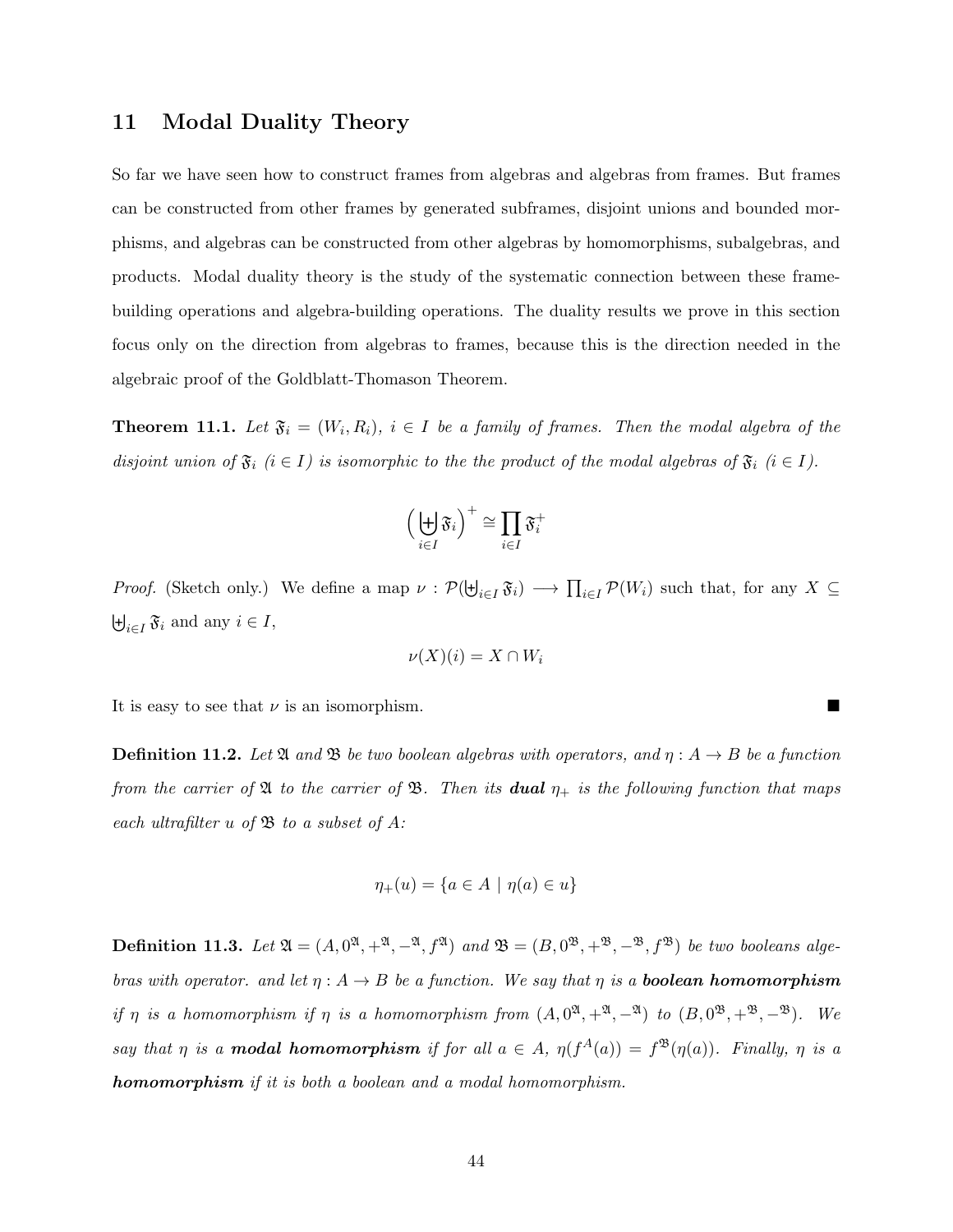## 11 Modal Duality Theory

So far we have seen how to construct frames from algebras and algebras from frames. But frames can be constructed from other frames by generated subframes, disjoint unions and bounded morphisms, and algebras can be constructed from other algebras by homomorphisms, subalgebras, and products. Modal duality theory is the study of the systematic connection between these frame-building operations and algebra-building operations. The duality results we prove in this section focus only on the direction from algebras to frames, because this is the direction needed in the algebraic proof of the Goldblatt-Thomason Theorem.

**Theorem 11.1.** *Let $\mathfrak{F}_i = (W_i, R_i)$, $i \in I$ be a family of frames. Then the modal algebra of the disjoint union of $\mathfrak{F}_i$ ($i \in I$) is isomorphic to the the product of the modal algebras of $\mathfrak{F}_i$ ($i \in I$).*

$$\Big(\biguplus_{i \in I} \mathfrak{F}_i\Big)^+ \cong \prod_{i \in I} \mathfrak{F}_i^+$$

*Proof.* (Sketch only.) We define a map $\nu : \mathcal{P}(\biguplus_{i \in I} \mathfrak{F}_i) \longrightarrow \prod_{i \in I} \mathcal{P}(W_i)$ such that, for any $X \subseteq \biguplus_{i \in I} \mathfrak{F}_i$ and any $i \in I$,

$$\nu(X)(i) = X \cap W_i$$

It is easy to see that $\nu$ is an isomorphism. ■

**Definition 11.2.** *Let $\mathfrak{A}$ and $\mathfrak{B}$ be two boolean algebras with operators, and $\eta : A \to B$ be a function from the carrier of $\mathfrak{A}$ to the carrier of $\mathfrak{B}$. Then its* ***dual*** *$\eta_+$ is the following function that maps each ultrafilter $u$ of $\mathfrak{B}$ to a subset of $A$:*

$$\eta_+(u) = \{a \in A \mid \eta(a) \in u\}$$

**Definition 11.3.** *Let $\mathfrak{A} = (A, 0^{\mathfrak{A}}, +^{\mathfrak{A}}, -^{\mathfrak{A}}, f^{\mathfrak{A}})$ and $\mathfrak{B} = (B, 0^{\mathfrak{B}}, +^{\mathfrak{B}}, -^{\mathfrak{B}}, f^{\mathfrak{B}})$ be two booleans algebras with operator. and let $\eta : A \to B$ be a function. We say that $\eta$ is a* ***boolean homomorphism*** *if $\eta$ is a homomorphism if $\eta$ is a homomorphism from $(A, 0^{\mathfrak{A}}, +^{\mathfrak{A}}, -^{\mathfrak{A}})$ to $(B, 0^{\mathfrak{B}}, +^{\mathfrak{B}}, -^{\mathfrak{B}})$. We say that $\eta$ is a* ***modal homomorphism*** *if for all $a \in A$, $\eta(f^A(a)) = f^{\mathfrak{B}}(\eta(a))$. Finally, $\eta$ is a* ***homomorphism*** *if it is both a boolean and a modal homomorphism.*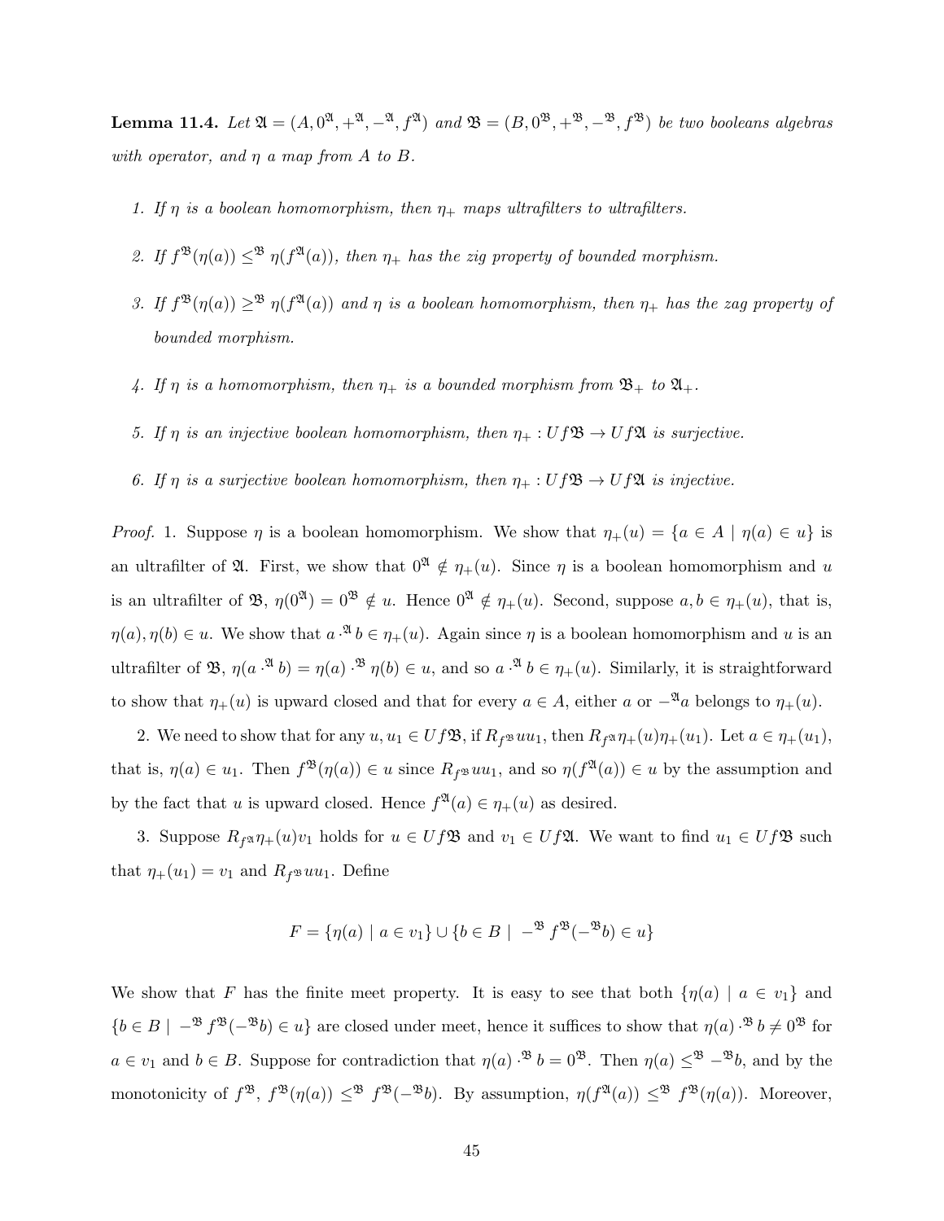**Lemma 11.4.** *Let $\mathfrak{A} = (A, 0^{\mathfrak{A}}, +^{\mathfrak{A}}, -^{\mathfrak{A}}, f^{\mathfrak{A}})$ and $\mathfrak{B} = (B, 0^{\mathfrak{B}}, +^{\mathfrak{B}}, -^{\mathfrak{B}}, f^{\mathfrak{B}})$ be two booleans algebras with operator, and $\eta$ a map from $A$ to $B$.*

1. *If $\eta$ is a boolean homomorphism, then $\eta_+$ maps ultrafilters to ultrafilters.*
2. *If $f^{\mathfrak{B}}(\eta(a)) \leq^{\mathfrak{B}} \eta(f^{\mathfrak{A}}(a))$, then $\eta_+$ has the zig property of bounded morphism.*
3. *If $f^{\mathfrak{B}}(\eta(a)) \geq^{\mathfrak{B}} \eta(f^{\mathfrak{A}}(a))$ and $\eta$ is a boolean homomorphism, then $\eta_+$ has the zag property of bounded morphism.*
4. *If $\eta$ is a homomorphism, then $\eta_+$ is a bounded morphism from $\mathfrak{B}_+$ to $\mathfrak{A}_+$.*
5. *If $\eta$ is an injective boolean homomorphism, then $\eta_+ : Uf\mathfrak{B} \to Uf\mathfrak{A}$ is surjective.*
6. *If $\eta$ is a surjective boolean homomorphism, then $\eta_+ : Uf\mathfrak{B} \to Uf\mathfrak{A}$ is injective.*

*Proof.* 1. Suppose $\eta$ is a boolean homomorphism. We show that $\eta_+(u) = \{a \in A \mid \eta(a) \in u\}$ is an ultrafilter of $\mathfrak{A}$. First, we show that $0^{\mathfrak{A}} \notin \eta_+(u)$. Since $\eta$ is a boolean homomorphism and $u$ is an ultrafilter of $\mathfrak{B}$, $\eta(0^{\mathfrak{A}}) = 0^{\mathfrak{B}} \notin u$. Hence $0^{\mathfrak{A}} \notin \eta_+(u)$. Second, suppose $a, b \in \eta_+(u)$, that is, $\eta(a), \eta(b) \in u$. We show that $a \cdot^{\mathfrak{A}} b \in \eta_+(u)$. Again since $\eta$ is a boolean homomorphism and $u$ is an ultrafilter of $\mathfrak{B}$, $\eta(a \cdot^{\mathfrak{A}} b) = \eta(a) \cdot^{\mathfrak{B}} \eta(b) \in u$, and so $a \cdot^{\mathfrak{A}} b \in \eta_+(u)$. Similarly, it is straightforward to show that $\eta_+(u)$ is upward closed and that for every $a \in A$, either $a$ or $-^{\mathfrak{A}} a$ belongs to $\eta_+(u)$.

2. We need to show that for any $u, u_1 \in Uf\mathfrak{B}$, if $R_{f^{\mathfrak{B}}} u u_1$, then $R_{f^{\mathfrak{A}}} \eta_+(u) \eta_+(u_1)$. Let $a \in \eta_+(u_1)$, that is, $\eta(a) \in u_1$. Then $f^{\mathfrak{B}}(\eta(a)) \in u$ since $R_{f^{\mathfrak{B}}} u u_1$, and so $\eta(f^{\mathfrak{A}}(a)) \in u$ by the assumption and by the fact that $u$ is upward closed. Hence $f^{\mathfrak{A}}(a) \in \eta_+(u)$ as desired.

3. Suppose $R_{f^{\mathfrak{A}}} \eta_+(u) v_1$ holds for $u \in Uf\mathfrak{B}$ and $v_1 \in Uf\mathfrak{A}$. We want to find $u_1 \in Uf\mathfrak{B}$ such that $\eta_+(u_1) = v_1$ and $R_{f^{\mathfrak{B}}} u u_1$. Define

$$F = \{\eta(a) \mid a \in v_1\} \cup \{b \in B \mid -^{\mathfrak{B}} f^{\mathfrak{B}}(-^{\mathfrak{B}} b) \in u\}$$

We show that $F$ has the finite meet property. It is easy to see that both $\{\eta(a) \mid a \in v_1\}$ and $\{b \in B \mid -^{\mathfrak{B}} f^{\mathfrak{B}}(-^{\mathfrak{B}} b) \in u\}$ are closed under meet, hence it suffices to show that $\eta(a) \cdot^{\mathfrak{B}} b \neq 0^{\mathfrak{B}}$ for $a \in v_1$ and $b \in B$. Suppose for contradiction that $\eta(a) \cdot^{\mathfrak{B}} b = 0^{\mathfrak{B}}$. Then $\eta(a) \leq^{\mathfrak{B}} -^{\mathfrak{B}} b$, and by the monotonicity of $f^{\mathfrak{B}}$, $f^{\mathfrak{B}}(\eta(a)) \leq^{\mathfrak{B}} f^{\mathfrak{B}}(-^{\mathfrak{B}} b)$. By assumption, $\eta(f^{\mathfrak{A}}(a)) \leq^{\mathfrak{B}} f^{\mathfrak{B}}(\eta(a))$. Moreover,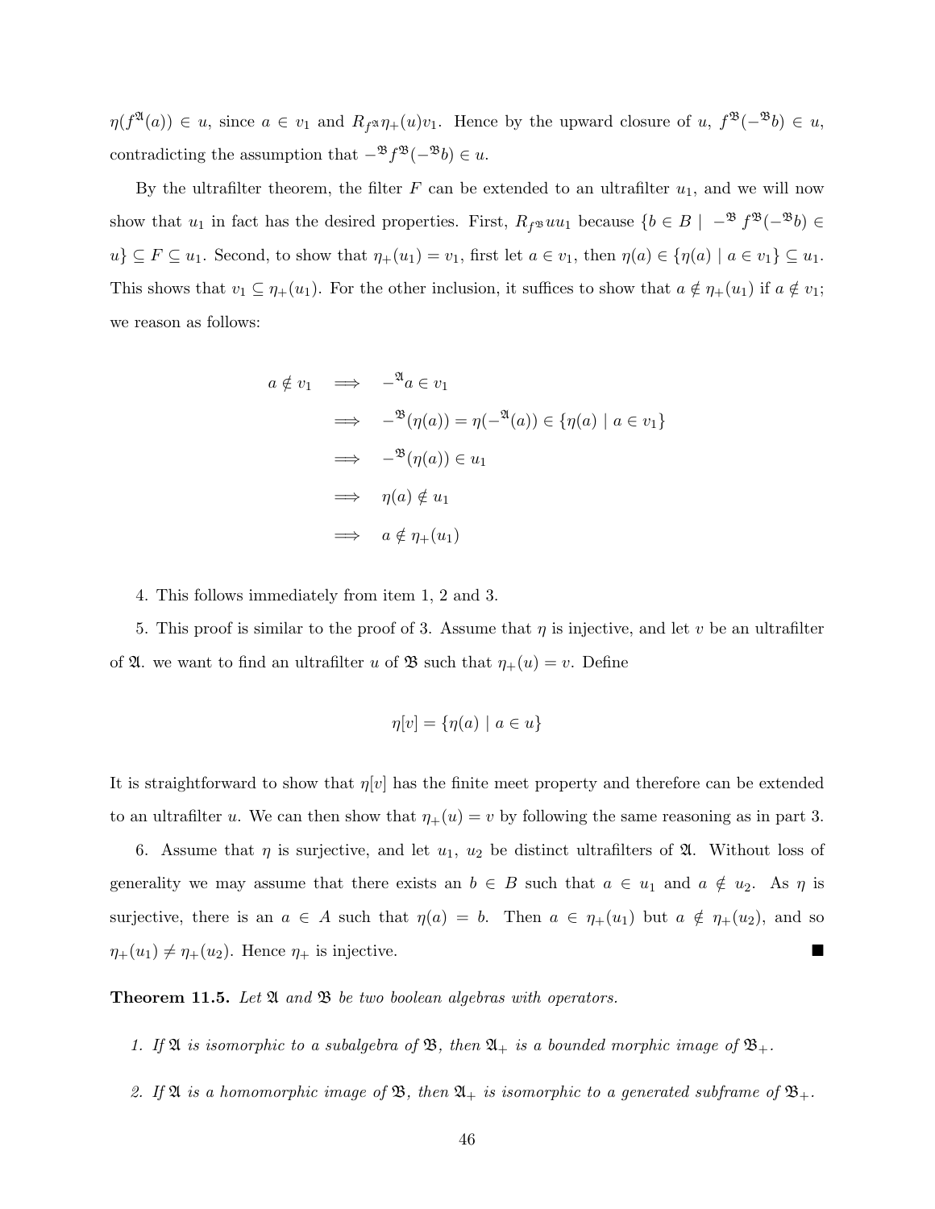$\eta(f^{\mathfrak{A}}(a)) \in u$, since $a \in v_1$ and $R_{f^{\mathfrak{A}}}\eta_+(u)v_1$. Hence by the upward closure of $u$, $f^{\mathfrak{B}}(-^{\mathfrak{B}}b) \in u$, contradicting the assumption that $-^{\mathfrak{B}} f^{\mathfrak{B}}(-^{\mathfrak{B}}b) \in u$.

By the ultrafilter theorem, the filter $F$ can be extended to an ultrafilter $u_1$, and we will now show that $u_1$ in fact has the desired properties. First, $R_{f^{\mathfrak{B}}}uu_1$ because $\{b \in B \mid -^{\mathfrak{B}} f^{\mathfrak{B}}(-^{\mathfrak{B}}b) \in u\} \subseteq F \subseteq u_1$. Second, to show that $\eta_+(u_1) = v_1$, first let $a \in v_1$, then $\eta(a) \in \{\eta(a) \mid a \in v_1\} \subseteq u_1$. This shows that $v_1 \subseteq \eta_+(u_1)$. For the other inclusion, it suffices to show that $a \notin \eta_+(u_1)$ if $a \notin v_1$; we reason as follows:

$$
\begin{aligned}
a \notin v_1 \quad &\Longrightarrow \quad -^{\mathfrak{A}}a \in v_1 \\
&\Longrightarrow \quad -^{\mathfrak{B}}(\eta(a)) = \eta(-^{\mathfrak{A}}(a)) \in \{\eta(a) \mid a \in v_1\} \\
&\Longrightarrow \quad -^{\mathfrak{B}}(\eta(a)) \in u_1 \\
&\Longrightarrow \quad \eta(a) \notin u_1 \\
&\Longrightarrow \quad a \notin \eta_+(u_1)
\end{aligned}
$$

4. This follows immediately from item 1, 2 and 3.

5. This proof is similar to the proof of 3. Assume that $\eta$ is injective, and let $v$ be an ultrafilter of $\mathfrak{A}$. we want to find an ultrafilter $u$ of $\mathfrak{B}$ such that $\eta_+(u) = v$. Define

$$\eta[v] = \{\eta(a) \mid a \in u\}$$

It is straightforward to show that $\eta[v]$ has the finite meet property and therefore can be extended to an ultrafilter $u$. We can then show that $\eta_+(u) = v$ by following the same reasoning as in part 3.

6. Assume that $\eta$ is surjective, and let $u_1$, $u_2$ be distinct ultrafilters of $\mathfrak{A}$. Without loss of generality we may assume that there exists an $b \in B$ such that $a \in u_1$ and $a \notin u_2$. As $\eta$ is surjective, there is an $a \in A$ such that $\eta(a) = b$. Then $a \in \eta_+(u_1)$ but $a \notin \eta_+(u_2)$, and so $\eta_+(u_1) \neq \eta_+(u_2)$. Hence $\eta_+$ is injective. ■

**Theorem 11.5.** *Let $\mathfrak{A}$ and $\mathfrak{B}$ be two boolean algebras with operators.*

1. *If $\mathfrak{A}$ is isomorphic to a subalgebra of $\mathfrak{B}$, then $\mathfrak{A}_+$ is a bounded morphic image of $\mathfrak{B}_+$.*
2. *If $\mathfrak{A}$ is a homomorphic image of $\mathfrak{B}$, then $\mathfrak{A}_+$ is isomorphic to a generated subframe of $\mathfrak{B}_+$.*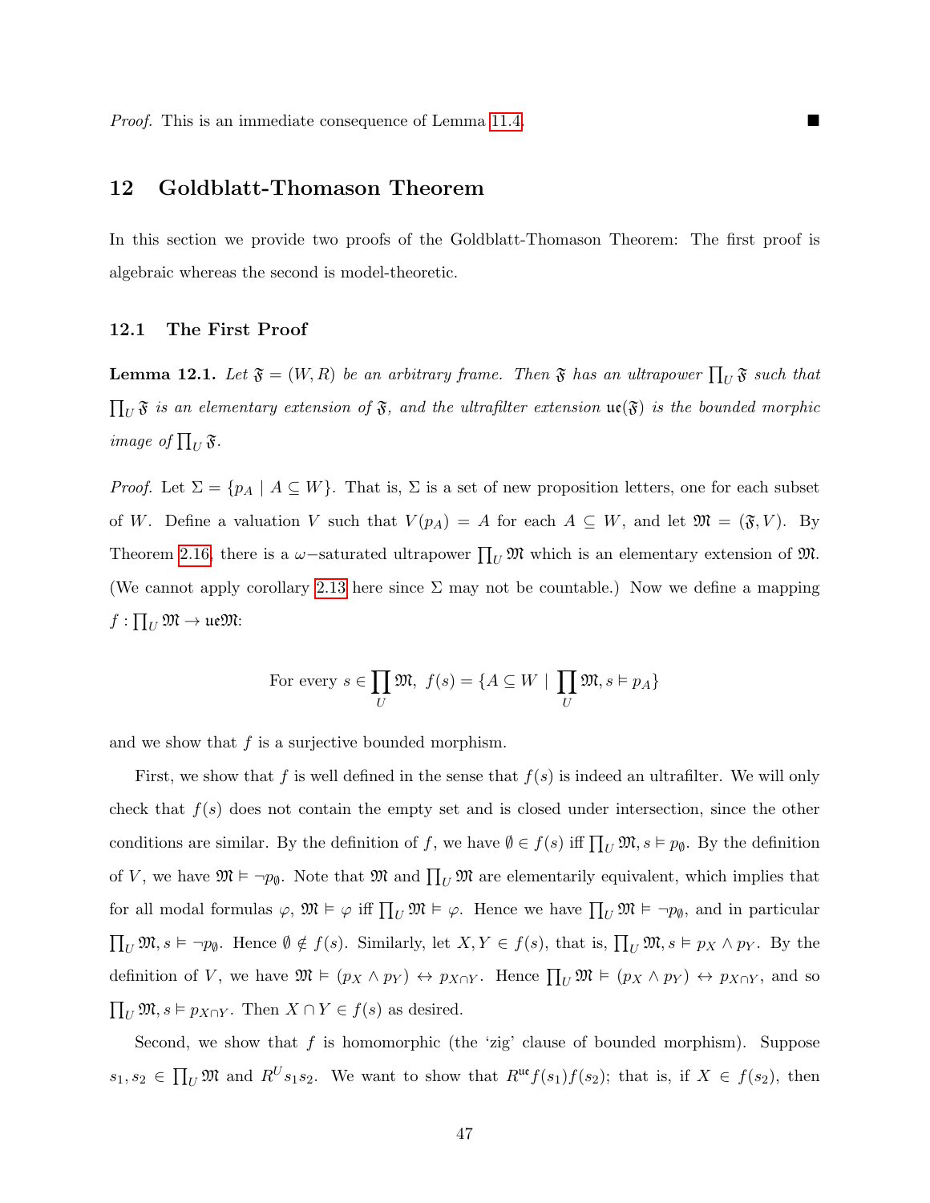*Proof.* This is an immediate consequence of Lemma 11.4. ■

## 12 Goldblatt-Thomason Theorem

In this section we provide two proofs of the Goldblatt-Thomason Theorem: The first proof is algebraic whereas the second is model-theoretic.

### 12.1 The First Proof

**Lemma 12.1.** *Let $\mathfrak{F} = (W, R)$ be an arbitrary frame. Then $\mathfrak{F}$ has an ultrapower $\prod_U \mathfrak{F}$ such that $\prod_U \mathfrak{F}$ is an elementary extension of $\mathfrak{F}$, and the ultrafilter extension $\mathfrak{ue}(\mathfrak{F})$ is the bounded morphic image of $\prod_U \mathfrak{F}$.*

*Proof.* Let $\Sigma = \{p_A \mid A \subseteq W\}$. That is, $\Sigma$ is a set of new proposition letters, one for each subset of $W$. Define a valuation $V$ such that $V(p_A) = A$ for each $A \subseteq W$, and let $\mathfrak{M} = (\mathfrak{F}, V)$. By Theorem 2.16, there is a $\omega-$saturated ultrapower $\prod_U \mathfrak{M}$ which is an elementary extension of $\mathfrak{M}$. (We cannot apply corollary 2.13 here since $\Sigma$ may not be countable.) Now we define a mapping $f : \prod_U \mathfrak{M} \to \mathfrak{ue}\mathfrak{M}$:

$$\text{For every } s \in \prod_U \mathfrak{M},\ f(s) = \{A \subseteq W \mid \prod_U \mathfrak{M}, s \vDash p_A\}$$

and we show that $f$ is a surjective bounded morphism.

First, we show that $f$ is well defined in the sense that $f(s)$ is indeed an ultrafilter. We will only check that $f(s)$ does not contain the empty set and is closed under intersection, since the other conditions are similar. By the definition of $f$, we have $\emptyset \in f(s)$ iff $\prod_U \mathfrak{M}, s \vDash p_\emptyset$. By the definition of $V$, we have $\mathfrak{M} \vDash \neg p_\emptyset$. Note that $\mathfrak{M}$ and $\prod_U \mathfrak{M}$ are elementarily equivalent, which implies that for all modal formulas $\varphi$, $\mathfrak{M} \vDash \varphi$ iff $\prod_U \mathfrak{M} \vDash \varphi$. Hence we have $\prod_U \mathfrak{M} \vDash \neg p_\emptyset$, and in particular $\prod_U \mathfrak{M}, s \vDash \neg p_\emptyset$. Hence $\emptyset \notin f(s)$. Similarly, let $X, Y \in f(s)$, that is, $\prod_U \mathfrak{M}, s \vDash p_X \wedge p_Y$. By the definition of $V$, we have $\mathfrak{M} \vDash (p_X \wedge p_Y) \leftrightarrow p_{X \cap Y}$. Hence $\prod_U \mathfrak{M} \vDash (p_X \wedge p_Y) \leftrightarrow p_{X \cap Y}$, and so $\prod_U \mathfrak{M}, s \vDash p_{X \cap Y}$. Then $X \cap Y \in f(s)$ as desired.

Second, we show that $f$ is homomorphic (the 'zig' clause of bounded morphism). Suppose $s_1, s_2 \in \prod_U \mathfrak{M}$ and $R^U s_1 s_2$. We want to show that $R^{\mathfrak{ue}} f(s_1) f(s_2)$; that is, if $X \in f(s_2)$, then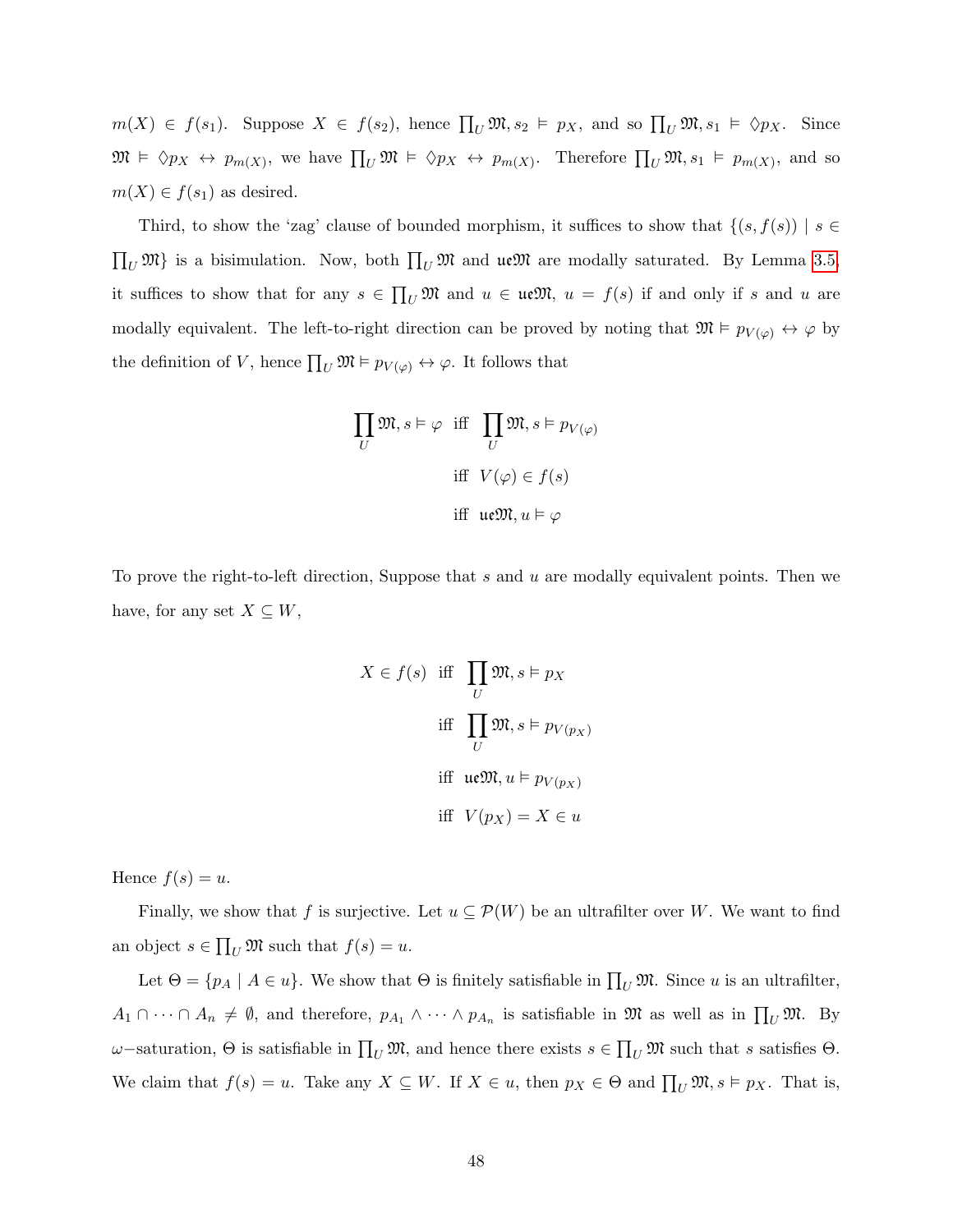$m(X) \in f(s_1)$. Suppose $X \in f(s_2)$, hence $\prod_U \mathfrak{M}, s_2 \vDash p_X$, and so $\prod_U \mathfrak{M}, s_1 \vDash \Diamond p_X$. Since $\mathfrak{M} \vDash \Diamond p_X \leftrightarrow p_{m(X)}$, we have $\prod_U \mathfrak{M} \vDash \Diamond p_X \leftrightarrow p_{m(X)}$. Therefore $\prod_U \mathfrak{M}, s_1 \vDash p_{m(X)}$, and so $m(X) \in f(s_1)$ as desired.

Third, to show the 'zag' clause of bounded morphism, it suffices to show that $\{(s, f(s)) \mid s \in \prod_U \mathfrak{M}\}$ is a bisimulation. Now, both $\prod_U \mathfrak{M}$ and $\mathfrak{ue}\mathfrak{M}$ are modally saturated. By Lemma 3.5, it suffices to show that for any $s \in \prod_U \mathfrak{M}$ and $u \in \mathfrak{ue}\mathfrak{M}$, $u = f(s)$ if and only if $s$ and $u$ are modally equivalent. The left-to-right direction can be proved by noting that $\mathfrak{M} \vDash p_{V(\varphi)} \leftrightarrow \varphi$ by the definition of $V$, hence $\prod_U \mathfrak{M} \vDash p_{V(\varphi)} \leftrightarrow \varphi$. It follows that

$$
\begin{aligned}
\prod_U \mathfrak{M}, s \vDash \varphi \ \text{ iff } \ & \prod_U \mathfrak{M}, s \vDash p_{V(\varphi)} \\
\text{iff } \ & V(\varphi) \in f(s) \\
\text{iff } \ & \mathfrak{ue}\mathfrak{M}, u \vDash \varphi
\end{aligned}
$$

To prove the right-to-left direction, Suppose that $s$ and $u$ are modally equivalent points. Then we have, for any set $X \subseteq W$,

$$
\begin{aligned}
X \in f(s) \ \text{ iff } \ & \prod_U \mathfrak{M}, s \vDash p_X \\
\text{iff } \ & \prod_U \mathfrak{M}, s \vDash p_{V(p_X)} \\
\text{iff } \ & \mathfrak{ue}\mathfrak{M}, u \vDash p_{V(p_X)} \\
\text{iff } \ & V(p_X) = X \in u
\end{aligned}
$$

Hence $f(s) = u$.

Finally, we show that $f$ is surjective. Let $u \subseteq \mathcal{P}(W)$ be an ultrafilter over $W$. We want to find an object $s \in \prod_U \mathfrak{M}$ such that $f(s) = u$.

Let $\Theta = \{p_A \mid A \in u\}$. We show that $\Theta$ is finitely satisfiable in $\prod_U \mathfrak{M}$. Since $u$ is an ultrafilter, $A_1 \cap \cdots \cap A_n \neq \emptyset$, and therefore, $p_{A_1} \wedge \cdots \wedge p_{A_n}$ is satisfiable in $\mathfrak{M}$ as well as in $\prod_U \mathfrak{M}$. By $\omega-$saturation, $\Theta$ is satisfiable in $\prod_U \mathfrak{M}$, and hence there exists $s \in \prod_U \mathfrak{M}$ such that $s$ satisfies $\Theta$. We claim that $f(s) = u$. Take any $X \subseteq W$. If $X \in u$, then $p_X \in \Theta$ and $\prod_U \mathfrak{M}, s \vDash p_X$. That is,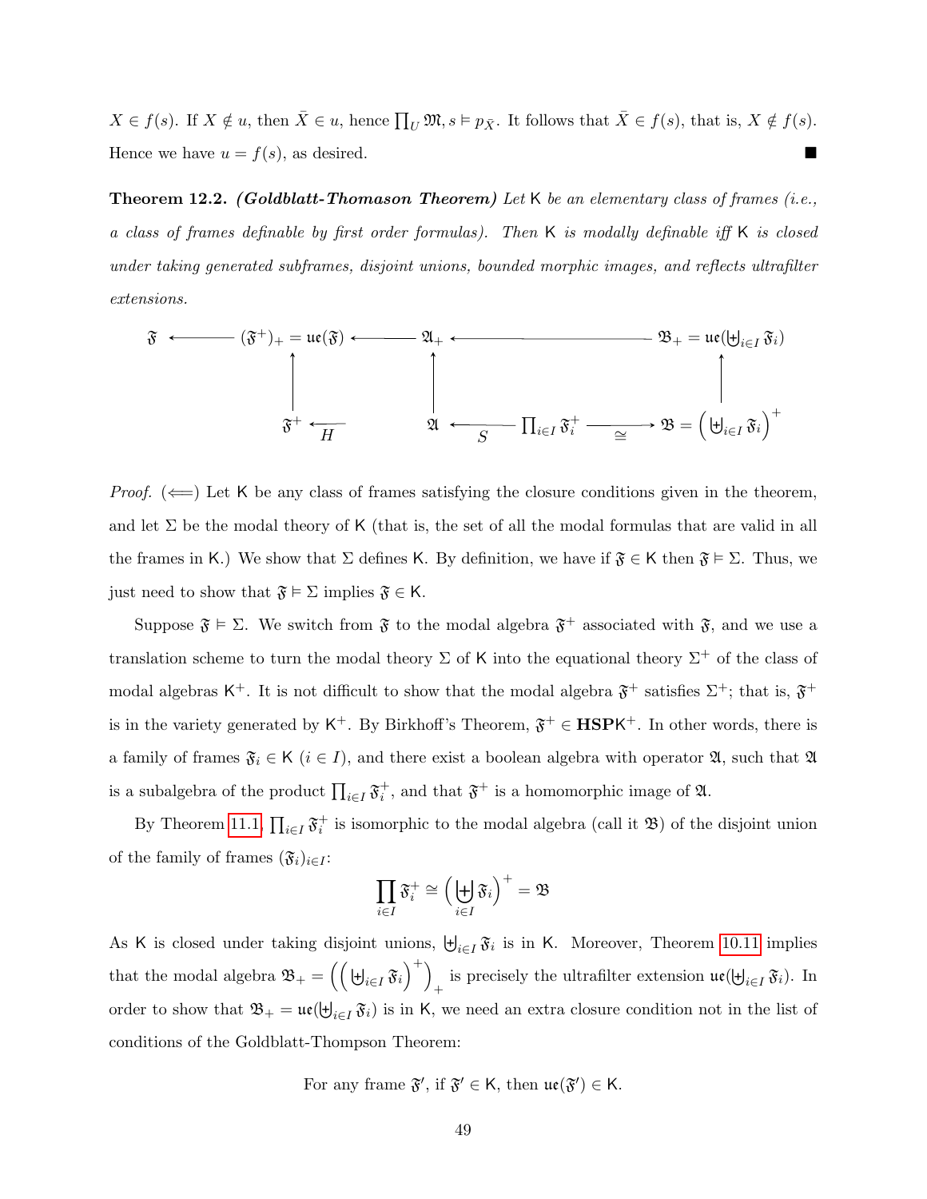$X \in f(s)$. If $X \notin u$, then $\bar{X} \in u$, hence $\prod_U \mathfrak{M}, s \vDash p_{\bar{X}}$. It follows that $\bar{X} \in f(s)$, that is, $X \notin f(s)$. Hence we have $u = f(s)$, as desired. ■

**Theorem 12.2.** ***(Goldblatt-Thomason Theorem)*** *Let* $\mathsf{K}$ *be an elementary class of frames (i.e., a class of frames definable by first order formulas). Then* $\mathsf{K}$ *is modally definable iff* $\mathsf{K}$ *is closed under taking generated subframes, disjoint unions, bounded morphic images, and reflects ultrafilter extensions.*

$$
\begin{array}{ccccccc}
\mathfrak{F} & \longleftarrow & (\mathfrak{F}^+)_+ = \mathfrak{ue}(\mathfrak{F}) & \longleftarrow & \mathfrak{A}_+ & \longleftarrow & \mathfrak{B}_+ = \mathfrak{ue}(\biguplus_{i\in I}\mathfrak{F}_i) \\
 & & \uparrow & & \uparrow & & \uparrow \\
 & & \mathfrak{F}^+ & \overset{}{\underset{H}{\longleftarrow}} & \mathfrak{A} & \underset{S}{\longleftarrow} \prod_{i\in I}\mathfrak{F}_i^+ \underset{\cong}{\longrightarrow} & \mathfrak{B} = \left(\biguplus_{i\in I}\mathfrak{F}_i\right)^+
\end{array}
$$

*Proof.* ($\Longleftarrow$) Let $\mathsf{K}$ be any class of frames satisfying the closure conditions given in the theorem, and let $\Sigma$ be the modal theory of $\mathsf{K}$ (that is, the set of all the modal formulas that are valid in all the frames in $\mathsf{K}$.) We show that $\Sigma$ defines $\mathsf{K}$. By definition, we have if $\mathfrak{F} \in \mathsf{K}$ then $\mathfrak{F} \vDash \Sigma$. Thus, we just need to show that $\mathfrak{F} \vDash \Sigma$ implies $\mathfrak{F} \in \mathsf{K}$.

Suppose $\mathfrak{F} \vDash \Sigma$. We switch from $\mathfrak{F}$ to the modal algebra $\mathfrak{F}^+$ associated with $\mathfrak{F}$, and we use a translation scheme to turn the modal theory $\Sigma$ of $\mathsf{K}$ into the equational theory $\Sigma^+$ of the class of modal algebras $\mathsf{K}^+$. It is not difficult to show that the modal algebra $\mathfrak{F}^+$ satisfies $\Sigma^+$; that is, $\mathfrak{F}^+$ is in the variety generated by $\mathsf{K}^+$. By Birkhoff's Theorem, $\mathfrak{F}^+ \in \mathbf{HSP}\mathsf{K}^+$. In other words, there is a family of frames $\mathfrak{F}_i \in \mathsf{K}$ ($i \in I$), and there exist a boolean algebra with operator $\mathfrak{A}$, such that $\mathfrak{A}$ is a subalgebra of the product $\prod_{i\in I}\mathfrak{F}_i^+$, and that $\mathfrak{F}^+$ is a homomorphic image of $\mathfrak{A}$.

By Theorem 11.1, $\prod_{i\in I}\mathfrak{F}_i^+$ is isomorphic to the modal algebra (call it $\mathfrak{B}$) of the disjoint union of the family of frames $(\mathfrak{F}_i)_{i\in I}$:

$$\prod_{i\in I}\mathfrak{F}_i^+ \cong \left(\biguplus_{i\in I}\mathfrak{F}_i\right)^+ = \mathfrak{B}$$

As $\mathsf{K}$ is closed under taking disjoint unions, $\biguplus_{i\in I}\mathfrak{F}_i$ is in $\mathsf{K}$. Moreover, Theorem 10.11 implies that the modal algebra $\mathfrak{B}_+ = \left(\left(\biguplus_{i\in I}\mathfrak{F}_i\right)^+\right)_+$ is precisely the ultrafilter extension $\mathfrak{ue}(\biguplus_{i\in I}\mathfrak{F}_i)$. In order to show that $\mathfrak{B}_+ = \mathfrak{ue}(\biguplus_{i\in I}\mathfrak{F}_i)$ is in $\mathsf{K}$, we need an extra closure condition not in the list of conditions of the Goldblatt-Thompson Theorem:

For any frame $\mathfrak{F}'$, if $\mathfrak{F}' \in \mathsf{K}$, then $\mathfrak{ue}(\mathfrak{F}') \in \mathsf{K}$.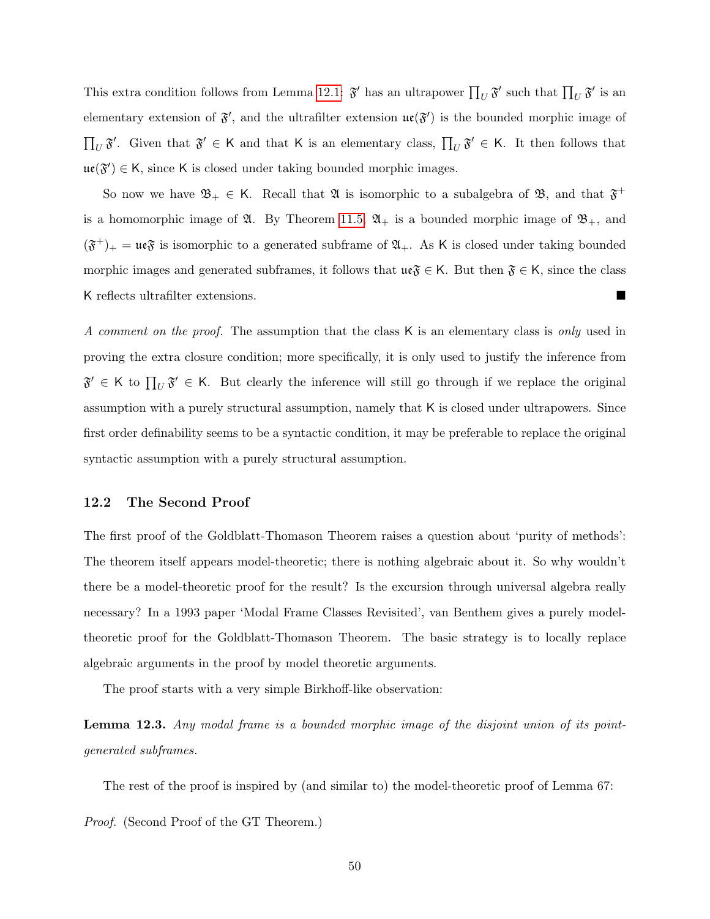This extra condition follows from Lemma 12.1: $\mathfrak{F}'$ has an ultrapower $\prod_U \mathfrak{F}'$ such that $\prod_U \mathfrak{F}'$ is an elementary extension of $\mathfrak{F}'$, and the ultrafilter extension $\mathfrak{ue}(\mathfrak{F}')$ is the bounded morphic image of $\prod_U \mathfrak{F}'$. Given that $\mathfrak{F}' \in \mathsf{K}$ and that $\mathsf{K}$ is an elementary class, $\prod_U \mathfrak{F}' \in \mathsf{K}$. It then follows that $\mathfrak{ue}(\mathfrak{F}') \in \mathsf{K}$, since $\mathsf{K}$ is closed under taking bounded morphic images.

So now we have $\mathfrak{B}_+ \in \mathsf{K}$. Recall that $\mathfrak{A}$ is isomorphic to a subalgebra of $\mathfrak{B}$, and that $\mathfrak{F}^+$ is a homomorphic image of $\mathfrak{A}$. By Theorem 11.5, $\mathfrak{A}_+$ is a bounded morphic image of $\mathfrak{B}_+$, and $(\mathfrak{F}^+)_+ = \mathfrak{ue}\mathfrak{F}$ is isomorphic to a generated subframe of $\mathfrak{A}_+$. As $\mathsf{K}$ is closed under taking bounded morphic images and generated subframes, it follows that $\mathfrak{ue}\mathfrak{F} \in \mathsf{K}$. But then $\mathfrak{F} \in \mathsf{K}$, since the class $\mathsf{K}$ reflects ultrafilter extensions. ∎

*A comment on the proof.* The assumption that the class $\mathsf{K}$ is an elementary class is *only* used in proving the extra closure condition; more specifically, it is only used to justify the inference from $\mathfrak{F}' \in \mathsf{K}$ to $\prod_U \mathfrak{F}' \in \mathsf{K}$. But clearly the inference will still go through if we replace the original assumption with a purely structural assumption, namely that $\mathsf{K}$ is closed under ultrapowers. Since first order definability seems to be a syntactic condition, it may be preferable to replace the original syntactic assumption with a purely structural assumption.

### 12.2 The Second Proof

The first proof of the Goldblatt-Thomason Theorem raises a question about 'purity of methods': The theorem itself appears model-theoretic; there is nothing algebraic about it. So why wouldn't there be a model-theoretic proof for the result? Is the excursion through universal algebra really necessary? In a 1993 paper 'Modal Frame Classes Revisited', van Benthem gives a purely model-theoretic proof for the Goldblatt-Thomason Theorem. The basic strategy is to locally replace algebraic arguments in the proof by model theoretic arguments.

The proof starts with a very simple Birkhoff-like observation:

**Lemma 12.3.** *Any modal frame is a bounded morphic image of the disjoint union of its point-generated subframes.*

The rest of the proof is inspired by (and similar to) the model-theoretic proof of Lemma 67:

*Proof.* (Second Proof of the GT Theorem.)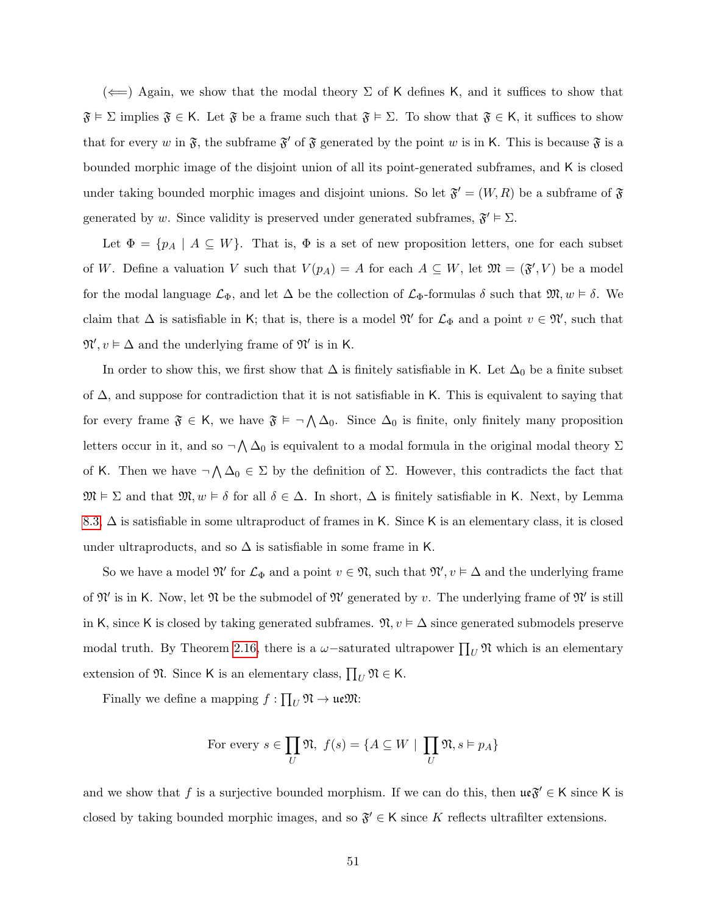($\Longleftarrow$) Again, we show that the modal theory $\Sigma$ of $\mathsf{K}$ defines $\mathsf{K}$, and it suffices to show that $\mathfrak{F} \vDash \Sigma$ implies $\mathfrak{F} \in \mathsf{K}$. Let $\mathfrak{F}$ be a frame such that $\mathfrak{F} \vDash \Sigma$. To show that $\mathfrak{F} \in \mathsf{K}$, it suffices to show that for every $w$ in $\mathfrak{F}$, the subframe $\mathfrak{F}'$ of $\mathfrak{F}$ generated by the point $w$ is in $\mathsf{K}$. This is because $\mathfrak{F}$ is a bounded morphic image of the disjoint union of all its point-generated subframes, and $\mathsf{K}$ is closed under taking bounded morphic images and disjoint unions. So let $\mathfrak{F}' = (W, R)$ be a subframe of $\mathfrak{F}$ generated by $w$. Since validity is preserved under generated subframes, $\mathfrak{F}' \vDash \Sigma$.

Let $\Phi = \{p_A \mid A \subseteq W\}$. That is, $\Phi$ is a set of new proposition letters, one for each subset of $W$. Define a valuation $V$ such that $V(p_A) = A$ for each $A \subseteq W$, let $\mathfrak{M} = (\mathfrak{F}', V)$ be a model for the modal language $\mathcal{L}_\Phi$, and let $\Delta$ be the collection of $\mathcal{L}_\Phi$-formulas $\delta$ such that $\mathfrak{M}, w \vDash \delta$. We claim that $\Delta$ is satisfiable in $\mathsf{K}$; that is, there is a model $\mathfrak{N}'$ for $\mathcal{L}_\Phi$ and a point $v \in \mathfrak{N}'$, such that $\mathfrak{N}', v \vDash \Delta$ and the underlying frame of $\mathfrak{N}'$ is in $\mathsf{K}$.

In order to show this, we first show that $\Delta$ is finitely satisfiable in $\mathsf{K}$. Let $\Delta_0$ be a finite subset of $\Delta$, and suppose for contradiction that it is not satisfiable in $\mathsf{K}$. This is equivalent to saying that for every frame $\mathfrak{F} \in \mathsf{K}$, we have $\mathfrak{F} \vDash \neg \bigwedge \Delta_0$. Since $\Delta_0$ is finite, only finitely many proposition letters occur in it, and so $\neg \bigwedge \Delta_0$ is equivalent to a modal formula in the original modal theory $\Sigma$ of $\mathsf{K}$. Then we have $\neg \bigwedge \Delta_0 \in \Sigma$ by the definition of $\Sigma$. However, this contradicts the fact that $\mathfrak{M} \vDash \Sigma$ and that $\mathfrak{M}, w \vDash \delta$ for all $\delta \in \Delta$. In short, $\Delta$ is finitely satisfiable in $\mathsf{K}$. Next, by Lemma 8.3, $\Delta$ is satisfiable in some ultraproduct of frames in $\mathsf{K}$. Since $\mathsf{K}$ is an elementary class, it is closed under ultraproducts, and so $\Delta$ is satisfiable in some frame in $\mathsf{K}$.

So we have a model $\mathfrak{N}'$ for $\mathcal{L}_\Phi$ and a point $v \in \mathfrak{N}$, such that $\mathfrak{N}', v \vDash \Delta$ and the underlying frame of $\mathfrak{N}'$ is in $\mathsf{K}$. Now, let $\mathfrak{N}$ be the submodel of $\mathfrak{N}'$ generated by $v$. The underlying frame of $\mathfrak{N}'$ is still in $\mathsf{K}$, since $\mathsf{K}$ is closed by taking generated subframes. $\mathfrak{N}, v \vDash \Delta$ since generated submodels preserve modal truth. By Theorem 2.16, there is a $\omega-$saturated ultrapower $\prod_U \mathfrak{N}$ which is an elementary extension of $\mathfrak{N}$. Since $\mathsf{K}$ is an elementary class, $\prod_U \mathfrak{N} \in \mathsf{K}$.

Finally we define a mapping $f : \prod_U \mathfrak{N} \to \mathfrak{ue}\mathfrak{M}$:

$$\text{For every } s \in \prod_U \mathfrak{N},\ f(s) = \{A \subseteq W \mid \prod_U \mathfrak{N}, s \vDash p_A\}$$

and we show that $f$ is a surjective bounded morphism. If we can do this, then $\mathfrak{ue}\mathfrak{F}' \in \mathsf{K}$ since $\mathsf{K}$ is closed by taking bounded morphic images, and so $\mathfrak{F}' \in \mathsf{K}$ since $K$ reflects ultrafilter extensions.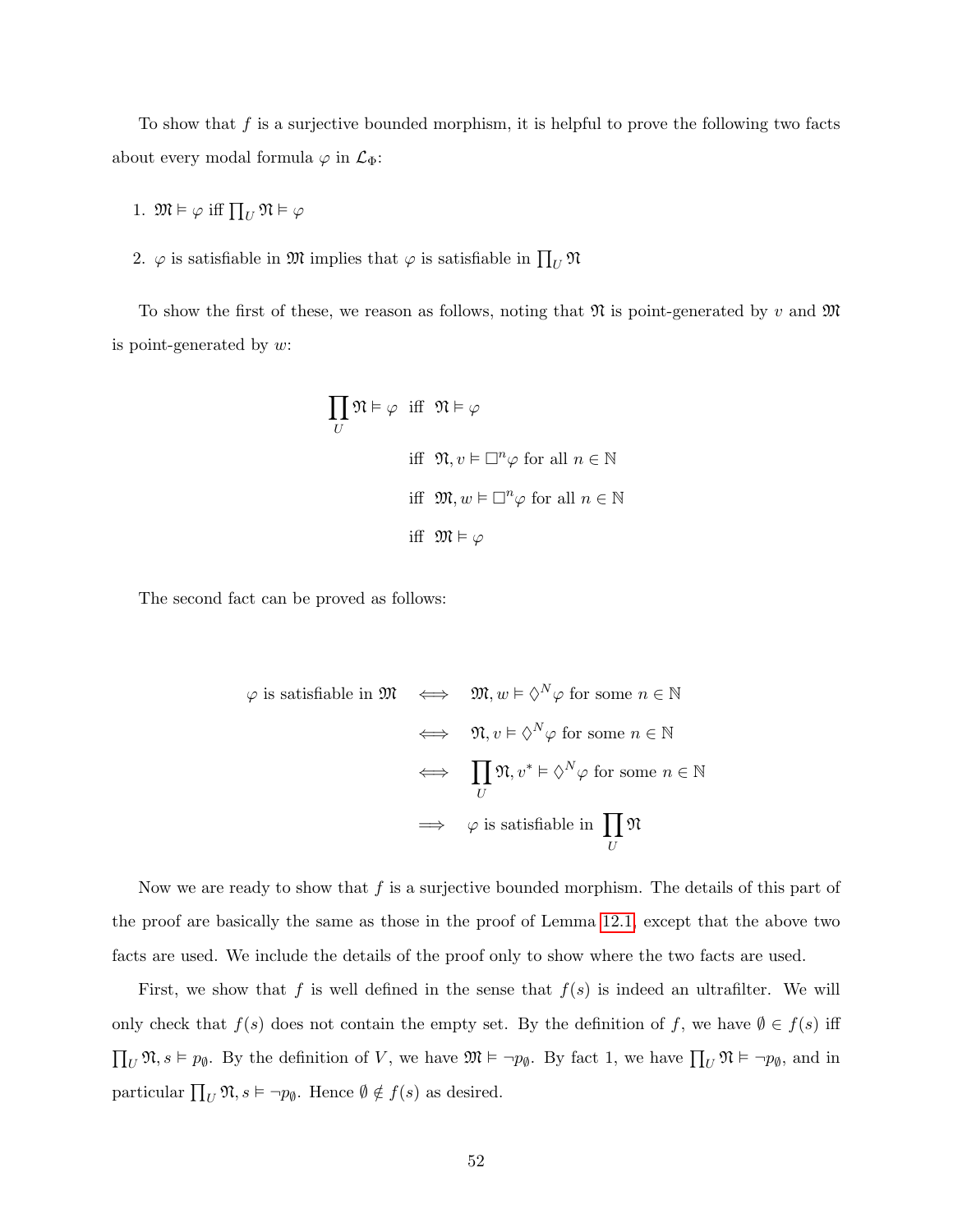To show that $f$ is a surjective bounded morphism, it is helpful to prove the following two facts about every modal formula $\varphi$ in $\mathcal{L}_\Phi$:

1. $\mathfrak{M} \vDash \varphi$ iff $\prod_U \mathfrak{N} \vDash \varphi$
2. $\varphi$ is satisfiable in $\mathfrak{M}$ implies that $\varphi$ is satisfiable in $\prod_U \mathfrak{N}$

To show the first of these, we reason as follows, noting that $\mathfrak{N}$ is point-generated by $v$ and $\mathfrak{M}$ is point-generated by $w$:

$$
\begin{aligned}
\prod_U \mathfrak{N} \vDash \varphi \quad & \text{iff} \quad \mathfrak{N} \vDash \varphi \\
& \text{iff} \quad \mathfrak{N}, v \vDash \Box^n \varphi \text{ for all } n \in \mathbb{N} \\
& \text{iff} \quad \mathfrak{M}, w \vDash \Box^n \varphi \text{ for all } n \in \mathbb{N} \\
& \text{iff} \quad \mathfrak{M} \vDash \varphi
\end{aligned}
$$

The second fact can be proved as follows:

$$
\begin{aligned}
\varphi \text{ is satisfiable in } \mathfrak{M} \quad & \iff \quad \mathfrak{M}, w \vDash \Diamond^N \varphi \text{ for some } n \in \mathbb{N} \\
& \iff \quad \mathfrak{N}, v \vDash \Diamond^N \varphi \text{ for some } n \in \mathbb{N} \\
& \iff \quad \prod_U \mathfrak{N}, v^* \vDash \Diamond^N \varphi \text{ for some } n \in \mathbb{N} \\
& \implies \quad \varphi \text{ is satisfiable in } \prod_U \mathfrak{N}
\end{aligned}
$$

Now we are ready to show that $f$ is a surjective bounded morphism. The details of this part of the proof are basically the same as those in the proof of Lemma 12.1, except that the above two facts are used. We include the details of the proof only to show where the two facts are used.

First, we show that $f$ is well defined in the sense that $f(s)$ is indeed an ultrafilter. We will only check that $f(s)$ does not contain the empty set. By the definition of $f$, we have $\emptyset \in f(s)$ iff $\prod_U \mathfrak{N}, s \vDash p_\emptyset$. By the definition of $V$, we have $\mathfrak{M} \vDash \neg p_\emptyset$. By fact 1, we have $\prod_U \mathfrak{N} \vDash \neg p_\emptyset$, and in particular $\prod_U \mathfrak{N}, s \vDash \neg p_\emptyset$. Hence $\emptyset \notin f(s)$ as desired.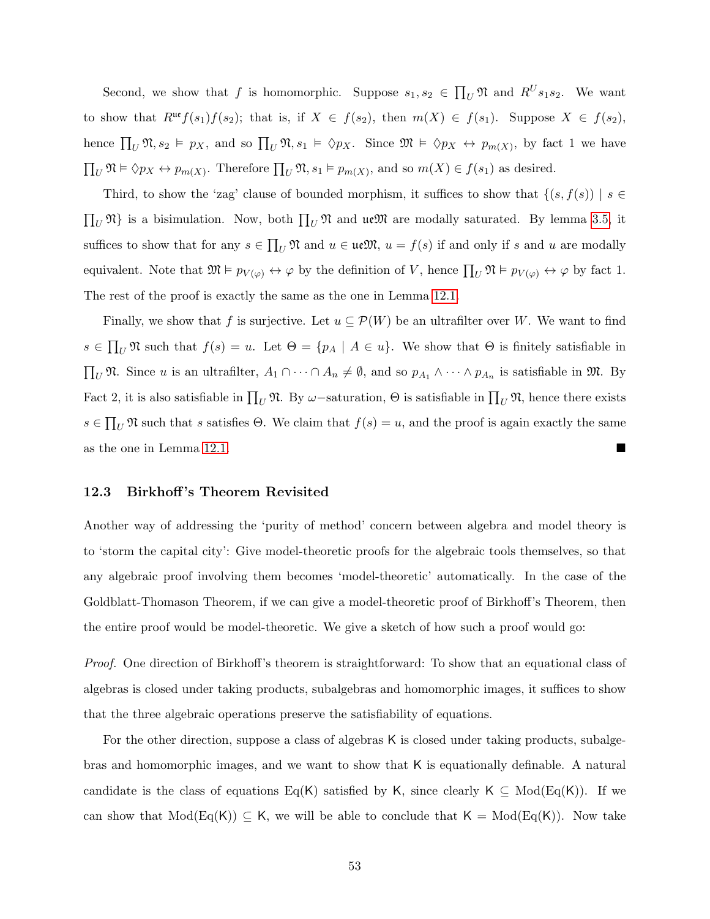Second, we show that $f$ is homomorphic. Suppose $s_1, s_2 \in \prod_U \mathfrak{N}$ and $R^U s_1 s_2$. We want to show that $R^{\mathfrak{ue}} f(s_1) f(s_2)$; that is, if $X \in f(s_2)$, then $m(X) \in f(s_1)$. Suppose $X \in f(s_2)$, hence $\prod_U \mathfrak{N}, s_2 \vDash p_X$, and so $\prod_U \mathfrak{N}, s_1 \vDash \Diamond p_X$. Since $\mathfrak{M} \vDash \Diamond p_X \leftrightarrow p_{m(X)}$, by fact 1 we have $\prod_U \mathfrak{N} \vDash \Diamond p_X \leftrightarrow p_{m(X)}$. Therefore $\prod_U \mathfrak{N}, s_1 \vDash p_{m(X)}$, and so $m(X) \in f(s_1)$ as desired.

Third, to show the 'zag' clause of bounded morphism, it suffices to show that $\{(s, f(s)) \mid s \in \prod_U \mathfrak{N}\}$ is a bisimulation. Now, both $\prod_U \mathfrak{N}$ and $\mathfrak{ue}\mathfrak{M}$ are modally saturated. By lemma 3.5, it suffices to show that for any $s \in \prod_U \mathfrak{N}$ and $u \in \mathfrak{ue}\mathfrak{M}$, $u = f(s)$ if and only if $s$ and $u$ are modally equivalent. Note that $\mathfrak{M} \vDash p_{V(\varphi)} \leftrightarrow \varphi$ by the definition of $V$, hence $\prod_U \mathfrak{N} \vDash p_{V(\varphi)} \leftrightarrow \varphi$ by fact 1. The rest of the proof is exactly the same as the one in Lemma 12.1.

Finally, we show that $f$ is surjective. Let $u \subseteq \mathcal{P}(W)$ be an ultrafilter over $W$. We want to find $s \in \prod_U \mathfrak{N}$ such that $f(s) = u$. Let $\Theta = \{p_A \mid A \in u\}$. We show that $\Theta$ is finitely satisfiable in $\prod_U \mathfrak{N}$. Since $u$ is an ultrafilter, $A_1 \cap \cdots \cap A_n \neq \emptyset$, and so $p_{A_1} \wedge \cdots \wedge p_{A_n}$ is satisfiable in $\mathfrak{M}$. By Fact 2, it is also satisfiable in $\prod_U \mathfrak{N}$. By $\omega$-saturation, $\Theta$ is satisfiable in $\prod_U \mathfrak{N}$, hence there exists $s \in \prod_U \mathfrak{N}$ such that $s$ satisfies $\Theta$. We claim that $f(s) = u$, and the proof is again exactly the same as the one in Lemma 12.1. ∎

### 12.3 Birkhoff's Theorem Revisited

Another way of addressing the 'purity of method' concern between algebra and model theory is to 'storm the capital city': Give model-theoretic proofs for the algebraic tools themselves, so that any algebraic proof involving them becomes 'model-theoretic' automatically. In the case of the Goldblatt-Thomason Theorem, if we can give a model-theoretic proof of Birkhoff's Theorem, then the entire proof would be model-theoretic. We give a sketch of how such a proof would go:

*Proof.* One direction of Birkhoff's theorem is straightforward: To show that an equational class of algebras is closed under taking products, subalgebras and homomorphic images, it suffices to show that the three algebraic operations preserve the satisfiability of equations.

For the other direction, suppose a class of algebras $\mathsf{K}$ is closed under taking products, subalgebras and homomorphic images, and we want to show that $\mathsf{K}$ is equationally definable. A natural candidate is the class of equations $\mathrm{Eq}(\mathsf{K})$ satisfied by $\mathsf{K}$, since clearly $\mathsf{K} \subseteq \mathrm{Mod}(\mathrm{Eq}(\mathsf{K}))$. If we can show that $\mathrm{Mod}(\mathrm{Eq}(\mathsf{K})) \subseteq \mathsf{K}$, we will be able to conclude that $\mathsf{K} = \mathrm{Mod}(\mathrm{Eq}(\mathsf{K}))$. Now take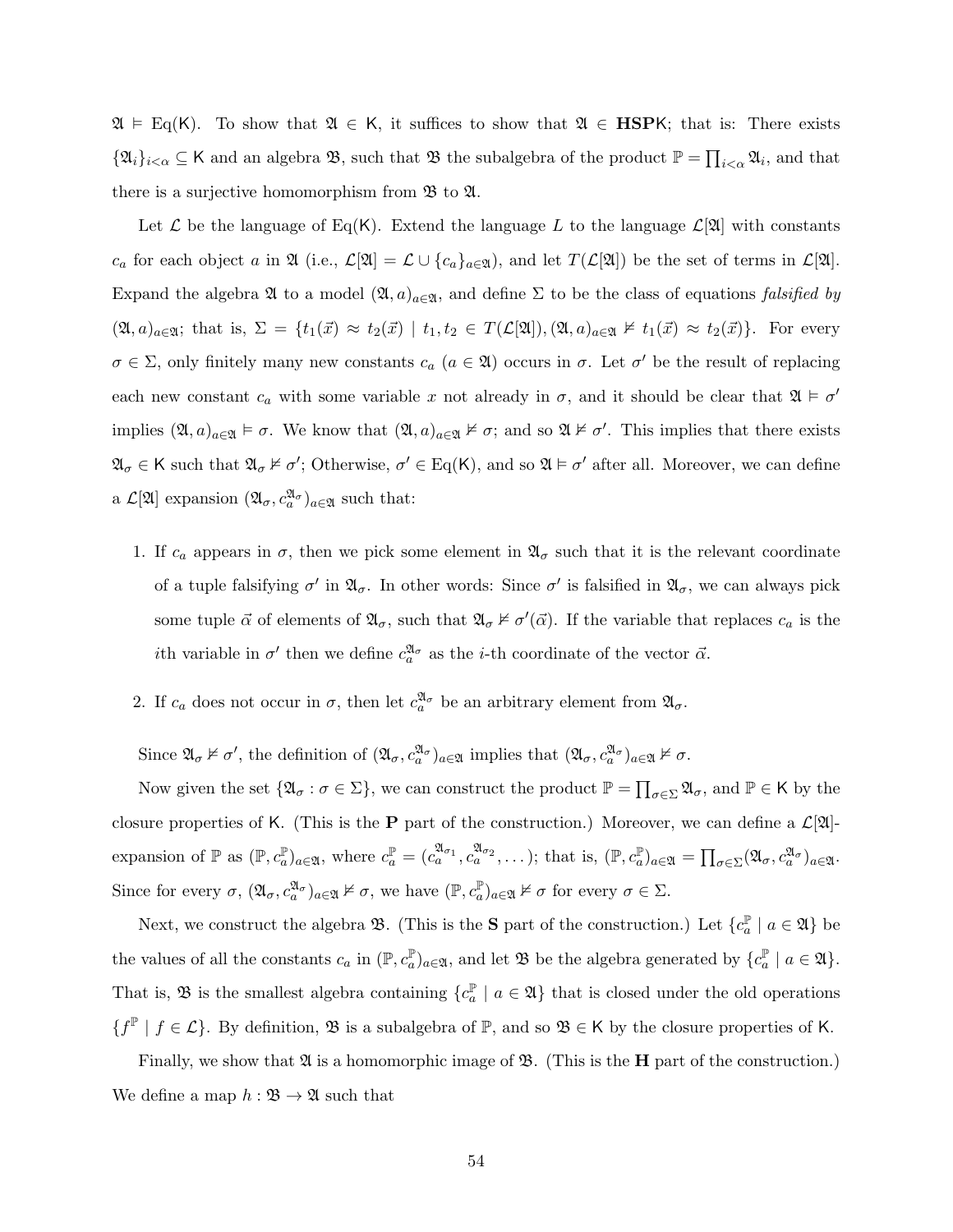$\mathfrak{A} \models \mathrm{Eq}(\mathsf{K})$. To show that $\mathfrak{A} \in \mathsf{K}$, it suffices to show that $\mathfrak{A} \in \mathbf{HSP}\mathsf{K}$; that is: There exists $\{\mathfrak{A}_i\}_{i<\alpha} \subseteq \mathsf{K}$ and an algebra $\mathfrak{B}$, such that $\mathfrak{B}$ the subalgebra of the product $\mathbb{P} = \prod_{i<\alpha} \mathfrak{A}_i$, and that there is a surjective homomorphism from $\mathfrak{B}$ to $\mathfrak{A}$.

Let $\mathcal{L}$ be the language of $\mathrm{Eq}(\mathsf{K})$. Extend the language $L$ to the language $\mathcal{L}[\mathfrak{A}]$ with constants $c_a$ for each object $a$ in $\mathfrak{A}$ (i.e., $\mathcal{L}[\mathfrak{A}] = \mathcal{L} \cup \{c_a\}_{a\in\mathfrak{A}}$), and let $T(\mathcal{L}[\mathfrak{A}])$ be the set of terms in $\mathcal{L}[\mathfrak{A}]$. Expand the algebra $\mathfrak{A}$ to a model $(\mathfrak{A}, a)_{a\in\mathfrak{A}}$, and define $\Sigma$ to be the class of equations *falsified by* $(\mathfrak{A}, a)_{a\in\mathfrak{A}}$; that is, $\Sigma = \{t_1(\vec{x}) \approx t_2(\vec{x}) \mid t_1, t_2 \in T(\mathcal{L}[\mathfrak{A}]), (\mathfrak{A}, a)_{a\in\mathfrak{A}} \not\models t_1(\vec{x}) \approx t_2(\vec{x})\}$. For every $\sigma \in \Sigma$, only finitely many new constants $c_a$ ($a \in \mathfrak{A}$) occurs in $\sigma$. Let $\sigma'$ be the result of replacing each new constant $c_a$ with some variable $x$ not already in $\sigma$, and it should be clear that $\mathfrak{A} \models \sigma'$ implies $(\mathfrak{A}, a)_{a\in\mathfrak{A}} \models \sigma$. We know that $(\mathfrak{A}, a)_{a\in\mathfrak{A}} \not\models \sigma$; and so $\mathfrak{A} \not\models \sigma'$. This implies that there exists $\mathfrak{A}_\sigma \in \mathsf{K}$ such that $\mathfrak{A}_\sigma \not\models \sigma'$; Otherwise, $\sigma' \in \mathrm{Eq}(\mathsf{K})$, and so $\mathfrak{A} \models \sigma'$ after all. Moreover, we can define a $\mathcal{L}[\mathfrak{A}]$ expansion $(\mathfrak{A}_\sigma, c_a^{\mathfrak{A}_\sigma})_{a\in\mathfrak{A}}$ such that:

1. If $c_a$ appears in $\sigma$, then we pick some element in $\mathfrak{A}_\sigma$ such that it is the relevant coordinate of a tuple falsifying $\sigma'$ in $\mathfrak{A}_\sigma$. In other words: Since $\sigma'$ is falsified in $\mathfrak{A}_\sigma$, we can always pick some tuple $\vec{\alpha}$ of elements of $\mathfrak{A}_\sigma$, such that $\mathfrak{A}_\sigma \not\models \sigma'(\vec{\alpha})$. If the variable that replaces $c_a$ is the $i$th variable in $\sigma'$ then we define $c_a^{\mathfrak{A}_\sigma}$ as the $i$-th coordinate of the vector $\vec{\alpha}$.

2. If $c_a$ does not occur in $\sigma$, then let $c_a^{\mathfrak{A}_\sigma}$ be an arbitrary element from $\mathfrak{A}_\sigma$.

Since $\mathfrak{A}_\sigma \not\models \sigma'$, the definition of $(\mathfrak{A}_\sigma, c_a^{\mathfrak{A}_\sigma})_{a\in\mathfrak{A}}$ implies that $(\mathfrak{A}_\sigma, c_a^{\mathfrak{A}_\sigma})_{a\in\mathfrak{A}} \not\models \sigma$.

Now given the set $\{\mathfrak{A}_\sigma : \sigma \in \Sigma\}$, we can construct the product $\mathbb{P} = \prod_{\sigma\in\Sigma} \mathfrak{A}_\sigma$, and $\mathbb{P} \in \mathsf{K}$ by the closure properties of $\mathsf{K}$. (This is the $\mathbf{P}$ part of the construction.) Moreover, we can define a $\mathcal{L}[\mathfrak{A}]$-expansion of $\mathbb{P}$ as $(\mathbb{P}, c_a^{\mathbb{P}})_{a\in\mathfrak{A}}$, where $c_a^{\mathbb{P}} = (c_a^{\mathfrak{A}_{\sigma_1}}, c_a^{\mathfrak{A}_{\sigma_2}}, \dots)$; that is, $(\mathbb{P}, c_a^{\mathbb{P}})_{a\in\mathfrak{A}} = \prod_{\sigma\in\Sigma} (\mathfrak{A}_\sigma, c_a^{\mathfrak{A}_\sigma})_{a\in\mathfrak{A}}$. Since for every $\sigma$, $(\mathfrak{A}_\sigma, c_a^{\mathfrak{A}_\sigma})_{a\in\mathfrak{A}} \not\models \sigma$, we have $(\mathbb{P}, c_a^{\mathbb{P}})_{a\in\mathfrak{A}} \not\models \sigma$ for every $\sigma \in \Sigma$.

Next, we construct the algebra $\mathfrak{B}$. (This is the $\mathbf{S}$ part of the construction.) Let $\{c_a^{\mathbb{P}} \mid a \in \mathfrak{A}\}$ be the values of all the constants $c_a$ in $(\mathbb{P}, c_a^{\mathbb{P}})_{a\in\mathfrak{A}}$, and let $\mathfrak{B}$ be the algebra generated by $\{c_a^{\mathbb{P}} \mid a \in \mathfrak{A}\}$. That is, $\mathfrak{B}$ is the smallest algebra containing $\{c_a^{\mathbb{P}} \mid a \in \mathfrak{A}\}$ that is closed under the old operations $\{f^{\mathbb{P}} \mid f \in \mathcal{L}\}$. By definition, $\mathfrak{B}$ is a subalgebra of $\mathbb{P}$, and so $\mathfrak{B} \in \mathsf{K}$ by the closure properties of $\mathsf{K}$.

Finally, we show that $\mathfrak{A}$ is a homomorphic image of $\mathfrak{B}$. (This is the $\mathbf{H}$ part of the construction.) We define a map $h : \mathfrak{B} \to \mathfrak{A}$ such that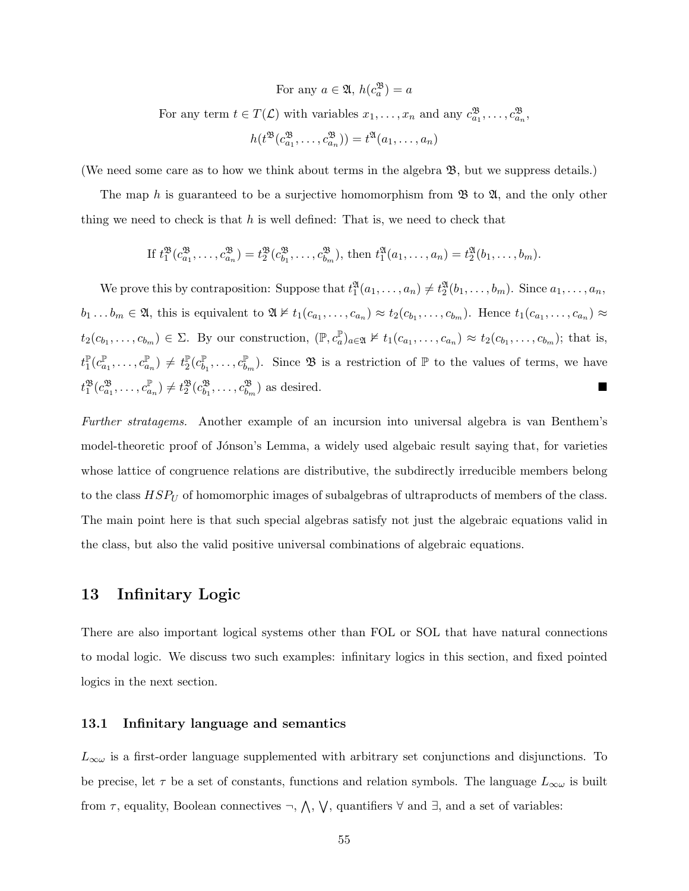$$\text{For any } a \in \mathfrak{A},\ h(c_a^{\mathfrak{B}}) = a$$

$$\text{For any term } t \in T(\mathcal{L}) \text{ with variables } x_1, \ldots, x_n \text{ and any } c_{a_1}^{\mathfrak{B}}, \ldots, c_{a_n}^{\mathfrak{B}},$$

$$h(t^{\mathfrak{B}}(c_{a_1}^{\mathfrak{B}}, \ldots, c_{a_n}^{\mathfrak{B}})) = t^{\mathfrak{A}}(a_1, \ldots, a_n)$$

(We need some care as to how we think about terms in the algebra $\mathfrak{B}$, but we suppress details.)

The map $h$ is guaranteed to be a surjective homomorphism from $\mathfrak{B}$ to $\mathfrak{A}$, and the only other thing we need to check is that $h$ is well defined: That is, we need to check that

$$\text{If } t_1^{\mathfrak{B}}(c_{a_1}^{\mathfrak{B}}, \ldots, c_{a_n}^{\mathfrak{B}}) = t_2^{\mathfrak{B}}(c_{b_1}^{\mathfrak{B}}, \ldots, c_{b_m}^{\mathfrak{B}}), \text{ then } t_1^{\mathfrak{A}}(a_1, \ldots, a_n) = t_2^{\mathfrak{A}}(b_1, \ldots, b_m).$$

We prove this by contraposition: Suppose that $t_1^{\mathfrak{A}}(a_1, \ldots, a_n) \neq t_2^{\mathfrak{A}}(b_1, \ldots, b_m)$. Since $a_1, \ldots, a_n$, $b_1 \ldots b_m \in \mathfrak{A}$, this is equivalent to $\mathfrak{A} \not\models t_1(c_{a_1}, \ldots, c_{a_n}) \approx t_2(c_{b_1}, \ldots, c_{b_m})$. Hence $t_1(c_{a_1}, \ldots, c_{a_n}) \approx t_2(c_{b_1}, \ldots, c_{b_m}) \in \Sigma$. By our construction, $(\mathbb{P}, c_a^{\mathbb{P}})_{a \in \mathfrak{A}} \not\models t_1(c_{a_1}, \ldots, c_{a_n}) \approx t_2(c_{b_1}, \ldots, c_{b_m})$; that is, $t_1^{\mathbb{P}}(c_{a_1}^{\mathbb{P}}, \ldots, c_{a_n}^{\mathbb{P}}) \neq t_2^{\mathbb{P}}(c_{b_1}^{\mathbb{P}}, \ldots, c_{b_m}^{\mathbb{P}})$. Since $\mathfrak{B}$ is a restriction of $\mathbb{P}$ to the values of terms, we have $t_1^{\mathfrak{B}}(c_{a_1}^{\mathfrak{B}}, \ldots, c_{a_n}^{\mathbb{P}}) \neq t_2^{\mathfrak{B}}(c_{b_1}^{\mathfrak{B}}, \ldots, c_{b_m}^{\mathfrak{B}})$ as desired. ■

*Further stratagems.* Another example of an incursion into universal algebra is van Benthem's model-theoretic proof of Jónson's Lemma, a widely used algebaic result saying that, for varieties whose lattice of congruence relations are distributive, the subdirectly irreducible members belong to the class $HSP_U$ of homomorphic images of subalgebras of ultraproducts of members of the class. The main point here is that such special algebras satisfy not just the algebraic equations valid in the class, but also the valid positive universal combinations of algebraic equations.

## 13 Infinitary Logic

There are also important logical systems other than FOL or SOL that have natural connections to modal logic. We discuss two such examples: infinitary logics in this section, and fixed pointed logics in the next section.

### 13.1 Infinitary language and semantics

$L_{\infty\omega}$ is a first-order language supplemented with arbitrary set conjunctions and disjunctions. To be precise, let $\tau$ be a set of constants, functions and relation symbols. The language $L_{\infty\omega}$ is built from $\tau$, equality, Boolean connectives $\neg$, $\bigwedge$, $\bigvee$, quantifiers $\forall$ and $\exists$, and a set of variables: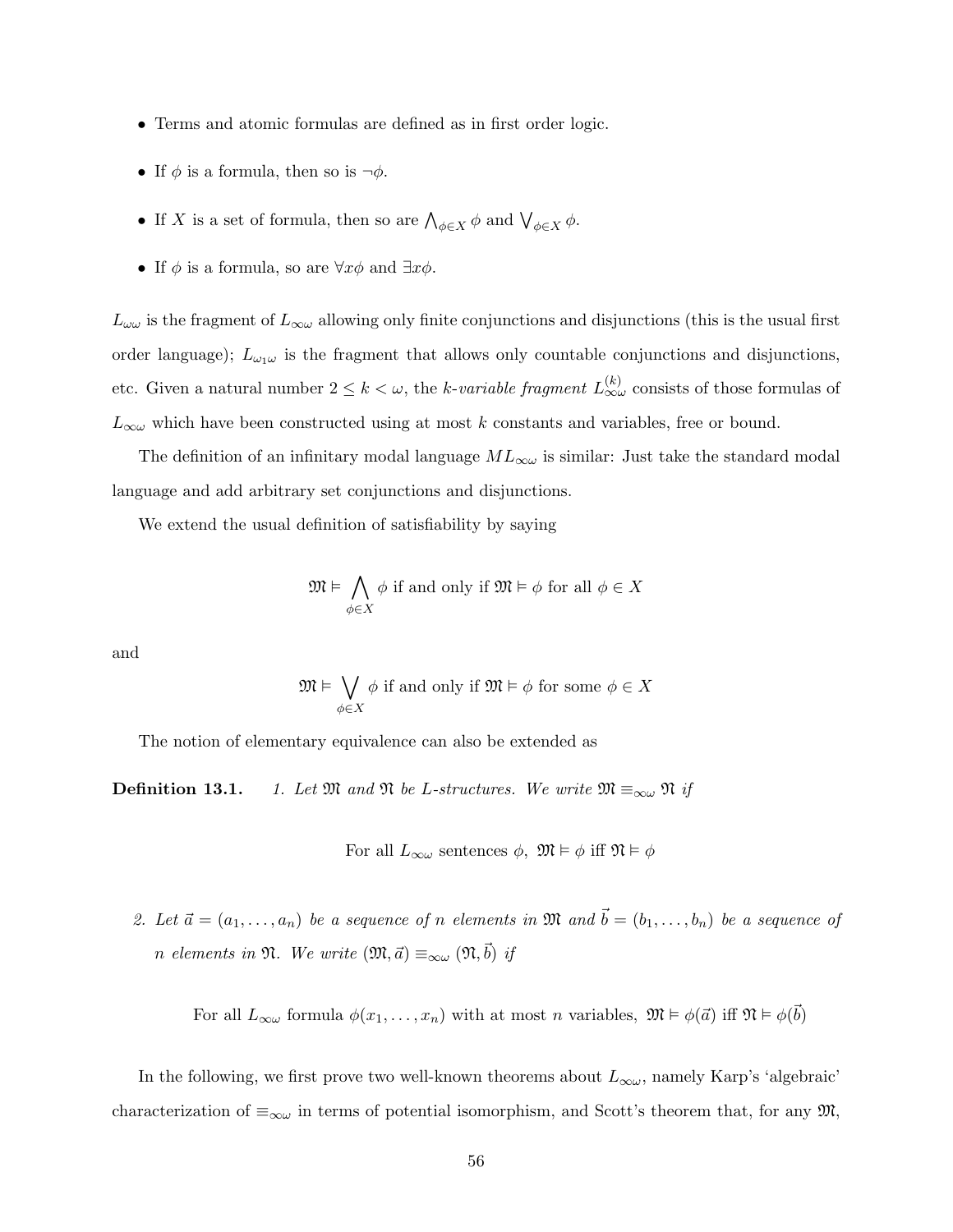- Terms and atomic formulas are defined as in first order logic.

- If $\phi$ is a formula, then so is $\neg\phi$.

- If $X$ is a set of formula, then so are $\bigwedge_{\phi \in X} \phi$ and $\bigvee_{\phi \in X} \phi$.

- If $\phi$ is a formula, so are $\forall x \phi$ and $\exists x \phi$.

$L_{\omega\omega}$ is the fragment of $L_{\infty\omega}$ allowing only finite conjunctions and disjunctions (this is the usual first order language); $L_{\omega_1\omega}$ is the fragment that allows only countable conjunctions and disjunctions, etc. Given a natural number $2 \leq k < \omega$, the *k-variable fragment* $L^{(k)}_{\infty\omega}$ consists of those formulas of $L_{\infty\omega}$ which have been constructed using at most $k$ constants and variables, free or bound.

The definition of an infinitary modal language $ML_{\infty\omega}$ is similar: Just take the standard modal language and add arbitrary set conjunctions and disjunctions.

We extend the usual definition of satisfiability by saying

$$\mathfrak{M} \vDash \bigwedge_{\phi \in X} \phi \text{ if and only if } \mathfrak{M} \vDash \phi \text{ for all } \phi \in X$$

and

$$\mathfrak{M} \vDash \bigvee_{\phi \in X} \phi \text{ if and only if } \mathfrak{M} \vDash \phi \text{ for some } \phi \in X$$

The notion of elementary equivalence can also be extended as

**Definition 13.1.** *1. Let $\mathfrak{M}$ and $\mathfrak{N}$ be L-structures. We write $\mathfrak{M} \equiv_{\infty\omega} \mathfrak{N}$ if*

$$\text{For all } L_{\infty\omega} \text{ sentences } \phi,\ \mathfrak{M} \vDash \phi \text{ iff } \mathfrak{N} \vDash \phi$$

*2. Let $\vec{a} = (a_1, \ldots, a_n)$ be a sequence of $n$ elements in $\mathfrak{M}$ and $\vec{b} = (b_1, \ldots, b_n)$ be a sequence of $n$ elements in $\mathfrak{N}$. We write $(\mathfrak{M}, \vec{a}) \equiv_{\infty\omega} (\mathfrak{N}, \vec{b})$ if*

$$\text{For all } L_{\infty\omega} \text{ formula } \phi(x_1, \ldots, x_n) \text{ with at most } n \text{ variables},\ \mathfrak{M} \vDash \phi(\vec{a}) \text{ iff } \mathfrak{N} \vDash \phi(\vec{b})$$

In the following, we first prove two well-known theorems about $L_{\infty\omega}$, namely Karp's 'algebraic' characterization of $\equiv_{\infty\omega}$ in terms of potential isomorphism, and Scott's theorem that, for any $\mathfrak{M}$,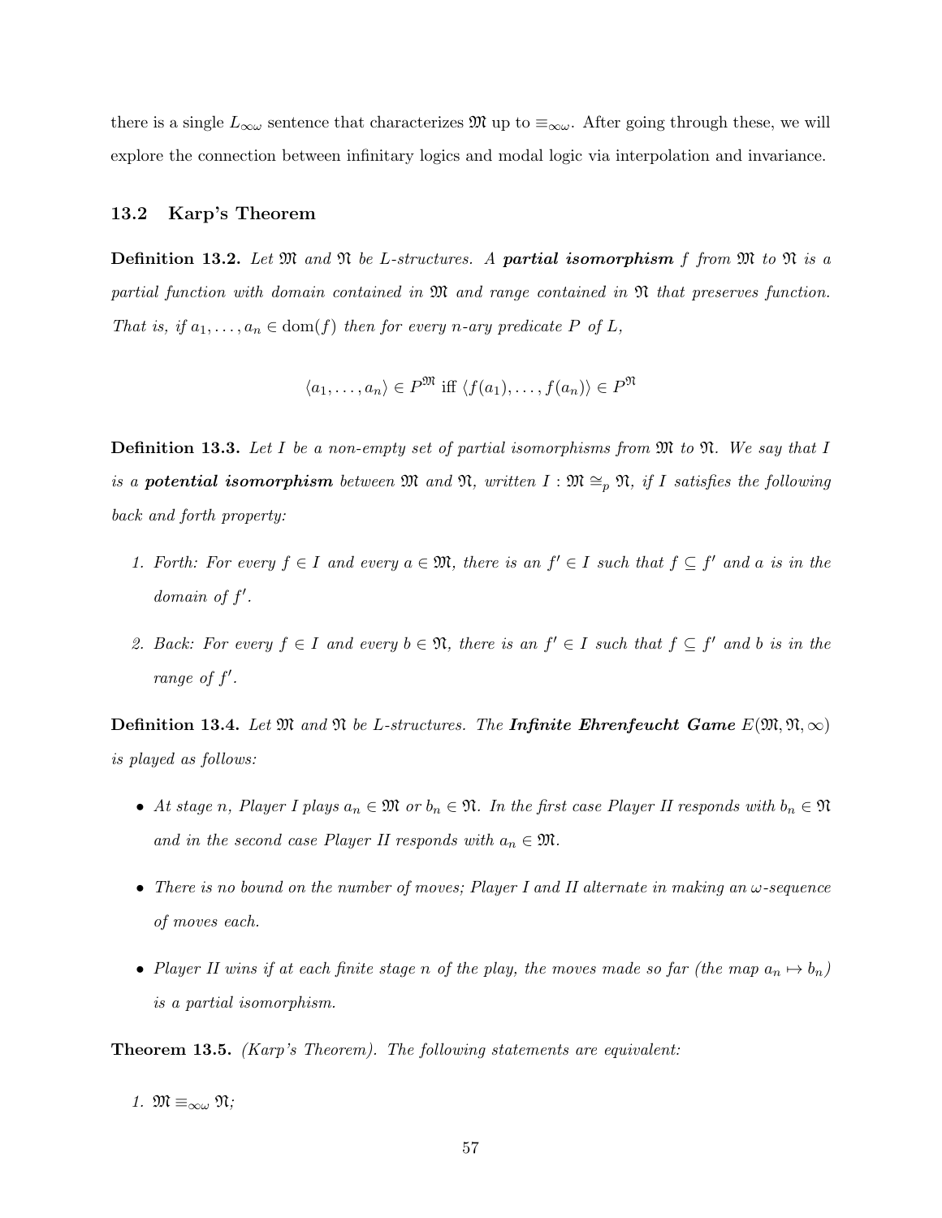there is a single $L_{\infty\omega}$ sentence that characterizes $\mathfrak{M}$ up to $\equiv_{\infty\omega}$. After going through these, we will explore the connection between infinitary logics and modal logic via interpolation and invariance.

## 13.2 Karp's Theorem

**Definition 13.2.** *Let $\mathfrak{M}$ and $\mathfrak{N}$ be L-structures. A **partial isomorphism** $f$ from $\mathfrak{M}$ to $\mathfrak{N}$ is a partial function with domain contained in $\mathfrak{M}$ and range contained in $\mathfrak{N}$ that preserves function. That is, if $a_1, \ldots, a_n \in \mathrm{dom}(f)$ then for every n-ary predicate $P$ of L,*

$$\langle a_1, \ldots, a_n \rangle \in P^{\mathfrak{M}} \text{ iff } \langle f(a_1), \ldots, f(a_n) \rangle \in P^{\mathfrak{N}}$$

**Definition 13.3.** *Let $I$ be a non-empty set of partial isomorphisms from $\mathfrak{M}$ to $\mathfrak{N}$. We say that $I$ is a **potential isomorphism** between $\mathfrak{M}$ and $\mathfrak{N}$, written $I : \mathfrak{M} \cong_p \mathfrak{N}$, if $I$ satisfies the following back and forth property:*

1. *Forth: For every $f \in I$ and every $a \in \mathfrak{M}$, there is an $f' \in I$ such that $f \subseteq f'$ and $a$ is in the domain of $f'$.*
2. *Back: For every $f \in I$ and every $b \in \mathfrak{N}$, there is an $f' \in I$ such that $f \subseteq f'$ and $b$ is in the range of $f'$.*

**Definition 13.4.** *Let $\mathfrak{M}$ and $\mathfrak{N}$ be L-structures. The **Infinite Ehrenfeucht Game** $E(\mathfrak{M}, \mathfrak{N}, \infty)$ is played as follows:*

- *At stage n, Player I plays $a_n \in \mathfrak{M}$ or $b_n \in \mathfrak{N}$. In the first case Player II responds with $b_n \in \mathfrak{N}$ and in the second case Player II responds with $a_n \in \mathfrak{M}$.*
- *There is no bound on the number of moves; Player I and II alternate in making an $\omega$-sequence of moves each.*
- *Player II wins if at each finite stage n of the play, the moves made so far (the map $a_n \mapsto b_n$) is a partial isomorphism.*

**Theorem 13.5.** *(Karp's Theorem). The following statements are equivalent:*

1. *$\mathfrak{M} \equiv_{\infty\omega} \mathfrak{N}$;*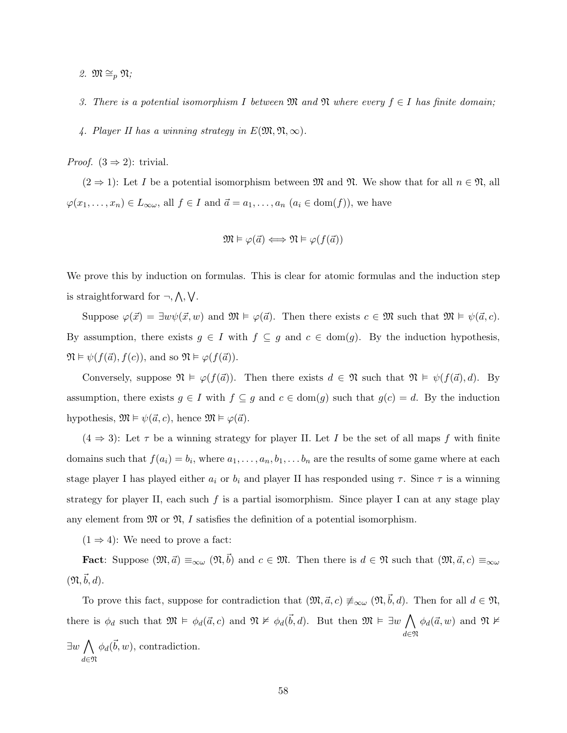*2.* $\mathfrak{M} \cong_p \mathfrak{N}$*;*

*3. There is a potential isomorphism* $I$ *between* $\mathfrak{M}$ *and* $\mathfrak{N}$ *where every* $f \in I$ *has finite domain;*

*4. Player II has a winning strategy in* $E(\mathfrak{M}, \mathfrak{N}, \infty)$*.*

*Proof.* $(3 \Rightarrow 2)$: trivial.

$(2 \Rightarrow 1)$: Let $I$ be a potential isomorphism between $\mathfrak{M}$ and $\mathfrak{N}$. We show that for all $n \in \mathfrak{N}$, all $\varphi(x_1, \ldots, x_n) \in L_{\infty\omega}$, all $f \in I$ and $\vec{a} = a_1, \ldots, a_n$ ($a_i \in \text{dom}(f)$), we have

$$\mathfrak{M} \models \varphi(\vec{a}) \Longleftrightarrow \mathfrak{N} \models \varphi(f(\vec{a}))$$

We prove this by induction on formulas. This is clear for atomic formulas and the induction step is straightforward for $\neg, \bigwedge, \bigvee$.

Suppose $\varphi(\vec{x}) = \exists w \psi(\vec{x}, w)$ and $\mathfrak{M} \models \varphi(\vec{a})$. Then there exists $c \in \mathfrak{M}$ such that $\mathfrak{M} \models \psi(\vec{a}, c)$. By assumption, there exists $g \in I$ with $f \subseteq g$ and $c \in \text{dom}(g)$. By the induction hypothesis, $\mathfrak{N} \models \psi(f(\vec{a}), f(c))$, and so $\mathfrak{N} \models \varphi(f(\vec{a}))$.

Conversely, suppose $\mathfrak{N} \models \varphi(f(\vec{a}))$. Then there exists $d \in \mathfrak{N}$ such that $\mathfrak{N} \models \psi(f(\vec{a}), d)$. By assumption, there exists $g \in I$ with $f \subseteq g$ and $c \in \text{dom}(g)$ such that $g(c) = d$. By the induction hypothesis, $\mathfrak{M} \models \psi(\vec{a}, c)$, hence $\mathfrak{M} \models \varphi(\vec{a})$.

$(4 \Rightarrow 3)$: Let $\tau$ be a winning strategy for player II. Let $I$ be the set of all maps $f$ with finite domains such that $f(a_i) = b_i$, where $a_1, \ldots, a_n, b_1, \ldots b_n$ are the results of some game where at each stage player I has played either $a_i$ or $b_i$ and player II has responded using $\tau$. Since $\tau$ is a winning strategy for player II, each such $f$ is a partial isomorphism. Since player I can at any stage play any element from $\mathfrak{M}$ or $\mathfrak{N}$, $I$ satisfies the definition of a potential isomorphism.

$(1 \Rightarrow 4)$: We need to prove a fact:

**Fact**: Suppose $(\mathfrak{M}, \vec{a}) \equiv_{\infty\omega} (\mathfrak{N}, \vec{b})$ and $c \in \mathfrak{M}$. Then there is $d \in \mathfrak{N}$ such that $(\mathfrak{M}, \vec{a}, c) \equiv_{\infty\omega} (\mathfrak{N}, \vec{b}, d)$.

To prove this fact, suppose for contradiction that $(\mathfrak{M}, \vec{a}, c) \not\equiv_{\infty\omega} (\mathfrak{N}, \vec{b}, d)$. Then for all $d \in \mathfrak{N}$, there is $\phi_d$ such that $\mathfrak{M} \models \phi_d(\vec{a}, c)$ and $\mathfrak{N} \not\models \phi_d(\vec{b}, d)$. But then $\mathfrak{M} \models \exists w \bigwedge_{d \in \mathfrak{N}} \phi_d(\vec{a}, w)$ and $\mathfrak{N} \not\models \exists w \bigwedge_{d \in \mathfrak{N}} \phi_d(\vec{b}, w)$, contradiction.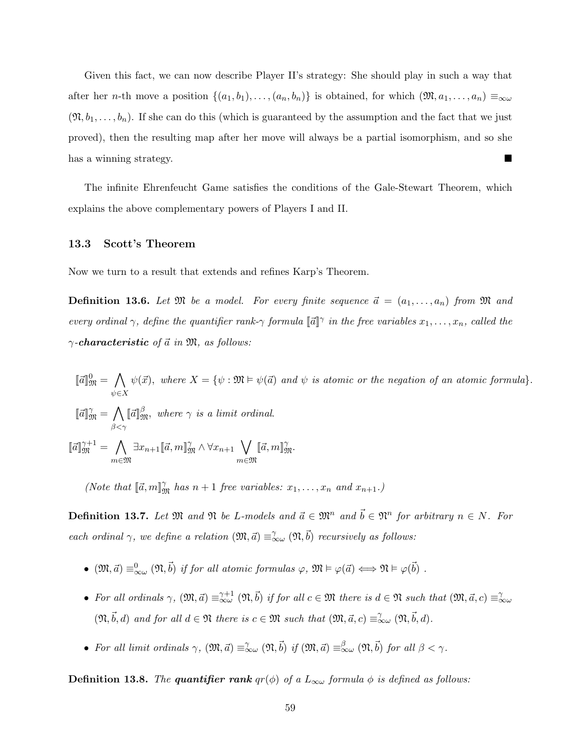Given this fact, we can now describe Player II's strategy: She should play in such a way that after her $n$-th move a position $\{(a_1, b_1), \ldots, (a_n, b_n)\}$ is obtained, for which $(\mathfrak{M}, a_1, \ldots, a_n) \equiv_{\infty\omega} (\mathfrak{N}, b_1, \ldots, b_n)$. If she can do this (which is guaranteed by the assumption and the fact that we just proved), then the resulting map after her move will always be a partial isomorphism, and so she has a winning strategy. ■

The infinite Ehrenfeucht Game satisfies the conditions of the Gale-Stewart Theorem, which explains the above complementary powers of Players I and II.

### 13.3 Scott's Theorem

Now we turn to a result that extends and refines Karp's Theorem.

**Definition 13.6.** *Let $\mathfrak{M}$ be a model. For every finite sequence $\vec{a} = (a_1, \ldots, a_n)$ from $\mathfrak{M}$ and every ordinal $\gamma$, define the quantifier rank-$\gamma$ formula $[\![\vec{a}]\!]^\gamma$ in the free variables $x_1, \ldots, x_n$, called the $\gamma$-**characteristic** of $\vec{a}$ in $\mathfrak{M}$, as follows:*

$$[\![\vec{a}]\!]^0_{\mathfrak{M}} = \bigwedge_{\psi \in X} \psi(\vec{x}), \text{ where } X = \{\psi : \mathfrak{M} \vDash \psi(\vec{a}) \text{ and } \psi \text{ is atomic or the negation of an atomic formula}\}.$$

$$[\![\vec{a}]\!]^\gamma_{\mathfrak{M}} = \bigwedge_{\beta < \gamma} [\![\vec{a}]\!]^\beta_{\mathfrak{M}}, \text{ where } \gamma \text{ is a limit ordinal.}$$

$$[\![\vec{a}]\!]^{\gamma+1}_{\mathfrak{M}} = \bigwedge_{m \in \mathfrak{M}} \exists x_{n+1} [\![\vec{a}, m]\!]^\gamma_{\mathfrak{M}} \wedge \forall x_{n+1} \bigvee_{m \in \mathfrak{M}} [\![\vec{a}, m]\!]^\gamma_{\mathfrak{M}}.$$

*(Note that $[\![\vec{a}, m]\!]^\gamma_{\mathfrak{M}}$ has $n+1$ free variables: $x_1, \ldots, x_n$ and $x_{n+1}$.)*

**Definition 13.7.** *Let $\mathfrak{M}$ and $\mathfrak{N}$ be $L$-models and $\vec{a} \in \mathfrak{M}^n$ and $\vec{b} \in \mathfrak{N}^n$ for arbitrary $n \in N$. For each ordinal $\gamma$, we define a relation $(\mathfrak{M}, \vec{a}) \equiv^\gamma_{\infty\omega} (\mathfrak{N}, \vec{b})$ recursively as follows:*

- *$(\mathfrak{M}, \vec{a}) \equiv^0_{\infty\omega} (\mathfrak{N}, \vec{b})$ if for all atomic formulas $\varphi$, $\mathfrak{M} \vDash \varphi(\vec{a}) \Longleftrightarrow \mathfrak{N} \vDash \varphi(\vec{b})$ .*
- *For all ordinals $\gamma$, $(\mathfrak{M}, \vec{a}) \equiv^{\gamma+1}_{\infty\omega} (\mathfrak{N}, \vec{b})$ if for all $c \in \mathfrak{M}$ there is $d \in \mathfrak{N}$ such that $(\mathfrak{M}, \vec{a}, c) \equiv^\gamma_{\infty\omega} (\mathfrak{N}, \vec{b}, d)$ and for all $d \in \mathfrak{N}$ there is $c \in \mathfrak{M}$ such that $(\mathfrak{M}, \vec{a}, c) \equiv^\gamma_{\infty\omega} (\mathfrak{N}, \vec{b}, d)$.*
- *For all limit ordinals $\gamma$, $(\mathfrak{M}, \vec{a}) \equiv^\gamma_{\infty\omega} (\mathfrak{N}, \vec{b})$ if $(\mathfrak{M}, \vec{a}) \equiv^\beta_{\infty\omega} (\mathfrak{N}, \vec{b})$ for all $\beta < \gamma$.*

**Definition 13.8.** *The **quantifier rank** $qr(\phi)$ of a $L_{\infty\omega}$ formula $\phi$ is defined as follows:*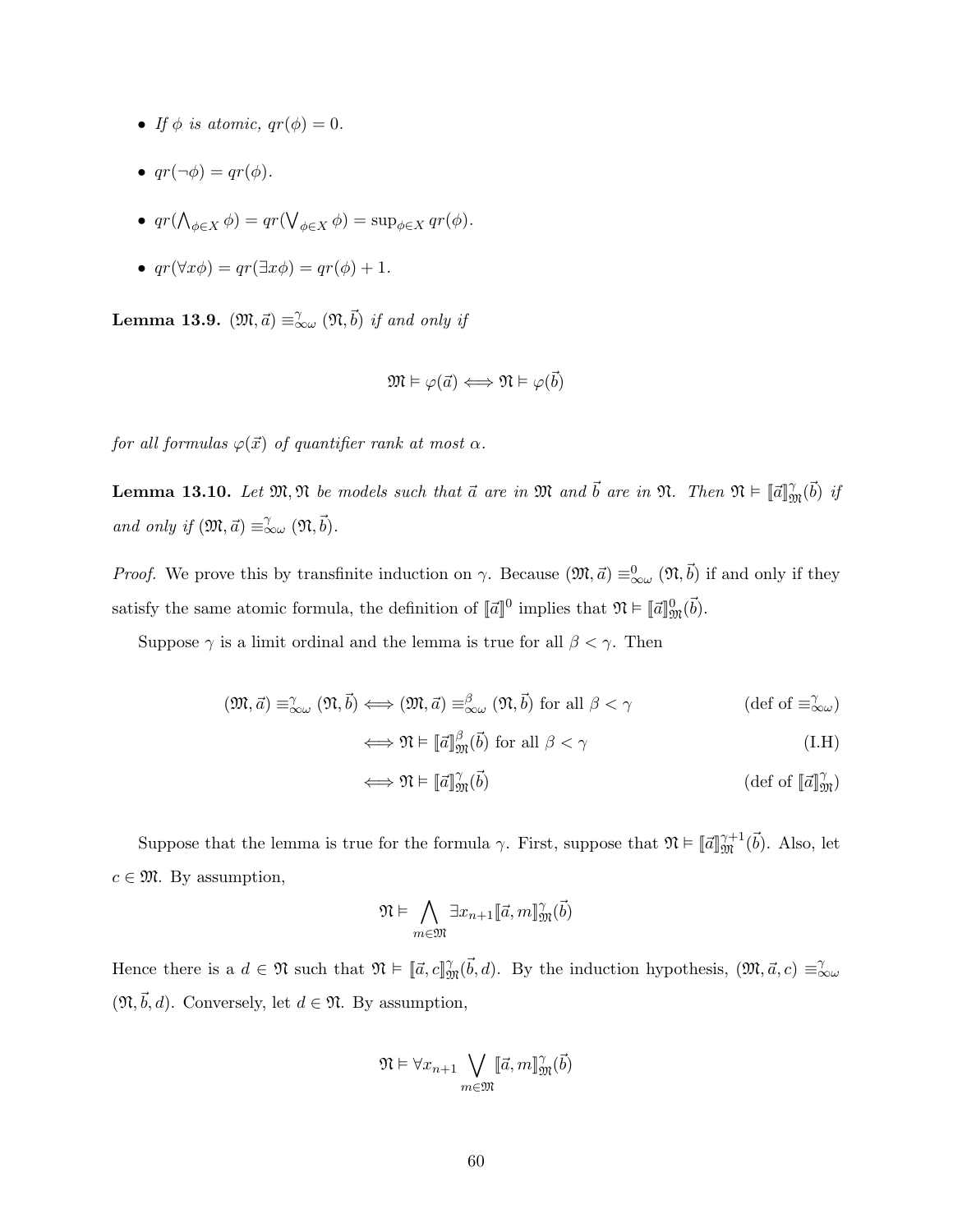- *If $\phi$ is atomic, $qr(\phi) = 0$.*

- $qr(\neg\phi) = qr(\phi)$.

- $qr(\bigwedge_{\phi \in X} \phi) = qr(\bigvee_{\phi \in X} \phi) = \sup_{\phi \in X} qr(\phi)$.

- $qr(\forall x \phi) = qr(\exists x \phi) = qr(\phi) + 1$.

**Lemma 13.9.** $(\mathfrak{M}, \vec{a}) \equiv^{\gamma}_{\infty\omega} (\mathfrak{N}, \vec{b})$ *if and only if*

$$\mathfrak{M} \vDash \varphi(\vec{a}) \Longleftrightarrow \mathfrak{N} \vDash \varphi(\vec{b})$$

*for all formulas $\varphi(\vec{x})$ of quantifier rank at most $\alpha$.*

**Lemma 13.10.** *Let $\mathfrak{M}, \mathfrak{N}$ be models such that $\vec{a}$ are in $\mathfrak{M}$ and $\vec{b}$ are in $\mathfrak{N}$. Then $\mathfrak{N} \vDash [\![\vec{a}]\!]^{\gamma}_{\mathfrak{M}}(\vec{b})$ if and only if $(\mathfrak{M}, \vec{a}) \equiv^{\gamma}_{\infty\omega} (\mathfrak{N}, \vec{b})$.*

*Proof.* We prove this by transfinite induction on $\gamma$. Because $(\mathfrak{M}, \vec{a}) \equiv^{0}_{\infty\omega} (\mathfrak{N}, \vec{b})$ if and only if they satisfy the same atomic formula, the definition of $[\![\vec{a}]\!]^{0}$ implies that $\mathfrak{N} \vDash [\![\vec{a}]\!]^{0}_{\mathfrak{M}}(\vec{b})$.

Suppose $\gamma$ is a limit ordinal and the lemma is true for all $\beta < \gamma$. Then

$$(\mathfrak{M}, \vec{a}) \equiv^{\gamma}_{\infty\omega} (\mathfrak{N}, \vec{b}) \Longleftrightarrow (\mathfrak{M}, \vec{a}) \equiv^{\beta}_{\infty\omega} (\mathfrak{N}, \vec{b}) \text{ for all } \beta < \gamma \qquad \text{(def of } \equiv^{\gamma}_{\infty\omega})$$

$$\Longleftrightarrow \mathfrak{N} \vDash [\![\vec{a}]\!]^{\beta}_{\mathfrak{M}}(\vec{b}) \text{ for all } \beta < \gamma \qquad \text{(I.H)}$$

$$\Longleftrightarrow \mathfrak{N} \vDash [\![\vec{a}]\!]^{\gamma}_{\mathfrak{M}}(\vec{b}) \qquad \text{(def of } [\![\vec{a}]\!]^{\gamma}_{\mathfrak{M}})$$

Suppose that the lemma is true for the formula $\gamma$. First, suppose that $\mathfrak{N} \vDash [\![\vec{a}]\!]^{\gamma+1}_{\mathfrak{M}}(\vec{b})$. Also, let $c \in \mathfrak{M}$. By assumption,

$$\mathfrak{N} \vDash \bigwedge_{m \in \mathfrak{M}} \exists x_{n+1} [\![\vec{a}, m]\!]^{\gamma}_{\mathfrak{M}}(\vec{b})$$

Hence there is a $d \in \mathfrak{N}$ such that $\mathfrak{N} \vDash [\![\vec{a}, c]\!]^{\gamma}_{\mathfrak{M}}(\vec{b}, d)$. By the induction hypothesis, $(\mathfrak{M}, \vec{a}, c) \equiv^{\gamma}_{\infty\omega} (\mathfrak{N}, \vec{b}, d)$. Conversely, let $d \in \mathfrak{N}$. By assumption,

$$\mathfrak{N} \vDash \forall x_{n+1} \bigvee_{m \in \mathfrak{M}} [\![\vec{a}, m]\!]^{\gamma}_{\mathfrak{M}}(\vec{b})$$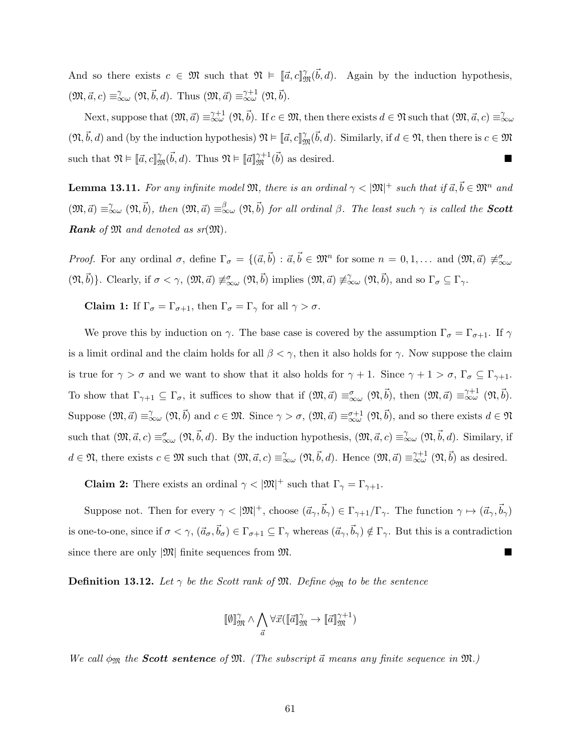And so there exists $c \in \mathfrak{M}$ such that $\mathfrak{N} \vDash [\![\vec{a}, c]\!]^{\gamma}_{\mathfrak{M}}(\vec{b}, d)$. Again by the induction hypothesis, $(\mathfrak{M}, \vec{a}, c) \equiv^{\gamma}_{\infty\omega} (\mathfrak{N}, \vec{b}, d)$. Thus $(\mathfrak{M}, \vec{a}) \equiv^{\gamma+1}_{\infty\omega} (\mathfrak{N}, \vec{b})$.

Next, suppose that $(\mathfrak{M}, \vec{a}) \equiv^{\gamma+1}_{\infty\omega} (\mathfrak{N}, \vec{b})$. If $c \in \mathfrak{M}$, then there exists $d \in \mathfrak{N}$ such that $(\mathfrak{M}, \vec{a}, c) \equiv^{\gamma}_{\infty\omega} (\mathfrak{N}, \vec{b}, d)$ and (by the induction hypothesis) $\mathfrak{N} \vDash [\![\vec{a}, c]\!]^{\gamma}_{\mathfrak{M}}(\vec{b}, d)$. Similarly, if $d \in \mathfrak{N}$, then there is $c \in \mathfrak{M}$ such that $\mathfrak{N} \vDash [\![\vec{a}, c]\!]^{\gamma}_{\mathfrak{M}}(\vec{b}, d)$. Thus $\mathfrak{N} \vDash [\![\vec{a}]\!]^{\gamma+1}_{\mathfrak{M}}(\vec{b})$ as desired. ∎

**Lemma 13.11.** *For any infinite model $\mathfrak{M}$, there is an ordinal $\gamma < |\mathfrak{M}|^+$ such that if $\vec{a}, \vec{b} \in \mathfrak{M}^n$ and $(\mathfrak{M}, \vec{a}) \equiv^{\gamma}_{\infty\omega} (\mathfrak{N}, \vec{b})$, then $(\mathfrak{M}, \vec{a}) \equiv^{\beta}_{\infty\omega} (\mathfrak{N}, \vec{b})$ for all ordinal $\beta$. The least such $\gamma$ is called the **Scott Rank** of $\mathfrak{M}$ and denoted as $sr(\mathfrak{M})$.*

*Proof.* For any ordinal $\sigma$, define $\Gamma_\sigma = \{(\vec{a}, \vec{b}) : \vec{a}, \vec{b} \in \mathfrak{M}^n$ for some $n = 0, 1, \ldots$ and $(\mathfrak{M}, \vec{a}) \not\equiv^{\sigma}_{\infty\omega} (\mathfrak{N}, \vec{b})\}$. Clearly, if $\sigma < \gamma$, $(\mathfrak{M}, \vec{a}) \not\equiv^{\sigma}_{\infty\omega} (\mathfrak{N}, \vec{b})$ implies $(\mathfrak{M}, \vec{a}) \not\equiv^{\gamma}_{\infty\omega} (\mathfrak{N}, \vec{b})$, and so $\Gamma_\sigma \subseteq \Gamma_\gamma$.

**Claim 1:** If $\Gamma_\sigma = \Gamma_{\sigma+1}$, then $\Gamma_\sigma = \Gamma_\gamma$ for all $\gamma > \sigma$.

We prove this by induction on $\gamma$. The base case is covered by the assumption $\Gamma_\sigma = \Gamma_{\sigma+1}$. If $\gamma$ is a limit ordinal and the claim holds for all $\beta < \gamma$, then it also holds for $\gamma$. Now suppose the claim is true for $\gamma > \sigma$ and we want to show that it also holds for $\gamma + 1$. Since $\gamma + 1 > \sigma$, $\Gamma_\sigma \subseteq \Gamma_{\gamma+1}$. To show that $\Gamma_{\gamma+1} \subseteq \Gamma_\sigma$, it suffices to show that if $(\mathfrak{M}, \vec{a}) \equiv^{\sigma}_{\infty\omega} (\mathfrak{N}, \vec{b})$, then $(\mathfrak{M}, \vec{a}) \equiv^{\gamma+1}_{\infty\omega} (\mathfrak{N}, \vec{b})$. Suppose $(\mathfrak{M}, \vec{a}) \equiv^{\gamma}_{\infty\omega} (\mathfrak{N}, \vec{b})$ and $c \in \mathfrak{M}$. Since $\gamma > \sigma$, $(\mathfrak{M}, \vec{a}) \equiv^{\sigma+1}_{\infty\omega} (\mathfrak{N}, \vec{b})$, and so there exists $d \in \mathfrak{N}$ such that $(\mathfrak{M}, \vec{a}, c) \equiv^{\sigma}_{\infty\omega} (\mathfrak{N}, \vec{b}, d)$. By the induction hypothesis, $(\mathfrak{M}, \vec{a}, c) \equiv^{\gamma}_{\infty\omega} (\mathfrak{N}, \vec{b}, d)$. Similary, if $d \in \mathfrak{N}$, there exists $c \in \mathfrak{M}$ such that $(\mathfrak{M}, \vec{a}, c) \equiv^{\gamma}_{\infty\omega} (\mathfrak{N}, \vec{b}, d)$. Hence $(\mathfrak{M}, \vec{a}) \equiv^{\gamma+1}_{\infty\omega} (\mathfrak{N}, \vec{b})$ as desired.

**Claim 2:** There exists an ordinal $\gamma < |\mathfrak{M}|^+$ such that $\Gamma_\gamma = \Gamma_{\gamma+1}$.

Suppose not. Then for every $\gamma < |\mathfrak{M}|^+$, choose $(\vec{a}_\gamma, \vec{b}_\gamma) \in \Gamma_{\gamma+1} / \Gamma_\gamma$. The function $\gamma \mapsto (\vec{a}_\gamma, \vec{b}_\gamma)$ is one-to-one, since if $\sigma < \gamma$, $(\vec{a}_\sigma, \vec{b}_\sigma) \in \Gamma_{\sigma+1} \subseteq \Gamma_\gamma$ whereas $(\vec{a}_\gamma, \vec{b}_\gamma) \notin \Gamma_\gamma$. But this is a contradiction since there are only $|\mathfrak{M}|$ finite sequences from $\mathfrak{M}$. ∎

**Definition 13.12.** *Let $\gamma$ be the Scott rank of $\mathfrak{M}$. Define $\phi_{\mathfrak{M}}$ to be the sentence*

$$[\![\emptyset]\!]^{\gamma}_{\mathfrak{M}} \wedge \bigwedge_{\vec{a}} \forall \vec{x}([\![\vec{a}]\!]^{\gamma}_{\mathfrak{M}} \rightarrow [\![\vec{a}]\!]^{\gamma+1}_{\mathfrak{M}})$$

*We call $\phi_{\mathfrak{M}}$ the **Scott sentence** of $\mathfrak{M}$. (The subscript $\vec{a}$ means any finite sequence in $\mathfrak{M}$.)*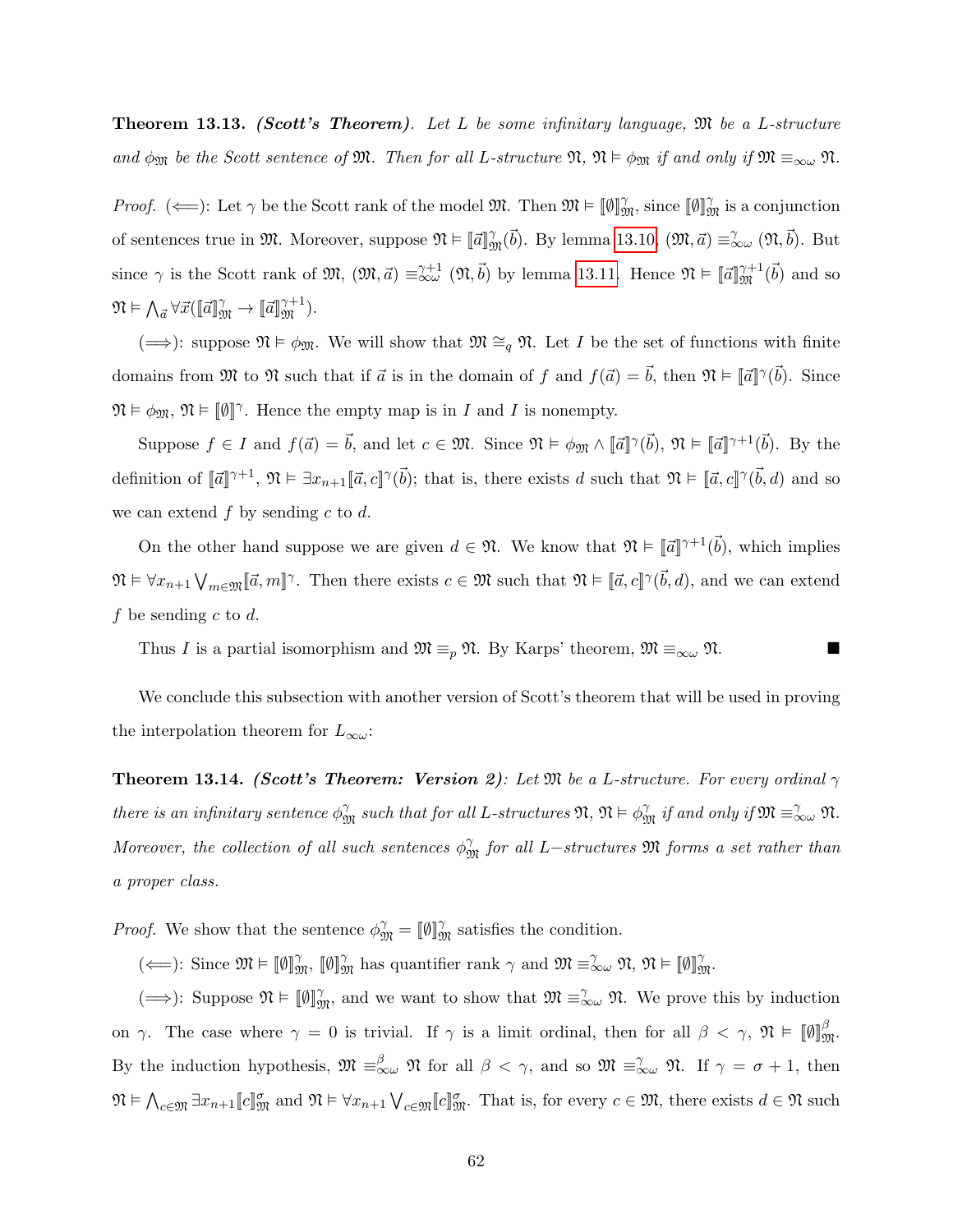**Theorem 13.13.** ***(Scott's Theorem).*** *Let $L$ be some infinitary language, $\mathfrak{M}$ be a $L$-structure and $\phi_{\mathfrak{M}}$ be the Scott sentence of $\mathfrak{M}$. Then for all $L$-structure $\mathfrak{N}$, $\mathfrak{N} \vDash \phi_{\mathfrak{M}}$ if and only if $\mathfrak{M} \equiv_{\infty\omega} \mathfrak{N}$.*

*Proof.* ($\Longleftarrow$): Let $\gamma$ be the Scott rank of the model $\mathfrak{M}$. Then $\mathfrak{M} \vDash [\![\emptyset]\!]^{\gamma}_{\mathfrak{M}}$, since $[\![\emptyset]\!]^{\gamma}_{\mathfrak{M}}$ is a conjunction of sentences true in $\mathfrak{M}$. Moreover, suppose $\mathfrak{N} \vDash [\![\vec{a}]\!]^{\gamma}_{\mathfrak{M}}(\vec{b})$. By lemma 13.10, $(\mathfrak{M}, \vec{a}) \equiv^{\gamma}_{\infty\omega} (\mathfrak{N}, \vec{b})$. But since $\gamma$ is the Scott rank of $\mathfrak{M}$, $(\mathfrak{M}, \vec{a}) \equiv^{\gamma+1}_{\infty\omega} (\mathfrak{N}, \vec{b})$ by lemma 13.11. Hence $\mathfrak{N} \vDash [\![\vec{a}]\!]^{\gamma+1}_{\mathfrak{M}}(\vec{b})$ and so $\mathfrak{N} \vDash \bigwedge_{\vec{a}} \forall \vec{x}([\![\vec{a}]\!]^{\gamma}_{\mathfrak{M}} \rightarrow [\![\vec{a}]\!]^{\gamma+1}_{\mathfrak{M}})$.

($\Longrightarrow$): suppose $\mathfrak{N} \vDash \phi_{\mathfrak{M}}$. We will show that $\mathfrak{M} \cong_q \mathfrak{N}$. Let $I$ be the set of functions with finite domains from $\mathfrak{M}$ to $\mathfrak{N}$ such that if $\vec{a}$ is in the domain of $f$ and $f(\vec{a}) = \vec{b}$, then $\mathfrak{N} \vDash [\![\vec{a}]\!]^{\gamma}(\vec{b})$. Since $\mathfrak{N} \vDash \phi_{\mathfrak{M}}$, $\mathfrak{N} \vDash [\![\emptyset]\!]^{\gamma}$. Hence the empty map is in $I$ and $I$ is nonempty.

Suppose $f \in I$ and $f(\vec{a}) = \vec{b}$, and let $c \in \mathfrak{M}$. Since $\mathfrak{N} \vDash \phi_{\mathfrak{M}} \wedge [\![\vec{a}]\!]^{\gamma}(\vec{b})$, $\mathfrak{N} \vDash [\![\vec{a}]\!]^{\gamma+1}(\vec{b})$. By the definition of $[\![\vec{a}]\!]^{\gamma+1}$, $\mathfrak{N} \vDash \exists x_{n+1} [\![\vec{a}, c]\!]^{\gamma}(\vec{b})$; that is, there exists $d$ such that $\mathfrak{N} \vDash [\![\vec{a}, c]\!]^{\gamma}(\vec{b}, d)$ and so we can extend $f$ by sending $c$ to $d$.

On the other hand suppose we are given $d \in \mathfrak{N}$. We know that $\mathfrak{N} \vDash [\![\vec{a}]\!]^{\gamma+1}(\vec{b})$, which implies $\mathfrak{N} \vDash \forall x_{n+1} \bigvee_{m \in \mathfrak{M}} [\![\vec{a}, m]\!]^{\gamma}$. Then there exists $c \in \mathfrak{M}$ such that $\mathfrak{N} \vDash [\![\vec{a}, c]\!]^{\gamma}(\vec{b}, d)$, and we can extend $f$ be sending $c$ to $d$.

Thus $I$ is a partial isomorphism and $\mathfrak{M} \equiv_p \mathfrak{N}$. By Karps' theorem, $\mathfrak{M} \equiv_{\infty\omega} \mathfrak{N}$. ∎

We conclude this subsection with another version of Scott's theorem that will be used in proving the interpolation theorem for $L_{\infty\omega}$:

**Theorem 13.14.** ***(Scott's Theorem: Version 2):*** *Let $\mathfrak{M}$ be a $L$-structure. For every ordinal $\gamma$ there is an infinitary sentence $\phi^{\gamma}_{\mathfrak{M}}$ such that for all $L$-structures $\mathfrak{N}$, $\mathfrak{N} \vDash \phi^{\gamma}_{\mathfrak{M}}$ if and only if $\mathfrak{M} \equiv^{\gamma}_{\infty\omega} \mathfrak{N}$. Moreover, the collection of all such sentences $\phi^{\gamma}_{\mathfrak{M}}$ for all $L-$structures $\mathfrak{M}$ forms a set rather than a proper class.*

*Proof.* We show that the sentence $\phi^{\gamma}_{\mathfrak{M}} = [\![\emptyset]\!]^{\gamma}_{\mathfrak{M}}$ satisfies the condition.

($\Longleftarrow$): Since $\mathfrak{M} \vDash [\![\emptyset]\!]^{\gamma}_{\mathfrak{M}}$, $[\![\emptyset]\!]^{\gamma}_{\mathfrak{M}}$ has quantifier rank $\gamma$ and $\mathfrak{M} \equiv^{\gamma}_{\infty\omega} \mathfrak{N}$, $\mathfrak{N} \vDash [\![\emptyset]\!]^{\gamma}_{\mathfrak{M}}$.

($\Longrightarrow$): Suppose $\mathfrak{N} \vDash [\![\emptyset]\!]^{\gamma}_{\mathfrak{M}}$, and we want to show that $\mathfrak{M} \equiv^{\gamma}_{\infty\omega} \mathfrak{N}$. We prove this by induction on $\gamma$. The case where $\gamma = 0$ is trivial. If $\gamma$ is a limit ordinal, then for all $\beta < \gamma$, $\mathfrak{N} \vDash [\![\emptyset]\!]^{\beta}_{\mathfrak{M}}$. By the induction hypothesis, $\mathfrak{M} \equiv^{\beta}_{\infty\omega} \mathfrak{N}$ for all $\beta < \gamma$, and so $\mathfrak{M} \equiv^{\gamma}_{\infty\omega} \mathfrak{N}$. If $\gamma = \sigma + 1$, then $\mathfrak{N} \vDash \bigwedge_{c \in \mathfrak{M}} \exists x_{n+1} [\![c]\!]^{\sigma}_{\mathfrak{M}}$ and $\mathfrak{N} \vDash \forall x_{n+1} \bigvee_{c \in \mathfrak{M}} [\![c]\!]^{\sigma}_{\mathfrak{M}}$. That is, for every $c \in \mathfrak{M}$, there exists $d \in \mathfrak{N}$ such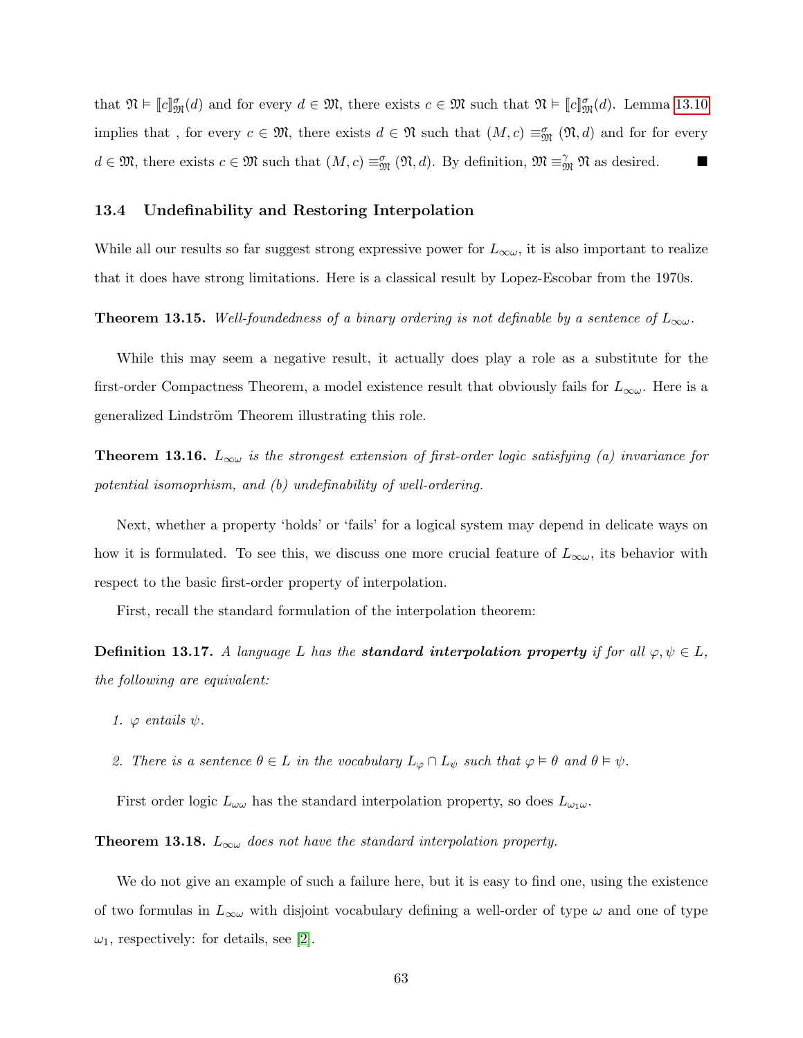that $\mathfrak{N} \vDash [\![c]\!]^{\sigma}_{\mathfrak{M}}(d)$ and for every $d \in \mathfrak{M}$, there exists $c \in \mathfrak{M}$ such that $\mathfrak{N} \vDash [\![c]\!]^{\sigma}_{\mathfrak{M}}(d)$. Lemma 13.10 implies that , for every $c \in \mathfrak{M}$, there exists $d \in \mathfrak{N}$ such that $(M, c) \equiv^{\sigma}_{\mathfrak{M}} (\mathfrak{N}, d)$ and for for every $d \in \mathfrak{M}$, there exists $c \in \mathfrak{M}$ such that $(M, c) \equiv^{\sigma}_{\mathfrak{M}} (\mathfrak{N}, d)$. By definition, $\mathfrak{M} \equiv^{\gamma}_{\mathfrak{M}} \mathfrak{N}$ as desired. ■

### 13.4 Undefinability and Restoring Interpolation

While all our results so far suggest strong expressive power for $L_{\infty\omega}$, it is also important to realize that it does have strong limitations. Here is a classical result by Lopez-Escobar from the 1970s.

**Theorem 13.15.** *Well-foundedness of a binary ordering is not definable by a sentence of $L_{\infty\omega}$.*

While this may seem a negative result, it actually does play a role as a substitute for the first-order Compactness Theorem, a model existence result that obviously fails for $L_{\infty\omega}$. Here is a generalized Lindström Theorem illustrating this role.

**Theorem 13.16.** *$L_{\infty\omega}$ is the strongest extension of first-order logic satisfying (a) invariance for potential isomoprhism, and (b) undefinability of well-ordering.*

Next, whether a property 'holds' or 'fails' for a logical system may depend in delicate ways on how it is formulated. To see this, we discuss one more crucial feature of $L_{\infty\omega}$, its behavior with respect to the basic first-order property of interpolation.

First, recall the standard formulation of the interpolation theorem:

**Definition 13.17.** *A language $L$ has the **standard interpolation property** if for all $\varphi, \psi \in L$, the following are equivalent:*

1. *$\varphi$ entails $\psi$.*
2. *There is a sentence $\theta \in L$ in the vocabulary $L_\varphi \cap L_\psi$ such that $\varphi \vDash \theta$ and $\theta \vDash \psi$.*

First order logic $L_{\omega\omega}$ has the standard interpolation property, so does $L_{\omega_1\omega}$.

**Theorem 13.18.** *$L_{\infty\omega}$ does not have the standard interpolation property.*

We do not give an example of such a failure here, but it is easy to find one, using the existence of two formulas in $L_{\infty\omega}$ with disjoint vocabulary defining a well-order of type $\omega$ and one of type $\omega_1$, respectively: for details, see [2].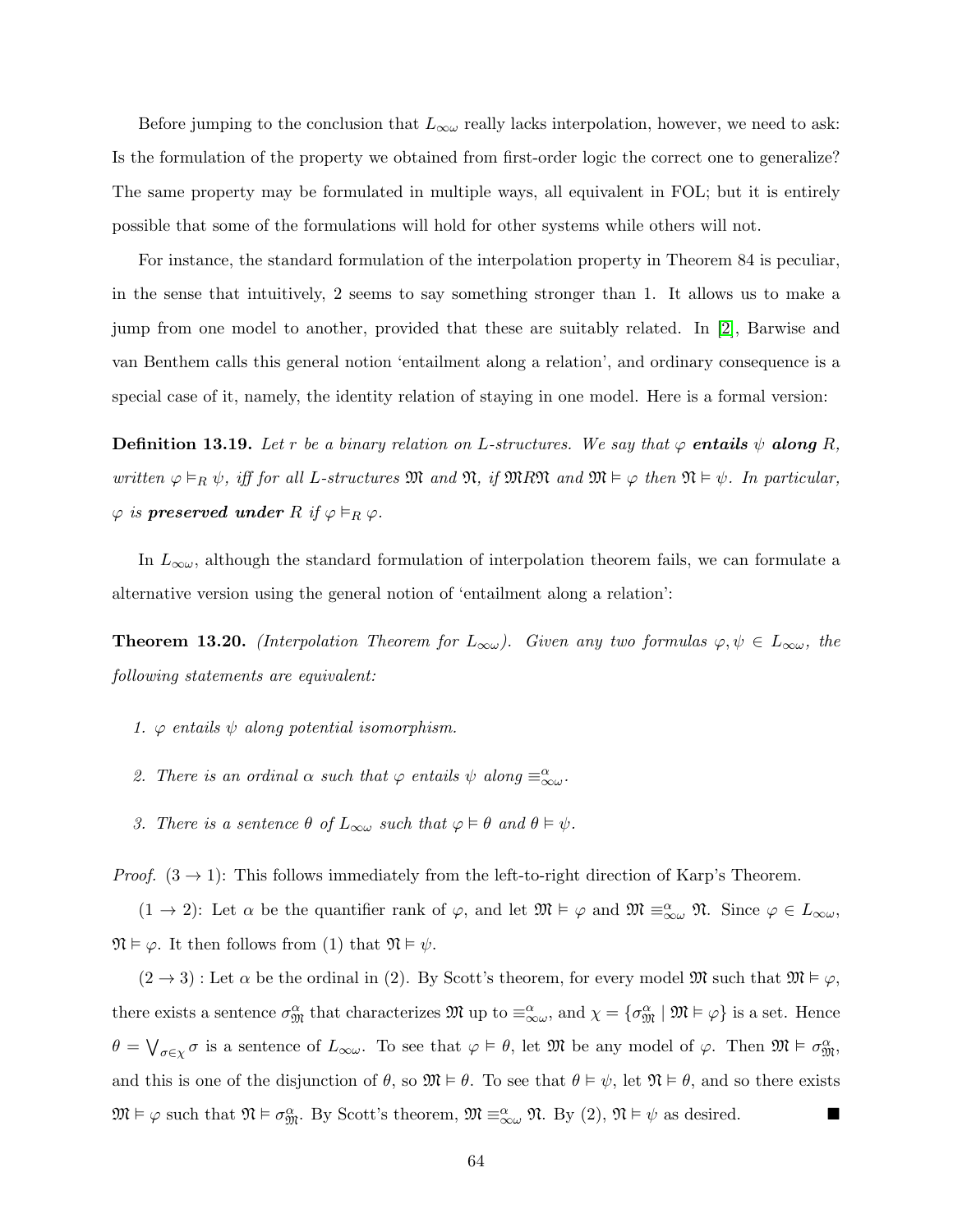Before jumping to the conclusion that $L_{\infty\omega}$ really lacks interpolation, however, we need to ask: Is the formulation of the property we obtained from first-order logic the correct one to generalize? The same property may be formulated in multiple ways, all equivalent in FOL; but it is entirely possible that some of the formulations will hold for other systems while others will not.

For instance, the standard formulation of the interpolation property in Theorem 84 is peculiar, in the sense that intuitively, 2 seems to say something stronger than 1. It allows us to make a jump from one model to another, provided that these are suitably related. In [2], Barwise and van Benthem calls this general notion 'entailment along a relation', and ordinary consequence is a special case of it, namely, the identity relation of staying in one model. Here is a formal version:

**Definition 13.19.** *Let $r$ be a binary relation on $L$-structures. We say that $\varphi$* ***entails*** *$\psi$* ***along*** *$R$, written $\varphi \vDash_R \psi$, iff for all $L$-structures $\mathfrak{M}$ and $\mathfrak{N}$, if $\mathfrak{M} R \mathfrak{N}$ and $\mathfrak{M} \vDash \varphi$ then $\mathfrak{N} \vDash \psi$. In particular, $\varphi$ is* ***preserved under*** *$R$ if $\varphi \vDash_R \varphi$.*

In $L_{\infty\omega}$, although the standard formulation of interpolation theorem fails, we can formulate a alternative version using the general notion of 'entailment along a relation':

**Theorem 13.20.** *(Interpolation Theorem for $L_{\infty\omega}$). Given any two formulas $\varphi, \psi \in L_{\infty\omega}$, the following statements are equivalent:*

1. *$\varphi$ entails $\psi$ along potential isomorphism.*
2. *There is an ordinal $\alpha$ such that $\varphi$ entails $\psi$ along $\equiv^{\alpha}_{\infty\omega}$.*
3. *There is a sentence $\theta$ of $L_{\infty\omega}$ such that $\varphi \vDash \theta$ and $\theta \vDash \psi$.*

*Proof.* $(3 \to 1)$: This follows immediately from the left-to-right direction of Karp's Theorem.

$(1 \to 2)$: Let $\alpha$ be the quantifier rank of $\varphi$, and let $\mathfrak{M} \vDash \varphi$ and $\mathfrak{M} \equiv^{\alpha}_{\infty\omega} \mathfrak{N}$. Since $\varphi \in L_{\infty\omega}$, $\mathfrak{N} \vDash \varphi$. It then follows from (1) that $\mathfrak{N} \vDash \psi$.

$(2 \to 3)$ : Let $\alpha$ be the ordinal in (2). By Scott's theorem, for every model $\mathfrak{M}$ such that $\mathfrak{M} \vDash \varphi$, there exists a sentence $\sigma^{\alpha}_{\mathfrak{M}}$ that characterizes $\mathfrak{M}$ up to $\equiv^{\alpha}_{\infty\omega}$, and $\chi = \{\sigma^{\alpha}_{\mathfrak{M}} \mid \mathfrak{M} \vDash \varphi\}$ is a set. Hence $\theta = \bigvee_{\sigma \in \chi} \sigma$ is a sentence of $L_{\infty\omega}$. To see that $\varphi \vDash \theta$, let $\mathfrak{M}$ be any model of $\varphi$. Then $\mathfrak{M} \vDash \sigma^{\alpha}_{\mathfrak{M}}$, and this is one of the disjunction of $\theta$, so $\mathfrak{M} \vDash \theta$. To see that $\theta \vDash \psi$, let $\mathfrak{N} \vDash \theta$, and so there exists $\mathfrak{M} \vDash \varphi$ such that $\mathfrak{N} \vDash \sigma^{\alpha}_{\mathfrak{M}}$. By Scott's theorem, $\mathfrak{M} \equiv^{\alpha}_{\infty\omega} \mathfrak{N}$. By (2), $\mathfrak{N} \vDash \psi$ as desired. ■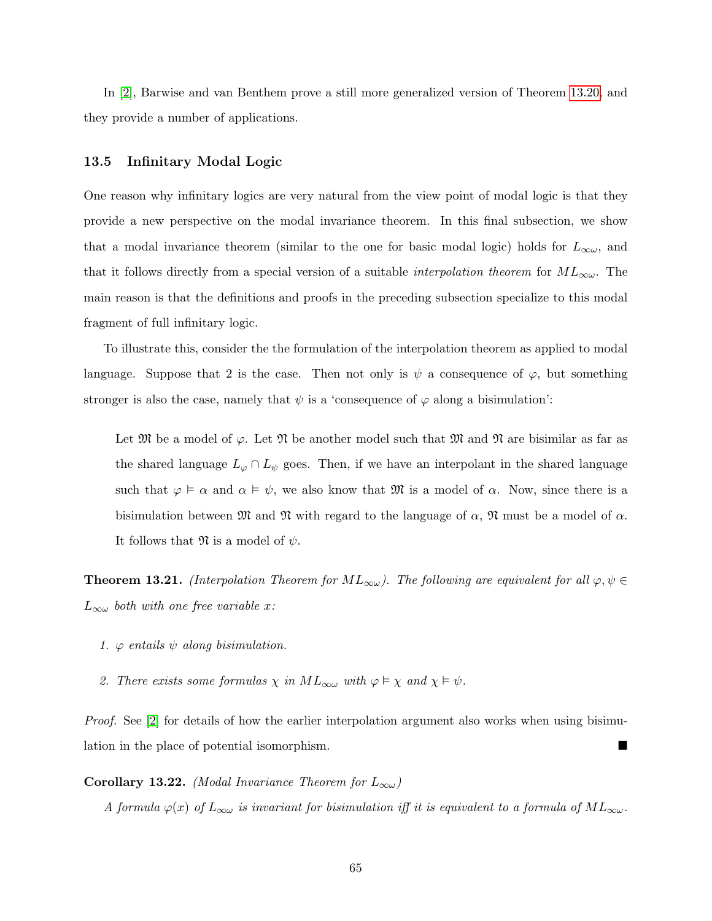In [2], Barwise and van Benthem prove a still more generalized version of Theorem 13.20, and they provide a number of applications.

### 13.5 Infinitary Modal Logic

One reason why infinitary logics are very natural from the view point of modal logic is that they provide a new perspective on the modal invariance theorem. In this final subsection, we show that a modal invariance theorem (similar to the one for basic modal logic) holds for $L_{\infty\omega}$, and that it follows directly from a special version of a suitable *interpolation theorem* for $ML_{\infty\omega}$. The main reason is that the definitions and proofs in the preceding subsection specialize to this modal fragment of full infinitary logic.

To illustrate this, consider the the formulation of the interpolation theorem as applied to modal language. Suppose that 2 is the case. Then not only is $\psi$ a consequence of $\varphi$, but something stronger is also the case, namely that $\psi$ is a 'consequence of $\varphi$ along a bisimulation':

> Let $\mathfrak{M}$ be a model of $\varphi$. Let $\mathfrak{N}$ be another model such that $\mathfrak{M}$ and $\mathfrak{N}$ are bisimilar as far as the shared language $L_\varphi \cap L_\psi$ goes. Then, if we have an interpolant in the shared language such that $\varphi \vDash \alpha$ and $\alpha \vDash \psi$, we also know that $\mathfrak{M}$ is a model of $\alpha$. Now, since there is a bisimulation between $\mathfrak{M}$ and $\mathfrak{N}$ with regard to the language of $\alpha$, $\mathfrak{N}$ must be a model of $\alpha$. It follows that $\mathfrak{N}$ is a model of $\psi$.

**Theorem 13.21.** *(Interpolation Theorem for $ML_{\infty\omega}$). The following are equivalent for all $\varphi, \psi \in L_{\infty\omega}$ both with one free variable $x$:*

1. *$\varphi$ entails $\psi$ along bisimulation.*
2. *There exists some formulas $\chi$ in $ML_{\infty\omega}$ with $\varphi \vDash \chi$ and $\chi \vDash \psi$.*

*Proof.* See [2] for details of how the earlier interpolation argument also works when using bisimulation in the place of potential isomorphism. ∎

**Corollary 13.22.** *(Modal Invariance Theorem for $L_{\infty\omega}$)*

*A formula $\varphi(x)$ of $L_{\infty\omega}$ is invariant for bisimulation iff it is equivalent to a formula of $ML_{\infty\omega}$.*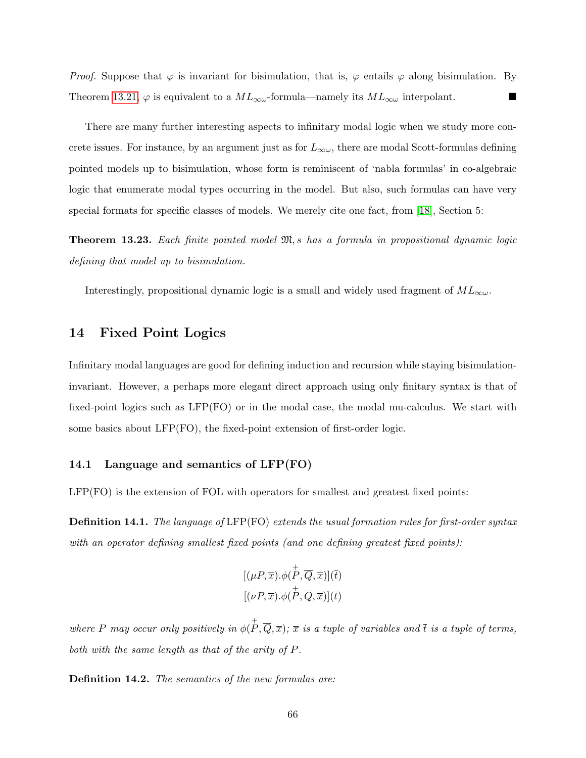*Proof.* Suppose that $\varphi$ is invariant for bisimulation, that is, $\varphi$ entails $\varphi$ along bisimulation. By Theorem 13.21, $\varphi$ is equivalent to a $ML_{\infty\omega}$-formula—namely its $ML_{\infty\omega}$ interpolant. ■

There are many further interesting aspects to infinitary modal logic when we study more concrete issues. For instance, by an argument just as for $L_{\infty\omega}$, there are modal Scott-formulas defining pointed models up to bisimulation, whose form is reminiscent of 'nabla formulas' in co-algebraic logic that enumerate modal types occurring in the model. But also, such formulas can have very special formats for specific classes of models. We merely cite one fact, from [18], Section 5:

**Theorem 13.23.** *Each finite pointed model $\mathfrak{M}, s$ has a formula in propositional dynamic logic defining that model up to bisimulation.*

Interestingly, propositional dynamic logic is a small and widely used fragment of $ML_{\infty\omega}$.

# 14 Fixed Point Logics

Infinitary modal languages are good for defining induction and recursion while staying bisimulation-invariant. However, a perhaps more elegant direct approach using only finitary syntax is that of fixed-point logics such as LFP(FO) or in the modal case, the modal mu-calculus. We start with some basics about LFP(FO), the fixed-point extension of first-order logic.

## 14.1 Language and semantics of LFP(FO)

LFP(FO) is the extension of FOL with operators for smallest and greatest fixed points:

**Definition 14.1.** *The language of* LFP(FO) *extends the usual formation rules for first-order syntax with an operator defining smallest fixed points (and one defining greatest fixed points):*

$$[(\mu P, \overline{x}).\phi(\overset{+}{P}, \overline{Q}, \overline{x})](\overline{t})$$
$$[(\nu P, \overline{x}).\phi(\overset{+}{P}, \overline{Q}, \overline{x})](\overline{t})$$

*where $P$ may occur only positively in $\phi(\overset{+}{P}, \overline{Q}, \overline{x})$; $\overline{x}$ is a tuple of variables and $\overline{t}$ is a tuple of terms, both with the same length as that of the arity of $P$.*

**Definition 14.2.** *The semantics of the new formulas are:*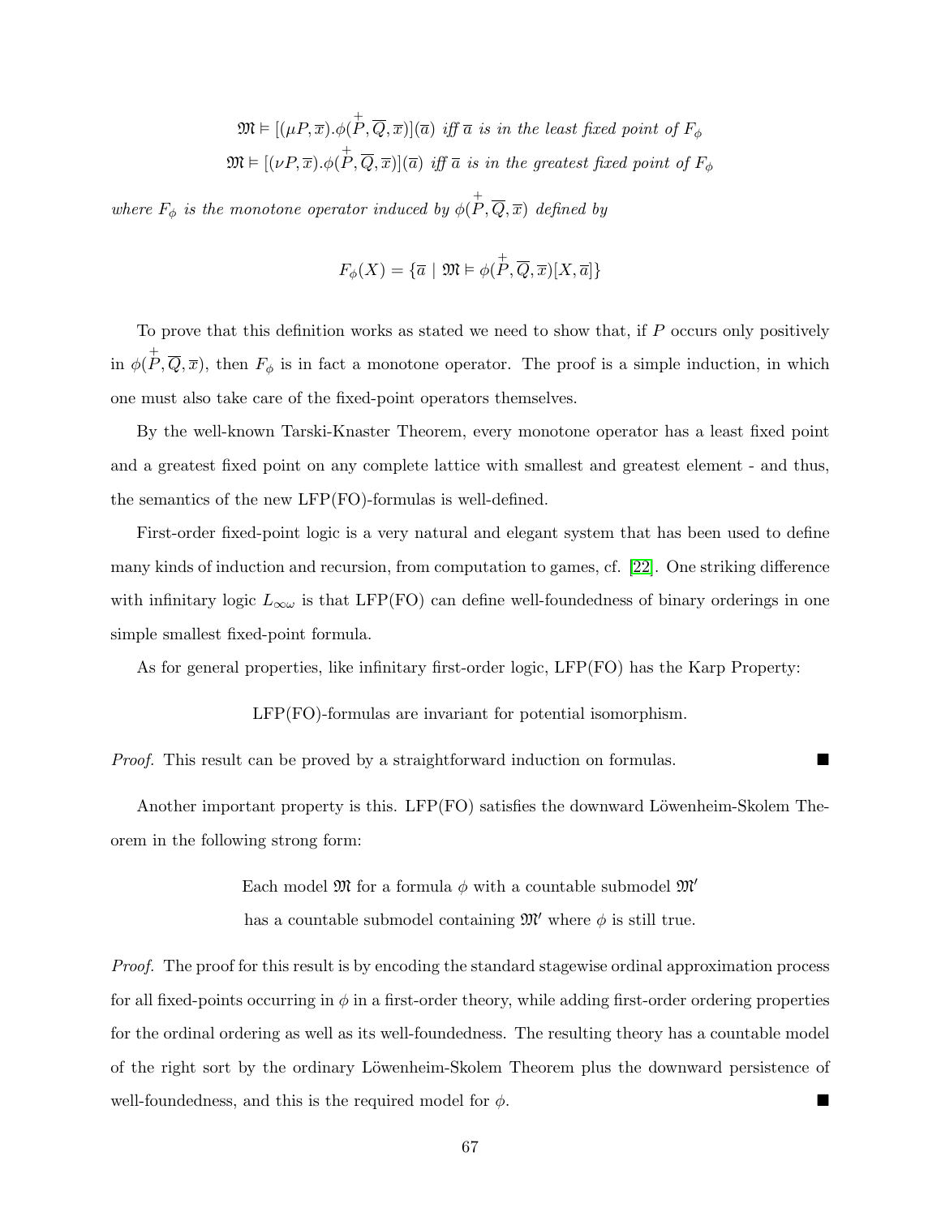$$\mathfrak{M} \vDash [(\mu P, \overline{x}).\phi(\overset{+}{P}, \overline{Q}, \overline{x})](\overline{a}) \text{ iff } \overline{a} \text{ is in the least fixed point of } F_\phi$$
$$\mathfrak{M} \vDash [(\nu P, \overline{x}).\phi(\overset{+}{P}, \overline{Q}, \overline{x})](\overline{a}) \text{ iff } \overline{a} \text{ is in the greatest fixed point of } F_\phi$$

*where $F_\phi$ is the monotone operator induced by $\phi(\overset{+}{P}, \overline{Q}, \overline{x})$ defined by*

$$F_\phi(X) = \{\overline{a} \mid \mathfrak{M} \vDash \phi(\overset{+}{P}, \overline{Q}, \overline{x})[X, \overline{a}]\}$$

To prove that this definition works as stated we need to show that, if $P$ occurs only positively in $\phi(\overset{+}{P}, \overline{Q}, \overline{x})$, then $F_\phi$ is in fact a monotone operator. The proof is a simple induction, in which one must also take care of the fixed-point operators themselves.

By the well-known Tarski-Knaster Theorem, every monotone operator has a least fixed point and a greatest fixed point on any complete lattice with smallest and greatest element - and thus, the semantics of the new LFP(FO)-formulas is well-defined.

First-order fixed-point logic is a very natural and elegant system that has been used to define many kinds of induction and recursion, from computation to games, cf. [22]. One striking difference with infinitary logic $L_{\infty\omega}$ is that LFP(FO) can define well-foundedness of binary orderings in one simple smallest fixed-point formula.

As for general properties, like infinitary first-order logic, LFP(FO) has the Karp Property:

LFP(FO)-formulas are invariant for potential isomorphism.

*Proof.* This result can be proved by a straightforward induction on formulas. ■

Another important property is this. LFP(FO) satisfies the downward Löwenheim-Skolem Theorem in the following strong form:

Each model $\mathfrak{M}$ for a formula $\phi$ with a countable submodel $\mathfrak{M}'$
has a countable submodel containing $\mathfrak{M}'$ where $\phi$ is still true.

*Proof.* The proof for this result is by encoding the standard stagewise ordinal approximation process for all fixed-points occurring in $\phi$ in a first-order theory, while adding first-order ordering properties for the ordinal ordering as well as its well-foundedness. The resulting theory has a countable model of the right sort by the ordinary Löwenheim-Skolem Theorem plus the downward persistence of well-foundedness, and this is the required model for $\phi$. ■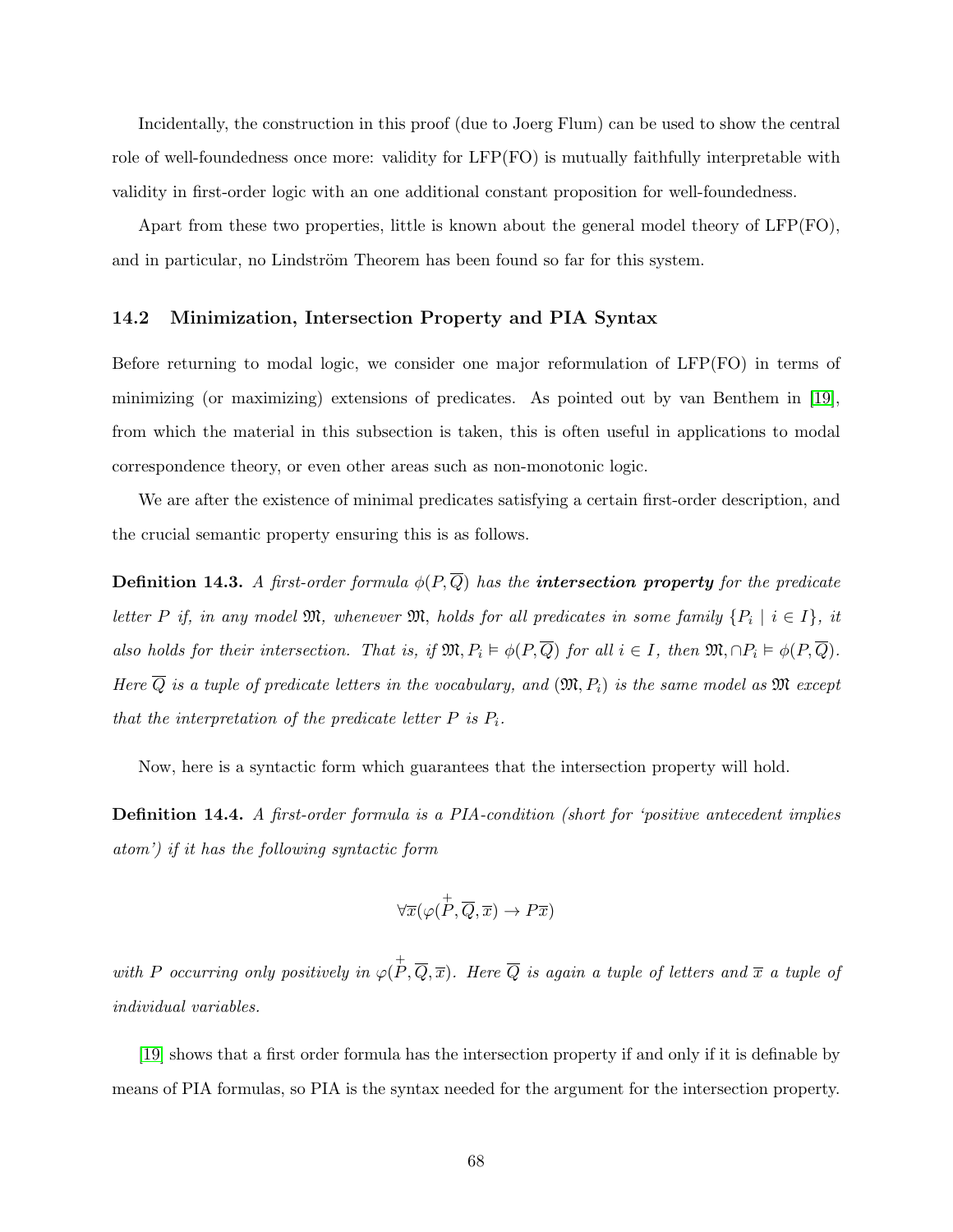Incidentally, the construction in this proof (due to Joerg Flum) can be used to show the central role of well-foundedness once more: validity for LFP(FO) is mutually faithfully interpretable with validity in first-order logic with an one additional constant proposition for well-foundedness.

Apart from these two properties, little is known about the general model theory of LFP(FO), and in particular, no Lindström Theorem has been found so far for this system.

### 14.2 Minimization, Intersection Property and PIA Syntax

Before returning to modal logic, we consider one major reformulation of LFP(FO) in terms of minimizing (or maximizing) extensions of predicates. As pointed out by van Benthem in [19], from which the material in this subsection is taken, this is often useful in applications to modal correspondence theory, or even other areas such as non-monotonic logic.

We are after the existence of minimal predicates satisfying a certain first-order description, and the crucial semantic property ensuring this is as follows.

**Definition 14.3.** *A first-order formula $\phi(P, \overline{Q})$ has the* ***intersection property*** *for the predicate letter $P$ if, in any model $\mathfrak{M}$, whenever $\mathfrak{M}$, holds for all predicates in some family $\{P_i \mid i \in I\}$, it also holds for their intersection. That is, if $\mathfrak{M}, P_i \vDash \phi(P, \overline{Q})$ for all $i \in I$, then $\mathfrak{M}, \cap P_i \vDash \phi(P, \overline{Q})$. Here $\overline{Q}$ is a tuple of predicate letters in the vocabulary, and $(\mathfrak{M}, P_i)$ is the same model as $\mathfrak{M}$ except that the interpretation of the predicate letter $P$ is $P_i$.*

Now, here is a syntactic form which guarantees that the intersection property will hold.

**Definition 14.4.** *A first-order formula is a PIA-condition (short for 'positive antecedent implies atom') if it has the following syntactic form*

$$\forall \overline{x}(\varphi(\overset{+}{P}, \overline{Q}, \overline{x}) \to P\overline{x})$$

*with $P$ occurring only positively in $\varphi(\overset{+}{P}, \overline{Q}, \overline{x})$. Here $\overline{Q}$ is again a tuple of letters and $\overline{x}$ a tuple of individual variables.*

[19] shows that a first order formula has the intersection property if and only if it is definable by means of PIA formulas, so PIA is the syntax needed for the argument for the intersection property.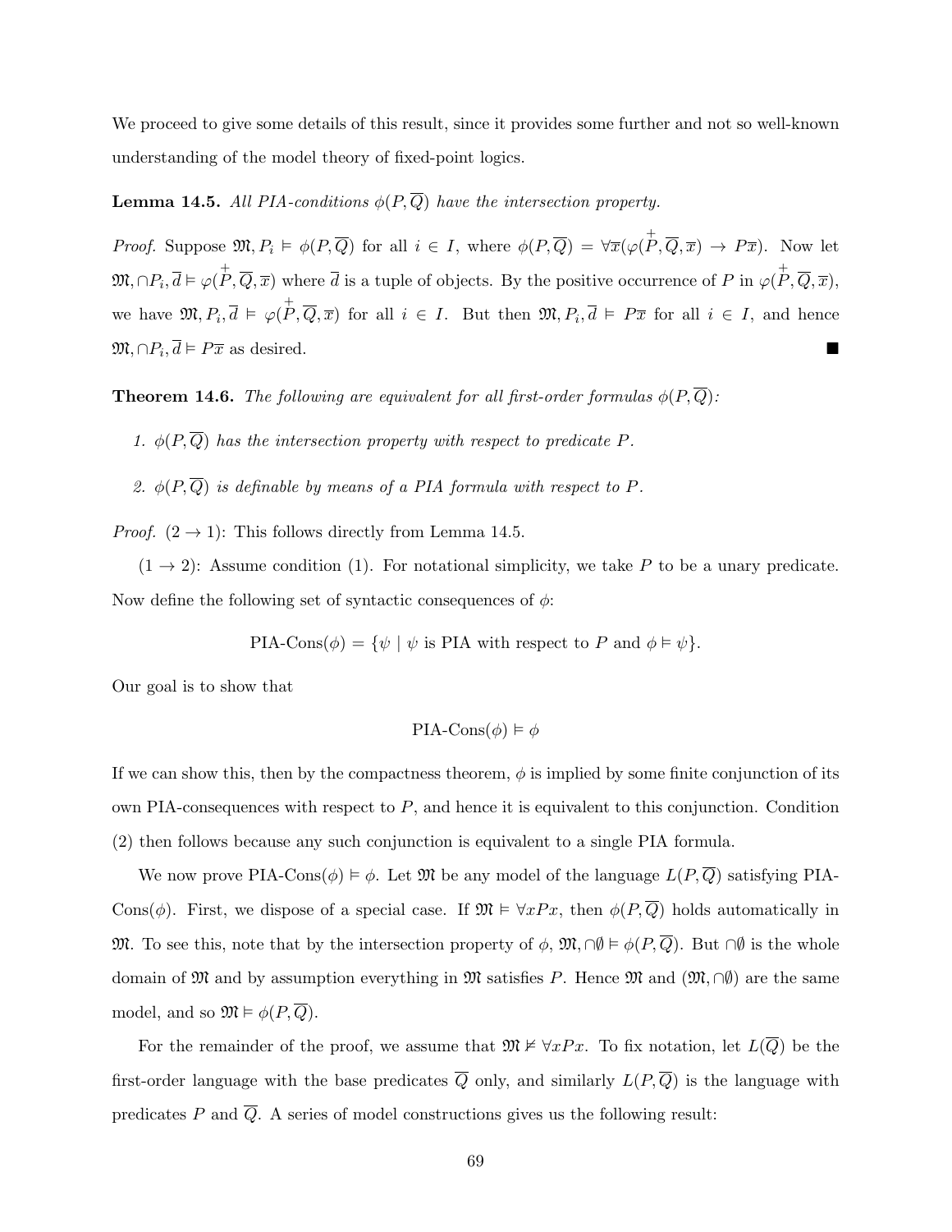We proceed to give some details of this result, since it provides some further and not so well-known understanding of the model theory of fixed-point logics.

**Lemma 14.5.** *All PIA-conditions $\phi(P, \overline{Q})$ have the intersection property.*

*Proof.* Suppose $\mathfrak{M}, P_i \vDash \phi(P, \overline{Q})$ for all $i \in I$, where $\phi(P, \overline{Q}) = \forall \overline{x}(\varphi(\overset{+}{P}, \overline{Q}, \overline{x}) \to P\overline{x})$. Now let $\mathfrak{M}, \cap P_i, \overline{d} \vDash \varphi(\overset{+}{P}, \overline{Q}, \overline{x})$ where $\overline{d}$ is a tuple of objects. By the positive occurrence of $P$ in $\varphi(\overset{+}{P}, \overline{Q}, \overline{x})$, we have $\mathfrak{M}, P_i, \overline{d} \vDash \varphi(\overset{+}{P}, \overline{Q}, \overline{x})$ for all $i \in I$. But then $\mathfrak{M}, P_i, \overline{d} \vDash P\overline{x}$ for all $i \in I$, and hence $\mathfrak{M}, \cap P_i, \overline{d} \vDash P\overline{x}$ as desired. ∎

**Theorem 14.6.** *The following are equivalent for all first-order formulas $\phi(P, \overline{Q})$:*

1. *$\phi(P, \overline{Q})$ has the intersection property with respect to predicate $P$.*
2. *$\phi(P, \overline{Q})$ is definable by means of a PIA formula with respect to $P$.*

*Proof.* $(2 \to 1)$: This follows directly from Lemma 14.5.

$(1 \to 2)$: Assume condition (1). For notational simplicity, we take $P$ to be a unary predicate. Now define the following set of syntactic consequences of $\phi$:

$$\text{PIA-Cons}(\phi) = \{\psi \mid \psi \text{ is PIA with respect to } P \text{ and } \phi \vDash \psi\}.$$

Our goal is to show that

$$\text{PIA-Cons}(\phi) \vDash \phi$$

If we can show this, then by the compactness theorem, $\phi$ is implied by some finite conjunction of its own PIA-consequences with respect to $P$, and hence it is equivalent to this conjunction. Condition (2) then follows because any such conjunction is equivalent to a single PIA formula.

We now prove $\text{PIA-Cons}(\phi) \vDash \phi$. Let $\mathfrak{M}$ be any model of the language $L(P, \overline{Q})$ satisfying PIA-Cons$(\phi)$. First, we dispose of a special case. If $\mathfrak{M} \vDash \forall x Px$, then $\phi(P, \overline{Q})$ holds automatically in $\mathfrak{M}$. To see this, note that by the intersection property of $\phi$, $\mathfrak{M}, \cap\emptyset \vDash \phi(P, \overline{Q})$. But $\cap\emptyset$ is the whole domain of $\mathfrak{M}$ and by assumption everything in $\mathfrak{M}$ satisfies $P$. Hence $\mathfrak{M}$ and $(\mathfrak{M}, \cap\emptyset)$ are the same model, and so $\mathfrak{M} \vDash \phi(P, \overline{Q})$.

For the remainder of the proof, we assume that $\mathfrak{M} \nvDash \forall x Px$. To fix notation, let $L(\overline{Q})$ be the first-order language with the base predicates $\overline{Q}$ only, and similarly $L(P, \overline{Q})$ is the language with predicates $P$ and $\overline{Q}$. A series of model constructions gives us the following result: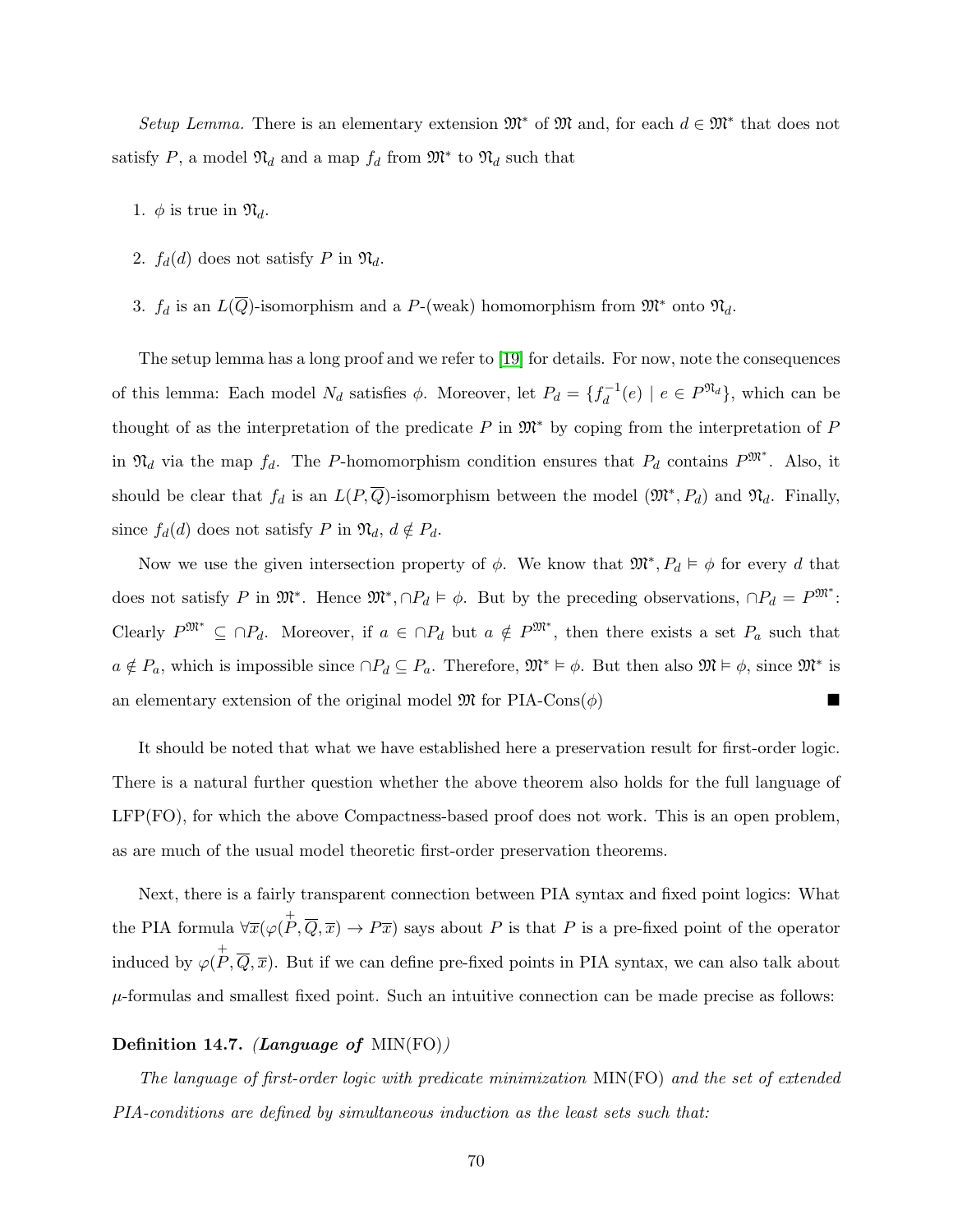*Setup Lemma.* There is an elementary extension $\mathfrak{M}^*$ of $\mathfrak{M}$ and, for each $d \in \mathfrak{M}^*$ that does not satisfy $P$, a model $\mathfrak{N}_d$ and a map $f_d$ from $\mathfrak{M}^*$ to $\mathfrak{N}_d$ such that

1. $\phi$ is true in $\mathfrak{N}_d$.
2. $f_d(d)$ does not satisfy $P$ in $\mathfrak{N}_d$.
3. $f_d$ is an $L(\overline{Q})$-isomorphism and a $P$-(weak) homomorphism from $\mathfrak{M}^*$ onto $\mathfrak{N}_d$.

The setup lemma has a long proof and we refer to [19] for details. For now, note the consequences of this lemma: Each model $N_d$ satisfies $\phi$. Moreover, let $P_d = \{f_d^{-1}(e) \mid e \in P^{\mathfrak{N}_d}\}$, which can be thought of as the interpretation of the predicate $P$ in $\mathfrak{M}^*$ by coping from the interpretation of $P$ in $\mathfrak{N}_d$ via the map $f_d$. The $P$-homomorphism condition ensures that $P_d$ contains $P^{\mathfrak{M}^*}$. Also, it should be clear that $f_d$ is an $L(P, \overline{Q})$-isomorphism between the model $(\mathfrak{M}^*, P_d)$ and $\mathfrak{N}_d$. Finally, since $f_d(d)$ does not satisfy $P$ in $\mathfrak{N}_d$, $d \notin P_d$.

Now we use the given intersection property of $\phi$. We know that $\mathfrak{M}^*, P_d \vDash \phi$ for every $d$ that does not satisfy $P$ in $\mathfrak{M}^*$. Hence $\mathfrak{M}^*, \cap P_d \vDash \phi$. But by the preceding observations, $\cap P_d = P^{\mathfrak{M}^*}$: Clearly $P^{\mathfrak{M}^*} \subseteq \cap P_d$. Moreover, if $a \in \cap P_d$ but $a \notin P^{\mathfrak{M}^*}$, then there exists a set $P_a$ such that $a \notin P_a$, which is impossible since $\cap P_d \subseteq P_a$. Therefore, $\mathfrak{M}^* \vDash \phi$. But then also $\mathfrak{M} \vDash \phi$, since $\mathfrak{M}^*$ is an elementary extension of the original model $\mathfrak{M}$ for PIA-Cons($\phi$) ■

It should be noted that what we have established here a preservation result for first-order logic. There is a natural further question whether the above theorem also holds for the full language of LFP(FO), for which the above Compactness-based proof does not work. This is an open problem, as are much of the usual model theoretic first-order preservation theorems.

Next, there is a fairly transparent connection between PIA syntax and fixed point logics: What the PIA formula $\forall \overline{x}(\varphi(\overset{+}{P}, \overline{Q}, \overline{x}) \rightarrow P\overline{x})$ says about $P$ is that $P$ is a pre-fixed point of the operator induced by $\varphi(\overset{+}{P}, \overline{Q}, \overline{x})$. But if we can define pre-fixed points in PIA syntax, we can also talk about $\mu$-formulas and smallest fixed point. Such an intuitive connection can be made precise as follows:

**Definition 14.7.** *(**Language of** MIN(FO))*

*The language of first-order logic with predicate minimization* MIN(FO) *and the set of extended PIA-conditions are defined by simultaneous induction as the least sets such that:*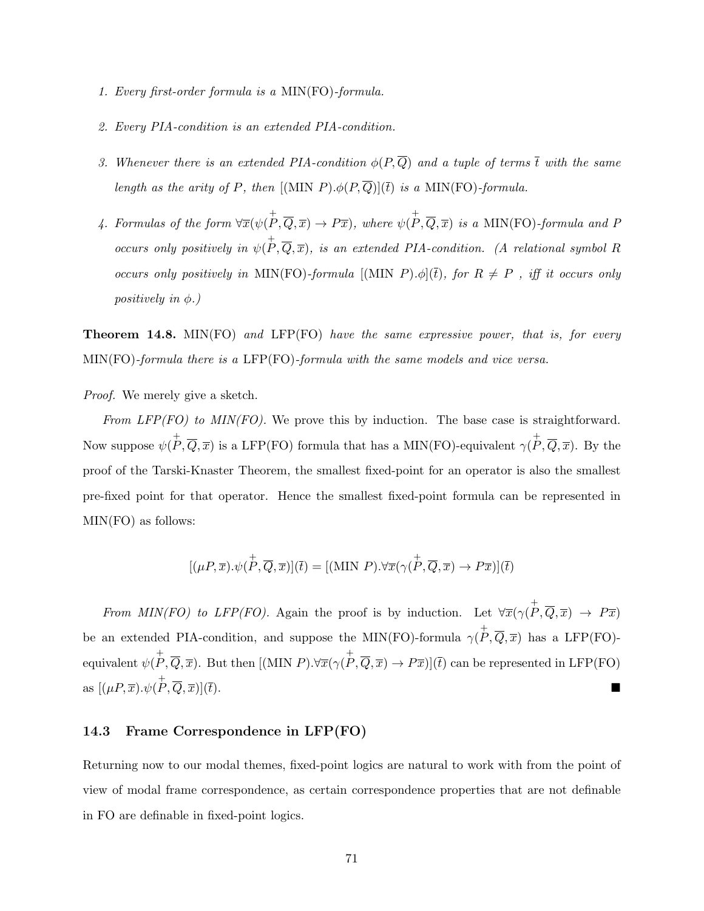1. *Every first-order formula is a* MIN(FO)*-formula.*

2. *Every PIA-condition is an extended PIA-condition.*

3. *Whenever there is an extended PIA-condition $\phi(P, \overline{Q})$ and a tuple of terms $\overline{t}$ with the same length as the arity of $P$, then $[(\text{MIN } P).\phi(P, \overline{Q})](\overline{t})$ is a* MIN(FO)*-formula.*

4. *Formulas of the form $\forall \overline{x}(\psi(\overset{+}{P}, \overline{Q}, \overline{x}) \to P\overline{x})$, where $\psi(\overset{+}{P}, \overline{Q}, \overline{x})$ is a* MIN(FO)*-formula and $P$ occurs only positively in $\psi(\overset{+}{P}, \overline{Q}, \overline{x})$, is an extended PIA-condition. (A relational symbol $R$ occurs only positively in* MIN(FO)*-formula $[(\text{MIN } P).\phi](\overline{t})$, for $R \neq P$ , iff it occurs only positively in $\phi$.)*

**Theorem 14.8.** MIN(FO) *and* LFP(FO) *have the same expressive power, that is, for every* MIN(FO)*-formula there is a* LFP(FO)*-formula with the same models and vice versa.*

*Proof.* We merely give a sketch.

*From LFP(FO) to MIN(FO).* We prove this by induction. The base case is straightforward. Now suppose $\psi(\overset{+}{P}, \overline{Q}, \overline{x})$ is a LFP(FO) formula that has a MIN(FO)-equivalent $\gamma(\overset{+}{P}, \overline{Q}, \overline{x})$. By the proof of the Tarski-Knaster Theorem, the smallest fixed-point for an operator is also the smallest pre-fixed point for that operator. Hence the smallest fixed-point formula can be represented in MIN(FO) as follows:

$$[(\mu P, \overline{x}).\psi(\overset{+}{P}, \overline{Q}, \overline{x})](\overline{t}) = [(\text{MIN } P).\forall \overline{x}(\gamma(\overset{+}{P}, \overline{Q}, \overline{x}) \to P\overline{x})](\overline{t})$$

*From MIN(FO) to LFP(FO).* Again the proof is by induction. Let $\forall \overline{x}(\gamma(\overset{+}{P}, \overline{Q}, \overline{x}) \to P\overline{x})$ be an extended PIA-condition, and suppose the MIN(FO)-formula $\gamma(\overset{+}{P}, \overline{Q}, \overline{x})$ has a LFP(FO)-equivalent $\psi(\overset{+}{P}, \overline{Q}, \overline{x})$. But then $[(\text{MIN } P).\forall \overline{x}(\gamma(\overset{+}{P}, \overline{Q}, \overline{x}) \to P\overline{x})](\overline{t})$ can be represented in LFP(FO) as $[(\mu P, \overline{x}).\psi(\overset{+}{P}, \overline{Q}, \overline{x})](\overline{t})$. ∎

### 14.3 Frame Correspondence in LFP(FO)

Returning now to our modal themes, fixed-point logics are natural to work with from the point of view of modal frame correspondence, as certain correspondence properties that are not definable in FO are definable in fixed-point logics.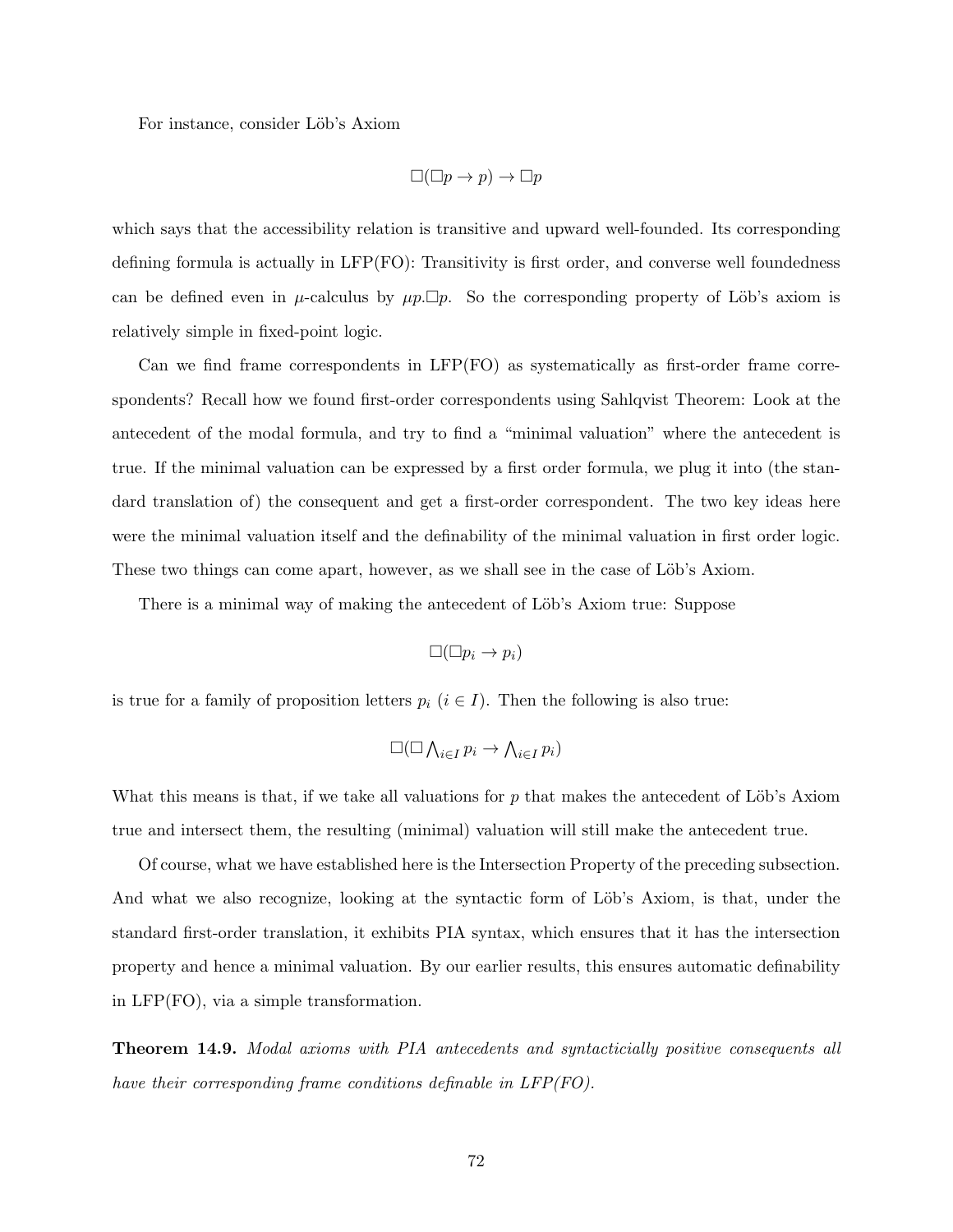For instance, consider Löb's Axiom

$$\Box(\Box p \to p) \to \Box p$$

which says that the accessibility relation is transitive and upward well-founded. Its corresponding defining formula is actually in LFP(FO): Transitivity is first order, and converse well foundedness can be defined even in $\mu$-calculus by $\mu p.\Box p$. So the corresponding property of Löb's axiom is relatively simple in fixed-point logic.

Can we find frame correspondents in LFP(FO) as systematically as first-order frame correspondents? Recall how we found first-order correspondents using Sahlqvist Theorem: Look at the antecedent of the modal formula, and try to find a "minimal valuation" where the antecedent is true. If the minimal valuation can be expressed by a first order formula, we plug it into (the standard translation of) the consequent and get a first-order correspondent. The two key ideas here were the minimal valuation itself and the definability of the minimal valuation in first order logic. These two things can come apart, however, as we shall see in the case of Löb's Axiom.

There is a minimal way of making the antecedent of Löb's Axiom true: Suppose

$$\Box(\Box p_i \to p_i)$$

is true for a family of proposition letters $p_i$ ($i \in I$). Then the following is also true:

$$\Box(\Box \bigwedge_{i \in I} p_i \to \bigwedge_{i \in I} p_i)$$

What this means is that, if we take all valuations for $p$ that makes the antecedent of Löb's Axiom true and intersect them, the resulting (minimal) valuation will still make the antecedent true.

Of course, what we have established here is the Intersection Property of the preceding subsection. And what we also recognize, looking at the syntactic form of Löb's Axiom, is that, under the standard first-order translation, it exhibits PIA syntax, which ensures that it has the intersection property and hence a minimal valuation. By our earlier results, this ensures automatic definability in LFP(FO), via a simple transformation.

**Theorem 14.9.** *Modal axioms with PIA antecedents and syntacticially positive consequents all have their corresponding frame conditions definable in LFP(FO).*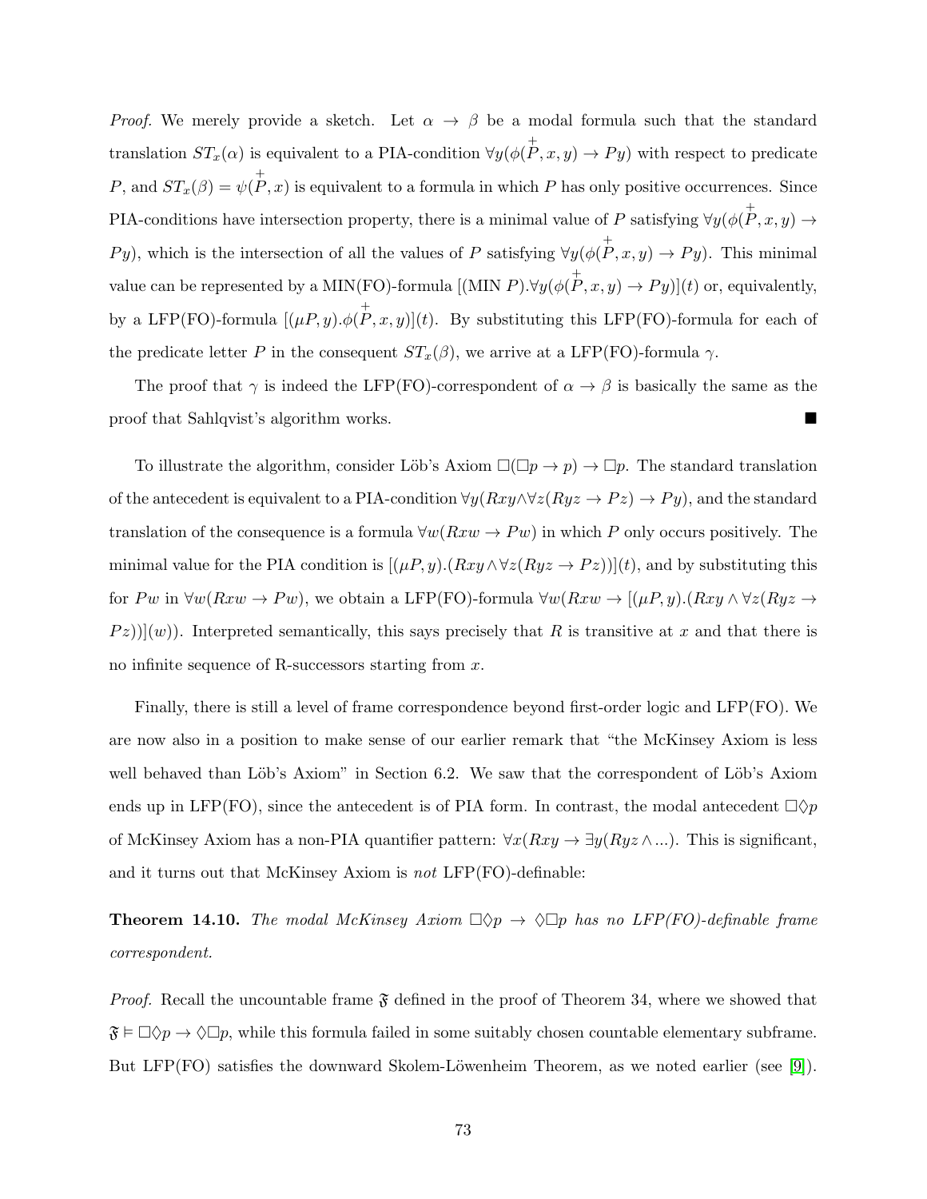*Proof.* We merely provide a sketch. Let $\alpha \to \beta$ be a modal formula such that the standard translation $ST_x(\alpha)$ is equivalent to a PIA-condition $\forall y(\phi(\overset{+}{P}, x, y) \to Py)$ with respect to predicate $P$, and $ST_x(\beta) = \psi(\overset{+}{P}, x)$ is equivalent to a formula in which $P$ has only positive occurrences. Since PIA-conditions have intersection property, there is a minimal value of $P$ satisfying $\forall y(\phi(\overset{+}{P}, x, y) \to Py)$, which is the intersection of all the values of $P$ satisfying $\forall y(\phi(\overset{+}{P}, x, y) \to Py)$. This minimal value can be represented by a MIN(FO)-formula $[(\text{MIN } P).\forall y(\phi(\overset{+}{P}, x, y) \to Py)](t)$ or, equivalently, by a LFP(FO)-formula $[(\mu P, y).\phi(\overset{+}{P}, x, y)](t)$. By substituting this LFP(FO)-formula for each of the predicate letter $P$ in the consequent $ST_x(\beta)$, we arrive at a LFP(FO)-formula $\gamma$.

The proof that $\gamma$ is indeed the LFP(FO)-correspondent of $\alpha \to \beta$ is basically the same as the proof that Sahlqvist's algorithm works. ∎

To illustrate the algorithm, consider Löb's Axiom $\Box(\Box p \to p) \to \Box p$. The standard translation of the antecedent is equivalent to a PIA-condition $\forall y(Rxy \wedge \forall z(Ryz \to Pz) \to Py)$, and the standard translation of the consequence is a formula $\forall w(Rxw \to Pw)$ in which $P$ only occurs positively. The minimal value for the PIA condition is $[(\mu P, y).(Rxy \wedge \forall z(Ryz \to Pz))](t)$, and by substituting this for $Pw$ in $\forall w(Rxw \to Pw)$, we obtain a LFP(FO)-formula $\forall w(Rxw \to [(\mu P, y).(Rxy \wedge \forall z(Ryz \to Pz))](w))$. Interpreted semantically, this says precisely that $R$ is transitive at $x$ and that there is no infinite sequence of R-successors starting from $x$.

Finally, there is still a level of frame correspondence beyond first-order logic and LFP(FO). We are now also in a position to make sense of our earlier remark that "the McKinsey Axiom is less well behaved than Löb's Axiom" in Section 6.2. We saw that the correspondent of Löb's Axiom ends up in LFP(FO), since the antecedent is of PIA form. In contrast, the modal antecedent $\Box\Diamond p$ of McKinsey Axiom has a non-PIA quantifier pattern: $\forall x(Rxy \to \exists y(Ryz \wedge ...)$. This is significant, and it turns out that McKinsey Axiom is *not* LFP(FO)-definable:

**Theorem 14.10.** *The modal McKinsey Axiom $\Box\Diamond p \to \Diamond\Box p$ has no LFP(FO)-definable frame correspondent.*

*Proof.* Recall the uncountable frame $\mathfrak{F}$ defined in the proof of Theorem 34, where we showed that $\mathfrak{F} \vDash \Box\Diamond p \to \Diamond\Box p$, while this formula failed in some suitably chosen countable elementary subframe. But LFP(FO) satisfies the downward Skolem-Löwenheim Theorem, as we noted earlier (see [9]).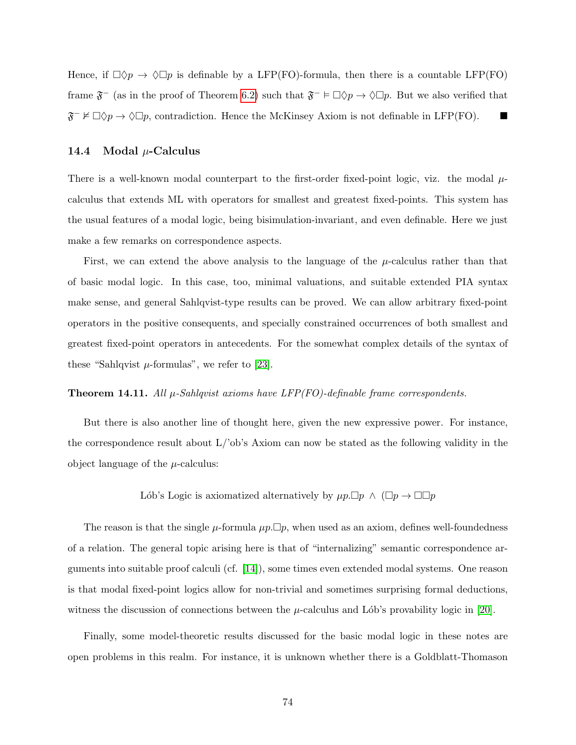Hence, if $\Box\Diamond p \rightarrow \Diamond\Box p$ is definable by a LFP(FO)-formula, then there is a countable LFP(FO) frame $\mathfrak{F}^-$ (as in the proof of Theorem 6.2) such that $\mathfrak{F}^- \models \Box\Diamond p \rightarrow \Diamond\Box p$. But we also verified that $\mathfrak{F}^- \not\models \Box\Diamond p \rightarrow \Diamond\Box p$, contradiction. Hence the McKinsey Axiom is not definable in LFP(FO). ■

### 14.4 Modal $\mu$-Calculus

There is a well-known modal counterpart to the first-order fixed-point logic, viz. the modal $\mu$-calculus that extends ML with operators for smallest and greatest fixed-points. This system has the usual features of a modal logic, being bisimulation-invariant, and even definable. Here we just make a few remarks on correspondence aspects.

First, we can extend the above analysis to the language of the $\mu$-calculus rather than that of basic modal logic. In this case, too, minimal valuations, and suitable extended PIA syntax make sense, and general Sahlqvist-type results can be proved. We can allow arbitrary fixed-point operators in the positive consequents, and specially constrained occurrences of both smallest and greatest fixed-point operators in antecedents. For the somewhat complex details of the syntax of these "Sahlqvist $\mu$-formulas", we refer to [23].

**Theorem 14.11.** *All $\mu$-Sahlqvist axioms have LFP(FO)-definable frame correspondents.*

But there is also another line of thought here, given the new expressive power. For instance, the correspondence result about L/'ob's Axiom can now be stated as the following validity in the object language of the $\mu$-calculus:

$$\text{Lób's Logic is axiomatized alternatively by } \mu p.\Box p \;\wedge\; (\Box p \rightarrow \Box\Box p$$

The reason is that the single $\mu$-formula $\mu p.\Box p$, when used as an axiom, defines well-foundedness of a relation. The general topic arising here is that of "internalizing" semantic correspondence arguments into suitable proof calculi (cf. [14]), some times even extended modal systems. One reason is that modal fixed-point logics allow for non-trivial and sometimes surprising formal deductions, witness the discussion of connections between the $\mu$-calculus and Lób's provability logic in [20].

Finally, some model-theoretic results discussed for the basic modal logic in these notes are open problems in this realm. For instance, it is unknown whether there is a Goldblatt-Thomason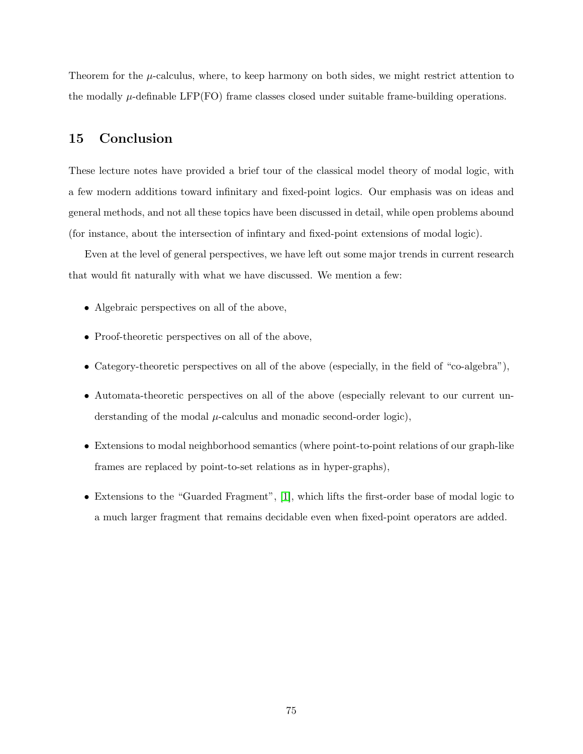Theorem for the $\mu$-calculus, where, to keep harmony on both sides, we might restrict attention to the modally $\mu$-definable LFP(FO) frame classes closed under suitable frame-building operations.

## 15 Conclusion

These lecture notes have provided a brief tour of the classical model theory of modal logic, with a few modern additions toward infinitary and fixed-point logics. Our emphasis was on ideas and general methods, and not all these topics have been discussed in detail, while open problems abound (for instance, about the intersection of infintary and fixed-point extensions of modal logic).

Even at the level of general perspectives, we have left out some major trends in current research that would fit naturally with what we have discussed. We mention a few:

- Algebraic perspectives on all of the above,
- Proof-theoretic perspectives on all of the above,
- Category-theoretic perspectives on all of the above (especially, in the field of "co-algebra"),
- Automata-theoretic perspectives on all of the above (especially relevant to our current understanding of the modal $\mu$-calculus and monadic second-order logic),
- Extensions to modal neighborhood semantics (where point-to-point relations of our graph-like frames are replaced by point-to-set relations as in hyper-graphs),
- Extensions to the "Guarded Fragment", [1], which lifts the first-order base of modal logic to a much larger fragment that remains decidable even when fixed-point operators are added.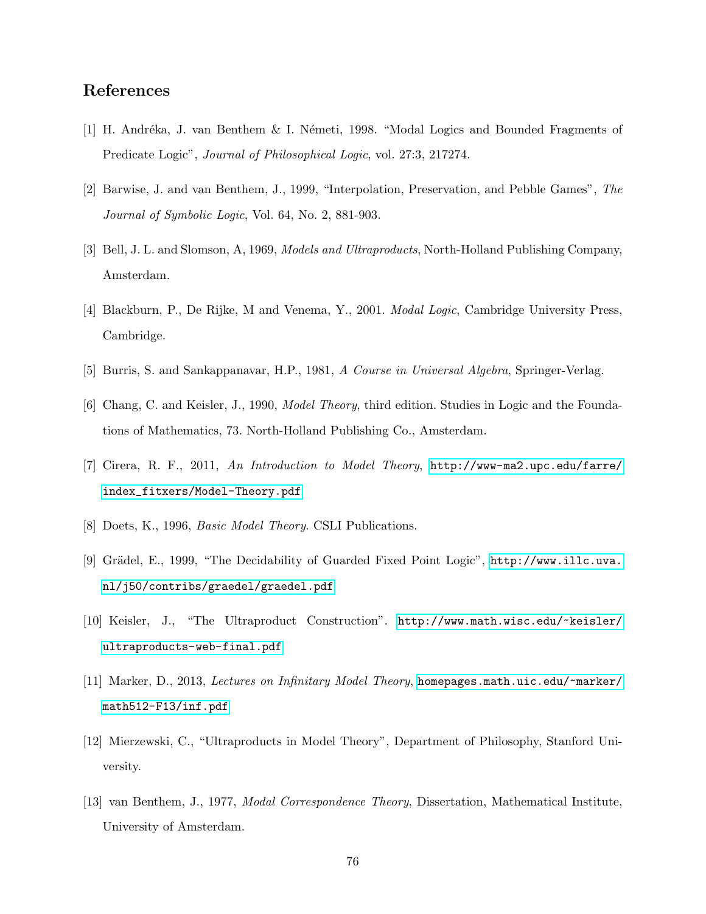## References

[1] H. Andréka, J. van Benthem & I. Németi, 1998. "Modal Logics and Bounded Fragments of Predicate Logic", *Journal of Philosophical Logic*, vol. 27:3, 217274.

[2] Barwise, J. and van Benthem, J., 1999, "Interpolation, Preservation, and Pebble Games", *The Journal of Symbolic Logic*, Vol. 64, No. 2, 881-903.

[3] Bell, J. L. and Slomson, A, 1969, *Models and Ultraproducts*, North-Holland Publishing Company, Amsterdam.

[4] Blackburn, P., De Rijke, M and Venema, Y., 2001. *Modal Logic*, Cambridge University Press, Cambridge.

[5] Burris, S. and Sankappanavar, H.P., 1981, *A Course in Universal Algebra*, Springer-Verlag.

[6] Chang, C. and Keisler, J., 1990, *Model Theory*, third edition. Studies in Logic and the Foundations of Mathematics, 73. North-Holland Publishing Co., Amsterdam.

[7] Cirera, R. F., 2011, *An Introduction to Model Theory*, http://www-ma2.upc.edu/farre/index_fitxers/Model-Theory.pdf

[8] Doets, K., 1996, *Basic Model Theory*. CSLI Publications.

[9] Grädel, E., 1999, "The Decidability of Guarded Fixed Point Logic", http://www.illc.uva.nl/j50/contribs/graedel/graedel.pdf

[10] Keisler, J., "The Ultraproduct Construction". http://www.math.wisc.edu/~keisler/ultraproducts-web-final.pdf

[11] Marker, D., 2013, *Lectures on Infinitary Model Theory*, homepages.math.uic.edu/~marker/math512-F13/inf.pdf

[12] Mierzewski, C., "Ultraproducts in Model Theory", Department of Philosophy, Stanford University.

[13] van Benthem, J., 1977, *Modal Correspondence Theory*, Dissertation, Mathematical Institute, University of Amsterdam.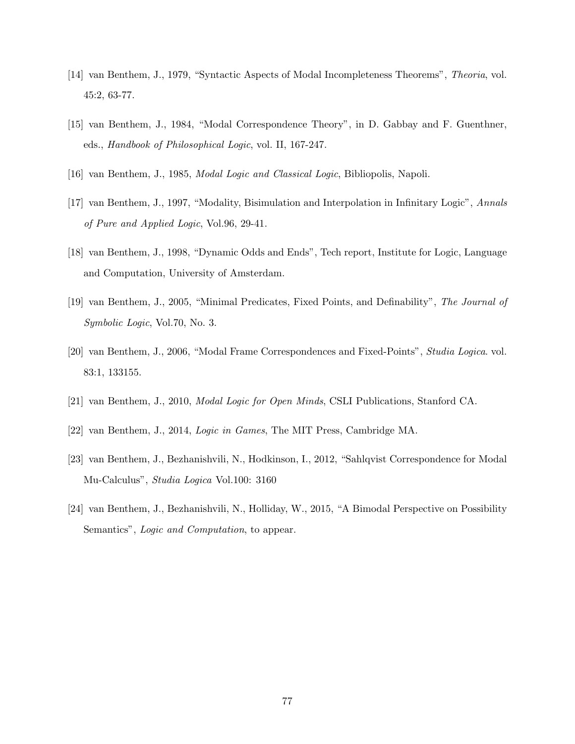[14] van Benthem, J., 1979, "Syntactic Aspects of Modal Incompleteness Theorems", *Theoria*, vol. 45:2, 63-77.

[15] van Benthem, J., 1984, "Modal Correspondence Theory", in D. Gabbay and F. Guenthner, eds., *Handbook of Philosophical Logic*, vol. II, 167-247.

[16] van Benthem, J., 1985, *Modal Logic and Classical Logic*, Bibliopolis, Napoli.

[17] van Benthem, J., 1997, "Modality, Bisimulation and Interpolation in Infinitary Logic", *Annals of Pure and Applied Logic*, Vol.96, 29-41.

[18] van Benthem, J., 1998, "Dynamic Odds and Ends", Tech report, Institute for Logic, Language and Computation, University of Amsterdam.

[19] van Benthem, J., 2005, "Minimal Predicates, Fixed Points, and Definability", *The Journal of Symbolic Logic*, Vol.70, No. 3.

[20] van Benthem, J., 2006, "Modal Frame Correspondences and Fixed-Points", *Studia Logica*. vol. 83:1, 133155.

[21] van Benthem, J., 2010, *Modal Logic for Open Minds*, CSLI Publications, Stanford CA.

[22] van Benthem, J., 2014, *Logic in Games*, The MIT Press, Cambridge MA.

[23] van Benthem, J., Bezhanishvili, N., Hodkinson, I., 2012, "Sahlqvist Correspondence for Modal Mu-Calculus", *Studia Logica* Vol.100: 3160

[24] van Benthem, J., Bezhanishvili, N., Holliday, W., 2015, "A Bimodal Perspective on Possibility Semantics", *Logic and Computation*, to appear.